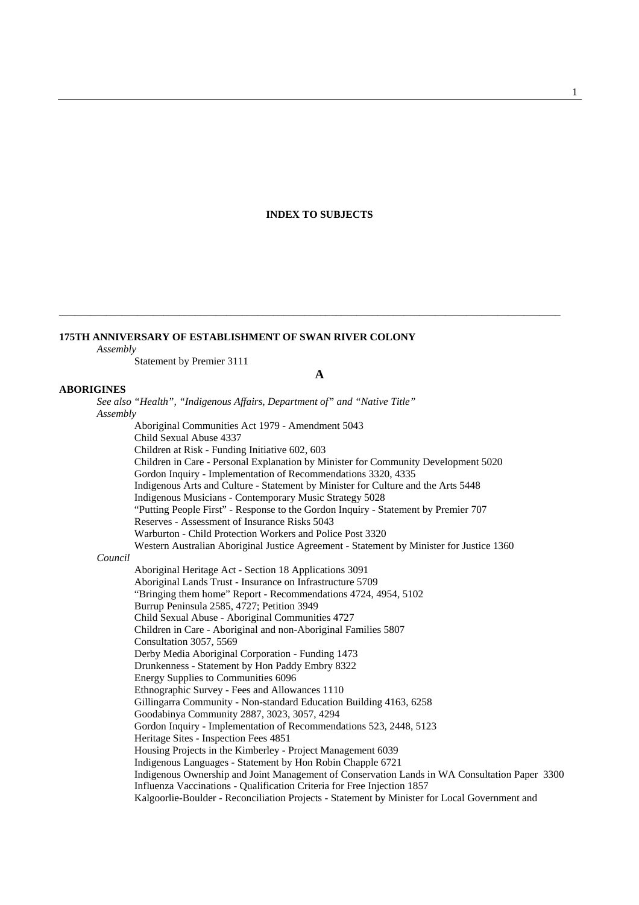# INDEX TO SUBJECTS

---

**175TH ANNIVERSARY OF ESTABLISHMENT OF SWAN RIVER COLONY**

*Assembly*

Statement by Premier 3111

## A

**ABORIGINES**

*See also "Health", "Indigenous Affairs, Department of" and "Native Title"*

*Assembly*

Aboriginal Communities Act 1979 - Amendment 5043
Child Sexual Abuse 4337
Children at Risk - Funding Initiative 602, 603
Children in Care - Personal Explanation by Minister for Community Development 5020
Gordon Inquiry - Implementation of Recommendations 3320, 4335
Indigenous Arts and Culture - Statement by Minister for Culture and the Arts 5448
Indigenous Musicians - Contemporary Music Strategy 5028
"Putting People First" - Response to the Gordon Inquiry - Statement by Premier 707
Reserves - Assessment of Insurance Risks 5043
Warburton - Child Protection Workers and Police Post 3320
Western Australian Aboriginal Justice Agreement - Statement by Minister for Justice 1360

*Council*

Aboriginal Heritage Act - Section 18 Applications 3091
Aboriginal Lands Trust - Insurance on Infrastructure 5709
"Bringing them home" Report - Recommendations 4724, 4954, 5102
Burrup Peninsula 2585, 4727; Petition 3949
Child Sexual Abuse - Aboriginal Communities 4727
Children in Care - Aboriginal and non-Aboriginal Families 5807
Consultation 3057, 5569
Derby Media Aboriginal Corporation - Funding 1473
Drunkenness - Statement by Hon Paddy Embry 8322
Energy Supplies to Communities 6096
Ethnographic Survey - Fees and Allowances 1110
Gillingarra Community - Non-standard Education Building 4163, 6258
Goodabinya Community 2887, 3023, 3057, 4294
Gordon Inquiry - Implementation of Recommendations 523, 2448, 5123
Heritage Sites - Inspection Fees 4851
Housing Projects in the Kimberley - Project Management 6039
Indigenous Languages - Statement by Hon Robin Chapple 6721
Indigenous Ownership and Joint Management of Conservation Lands in WA Consultation Paper 3300
Influenza Vaccinations - Qualification Criteria for Free Injection 1857
Kalgoorlie-Boulder - Reconciliation Projects - Statement by Minister for Local Government and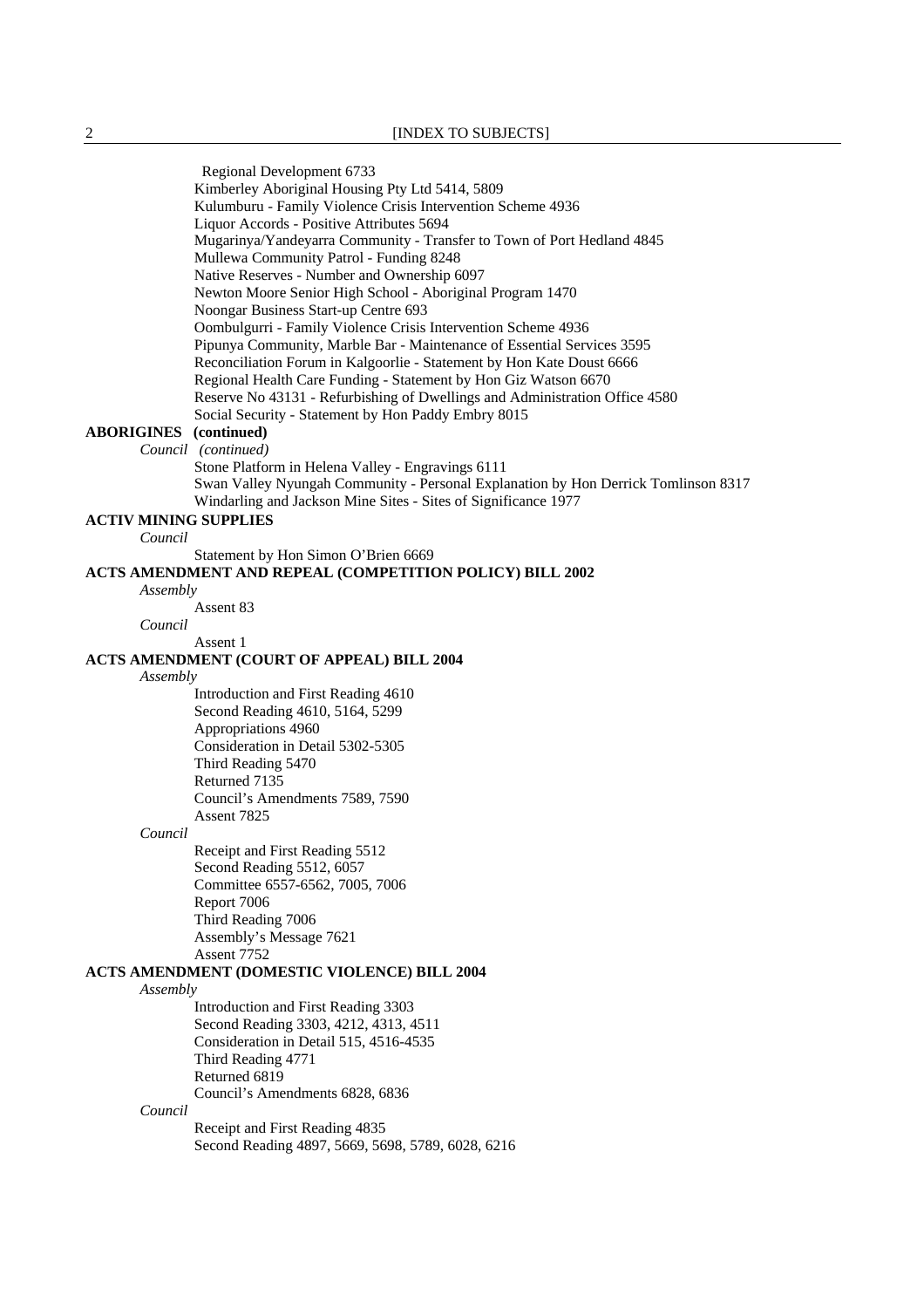Regional Development 6733
Kimberley Aboriginal Housing Pty Ltd 5414, 5809
Kulumburu - Family Violence Crisis Intervention Scheme 4936
Liquor Accords - Positive Attributes 5694
Mugarinya/Yandeyarra Community - Transfer to Town of Port Hedland 4845
Mullewa Community Patrol - Funding 8248
Native Reserves - Number and Ownership 6097
Newton Moore Senior High School - Aboriginal Program 1470
Noongar Business Start-up Centre 693
Oombulgurri - Family Violence Crisis Intervention Scheme 4936
Pipunya Community, Marble Bar - Maintenance of Essential Services 3595
Reconciliation Forum in Kalgoorlie - Statement by Hon Kate Doust 6666
Regional Health Care Funding - Statement by Hon Giz Watson 6670
Reserve No 43131 - Refurbishing of Dwellings and Administration Office 4580
Social Security - Statement by Hon Paddy Embry 8015

**ABORIGINES (continued)**

*Council (continued)*

Stone Platform in Helena Valley - Engravings 6111
Swan Valley Nyungah Community - Personal Explanation by Hon Derrick Tomlinson 8317
Windarling and Jackson Mine Sites - Sites of Significance 1977

**ACTIV MINING SUPPLIES**

*Council*

Statement by Hon Simon O'Brien 6669

**ACTS AMENDMENT AND REPEAL (COMPETITION POLICY) BILL 2002**

*Assembly*

Assent 83

*Council*

Assent 1

**ACTS AMENDMENT (COURT OF APPEAL) BILL 2004**

*Assembly*

Introduction and First Reading 4610
Second Reading 4610, 5164, 5299
Appropriations 4960
Consideration in Detail 5302-5305
Third Reading 5470
Returned 7135
Council's Amendments 7589, 7590
Assent 7825

*Council*

Receipt and First Reading 5512
Second Reading 5512, 6057
Committee 6557-6562, 7005, 7006
Report 7006
Third Reading 7006
Assembly's Message 7621
Assent 7752

**ACTS AMENDMENT (DOMESTIC VIOLENCE) BILL 2004**

*Assembly*

Introduction and First Reading 3303
Second Reading 3303, 4212, 4313, 4511
Consideration in Detail 515, 4516-4535
Third Reading 4771
Returned 6819
Council's Amendments 6828, 6836

*Council*

Receipt and First Reading 4835
Second Reading 4897, 5669, 5698, 5789, 6028, 6216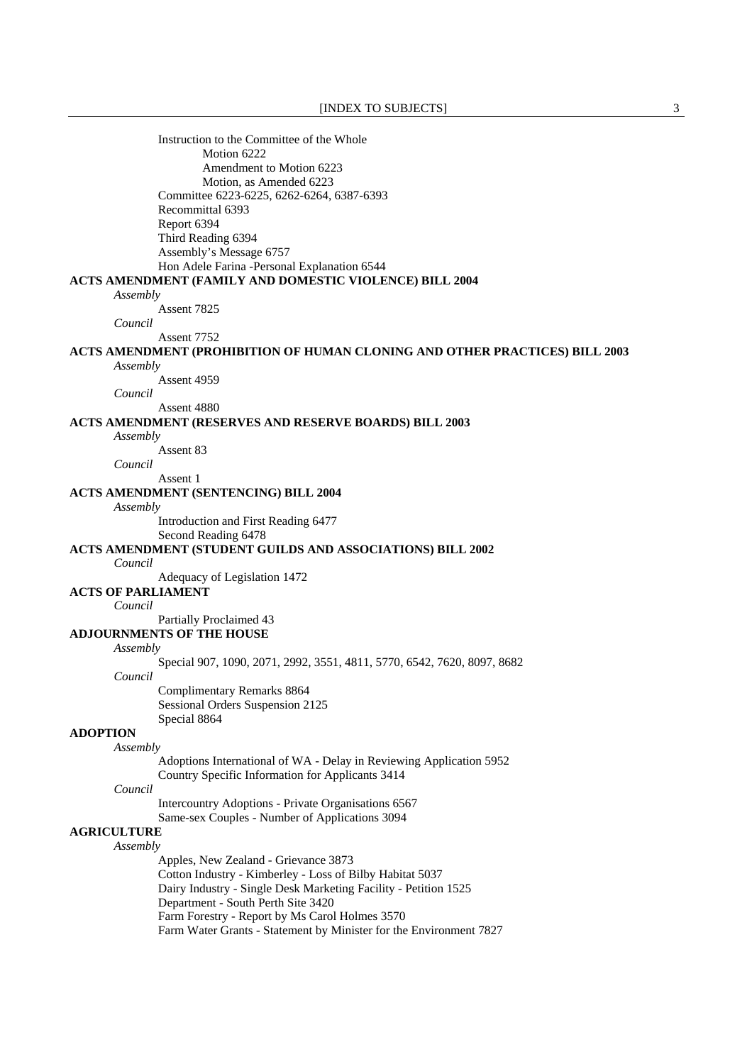Instruction to the Committee of the Whole

Motion 6222

Amendment to Motion 6223

Motion, as Amended 6223

Committee 6223-6225, 6262-6264, 6387-6393

Recommittal 6393

Report 6394

Third Reading 6394

Assembly's Message 6757

Hon Adele Farina -Personal Explanation 6544

**ACTS AMENDMENT (FAMILY AND DOMESTIC VIOLENCE) BILL 2004**

*Assembly*

Assent 7825

*Council*

Assent 7752

**ACTS AMENDMENT (PROHIBITION OF HUMAN CLONING AND OTHER PRACTICES) BILL 2003**

*Assembly*

Assent 4959

*Council*

Assent 4880

**ACTS AMENDMENT (RESERVES AND RESERVE BOARDS) BILL 2003**

*Assembly*

Assent 83

*Council*

Assent 1

**ACTS AMENDMENT (SENTENCING) BILL 2004**

*Assembly*

Introduction and First Reading 6477

Second Reading 6478

**ACTS AMENDMENT (STUDENT GUILDS AND ASSOCIATIONS) BILL 2002**

*Council*

Adequacy of Legislation 1472

**ACTS OF PARLIAMENT**

*Council*

Partially Proclaimed 43

**ADJOURNMENTS OF THE HOUSE**

*Assembly*

Special 907, 1090, 2071, 2992, 3551, 4811, 5770, 6542, 7620, 8097, 8682

*Council*

Complimentary Remarks 8864

Sessional Orders Suspension 2125

Special 8864

**ADOPTION**

*Assembly*

Adoptions International of WA - Delay in Reviewing Application 5952

Country Specific Information for Applicants 3414

*Council*

Intercountry Adoptions - Private Organisations 6567

Same-sex Couples - Number of Applications 3094

**AGRICULTURE**

*Assembly*

Apples, New Zealand - Grievance 3873

Cotton Industry - Kimberley - Loss of Bilby Habitat 5037

Dairy Industry - Single Desk Marketing Facility - Petition 1525

Department - South Perth Site 3420

Farm Forestry - Report by Ms Carol Holmes 3570

Farm Water Grants - Statement by Minister for the Environment 7827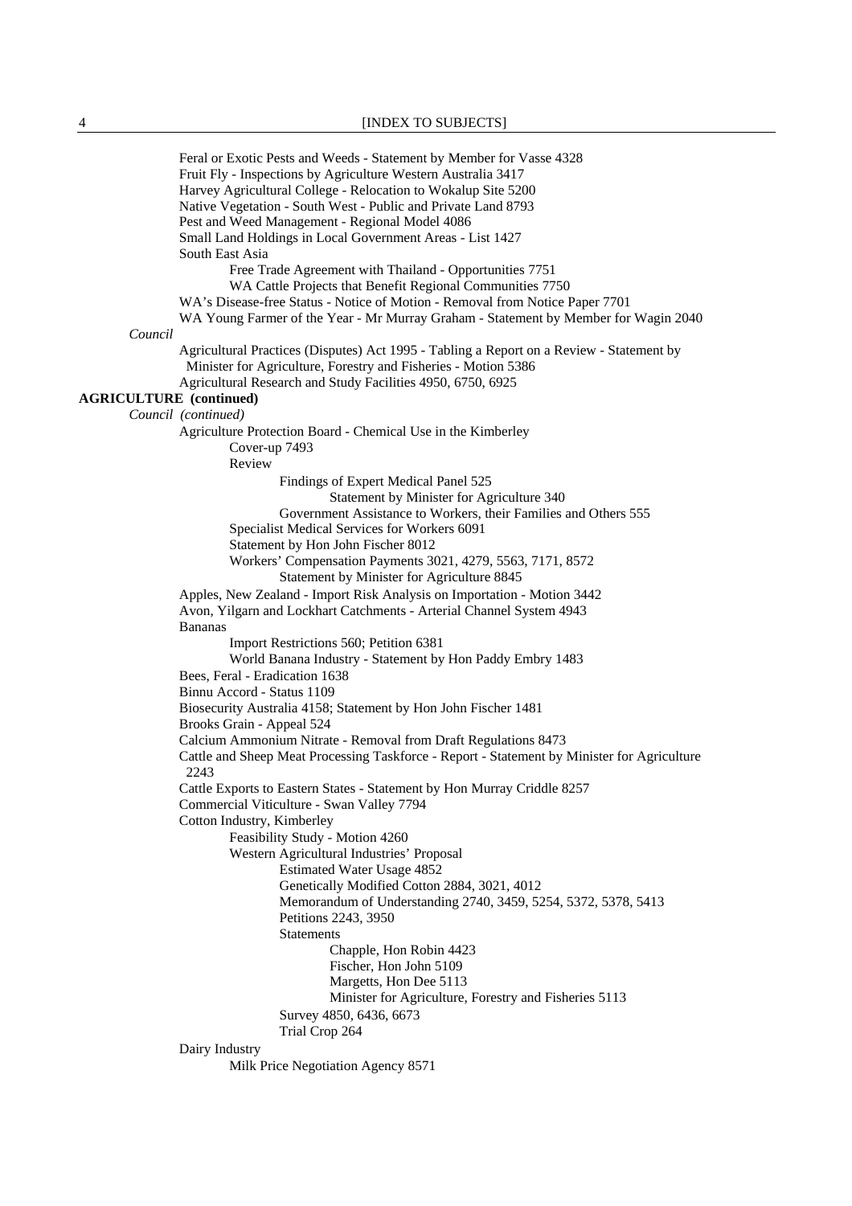Feral or Exotic Pests and Weeds - Statement by Member for Vasse 4328
Fruit Fly - Inspections by Agriculture Western Australia 3417
Harvey Agricultural College - Relocation to Wokalup Site 5200
Native Vegetation - South West - Public and Private Land 8793
Pest and Weed Management - Regional Model 4086
Small Land Holdings in Local Government Areas - List 1427
South East Asia
    Free Trade Agreement with Thailand - Opportunities 7751
    WA Cattle Projects that Benefit Regional Communities 7750
WA's Disease-free Status - Notice of Motion - Removal from Notice Paper 7701
WA Young Farmer of the Year - Mr Murray Graham - Statement by Member for Wagin 2040

*Council*

Agricultural Practices (Disputes) Act 1995 - Tabling a Report on a Review - Statement by Minister for Agriculture, Forestry and Fisheries - Motion 5386
Agricultural Research and Study Facilities 4950, 6750, 6925

**AGRICULTURE (continued)**

*Council (continued)*

Agriculture Protection Board - Chemical Use in the Kimberley
    Cover-up 7493
    Review
        Findings of Expert Medical Panel 525
            Statement by Minister for Agriculture 340
        Government Assistance to Workers, their Families and Others 555
    Specialist Medical Services for Workers 6091
    Statement by Hon John Fischer 8012
    Workers' Compensation Payments 3021, 4279, 5563, 7171, 8572
        Statement by Minister for Agriculture 8845
Apples, New Zealand - Import Risk Analysis on Importation - Motion 3442
Avon, Yilgarn and Lockhart Catchments - Arterial Channel System 4943
Bananas
    Import Restrictions 560; Petition 6381
    World Banana Industry - Statement by Hon Paddy Embry 1483
Bees, Feral - Eradication 1638
Binnu Accord - Status 1109
Biosecurity Australia 4158; Statement by Hon John Fischer 1481
Brooks Grain - Appeal 524
Calcium Ammonium Nitrate - Removal from Draft Regulations 8473
Cattle and Sheep Meat Processing Taskforce - Report - Statement by Minister for Agriculture 2243
Cattle Exports to Eastern States - Statement by Hon Murray Criddle 8257
Commercial Viticulture - Swan Valley 7794
Cotton Industry, Kimberley
    Feasibility Study - Motion 4260
    Western Agricultural Industries' Proposal
        Estimated Water Usage 4852
        Genetically Modified Cotton 2884, 3021, 4012
        Memorandum of Understanding 2740, 3459, 5254, 5372, 5378, 5413
        Petitions 2243, 3950
        Statements
            Chapple, Hon Robin 4423
            Fischer, Hon John 5109
            Margetts, Hon Dee 5113
            Minister for Agriculture, Forestry and Fisheries 5113
        Survey 4850, 6436, 6673
        Trial Crop 264
Dairy Industry
    Milk Price Negotiation Agency 8571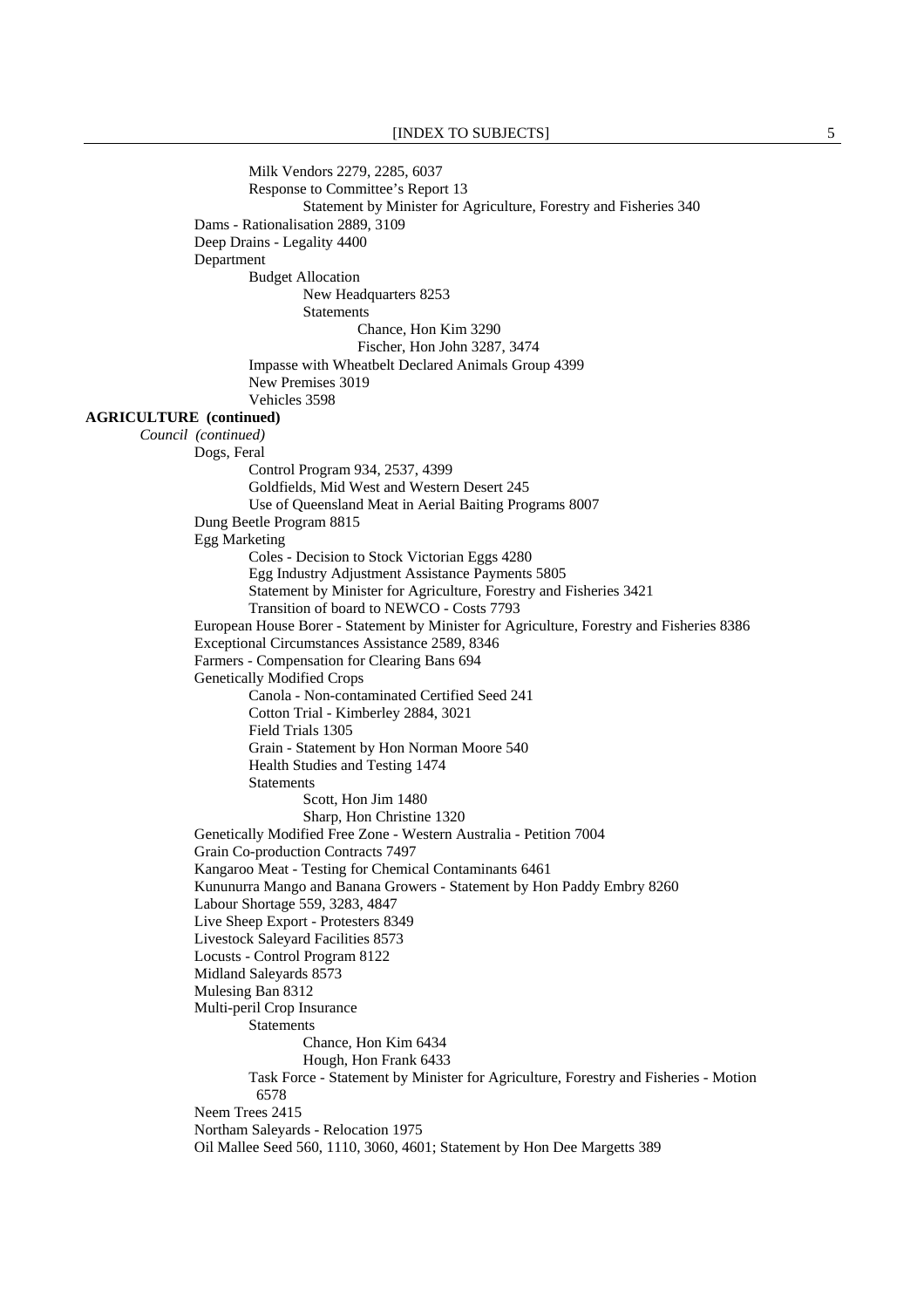Milk Vendors 2279, 2285, 6037

Response to Committee's Report 13

Statement by Minister for Agriculture, Forestry and Fisheries 340

Dams - Rationalisation 2889, 3109

Deep Drains - Legality 4400

Department

Budget Allocation

New Headquarters 8253

Statements

Chance, Hon Kim 3290

Fischer, Hon John 3287, 3474

Impasse with Wheatbelt Declared Animals Group 4399

New Premises 3019

Vehicles 3598

**AGRICULTURE (continued)**

*Council (continued)*

Dogs, Feral

Control Program 934, 2537, 4399

Goldfields, Mid West and Western Desert 245

Use of Queensland Meat in Aerial Baiting Programs 8007

Dung Beetle Program 8815

Egg Marketing

Coles - Decision to Stock Victorian Eggs 4280

Egg Industry Adjustment Assistance Payments 5805

Statement by Minister for Agriculture, Forestry and Fisheries 3421

Transition of board to NEWCO - Costs 7793

European House Borer - Statement by Minister for Agriculture, Forestry and Fisheries 8386

Exceptional Circumstances Assistance 2589, 8346

Farmers - Compensation for Clearing Bans 694

Genetically Modified Crops

Canola - Non-contaminated Certified Seed 241

Cotton Trial - Kimberley 2884, 3021

Field Trials 1305

Grain - Statement by Hon Norman Moore 540

Health Studies and Testing 1474

Statements

Scott, Hon Jim 1480

Sharp, Hon Christine 1320

Genetically Modified Free Zone - Western Australia - Petition 7004

Grain Co-production Contracts 7497

Kangaroo Meat - Testing for Chemical Contaminants 6461

Kununurra Mango and Banana Growers - Statement by Hon Paddy Embry 8260

Labour Shortage 559, 3283, 4847

Live Sheep Export - Protesters 8349

Livestock Saleyard Facilities 8573

Locusts - Control Program 8122

Midland Saleyards 8573

Mulesing Ban 8312

Multi-peril Crop Insurance

Statements

Chance, Hon Kim 6434

Hough, Hon Frank 6433

Task Force - Statement by Minister for Agriculture, Forestry and Fisheries - Motion 6578

Neem Trees 2415

Northam Saleyards - Relocation 1975

Oil Mallee Seed 560, 1110, 3060, 4601; Statement by Hon Dee Margetts 389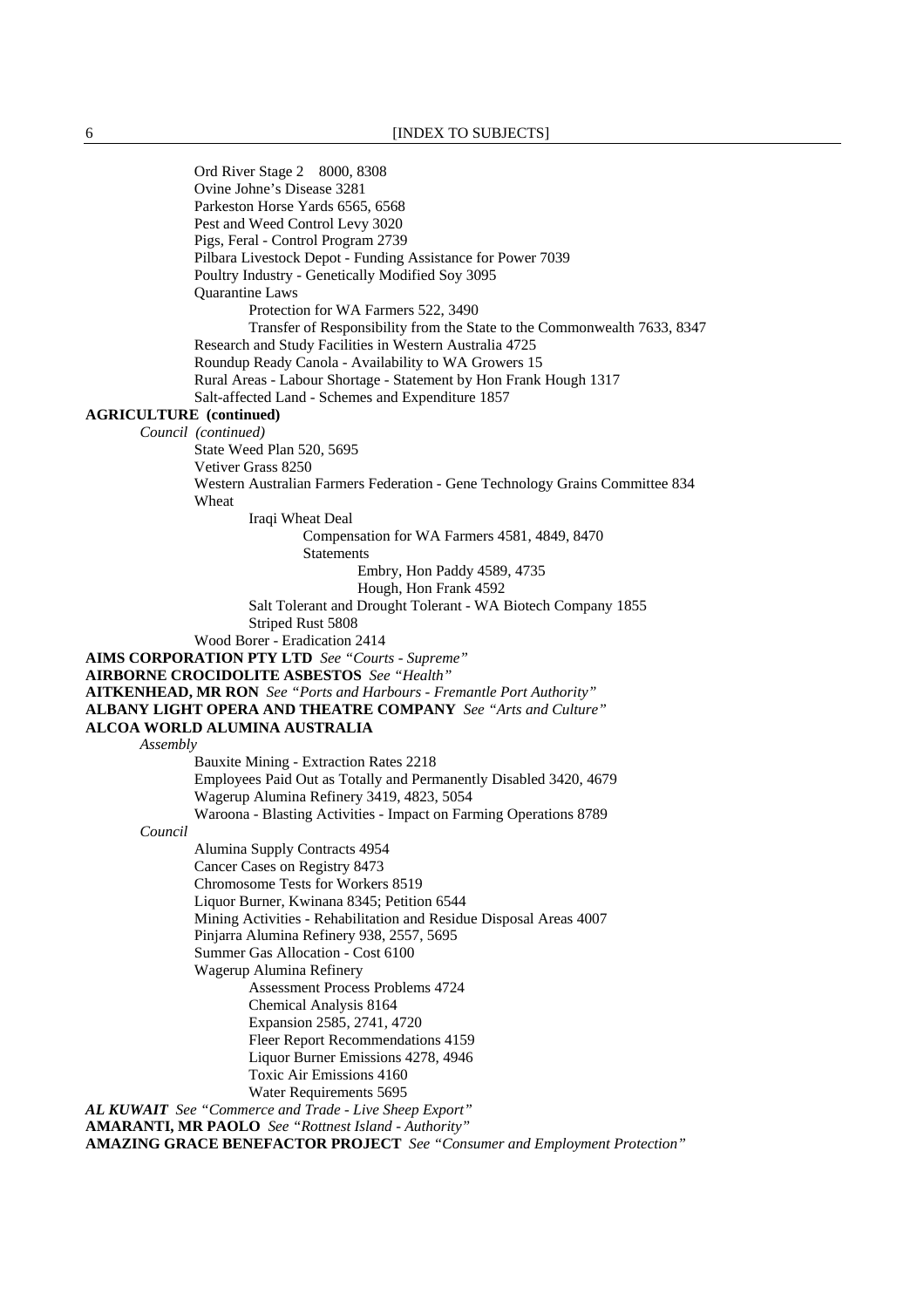Ord River Stage 2 8000, 8308
Ovine Johne's Disease 3281
Parkeston Horse Yards 6565, 6568
Pest and Weed Control Levy 3020
Pigs, Feral - Control Program 2739
Pilbara Livestock Depot - Funding Assistance for Power 7039
Poultry Industry - Genetically Modified Soy 3095
Quarantine Laws
Protection for WA Farmers 522, 3490
Transfer of Responsibility from the State to the Commonwealth 7633, 8347
Research and Study Facilities in Western Australia 4725
Roundup Ready Canola - Availability to WA Growers 15
Rural Areas - Labour Shortage - Statement by Hon Frank Hough 1317
Salt-affected Land - Schemes and Expenditure 1857

**AGRICULTURE (continued)**

*Council (continued)*

State Weed Plan 520, 5695
Vetiver Grass 8250
Western Australian Farmers Federation - Gene Technology Grains Committee 834
Wheat
Iraqi Wheat Deal
Compensation for WA Farmers 4581, 4849, 8470
Statements
Embry, Hon Paddy 4589, 4735
Hough, Hon Frank 4592
Salt Tolerant and Drought Tolerant - WA Biotech Company 1855
Striped Rust 5808
Wood Borer - Eradication 2414

**AIMS CORPORATION PTY LTD** *See "Courts - Supreme"*
**AIRBORNE CROCIDOLITE ASBESTOS** *See "Health"*
**AITKENHEAD, MR RON** *See "Ports and Harbours - Fremantle Port Authority"*
**ALBANY LIGHT OPERA AND THEATRE COMPANY** *See "Arts and Culture"*
**ALCOA WORLD ALUMINA AUSTRALIA**

*Assembly*

Bauxite Mining - Extraction Rates 2218
Employees Paid Out as Totally and Permanently Disabled 3420, 4679
Wagerup Alumina Refinery 3419, 4823, 5054
Waroona - Blasting Activities - Impact on Farming Operations 8789

*Council*

Alumina Supply Contracts 4954
Cancer Cases on Registry 8473
Chromosome Tests for Workers 8519
Liquor Burner, Kwinana 8345; Petition 6544
Mining Activities - Rehabilitation and Residue Disposal Areas 4007
Pinjarra Alumina Refinery 938, 2557, 5695
Summer Gas Allocation - Cost 6100
Wagerup Alumina Refinery
Assessment Process Problems 4724
Chemical Analysis 8164
Expansion 2585, 2741, 4720
Fleer Report Recommendations 4159
Liquor Burner Emissions 4278, 4946
Toxic Air Emissions 4160
Water Requirements 5695

***AL KUWAIT*** *See "Commerce and Trade - Live Sheep Export"*
**AMARANTI, MR PAOLO** *See "Rottnest Island - Authority"*
**AMAZING GRACE BENEFACTOR PROJECT** *See "Consumer and Employment Protection"*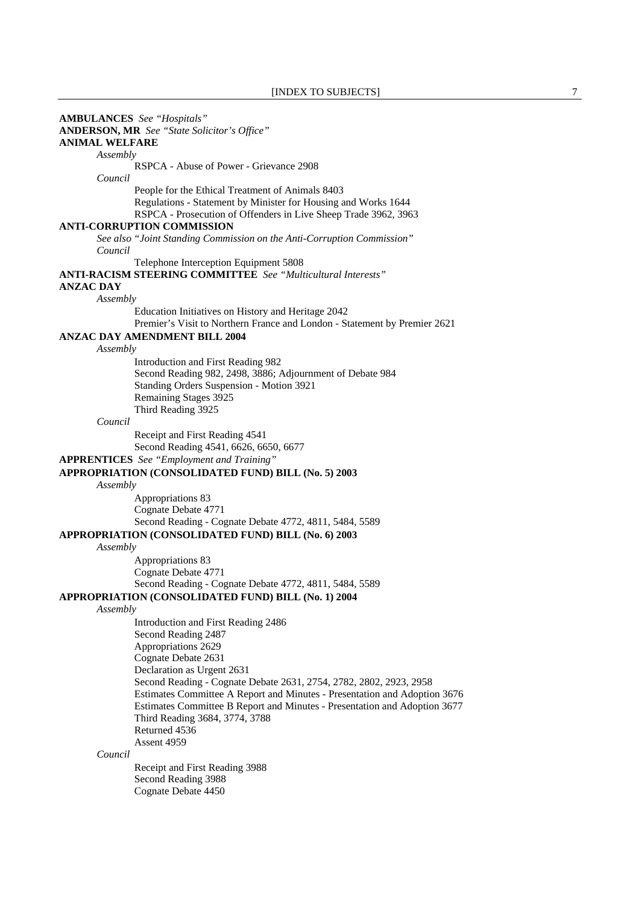**AMBULANCES** *See "Hospitals"*

**ANDERSON, MR** *See "State Solicitor's Office"*

**ANIMAL WELFARE**

*Assembly*

RSPCA - Abuse of Power - Grievance 2908

*Council*

People for the Ethical Treatment of Animals 8403

Regulations - Statement by Minister for Housing and Works 1644

RSPCA - Prosecution of Offenders in Live Sheep Trade 3962, 3963

**ANTI-CORRUPTION COMMISSION**

*See also "Joint Standing Commission on the Anti-Corruption Commission"*

*Council*

Telephone Interception Equipment 5808

**ANTI-RACISM STEERING COMMITTEE** *See "Multicultural Interests"*

**ANZAC DAY**

*Assembly*

Education Initiatives on History and Heritage 2042

Premier's Visit to Northern France and London - Statement by Premier 2621

**ANZAC DAY AMENDMENT BILL 2004**

*Assembly*

Introduction and First Reading 982

Second Reading 982, 2498, 3886; Adjournment of Debate 984

Standing Orders Suspension - Motion 3921

Remaining Stages 3925

Third Reading 3925

*Council*

Receipt and First Reading 4541

Second Reading 4541, 6626, 6650, 6677

**APPRENTICES** *See "Employment and Training"*

**APPROPRIATION (CONSOLIDATED FUND) BILL (No. 5) 2003**

*Assembly*

Appropriations 83

Cognate Debate 4771

Second Reading - Cognate Debate 4772, 4811, 5484, 5589

**APPROPRIATION (CONSOLIDATED FUND) BILL (No. 6) 2003**

*Assembly*

Appropriations 83

Cognate Debate 4771

Second Reading - Cognate Debate 4772, 4811, 5484, 5589

**APPROPRIATION (CONSOLIDATED FUND) BILL (No. 1) 2004**

*Assembly*

Introduction and First Reading 2486

Second Reading 2487

Appropriations 2629

Cognate Debate 2631

Declaration as Urgent 2631

Second Reading - Cognate Debate 2631, 2754, 2782, 2802, 2923, 2958

Estimates Committee A Report and Minutes - Presentation and Adoption 3676

Estimates Committee B Report and Minutes - Presentation and Adoption 3677

Third Reading 3684, 3774, 3788

Returned 4536

Assent 4959

*Council*

Receipt and First Reading 3988

Second Reading 3988

Cognate Debate 4450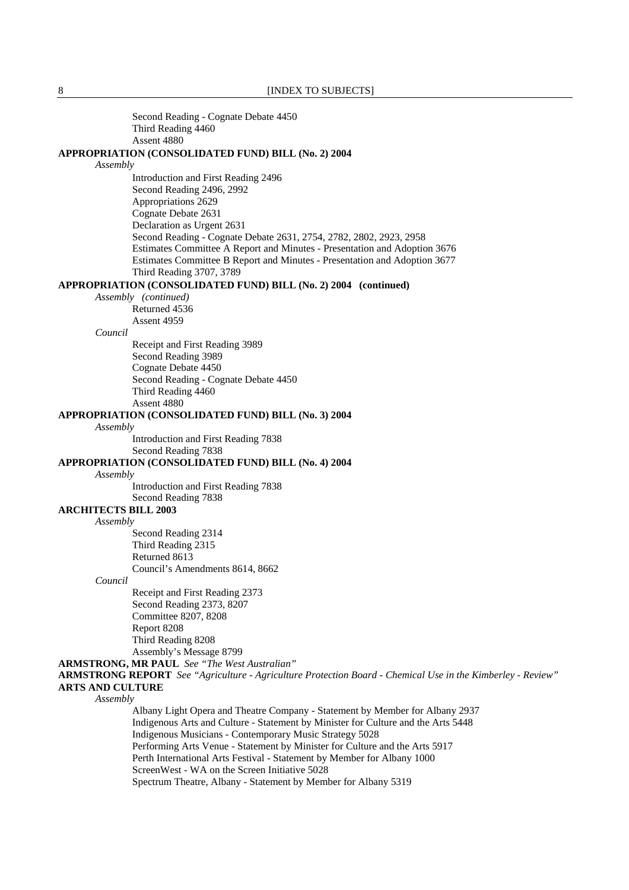Second Reading - Cognate Debate 4450
Third Reading 4460
Assent 4880

**APPROPRIATION (CONSOLIDATED FUND) BILL (No. 2) 2004**

*Assembly*

Introduction and First Reading 2496
Second Reading 2496, 2992
Appropriations 2629
Cognate Debate 2631
Declaration as Urgent 2631
Second Reading - Cognate Debate 2631, 2754, 2782, 2802, 2923, 2958
Estimates Committee A Report and Minutes - Presentation and Adoption 3676
Estimates Committee B Report and Minutes - Presentation and Adoption 3677
Third Reading 3707, 3789

**APPROPRIATION (CONSOLIDATED FUND) BILL (No. 2) 2004 (continued)**

*Assembly (continued)*

Returned 4536
Assent 4959

*Council*

Receipt and First Reading 3989
Second Reading 3989
Cognate Debate 4450
Second Reading - Cognate Debate 4450
Third Reading 4460
Assent 4880

**APPROPRIATION (CONSOLIDATED FUND) BILL (No. 3) 2004**

*Assembly*

Introduction and First Reading 7838
Second Reading 7838

**APPROPRIATION (CONSOLIDATED FUND) BILL (No. 4) 2004**

*Assembly*

Introduction and First Reading 7838
Second Reading 7838

**ARCHITECTS BILL 2003**

*Assembly*

Second Reading 2314
Third Reading 2315
Returned 8613
Council's Amendments 8614, 8662

*Council*

Receipt and First Reading 2373
Second Reading 2373, 8207
Committee 8207, 8208
Report 8208
Third Reading 8208
Assembly's Message 8799

**ARMSTRONG, MR PAUL** *See "The West Australian"*

**ARMSTRONG REPORT** *See "Agriculture - Agriculture Protection Board - Chemical Use in the Kimberley - Review"*

**ARTS AND CULTURE**

*Assembly*

Albany Light Opera and Theatre Company - Statement by Member for Albany 2937
Indigenous Arts and Culture - Statement by Minister for Culture and the Arts 5448
Indigenous Musicians - Contemporary Music Strategy 5028
Performing Arts Venue - Statement by Minister for Culture and the Arts 5917
Perth International Arts Festival - Statement by Member for Albany 1000
ScreenWest - WA on the Screen Initiative 5028
Spectrum Theatre, Albany - Statement by Member for Albany 5319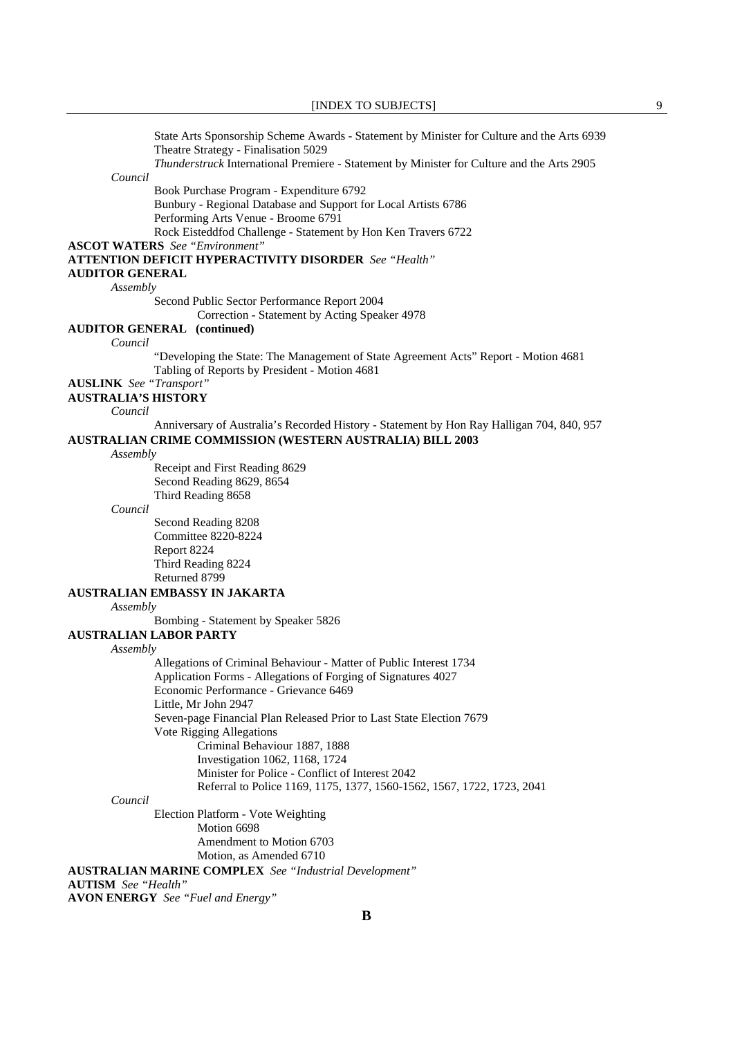State Arts Sponsorship Scheme Awards - Statement by Minister for Culture and the Arts 6939
Theatre Strategy - Finalisation 5029
*Thunderstruck* International Premiere - Statement by Minister for Culture and the Arts 2905

*Council*

Book Purchase Program - Expenditure 6792
Bunbury - Regional Database and Support for Local Artists 6786
Performing Arts Venue - Broome 6791
Rock Eisteddfod Challenge - Statement by Hon Ken Travers 6722

**ASCOT WATERS** *See "Environment"*

**ATTENTION DEFICIT HYPERACTIVITY DISORDER** *See "Health"*

**AUDITOR GENERAL**

*Assembly*

Second Public Sector Performance Report 2004
Correction - Statement by Acting Speaker 4978

**AUDITOR GENERAL (continued)**

*Council*

"Developing the State: The Management of State Agreement Acts" Report - Motion 4681
Tabling of Reports by President - Motion 4681

**AUSLINK** *See "Transport"*

**AUSTRALIA'S HISTORY**

*Council*

Anniversary of Australia's Recorded History - Statement by Hon Ray Halligan 704, 840, 957

**AUSTRALIAN CRIME COMMISSION (WESTERN AUSTRALIA) BILL 2003**

*Assembly*

Receipt and First Reading 8629
Second Reading 8629, 8654
Third Reading 8658

*Council*

Second Reading 8208
Committee 8220-8224
Report 8224
Third Reading 8224
Returned 8799

**AUSTRALIAN EMBASSY IN JAKARTA**

*Assembly*

Bombing - Statement by Speaker 5826

**AUSTRALIAN LABOR PARTY**

*Assembly*

Allegations of Criminal Behaviour - Matter of Public Interest 1734
Application Forms - Allegations of Forging of Signatures 4027
Economic Performance - Grievance 6469
Little, Mr John 2947
Seven-page Financial Plan Released Prior to Last State Election 7679
Vote Rigging Allegations
Criminal Behaviour 1887, 1888
Investigation 1062, 1168, 1724
Minister for Police - Conflict of Interest 2042
Referral to Police 1169, 1175, 1377, 1560-1562, 1567, 1722, 1723, 2041

*Council*

Election Platform - Vote Weighting
Motion 6698
Amendment to Motion 6703
Motion, as Amended 6710

**AUSTRALIAN MARINE COMPLEX** *See "Industrial Development"*

**AUTISM** *See "Health"*

**AVON ENERGY** *See "Fuel and Energy"*

## B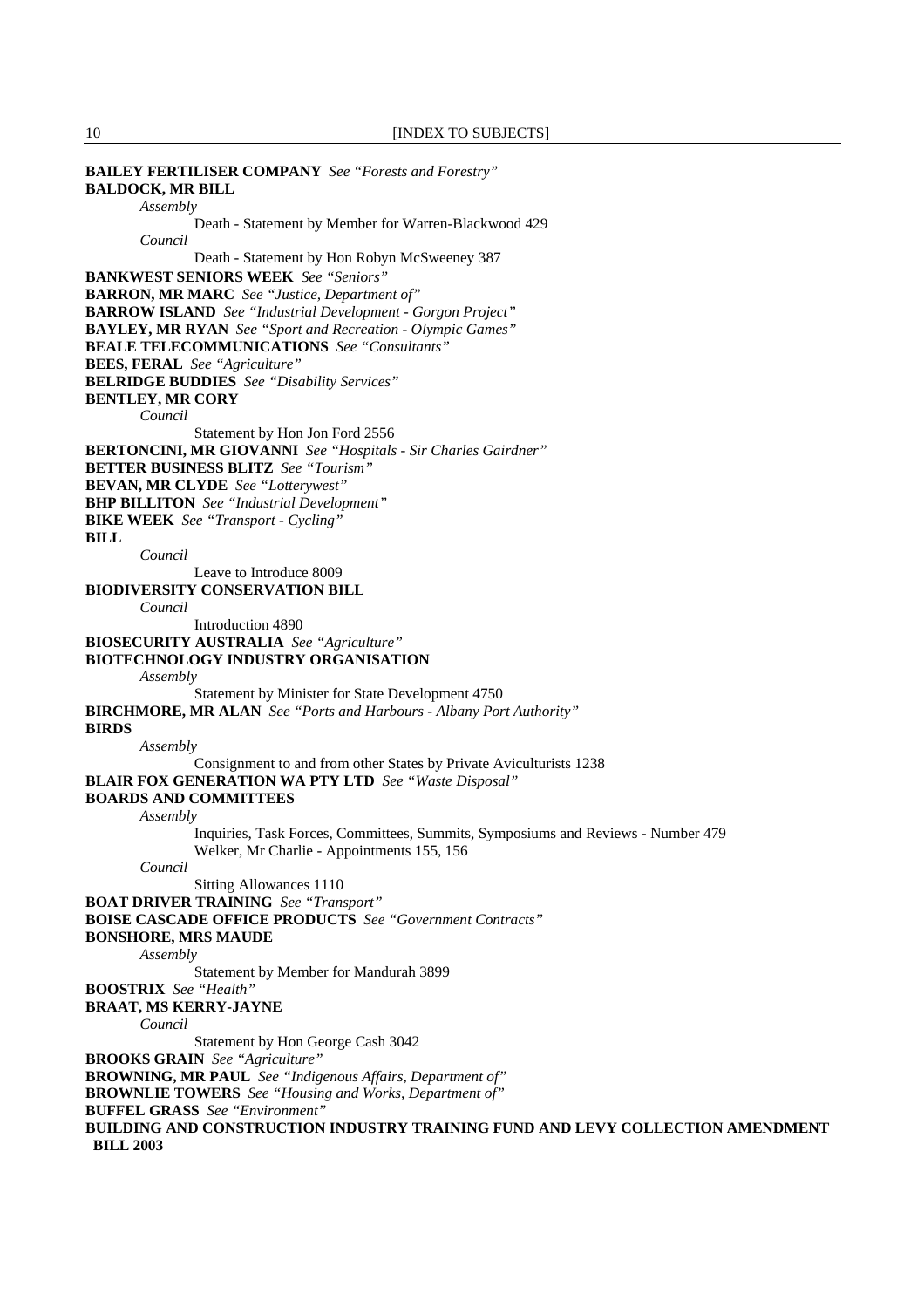**BAILEY FERTILISER COMPANY** *See "Forests and Forestry"*

**BALDOCK, MR BILL**

*Assembly*

Death - Statement by Member for Warren-Blackwood 429

*Council*

Death - Statement by Hon Robyn McSweeney 387

**BANKWEST SENIORS WEEK** *See "Seniors"*

**BARRON, MR MARC** *See "Justice, Department of"*

**BARROW ISLAND** *See "Industrial Development - Gorgon Project"*

**BAYLEY, MR RYAN** *See "Sport and Recreation - Olympic Games"*

**BEALE TELECOMMUNICATIONS** *See "Consultants"*

**BEES, FERAL** *See "Agriculture"*

**BELRIDGE BUDDIES** *See "Disability Services"*

**BENTLEY, MR CORY**

*Council*

Statement by Hon Jon Ford 2556

**BERTONCINI, MR GIOVANNI** *See "Hospitals - Sir Charles Gairdner"*

**BETTER BUSINESS BLITZ** *See "Tourism"*

**BEVAN, MR CLYDE** *See "Lotterywest"*

**BHP BILLITON** *See "Industrial Development"*

**BIKE WEEK** *See "Transport - Cycling"*

**BILL**

*Council*

Leave to Introduce 8009

**BIODIVERSITY CONSERVATION BILL**

*Council*

Introduction 4890

**BIOSECURITY AUSTRALIA** *See "Agriculture"*

**BIOTECHNOLOGY INDUSTRY ORGANISATION**

*Assembly*

Statement by Minister for State Development 4750

**BIRCHMORE, MR ALAN** *See "Ports and Harbours - Albany Port Authority"*

**BIRDS**

*Assembly*

Consignment to and from other States by Private Aviculturists 1238

**BLAIR FOX GENERATION WA PTY LTD** *See "Waste Disposal"*

**BOARDS AND COMMITTEES**

*Assembly*

Inquiries, Task Forces, Committees, Summits, Symposiums and Reviews - Number 479

Welker, Mr Charlie - Appointments 155, 156

*Council*

Sitting Allowances 1110

**BOAT DRIVER TRAINING** *See "Transport"*

**BOISE CASCADE OFFICE PRODUCTS** *See "Government Contracts"*

**BONSHORE, MRS MAUDE**

*Assembly*

Statement by Member for Mandurah 3899

**BOOSTRIX** *See "Health"*

**BRAAT, MS KERRY-JAYNE**

*Council*

Statement by Hon George Cash 3042

**BROOKS GRAIN** *See "Agriculture"*

**BROWNING, MR PAUL** *See "Indigenous Affairs, Department of"*

**BROWNLIE TOWERS** *See "Housing and Works, Department of"*

**BUFFEL GRASS** *See "Environment"*

**BUILDING AND CONSTRUCTION INDUSTRY TRAINING FUND AND LEVY COLLECTION AMENDMENT BILL 2003**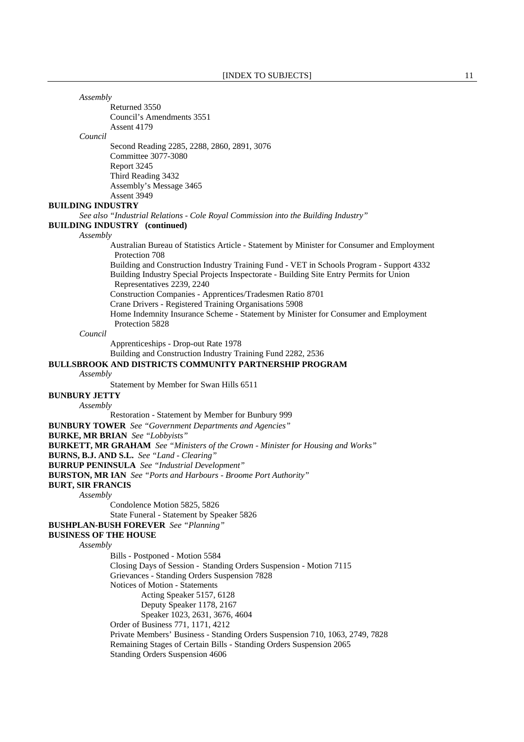*Assembly*

Returned 3550
Council's Amendments 3551
Assent 4179

*Council*

Second Reading 2285, 2288, 2860, 2891, 3076
Committee 3077-3080
Report 3245
Third Reading 3432
Assembly's Message 3465
Assent 3949

**BUILDING INDUSTRY**

*See also "Industrial Relations - Cole Royal Commission into the Building Industry"*

**BUILDING INDUSTRY (continued)**

*Assembly*

Australian Bureau of Statistics Article - Statement by Minister for Consumer and Employment Protection 708
Building and Construction Industry Training Fund - VET in Schools Program - Support 4332
Building Industry Special Projects Inspectorate - Building Site Entry Permits for Union Representatives 2239, 2240
Construction Companies - Apprentices/Tradesmen Ratio 8701
Crane Drivers - Registered Training Organisations 5908
Home Indemnity Insurance Scheme - Statement by Minister for Consumer and Employment Protection 5828

*Council*

Apprenticeships - Drop-out Rate 1978
Building and Construction Industry Training Fund 2282, 2536

**BULLSBROOK AND DISTRICTS COMMUNITY PARTNERSHIP PROGRAM**

*Assembly*

Statement by Member for Swan Hills 6511

**BUNBURY JETTY**

*Assembly*

Restoration - Statement by Member for Bunbury 999

**BUNBURY TOWER** *See "Government Departments and Agencies"*

**BURKE, MR BRIAN** *See "Lobbyists"*

**BURKETT, MR GRAHAM** *See "Ministers of the Crown - Minister for Housing and Works"*

**BURNS, B.J. AND S.L.** *See "Land - Clearing"*

**BURRUP PENINSULA** *See "Industrial Development"*

**BURSTON, MR IAN** *See "Ports and Harbours - Broome Port Authority"*

**BURT, SIR FRANCIS**

*Assembly*

Condolence Motion 5825, 5826
State Funeral - Statement by Speaker 5826

**BUSHPLAN-BUSH FOREVER** *See "Planning"*

**BUSINESS OF THE HOUSE**

*Assembly*

Bills - Postponed - Motion 5584
Closing Days of Session - Standing Orders Suspension - Motion 7115
Grievances - Standing Orders Suspension 7828
Notices of Motion - Statements
 Acting Speaker 5157, 6128
 Deputy Speaker 1178, 2167
 Speaker 1023, 2631, 3676, 4604
Order of Business 771, 1171, 4212
Private Members' Business - Standing Orders Suspension 710, 1063, 2749, 7828
Remaining Stages of Certain Bills - Standing Orders Suspension 2065
Standing Orders Suspension 4606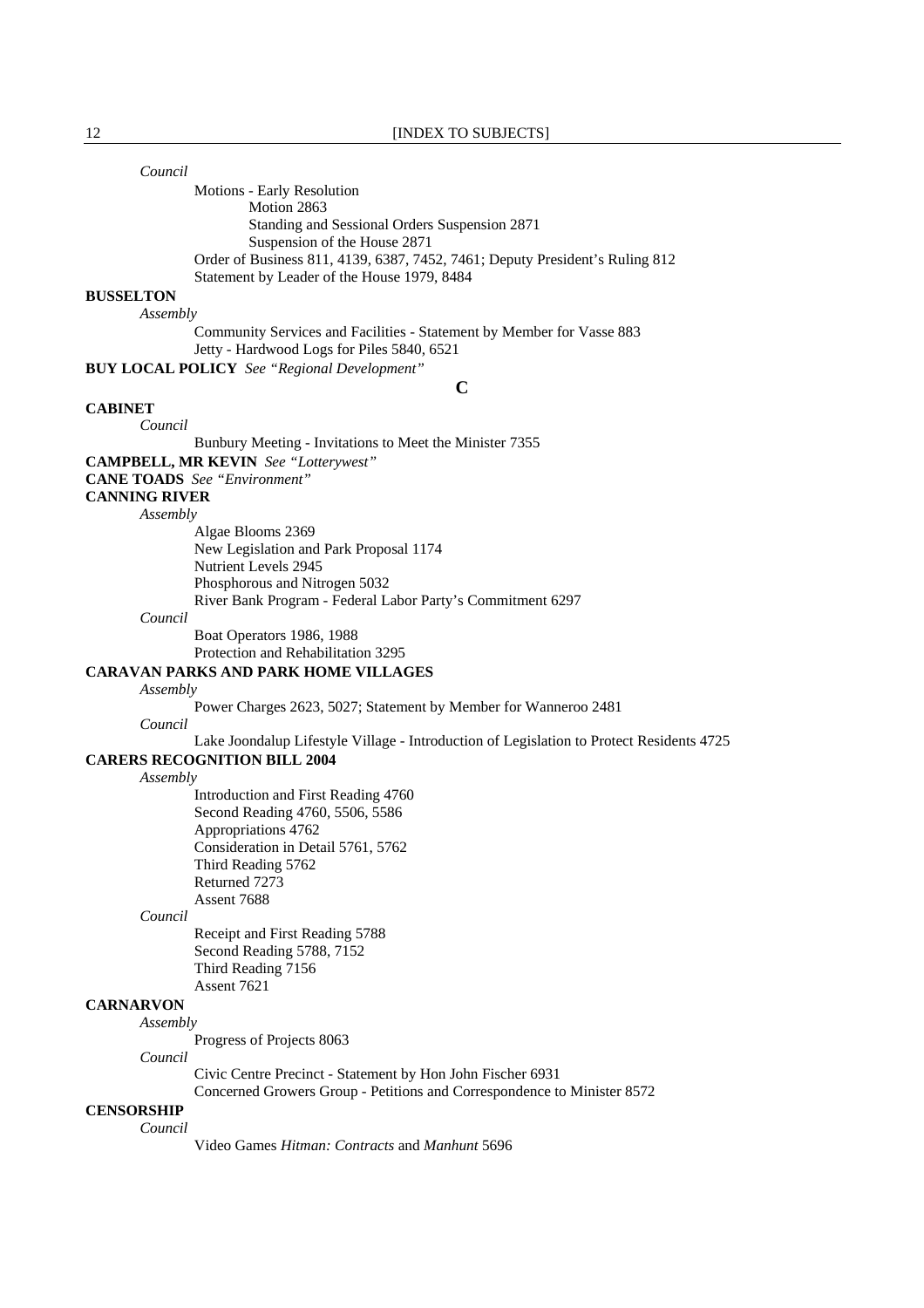*Council*

Motions - Early Resolution

Motion 2863

Standing and Sessional Orders Suspension 2871

Suspension of the House 2871

Order of Business 811, 4139, 6387, 7452, 7461; Deputy President's Ruling 812

Statement by Leader of the House 1979, 8484

**BUSSELTON**

*Assembly*

Community Services and Facilities - Statement by Member for Vasse 883

Jetty - Hardwood Logs for Piles 5840, 6521

**BUY LOCAL POLICY** *See "Regional Development"*

## C

**CABINET**

*Council*

Bunbury Meeting - Invitations to Meet the Minister 7355

**CAMPBELL, MR KEVIN** *See "Lotterywest"*

**CANE TOADS** *See "Environment"*

**CANNING RIVER**

*Assembly*

Algae Blooms 2369

New Legislation and Park Proposal 1174

Nutrient Levels 2945

Phosphorous and Nitrogen 5032

River Bank Program - Federal Labor Party's Commitment 6297

*Council*

Boat Operators 1986, 1988

Protection and Rehabilitation 3295

**CARAVAN PARKS AND PARK HOME VILLAGES**

*Assembly*

Power Charges 2623, 5027; Statement by Member for Wanneroo 2481

*Council*

Lake Joondalup Lifestyle Village - Introduction of Legislation to Protect Residents 4725

**CARERS RECOGNITION BILL 2004**

*Assembly*

Introduction and First Reading 4760

Second Reading 4760, 5506, 5586

Appropriations 4762

Consideration in Detail 5761, 5762

Third Reading 5762

Returned 7273

Assent 7688

*Council*

Receipt and First Reading 5788

Second Reading 5788, 7152

Third Reading 7156

Assent 7621

**CARNARVON**

*Assembly*

Progress of Projects 8063

*Council*

Civic Centre Precinct - Statement by Hon John Fischer 6931

Concerned Growers Group - Petitions and Correspondence to Minister 8572

**CENSORSHIP**

*Council*

Video Games *Hitman: Contracts* and *Manhunt* 5696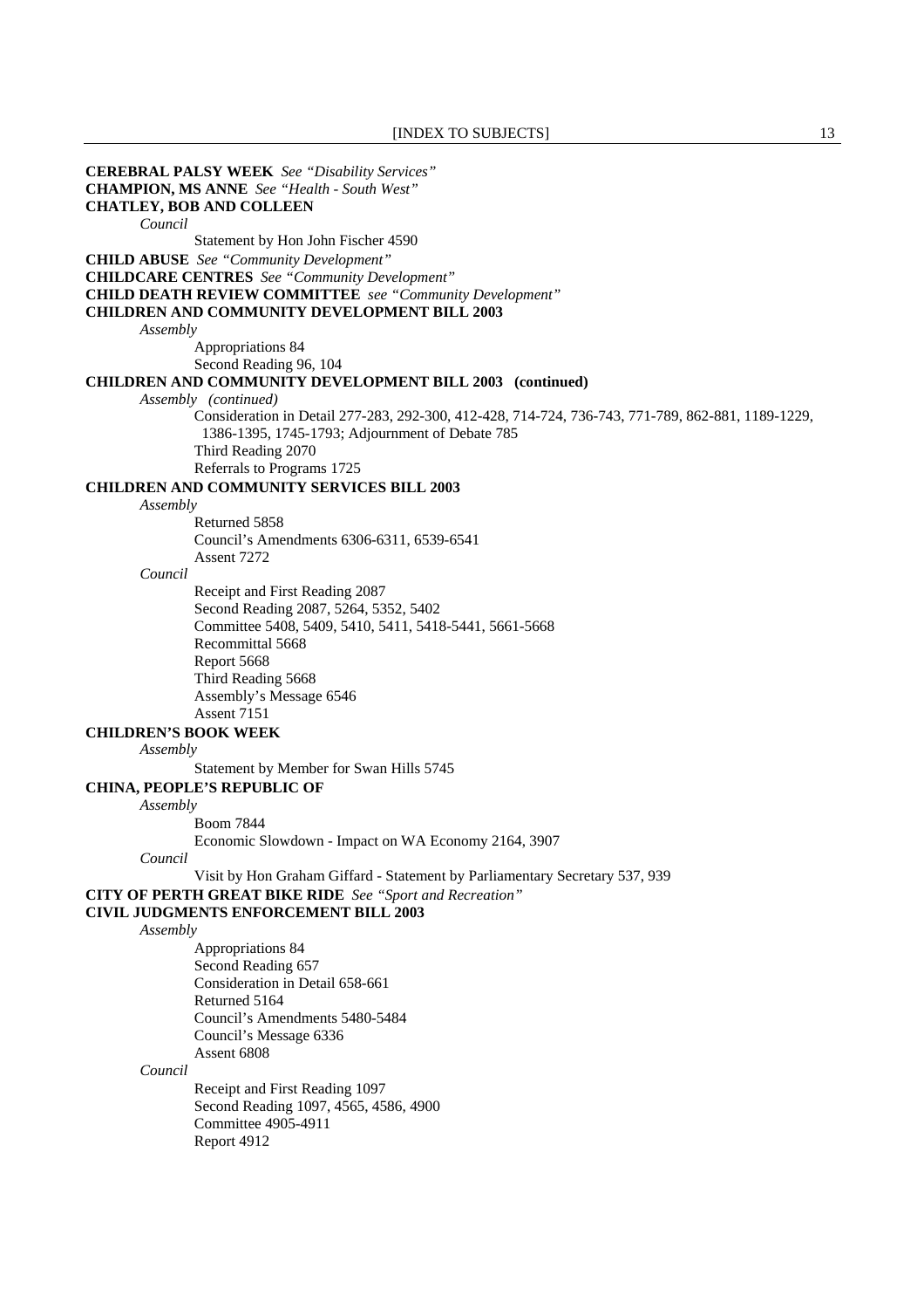**CEREBRAL PALSY WEEK** *See "Disability Services"*
**CHAMPION, MS ANNE** *See "Health - South West"*
**CHATLEY, BOB AND COLLEEN**

*Council*

Statement by Hon John Fischer 4590

**CHILD ABUSE** *See "Community Development"*
**CHILDCARE CENTRES** *See "Community Development"*
**CHILD DEATH REVIEW COMMITTEE** *see "Community Development"*
**CHILDREN AND COMMUNITY DEVELOPMENT BILL 2003**

*Assembly*

Appropriations 84
Second Reading 96, 104

**CHILDREN AND COMMUNITY DEVELOPMENT BILL 2003 (continued)**

*Assembly (continued)*

Consideration in Detail 277-283, 292-300, 412-428, 714-724, 736-743, 771-789, 862-881, 1189-1229, 1386-1395, 1745-1793; Adjournment of Debate 785
Third Reading 2070
Referrals to Programs 1725

**CHILDREN AND COMMUNITY SERVICES BILL 2003**

*Assembly*

Returned 5858
Council's Amendments 6306-6311, 6539-6541
Assent 7272

*Council*

Receipt and First Reading 2087
Second Reading 2087, 5264, 5352, 5402
Committee 5408, 5409, 5410, 5411, 5418-5441, 5661-5668
Recommittal 5668
Report 5668
Third Reading 5668
Assembly's Message 6546
Assent 7151

**CHILDREN'S BOOK WEEK**

*Assembly*

Statement by Member for Swan Hills 5745

**CHINA, PEOPLE'S REPUBLIC OF**

*Assembly*

Boom 7844
Economic Slowdown - Impact on WA Economy 2164, 3907

*Council*

Visit by Hon Graham Giffard - Statement by Parliamentary Secretary 537, 939

**CITY OF PERTH GREAT BIKE RIDE** *See "Sport and Recreation"*
**CIVIL JUDGMENTS ENFORCEMENT BILL 2003**

*Assembly*

Appropriations 84
Second Reading 657
Consideration in Detail 658-661
Returned 5164
Council's Amendments 5480-5484
Council's Message 6336
Assent 6808

*Council*

Receipt and First Reading 1097
Second Reading 1097, 4565, 4586, 4900
Committee 4905-4911
Report 4912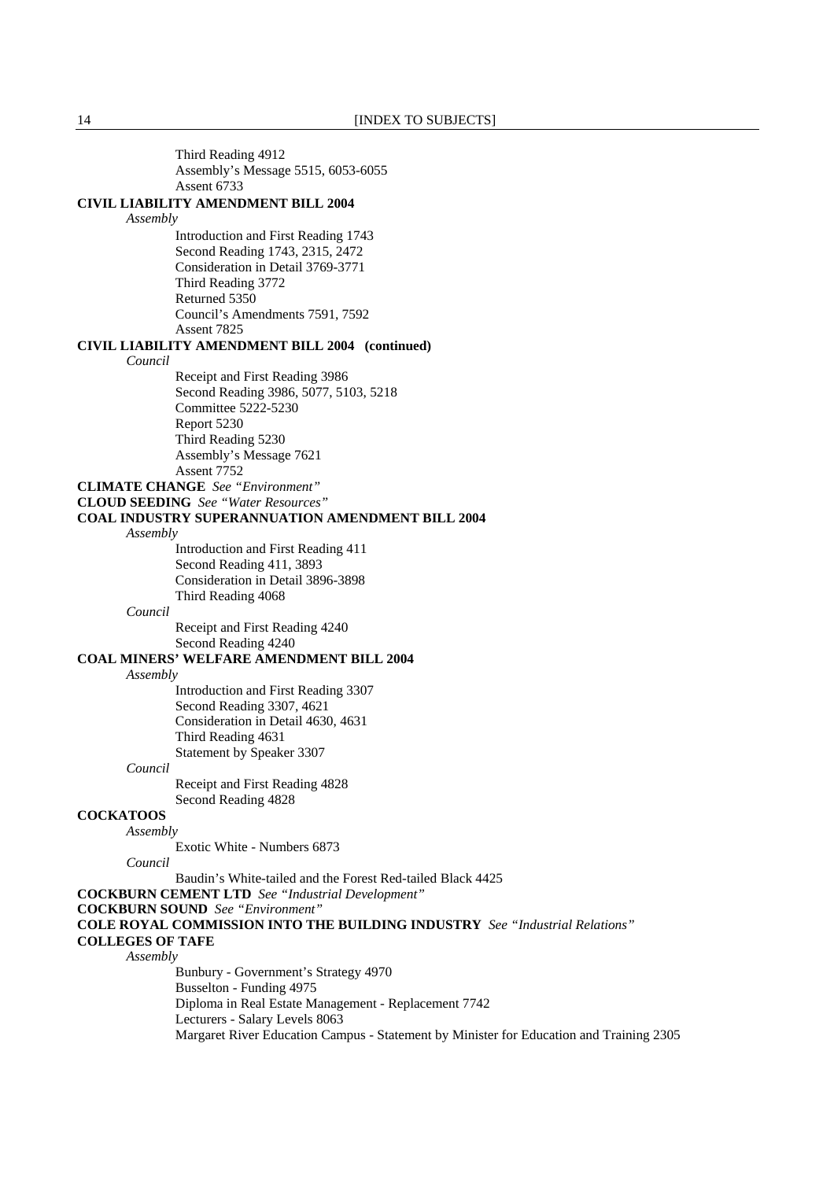Third Reading 4912
Assembly's Message 5515, 6053-6055
Assent 6733

**CIVIL LIABILITY AMENDMENT BILL 2004**

*Assembly*

Introduction and First Reading 1743
Second Reading 1743, 2315, 2472
Consideration in Detail 3769-3771
Third Reading 3772
Returned 5350
Council's Amendments 7591, 7592
Assent 7825

**CIVIL LIABILITY AMENDMENT BILL 2004 (continued)**

*Council*

Receipt and First Reading 3986
Second Reading 3986, 5077, 5103, 5218
Committee 5222-5230
Report 5230
Third Reading 5230
Assembly's Message 7621
Assent 7752

**CLIMATE CHANGE** *See "Environment"*

**CLOUD SEEDING** *See "Water Resources"*

**COAL INDUSTRY SUPERANNUATION AMENDMENT BILL 2004**

*Assembly*

Introduction and First Reading 411
Second Reading 411, 3893
Consideration in Detail 3896-3898
Third Reading 4068

*Council*

Receipt and First Reading 4240
Second Reading 4240

**COAL MINERS' WELFARE AMENDMENT BILL 2004**

*Assembly*

Introduction and First Reading 3307
Second Reading 3307, 4621
Consideration in Detail 4630, 4631
Third Reading 4631
Statement by Speaker 3307

*Council*

Receipt and First Reading 4828
Second Reading 4828

**COCKATOOS**

*Assembly*

Exotic White - Numbers 6873

*Council*

Baudin's White-tailed and the Forest Red-tailed Black 4425

**COCKBURN CEMENT LTD** *See "Industrial Development"*

**COCKBURN SOUND** *See "Environment"*

**COLE ROYAL COMMISSION INTO THE BUILDING INDUSTRY** *See "Industrial Relations"*

**COLLEGES OF TAFE**

*Assembly*

Bunbury - Government's Strategy 4970
Busselton - Funding 4975
Diploma in Real Estate Management - Replacement 7742
Lecturers - Salary Levels 8063
Margaret River Education Campus - Statement by Minister for Education and Training 2305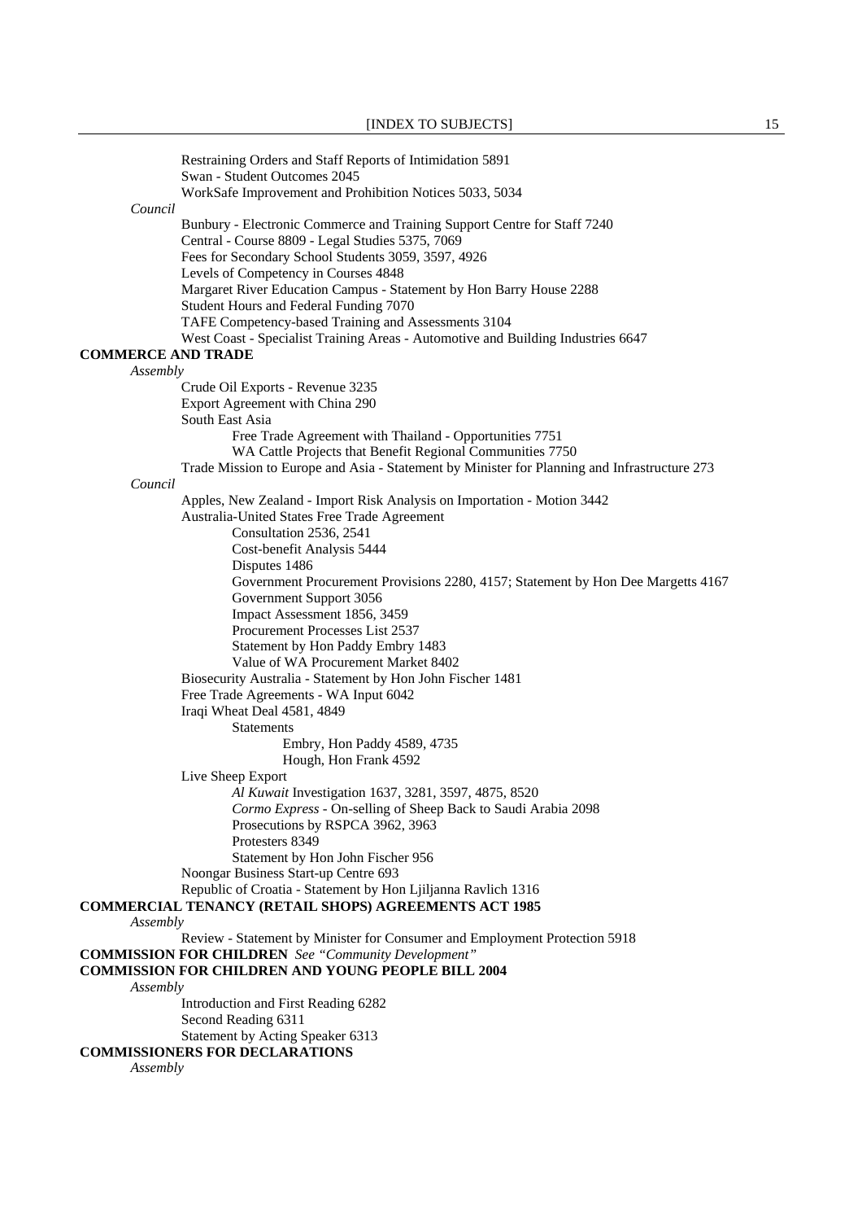Restraining Orders and Staff Reports of Intimidation 5891
Swan - Student Outcomes 2045
WorkSafe Improvement and Prohibition Notices 5033, 5034

*Council*

Bunbury - Electronic Commerce and Training Support Centre for Staff 7240
Central - Course 8809 - Legal Studies 5375, 7069
Fees for Secondary School Students 3059, 3597, 4926
Levels of Competency in Courses 4848
Margaret River Education Campus - Statement by Hon Barry House 2288
Student Hours and Federal Funding 7070
TAFE Competency-based Training and Assessments 3104
West Coast - Specialist Training Areas - Automotive and Building Industries 6647

**COMMERCE AND TRADE**

*Assembly*

Crude Oil Exports - Revenue 3235
Export Agreement with China 290
South East Asia
- Free Trade Agreement with Thailand - Opportunities 7751
- WA Cattle Projects that Benefit Regional Communities 7750

Trade Mission to Europe and Asia - Statement by Minister for Planning and Infrastructure 273

*Council*

Apples, New Zealand - Import Risk Analysis on Importation - Motion 3442
Australia-United States Free Trade Agreement
- Consultation 2536, 2541
- Cost-benefit Analysis 5444
- Disputes 1486
- Government Procurement Provisions 2280, 4157; Statement by Hon Dee Margetts 4167
- Government Support 3056
- Impact Assessment 1856, 3459
- Procurement Processes List 2537
- Statement by Hon Paddy Embry 1483
- Value of WA Procurement Market 8402

Biosecurity Australia - Statement by Hon John Fischer 1481
Free Trade Agreements - WA Input 6042
Iraqi Wheat Deal 4581, 4849
- Statements
  - Embry, Hon Paddy 4589, 4735
  - Hough, Hon Frank 4592

Live Sheep Export
- *Al Kuwait* Investigation 1637, 3281, 3597, 4875, 8520
- *Cormo Express* - On-selling of Sheep Back to Saudi Arabia 2098
- Prosecutions by RSPCA 3962, 3963
- Protesters 8349
- Statement by Hon John Fischer 956

Noongar Business Start-up Centre 693
Republic of Croatia - Statement by Hon Ljiljanna Ravlich 1316

**COMMERCIAL TENANCY (RETAIL SHOPS) AGREEMENTS ACT 1985**

*Assembly*

Review - Statement by Minister for Consumer and Employment Protection 5918

**COMMISSION FOR CHILDREN** *See "Community Development"*

**COMMISSION FOR CHILDREN AND YOUNG PEOPLE BILL 2004**

*Assembly*

Introduction and First Reading 6282
Second Reading 6311
Statement by Acting Speaker 6313

**COMMISSIONERS FOR DECLARATIONS**

*Assembly*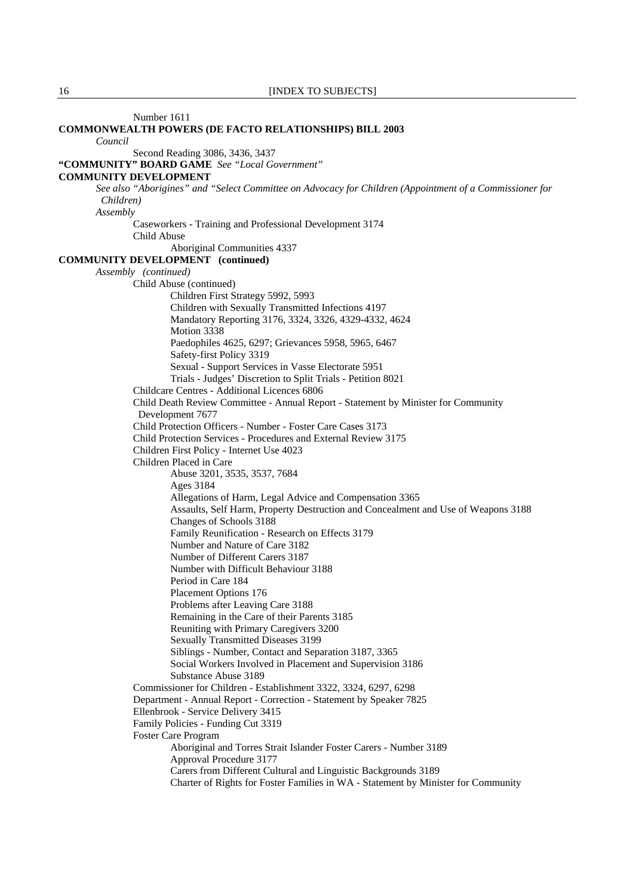Number 1611

**COMMONWEALTH POWERS (DE FACTO RELATIONSHIPS) BILL 2003**

*Council*

Second Reading 3086, 3436, 3437

**"COMMUNITY" BOARD GAME** *See "Local Government"*

**COMMUNITY DEVELOPMENT**

*See also "Aborigines" and "Select Committee on Advocacy for Children (Appointment of a Commissioner for Children)*

*Assembly*

Caseworkers - Training and Professional Development 3174

Child Abuse

Aboriginal Communities 4337

**COMMUNITY DEVELOPMENT (continued)**

*Assembly (continued)*

Child Abuse (continued)

Children First Strategy 5992, 5993

Children with Sexually Transmitted Infections 4197

Mandatory Reporting 3176, 3324, 3326, 4329-4332, 4624

Motion 3338

Paedophiles 4625, 6297; Grievances 5958, 5965, 6467

Safety-first Policy 3319

Sexual - Support Services in Vasse Electorate 5951

Trials - Judges' Discretion to Split Trials - Petition 8021

Childcare Centres - Additional Licences 6806

Child Death Review Committee - Annual Report - Statement by Minister for Community Development 7677

Child Protection Officers - Number - Foster Care Cases 3173

Child Protection Services - Procedures and External Review 3175

Children First Policy - Internet Use 4023

Children Placed in Care

Abuse 3201, 3535, 3537, 7684

Ages 3184

Allegations of Harm, Legal Advice and Compensation 3365

Assaults, Self Harm, Property Destruction and Concealment and Use of Weapons 3188

Changes of Schools 3188

Family Reunification - Research on Effects 3179

Number and Nature of Care 3182

Number of Different Carers 3187

Number with Difficult Behaviour 3188

Period in Care 184

Placement Options 176

Problems after Leaving Care 3188

Remaining in the Care of their Parents 3185

Reuniting with Primary Caregivers 3200

Sexually Transmitted Diseases 3199

Siblings - Number, Contact and Separation 3187, 3365

Social Workers Involved in Placement and Supervision 3186

Substance Abuse 3189

Commissioner for Children - Establishment 3322, 3324, 6297, 6298

Department - Annual Report - Correction - Statement by Speaker 7825

Ellenbrook - Service Delivery 3415

Family Policies - Funding Cut 3319

Foster Care Program

Aboriginal and Torres Strait Islander Foster Carers - Number 3189

Approval Procedure 3177

Carers from Different Cultural and Linguistic Backgrounds 3189

Charter of Rights for Foster Families in WA - Statement by Minister for Community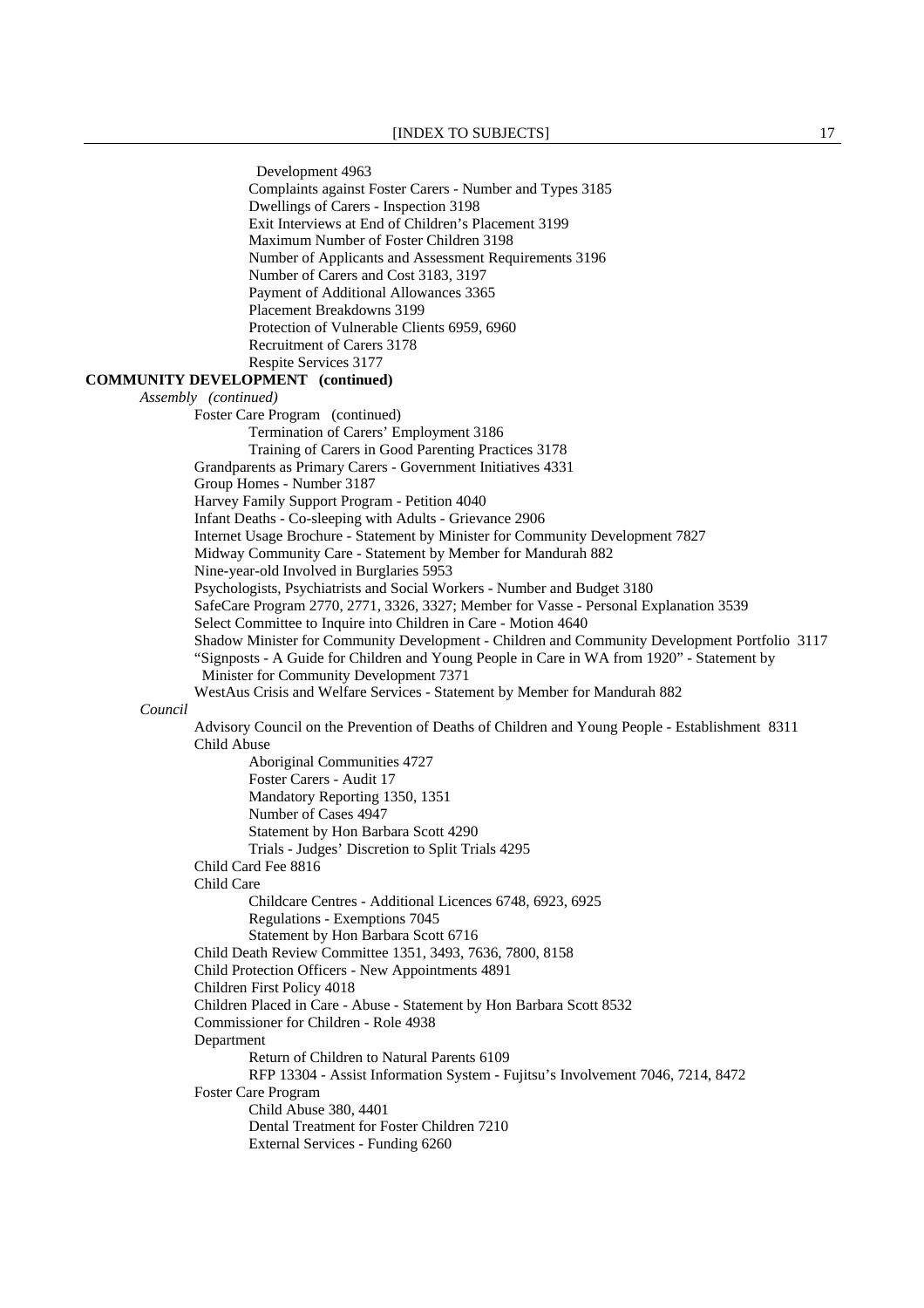Development 4963

Complaints against Foster Carers - Number and Types 3185

Dwellings of Carers - Inspection 3198

Exit Interviews at End of Children's Placement 3199

Maximum Number of Foster Children 3198

Number of Applicants and Assessment Requirements 3196

Number of Carers and Cost 3183, 3197

Payment of Additional Allowances 3365

Placement Breakdowns 3199

Protection of Vulnerable Clients 6959, 6960

Recruitment of Carers 3178

Respite Services 3177

**COMMUNITY DEVELOPMENT (continued)**

*Assembly (continued)*

Foster Care Program (continued)

Termination of Carers' Employment 3186

Training of Carers in Good Parenting Practices 3178

Grandparents as Primary Carers - Government Initiatives 4331

Group Homes - Number 3187

Harvey Family Support Program - Petition 4040

Infant Deaths - Co-sleeping with Adults - Grievance 2906

Internet Usage Brochure - Statement by Minister for Community Development 7827

Midway Community Care - Statement by Member for Mandurah 882

Nine-year-old Involved in Burglaries 5953

Psychologists, Psychiatrists and Social Workers - Number and Budget 3180

SafeCare Program 2770, 2771, 3326, 3327; Member for Vasse - Personal Explanation 3539

Select Committee to Inquire into Children in Care - Motion 4640

Shadow Minister for Community Development - Children and Community Development Portfolio 3117

"Signposts - A Guide for Children and Young People in Care in WA from 1920" - Statement by Minister for Community Development 7371

WestAus Crisis and Welfare Services - Statement by Member for Mandurah 882

*Council*

Advisory Council on the Prevention of Deaths of Children and Young People - Establishment 8311

Child Abuse

Aboriginal Communities 4727

Foster Carers - Audit 17

Mandatory Reporting 1350, 1351

Number of Cases 4947

Statement by Hon Barbara Scott 4290

Trials - Judges' Discretion to Split Trials 4295

Child Card Fee 8816

Child Care

Childcare Centres - Additional Licences 6748, 6923, 6925

Regulations - Exemptions 7045

Statement by Hon Barbara Scott 6716

Child Death Review Committee 1351, 3493, 7636, 7800, 8158

Child Protection Officers - New Appointments 4891

Children First Policy 4018

Children Placed in Care - Abuse - Statement by Hon Barbara Scott 8532

Commissioner for Children - Role 4938

Department

Return of Children to Natural Parents 6109

RFP 13304 - Assist Information System - Fujitsu's Involvement 7046, 7214, 8472

Foster Care Program

Child Abuse 380, 4401

Dental Treatment for Foster Children 7210

External Services - Funding 6260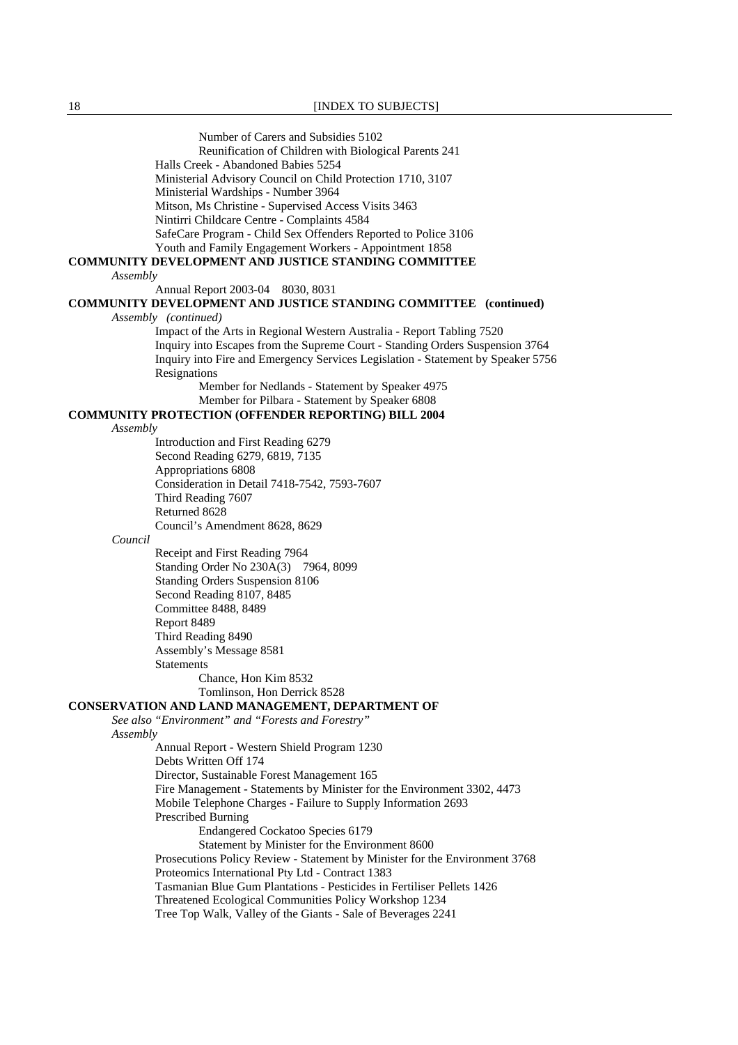Number of Carers and Subsidies 5102

Reunification of Children with Biological Parents 241

Halls Creek - Abandoned Babies 5254

Ministerial Advisory Council on Child Protection 1710, 3107

Ministerial Wardships - Number 3964

Mitson, Ms Christine - Supervised Access Visits 3463

Nintirri Childcare Centre - Complaints 4584

SafeCare Program - Child Sex Offenders Reported to Police 3106

Youth and Family Engagement Workers - Appointment 1858

**COMMUNITY DEVELOPMENT AND JUSTICE STANDING COMMITTEE**

*Assembly*

Annual Report 2003-04 8030, 8031

**COMMUNITY DEVELOPMENT AND JUSTICE STANDING COMMITTEE (continued)**

*Assembly (continued)*

Impact of the Arts in Regional Western Australia - Report Tabling 7520

Inquiry into Escapes from the Supreme Court - Standing Orders Suspension 3764

Inquiry into Fire and Emergency Services Legislation - Statement by Speaker 5756

Resignations

Member for Nedlands - Statement by Speaker 4975

Member for Pilbara - Statement by Speaker 6808

**COMMUNITY PROTECTION (OFFENDER REPORTING) BILL 2004**

*Assembly*

Introduction and First Reading 6279

Second Reading 6279, 6819, 7135

Appropriations 6808

Consideration in Detail 7418-7542, 7593-7607

Third Reading 7607

Returned 8628

Council's Amendment 8628, 8629

*Council*

Receipt and First Reading 7964

Standing Order No 230A(3) 7964, 8099

Standing Orders Suspension 8106

Second Reading 8107, 8485

Committee 8488, 8489

Report 8489

Third Reading 8490

Assembly's Message 8581

Statements

Chance, Hon Kim 8532

Tomlinson, Hon Derrick 8528

**CONSERVATION AND LAND MANAGEMENT, DEPARTMENT OF**

*See also "Environment" and "Forests and Forestry"*

*Assembly*

Annual Report - Western Shield Program 1230

Debts Written Off 174

Director, Sustainable Forest Management 165

Fire Management - Statements by Minister for the Environment 3302, 4473

Mobile Telephone Charges - Failure to Supply Information 2693

Prescribed Burning

Endangered Cockatoo Species 6179

Statement by Minister for the Environment 8600

Prosecutions Policy Review - Statement by Minister for the Environment 3768

Proteomics International Pty Ltd - Contract 1383

Tasmanian Blue Gum Plantations - Pesticides in Fertiliser Pellets 1426

Threatened Ecological Communities Policy Workshop 1234

Tree Top Walk, Valley of the Giants - Sale of Beverages 2241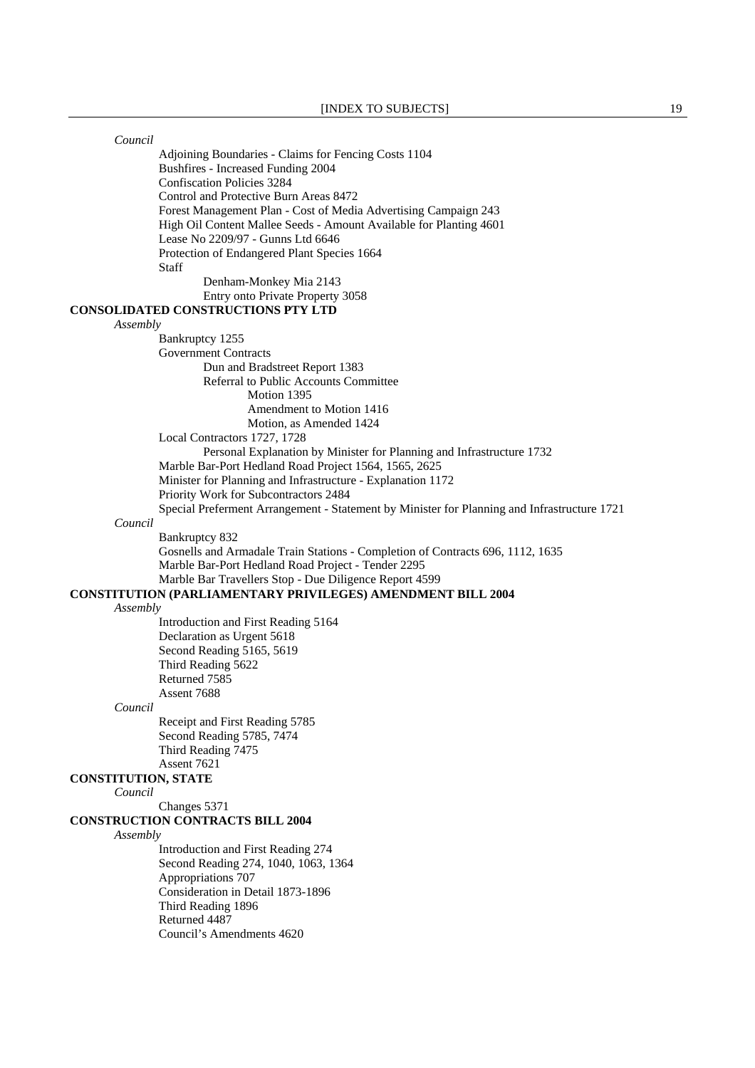*Council*

Adjoining Boundaries - Claims for Fencing Costs 1104
Bushfires - Increased Funding 2004
Confiscation Policies 3284
Control and Protective Burn Areas 8472
Forest Management Plan - Cost of Media Advertising Campaign 243
High Oil Content Mallee Seeds - Amount Available for Planting 4601
Lease No 2209/97 - Gunns Ltd 6646
Protection of Endangered Plant Species 1664
Staff
  Denham-Monkey Mia 2143
  Entry onto Private Property 3058

**CONSOLIDATED CONSTRUCTIONS PTY LTD**

*Assembly*

Bankruptcy 1255
Government Contracts
  Dun and Bradstreet Report 1383
  Referral to Public Accounts Committee
    Motion 1395
    Amendment to Motion 1416
    Motion, as Amended 1424
Local Contractors 1727, 1728
  Personal Explanation by Minister for Planning and Infrastructure 1732
Marble Bar-Port Hedland Road Project 1564, 1565, 2625
Minister for Planning and Infrastructure - Explanation 1172
Priority Work for Subcontractors 2484
Special Preferment Arrangement - Statement by Minister for Planning and Infrastructure 1721

*Council*

Bankruptcy 832
Gosnells and Armadale Train Stations - Completion of Contracts 696, 1112, 1635
Marble Bar-Port Hedland Road Project - Tender 2295
Marble Bar Travellers Stop - Due Diligence Report 4599

**CONSTITUTION (PARLIAMENTARY PRIVILEGES) AMENDMENT BILL 2004**

*Assembly*

Introduction and First Reading 5164
Declaration as Urgent 5618
Second Reading 5165, 5619
Third Reading 5622
Returned 7585
Assent 7688

*Council*

Receipt and First Reading 5785
Second Reading 5785, 7474
Third Reading 7475
Assent 7621

**CONSTITUTION, STATE**

*Council*

Changes 5371

**CONSTRUCTION CONTRACTS BILL 2004**

*Assembly*

Introduction and First Reading 274
Second Reading 274, 1040, 1063, 1364
Appropriations 707
Consideration in Detail 1873-1896
Third Reading 1896
Returned 4487
Council's Amendments 4620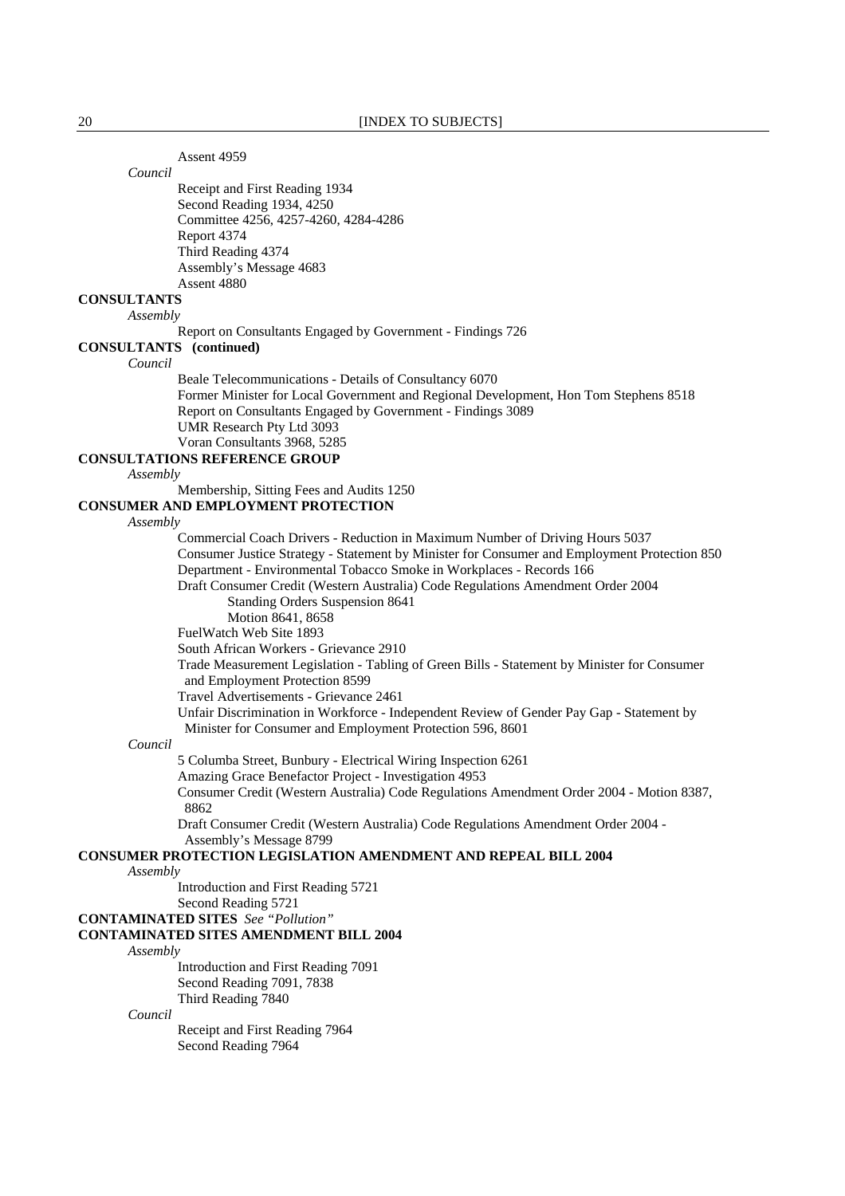Assent 4959

*Council*

Receipt and First Reading 1934
Second Reading 1934, 4250
Committee 4256, 4257-4260, 4284-4286
Report 4374
Third Reading 4374
Assembly's Message 4683
Assent 4880

**CONSULTANTS**

*Assembly*

Report on Consultants Engaged by Government - Findings 726

**CONSULTANTS (continued)**

*Council*

Beale Telecommunications - Details of Consultancy 6070
Former Minister for Local Government and Regional Development, Hon Tom Stephens 8518
Report on Consultants Engaged by Government - Findings 3089
UMR Research Pty Ltd 3093
Voran Consultants 3968, 5285

**CONSULTATIONS REFERENCE GROUP**

*Assembly*

Membership, Sitting Fees and Audits 1250

**CONSUMER AND EMPLOYMENT PROTECTION**

*Assembly*

Commercial Coach Drivers - Reduction in Maximum Number of Driving Hours 5037
Consumer Justice Strategy - Statement by Minister for Consumer and Employment Protection 850
Department - Environmental Tobacco Smoke in Workplaces - Records 166
Draft Consumer Credit (Western Australia) Code Regulations Amendment Order 2004
  Standing Orders Suspension 8641
  Motion 8641, 8658
FuelWatch Web Site 1893
South African Workers - Grievance 2910
Trade Measurement Legislation - Tabling of Green Bills - Statement by Minister for Consumer and Employment Protection 8599
Travel Advertisements - Grievance 2461
Unfair Discrimination in Workforce - Independent Review of Gender Pay Gap - Statement by Minister for Consumer and Employment Protection 596, 8601

*Council*

5 Columba Street, Bunbury - Electrical Wiring Inspection 6261
Amazing Grace Benefactor Project - Investigation 4953
Consumer Credit (Western Australia) Code Regulations Amendment Order 2004 - Motion 8387, 8862
Draft Consumer Credit (Western Australia) Code Regulations Amendment Order 2004 - Assembly's Message 8799

**CONSUMER PROTECTION LEGISLATION AMENDMENT AND REPEAL BILL 2004**

*Assembly*

Introduction and First Reading 5721
Second Reading 5721

**CONTAMINATED SITES** *See "Pollution"*

**CONTAMINATED SITES AMENDMENT BILL 2004**

*Assembly*

Introduction and First Reading 7091
Second Reading 7091, 7838
Third Reading 7840

*Council*

Receipt and First Reading 7964
Second Reading 7964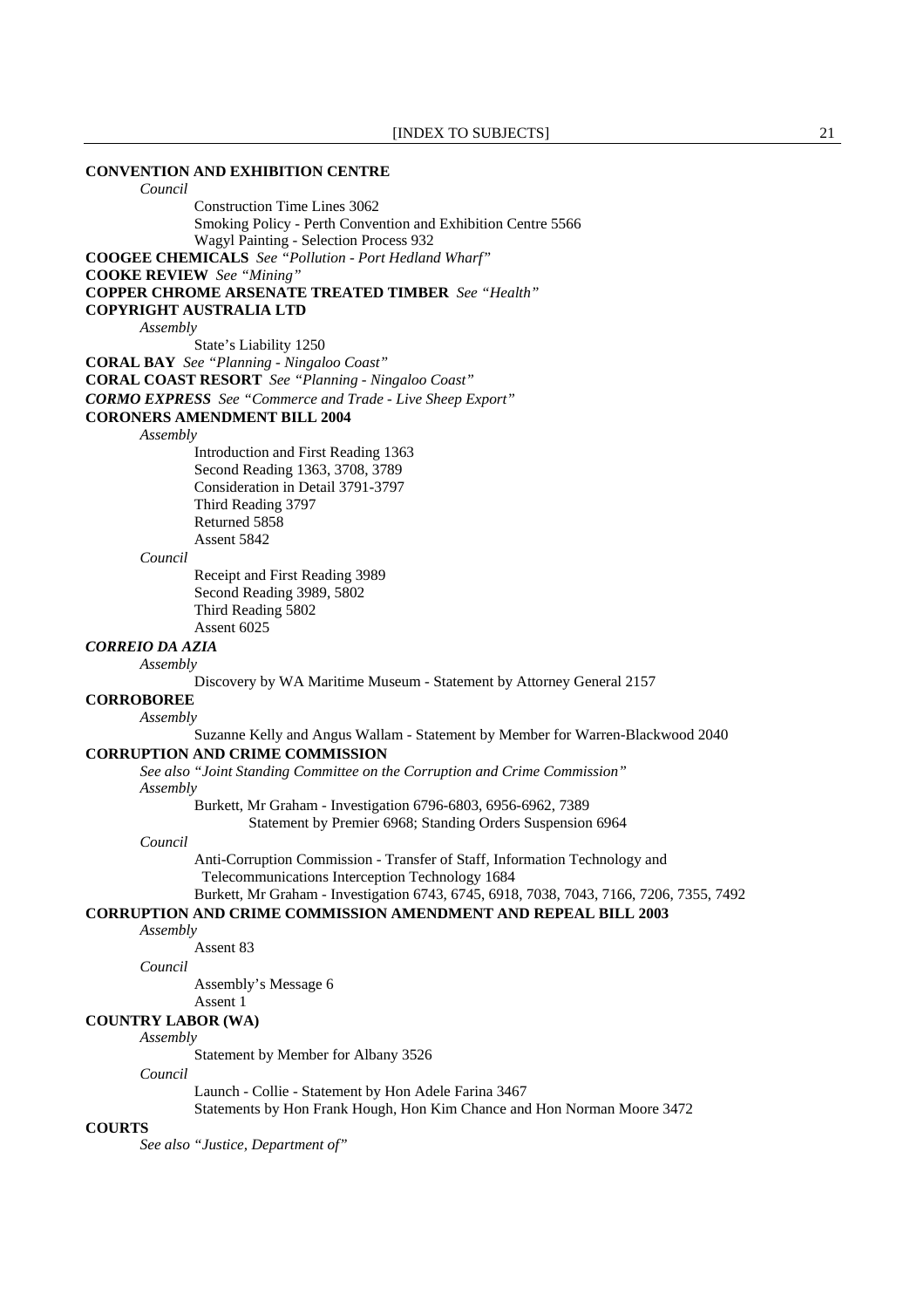**CONVENTION AND EXHIBITION CENTRE**

*Council*

Construction Time Lines 3062

Smoking Policy - Perth Convention and Exhibition Centre 5566

Wagyl Painting - Selection Process 932

**COOGEE CHEMICALS** *See "Pollution - Port Hedland Wharf"*

**COOKE REVIEW** *See "Mining"*

**COPPER CHROME ARSENATE TREATED TIMBER** *See "Health"*

**COPYRIGHT AUSTRALIA LTD**

*Assembly*

State's Liability 1250

**CORAL BAY** *See "Planning - Ningaloo Coast"*

**CORAL COAST RESORT** *See "Planning - Ningaloo Coast"*

***CORMO EXPRESS*** *See "Commerce and Trade - Live Sheep Export"*

**CORONERS AMENDMENT BILL 2004**

*Assembly*

Introduction and First Reading 1363

Second Reading 1363, 3708, 3789

Consideration in Detail 3791-3797

Third Reading 3797

Returned 5858

Assent 5842

*Council*

Receipt and First Reading 3989

Second Reading 3989, 5802

Third Reading 5802

Assent 6025

***CORREIO DA AZIA***

*Assembly*

Discovery by WA Maritime Museum - Statement by Attorney General 2157

**CORROBOREE**

*Assembly*

Suzanne Kelly and Angus Wallam - Statement by Member for Warren-Blackwood 2040

**CORRUPTION AND CRIME COMMISSION**

*See also "Joint Standing Committee on the Corruption and Crime Commission"*

*Assembly*

Burkett, Mr Graham - Investigation 6796-6803, 6956-6962, 7389

Statement by Premier 6968; Standing Orders Suspension 6964

*Council*

Anti-Corruption Commission - Transfer of Staff, Information Technology and Telecommunications Interception Technology 1684

Burkett, Mr Graham - Investigation 6743, 6745, 6918, 7038, 7043, 7166, 7206, 7355, 7492

**CORRUPTION AND CRIME COMMISSION AMENDMENT AND REPEAL BILL 2003**

*Assembly*

Assent 83

*Council*

Assembly's Message 6

Assent 1

**COUNTRY LABOR (WA)**

*Assembly*

Statement by Member for Albany 3526

*Council*

Launch - Collie - Statement by Hon Adele Farina 3467

Statements by Hon Frank Hough, Hon Kim Chance and Hon Norman Moore 3472

**COURTS**

*See also "Justice, Department of"*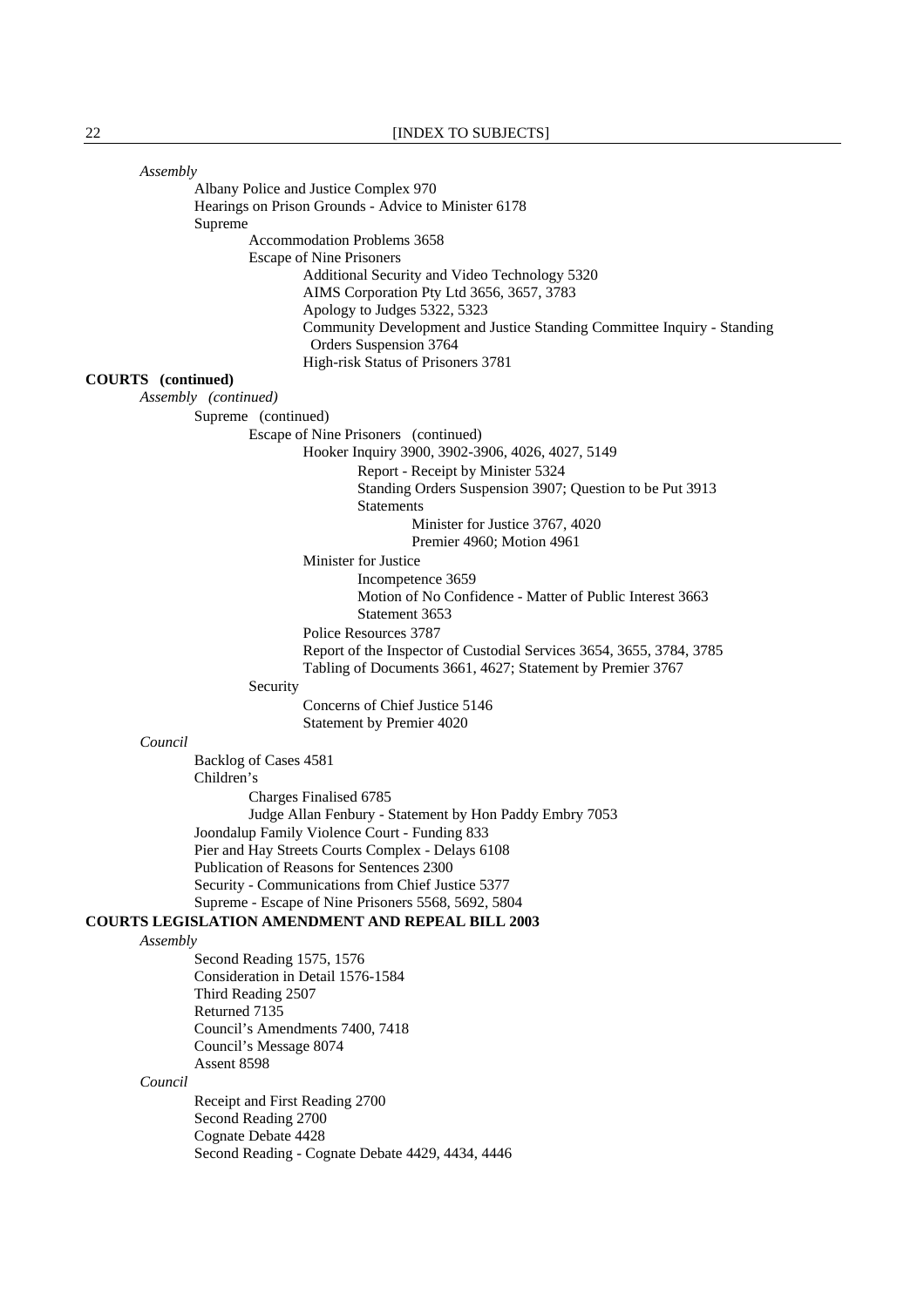*Assembly*

Albany Police and Justice Complex 970

Hearings on Prison Grounds - Advice to Minister 6178

Supreme

Accommodation Problems 3658

Escape of Nine Prisoners

Additional Security and Video Technology 5320

AIMS Corporation Pty Ltd 3656, 3657, 3783

Apology to Judges 5322, 5323

Community Development and Justice Standing Committee Inquiry - Standing Orders Suspension 3764

High-risk Status of Prisoners 3781

**COURTS (continued)**

*Assembly (continued)*

Supreme (continued)

Escape of Nine Prisoners (continued)

Hooker Inquiry 3900, 3902-3906, 4026, 4027, 5149

Report - Receipt by Minister 5324

Standing Orders Suspension 3907; Question to be Put 3913

Statements

Minister for Justice 3767, 4020

Premier 4960; Motion 4961

Minister for Justice

Incompetence 3659

Motion of No Confidence - Matter of Public Interest 3663

Statement 3653

Police Resources 3787

Report of the Inspector of Custodial Services 3654, 3655, 3784, 3785

Tabling of Documents 3661, 4627; Statement by Premier 3767

Security

Concerns of Chief Justice 5146

Statement by Premier 4020

*Council*

Backlog of Cases 4581

Children's

Charges Finalised 6785

Judge Allan Fenbury - Statement by Hon Paddy Embry 7053

Joondalup Family Violence Court - Funding 833

Pier and Hay Streets Courts Complex - Delays 6108

Publication of Reasons for Sentences 2300

Security - Communications from Chief Justice 5377

Supreme - Escape of Nine Prisoners 5568, 5692, 5804

**COURTS LEGISLATION AMENDMENT AND REPEAL BILL 2003**

*Assembly*

Second Reading 1575, 1576

Consideration in Detail 1576-1584

Third Reading 2507

Returned 7135

Council's Amendments 7400, 7418

Council's Message 8074

Assent 8598

*Council*

Receipt and First Reading 2700

Second Reading 2700

Cognate Debate 4428

Second Reading - Cognate Debate 4429, 4434, 4446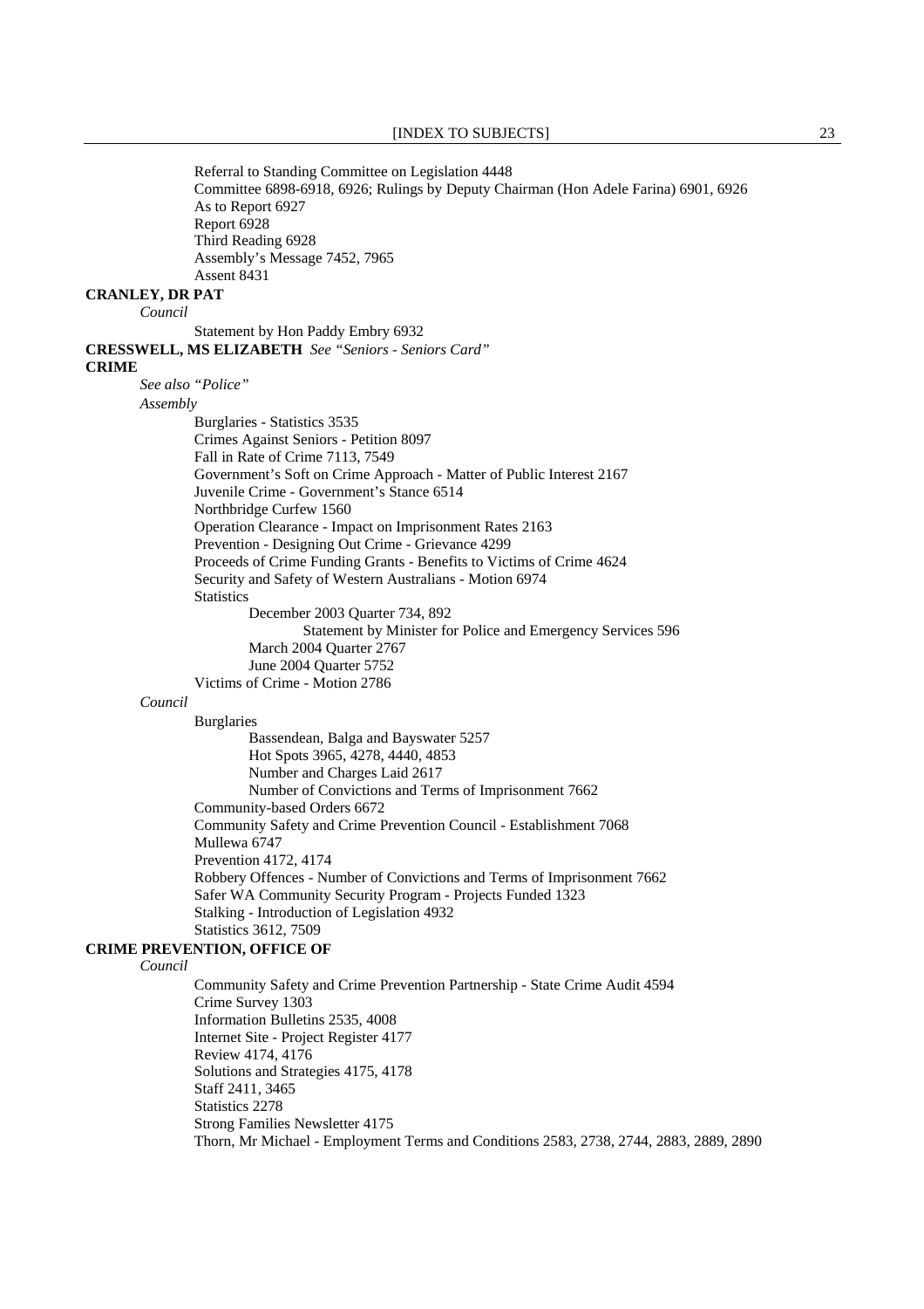Referral to Standing Committee on Legislation 4448
Committee 6898-6918, 6926; Rulings by Deputy Chairman (Hon Adele Farina) 6901, 6926
As to Report 6927
Report 6928
Third Reading 6928
Assembly's Message 7452, 7965
Assent 8431

**CRANLEY, DR PAT**

*Council*

Statement by Hon Paddy Embry 6932

**CRESSWELL, MS ELIZABETH** *See "Seniors - Seniors Card"*

**CRIME**

*See also "Police"*

*Assembly*

Burglaries - Statistics 3535
Crimes Against Seniors - Petition 8097
Fall in Rate of Crime 7113, 7549
Government's Soft on Crime Approach - Matter of Public Interest 2167
Juvenile Crime - Government's Stance 6514
Northbridge Curfew 1560
Operation Clearance - Impact on Imprisonment Rates 2163
Prevention - Designing Out Crime - Grievance 4299
Proceeds of Crime Funding Grants - Benefits to Victims of Crime 4624
Security and Safety of Western Australians - Motion 6974
Statistics
- December 2003 Quarter 734, 892
  - Statement by Minister for Police and Emergency Services 596
- March 2004 Quarter 2767
- June 2004 Quarter 5752

Victims of Crime - Motion 2786

*Council*

Burglaries
- Bassendean, Balga and Bayswater 5257
- Hot Spots 3965, 4278, 4440, 4853
- Number and Charges Laid 2617
- Number of Convictions and Terms of Imprisonment 7662

Community-based Orders 6672
Community Safety and Crime Prevention Council - Establishment 7068
Mullewa 6747
Prevention 4172, 4174
Robbery Offences - Number of Convictions and Terms of Imprisonment 7662
Safer WA Community Security Program - Projects Funded 1323
Stalking - Introduction of Legislation 4932
Statistics 3612, 7509

**CRIME PREVENTION, OFFICE OF**

*Council*

Community Safety and Crime Prevention Partnership - State Crime Audit 4594
Crime Survey 1303
Information Bulletins 2535, 4008
Internet Site - Project Register 4177
Review 4174, 4176
Solutions and Strategies 4175, 4178
Staff 2411, 3465
Statistics 2278
Strong Families Newsletter 4175
Thorn, Mr Michael - Employment Terms and Conditions 2583, 2738, 2744, 2883, 2889, 2890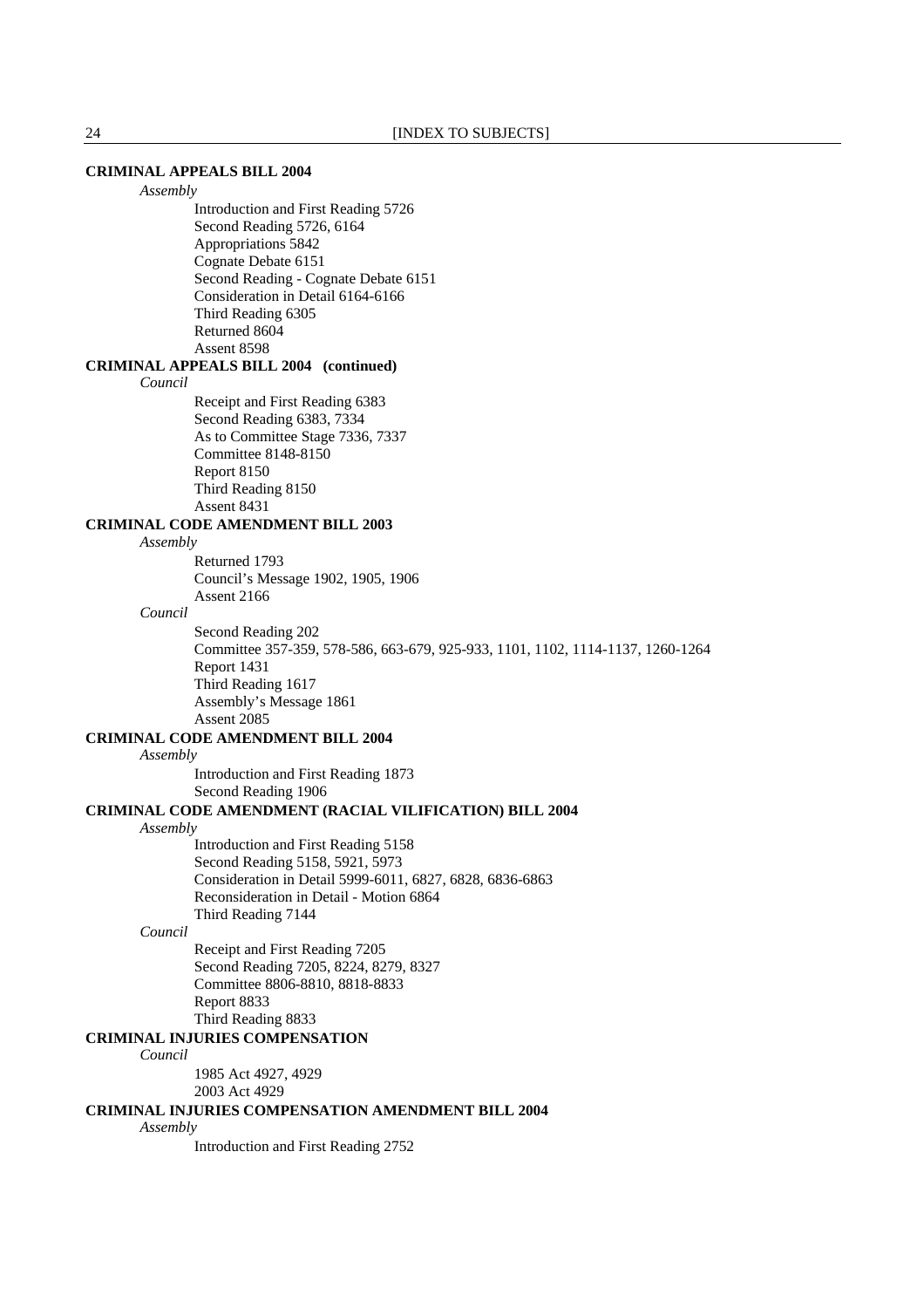**CRIMINAL APPEALS BILL 2004**

*Assembly*

Introduction and First Reading 5726
Second Reading 5726, 6164
Appropriations 5842
Cognate Debate 6151
Second Reading - Cognate Debate 6151
Consideration in Detail 6164-6166
Third Reading 6305
Returned 8604
Assent 8598

**CRIMINAL APPEALS BILL 2004 (continued)**

*Council*

Receipt and First Reading 6383
Second Reading 6383, 7334
As to Committee Stage 7336, 7337
Committee 8148-8150
Report 8150
Third Reading 8150
Assent 8431

**CRIMINAL CODE AMENDMENT BILL 2003**

*Assembly*

Returned 1793
Council's Message 1902, 1905, 1906
Assent 2166

*Council*

Second Reading 202
Committee 357-359, 578-586, 663-679, 925-933, 1101, 1102, 1114-1137, 1260-1264
Report 1431
Third Reading 1617
Assembly's Message 1861
Assent 2085

**CRIMINAL CODE AMENDMENT BILL 2004**

*Assembly*

Introduction and First Reading 1873
Second Reading 1906

**CRIMINAL CODE AMENDMENT (RACIAL VILIFICATION) BILL 2004**

*Assembly*

Introduction and First Reading 5158
Second Reading 5158, 5921, 5973
Consideration in Detail 5999-6011, 6827, 6828, 6836-6863
Reconsideration in Detail - Motion 6864
Third Reading 7144

*Council*

Receipt and First Reading 7205
Second Reading 7205, 8224, 8279, 8327
Committee 8806-8810, 8818-8833
Report 8833
Third Reading 8833

**CRIMINAL INJURIES COMPENSATION**

*Council*

1985 Act 4927, 4929
2003 Act 4929

**CRIMINAL INJURIES COMPENSATION AMENDMENT BILL 2004**

*Assembly*

Introduction and First Reading 2752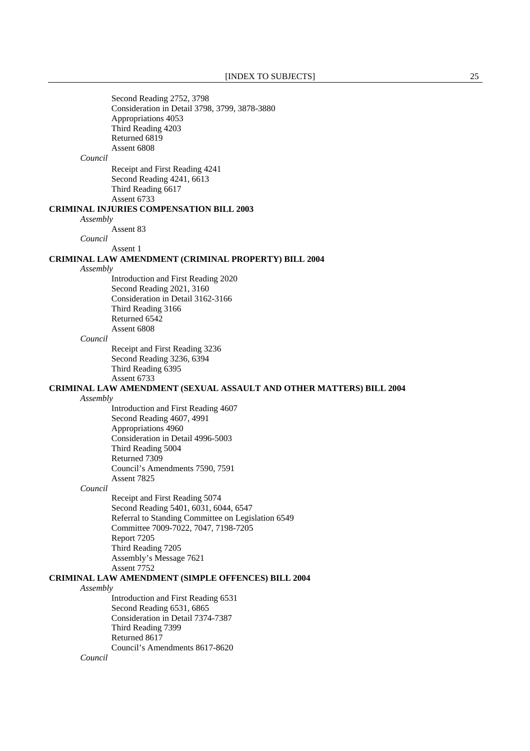Second Reading 2752, 3798
Consideration in Detail 3798, 3799, 3878-3880
Appropriations 4053
Third Reading 4203
Returned 6819
Assent 6808

*Council*

Receipt and First Reading 4241
Second Reading 4241, 6613
Third Reading 6617
Assent 6733

**CRIMINAL INJURIES COMPENSATION BILL 2003**

*Assembly*

Assent 83

*Council*

Assent 1

**CRIMINAL LAW AMENDMENT (CRIMINAL PROPERTY) BILL 2004**

*Assembly*

Introduction and First Reading 2020
Second Reading 2021, 3160
Consideration in Detail 3162-3166
Third Reading 3166
Returned 6542
Assent 6808

*Council*

Receipt and First Reading 3236
Second Reading 3236, 6394
Third Reading 6395
Assent 6733

**CRIMINAL LAW AMENDMENT (SEXUAL ASSAULT AND OTHER MATTERS) BILL 2004**

*Assembly*

Introduction and First Reading 4607
Second Reading 4607, 4991
Appropriations 4960
Consideration in Detail 4996-5003
Third Reading 5004
Returned 7309
Council's Amendments 7590, 7591
Assent 7825

*Council*

Receipt and First Reading 5074
Second Reading 5401, 6031, 6044, 6547
Referral to Standing Committee on Legislation 6549
Committee 7009-7022, 7047, 7198-7205
Report 7205
Third Reading 7205
Assembly's Message 7621
Assent 7752

**CRIMINAL LAW AMENDMENT (SIMPLE OFFENCES) BILL 2004**

*Assembly*

Introduction and First Reading 6531
Second Reading 6531, 6865
Consideration in Detail 7374-7387
Third Reading 7399
Returned 8617
Council's Amendments 8617-8620

*Council*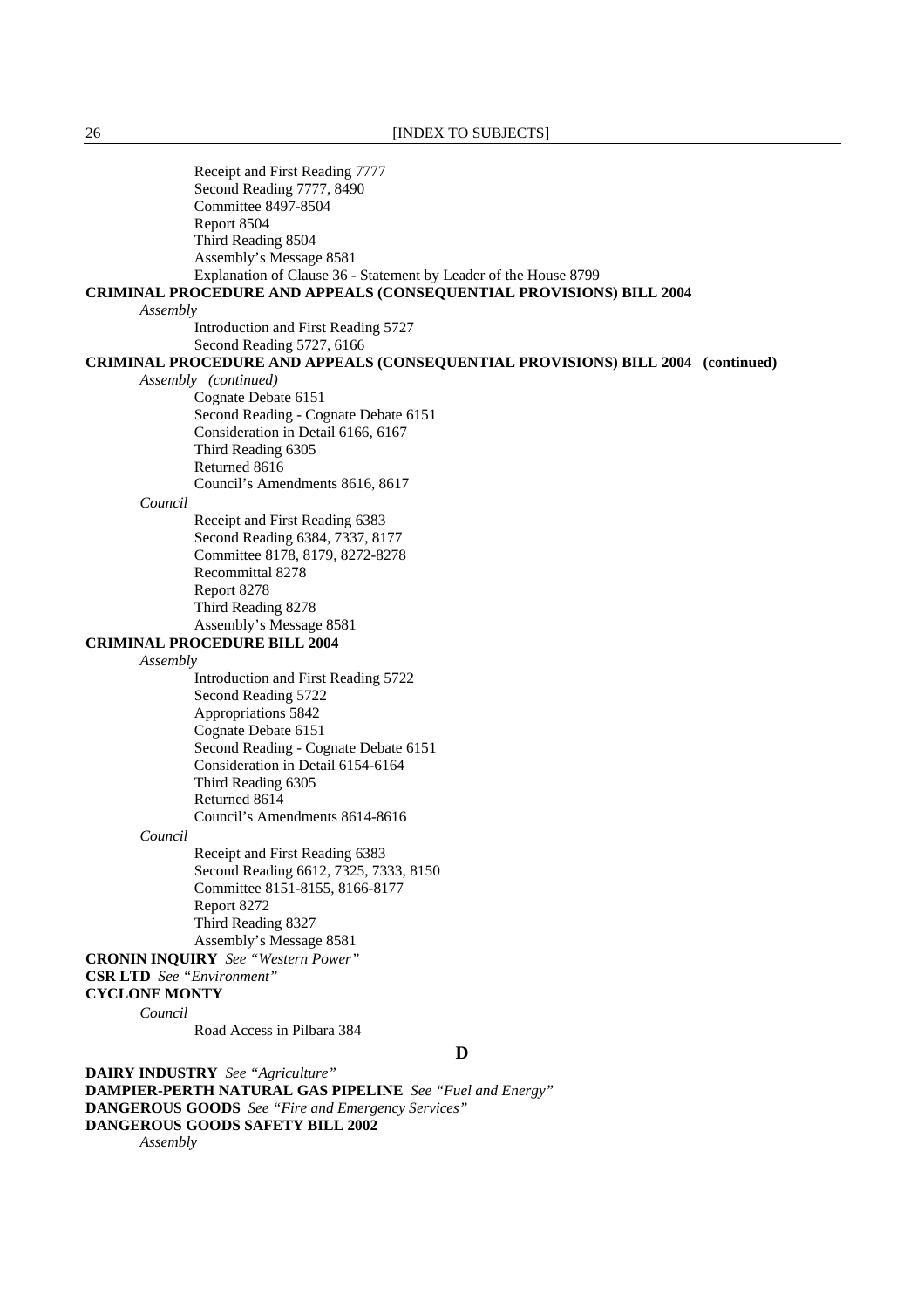Receipt and First Reading 7777
Second Reading 7777, 8490
Committee 8497-8504
Report 8504
Third Reading 8504
Assembly's Message 8581
Explanation of Clause 36 - Statement by Leader of the House 8799

**CRIMINAL PROCEDURE AND APPEALS (CONSEQUENTIAL PROVISIONS) BILL 2004**

*Assembly*

Introduction and First Reading 5727
Second Reading 5727, 6166

**CRIMINAL PROCEDURE AND APPEALS (CONSEQUENTIAL PROVISIONS) BILL 2004 (continued)**

*Assembly (continued)*

Cognate Debate 6151
Second Reading - Cognate Debate 6151
Consideration in Detail 6166, 6167
Third Reading 6305
Returned 8616
Council's Amendments 8616, 8617

*Council*

Receipt and First Reading 6383
Second Reading 6384, 7337, 8177
Committee 8178, 8179, 8272-8278
Recommittal 8278
Report 8278
Third Reading 8278
Assembly's Message 8581

**CRIMINAL PROCEDURE BILL 2004**

*Assembly*

Introduction and First Reading 5722
Second Reading 5722
Appropriations 5842
Cognate Debate 6151
Second Reading - Cognate Debate 6151
Consideration in Detail 6154-6164
Third Reading 6305
Returned 8614
Council's Amendments 8614-8616

*Council*

Receipt and First Reading 6383
Second Reading 6612, 7325, 7333, 8150
Committee 8151-8155, 8166-8177
Report 8272
Third Reading 8327
Assembly's Message 8581

**CRONIN INQUIRY** *See "Western Power"*

**CSR LTD** *See "Environment"*

**CYCLONE MONTY**

*Council*

Road Access in Pilbara 384

## D

**DAIRY INDUSTRY** *See "Agriculture"*

**DAMPIER-PERTH NATURAL GAS PIPELINE** *See "Fuel and Energy"*

**DANGEROUS GOODS** *See "Fire and Emergency Services"*

**DANGEROUS GOODS SAFETY BILL 2002**

*Assembly*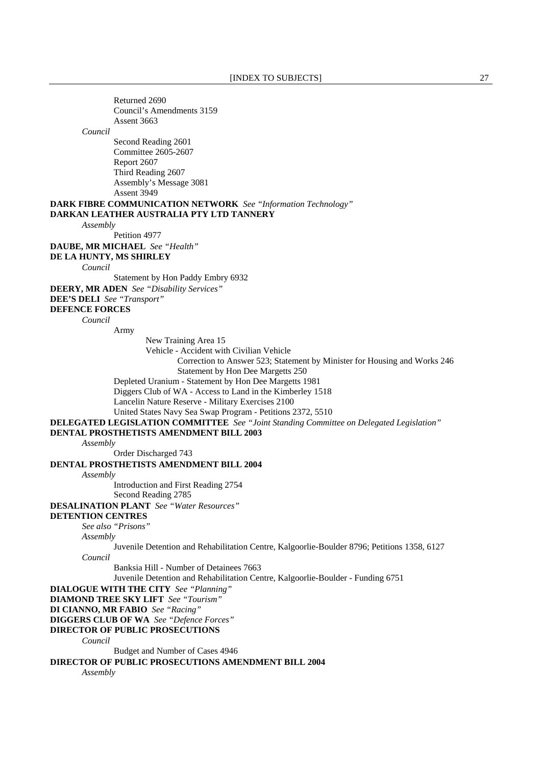Returned 2690
Council's Amendments 3159
Assent 3663

*Council*

Second Reading 2601
Committee 2605-2607
Report 2607
Third Reading 2607
Assembly's Message 3081
Assent 3949

**DARK FIBRE COMMUNICATION NETWORK** *See "Information Technology"*

**DARKAN LEATHER AUSTRALIA PTY LTD TANNERY**

*Assembly*

Petition 4977

**DAUBE, MR MICHAEL** *See "Health"*

**DE LA HUNTY, MS SHIRLEY**

*Council*

Statement by Hon Paddy Embry 6932

**DEERY, MR ADEN** *See "Disability Services"*

**DEE'S DELI** *See "Transport"*

**DEFENCE FORCES**

*Council*

Army

New Training Area 15
Vehicle - Accident with Civilian Vehicle
Correction to Answer 523; Statement by Minister for Housing and Works 246
Statement by Hon Dee Margetts 250

Depleted Uranium - Statement by Hon Dee Margetts 1981
Diggers Club of WA - Access to Land in the Kimberley 1518
Lancelin Nature Reserve - Military Exercises 2100
United States Navy Sea Swap Program - Petitions 2372, 5510

**DELEGATED LEGISLATION COMMITTEE** *See "Joint Standing Committee on Delegated Legislation"*

**DENTAL PROSTHETISTS AMENDMENT BILL 2003**

*Assembly*

Order Discharged 743

**DENTAL PROSTHETISTS AMENDMENT BILL 2004**

*Assembly*

Introduction and First Reading 2754
Second Reading 2785

**DESALINATION PLANT** *See "Water Resources"*

**DETENTION CENTRES**

*See also "Prisons"*

*Assembly*

Juvenile Detention and Rehabilitation Centre, Kalgoorlie-Boulder 8796; Petitions 1358, 6127

*Council*

Banksia Hill - Number of Detainees 7663
Juvenile Detention and Rehabilitation Centre, Kalgoorlie-Boulder - Funding 6751

**DIALOGUE WITH THE CITY** *See "Planning"*

**DIAMOND TREE SKY LIFT** *See "Tourism"*

**DI CIANNO, MR FABIO** *See "Racing"*

**DIGGERS CLUB OF WA** *See "Defence Forces"*

**DIRECTOR OF PUBLIC PROSECUTIONS**

*Council*

Budget and Number of Cases 4946

**DIRECTOR OF PUBLIC PROSECUTIONS AMENDMENT BILL 2004**

*Assembly*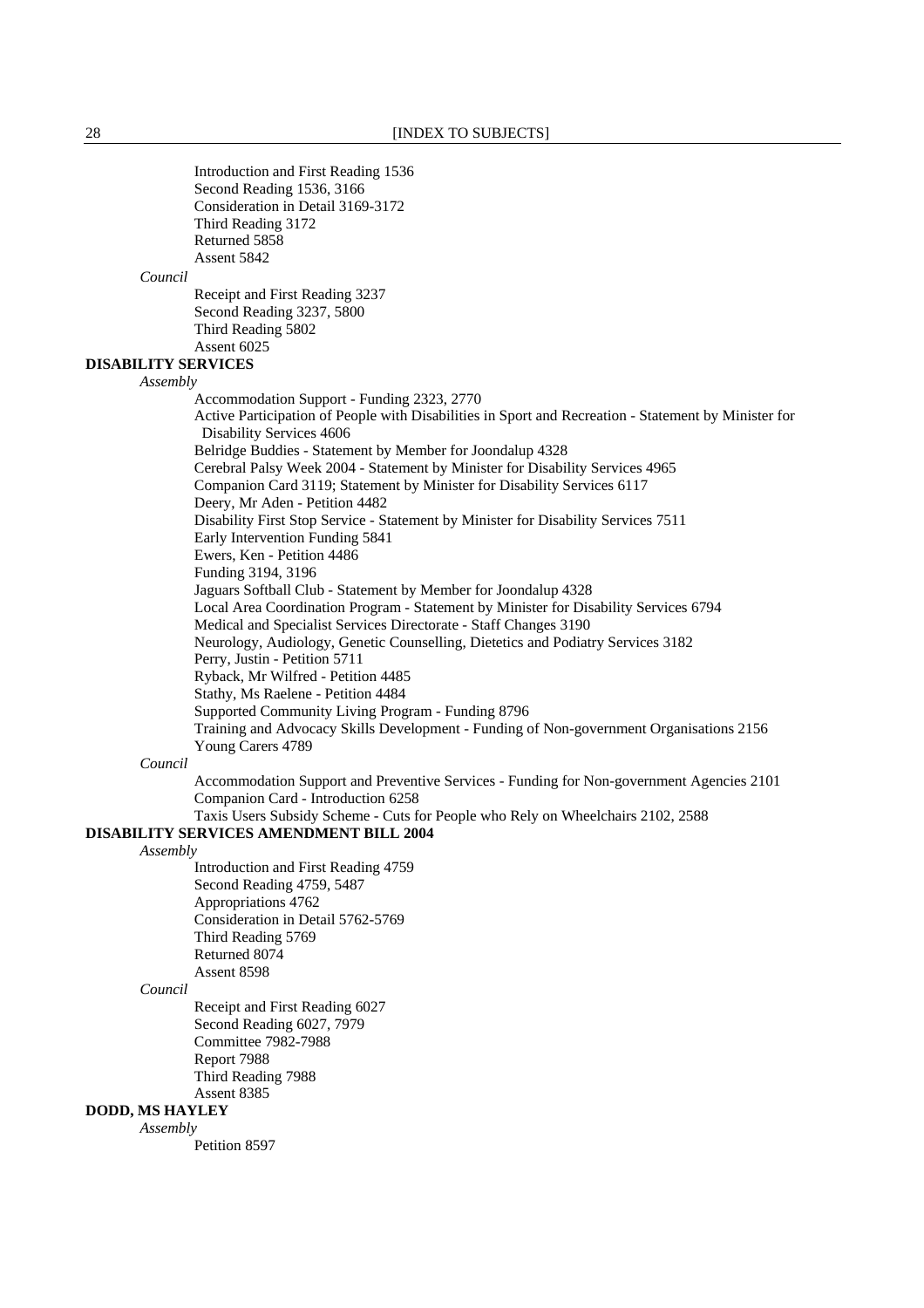Introduction and First Reading 1536
Second Reading 1536, 3166
Consideration in Detail 3169-3172
Third Reading 3172
Returned 5858
Assent 5842

*Council*

Receipt and First Reading 3237
Second Reading 3237, 5800
Third Reading 5802
Assent 6025

**DISABILITY SERVICES**

*Assembly*

Accommodation Support - Funding 2323, 2770
Active Participation of People with Disabilities in Sport and Recreation - Statement by Minister for Disability Services 4606
Belridge Buddies - Statement by Member for Joondalup 4328
Cerebral Palsy Week 2004 - Statement by Minister for Disability Services 4965
Companion Card 3119; Statement by Minister for Disability Services 6117
Deery, Mr Aden - Petition 4482
Disability First Stop Service - Statement by Minister for Disability Services 7511
Early Intervention Funding 5841
Ewers, Ken - Petition 4486
Funding 3194, 3196
Jaguars Softball Club - Statement by Member for Joondalup 4328
Local Area Coordination Program - Statement by Minister for Disability Services 6794
Medical and Specialist Services Directorate - Staff Changes 3190
Neurology, Audiology, Genetic Counselling, Dietetics and Podiatry Services 3182
Perry, Justin - Petition 5711
Ryback, Mr Wilfred - Petition 4485
Stathy, Ms Raelene - Petition 4484
Supported Community Living Program - Funding 8796
Training and Advocacy Skills Development - Funding of Non-government Organisations 2156
Young Carers 4789

*Council*

Accommodation Support and Preventive Services - Funding for Non-government Agencies 2101
Companion Card - Introduction 6258
Taxis Users Subsidy Scheme - Cuts for People who Rely on Wheelchairs 2102, 2588

**DISABILITY SERVICES AMENDMENT BILL 2004**

*Assembly*

Introduction and First Reading 4759
Second Reading 4759, 5487
Appropriations 4762
Consideration in Detail 5762-5769
Third Reading 5769
Returned 8074
Assent 8598

*Council*

Receipt and First Reading 6027
Second Reading 6027, 7979
Committee 7982-7988
Report 7988
Third Reading 7988
Assent 8385

**DODD, MS HAYLEY**

*Assembly*

Petition 8597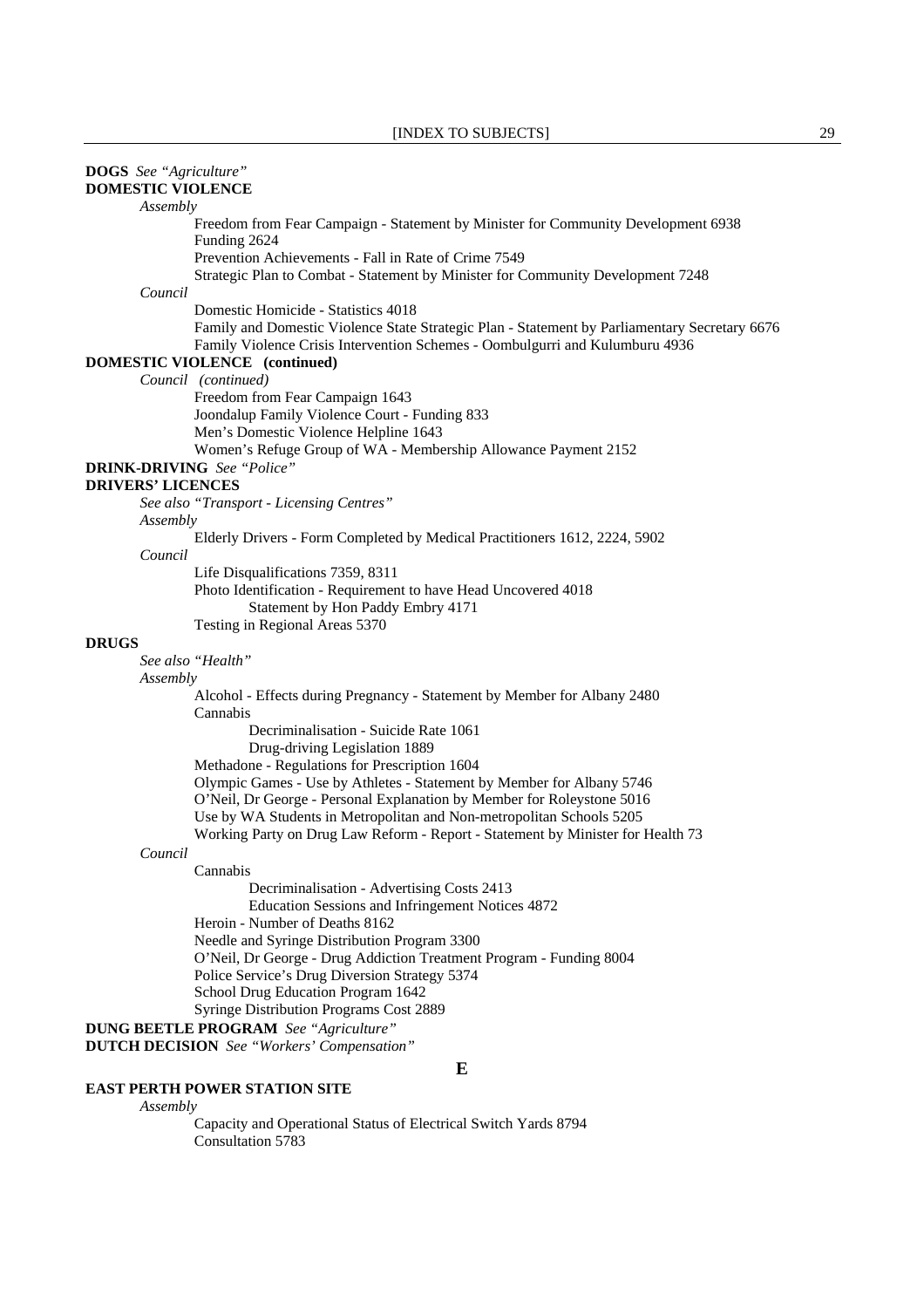**DOGS** *See "Agriculture"*

**DOMESTIC VIOLENCE**

*Assembly*

- Freedom from Fear Campaign - Statement by Minister for Community Development 6938
- Funding 2624
- Prevention Achievements - Fall in Rate of Crime 7549
- Strategic Plan to Combat - Statement by Minister for Community Development 7248

*Council*

- Domestic Homicide - Statistics 4018
- Family and Domestic Violence State Strategic Plan - Statement by Parliamentary Secretary 6676
- Family Violence Crisis Intervention Schemes - Oombulgurri and Kulumburu 4936

**DOMESTIC VIOLENCE (continued)**

*Council (continued)*

- Freedom from Fear Campaign 1643
- Joondalup Family Violence Court - Funding 833
- Men's Domestic Violence Helpline 1643
- Women's Refuge Group of WA - Membership Allowance Payment 2152

**DRINK-DRIVING** *See "Police"*

**DRIVERS' LICENCES**

*See also "Transport - Licensing Centres"*

*Assembly*

- Elderly Drivers - Form Completed by Medical Practitioners 1612, 2224, 5902

*Council*

- Life Disqualifications 7359, 8311
- Photo Identification - Requirement to have Head Uncovered 4018
  - Statement by Hon Paddy Embry 4171
- Testing in Regional Areas 5370

**DRUGS**

*See also "Health"*

*Assembly*

- Alcohol - Effects during Pregnancy - Statement by Member for Albany 2480
- Cannabis
  - Decriminalisation - Suicide Rate 1061
  - Drug-driving Legislation 1889
- Methadone - Regulations for Prescription 1604
- Olympic Games - Use by Athletes - Statement by Member for Albany 5746
- O'Neil, Dr George - Personal Explanation by Member for Roleystone 5016
- Use by WA Students in Metropolitan and Non-metropolitan Schools 5205
- Working Party on Drug Law Reform - Report - Statement by Minister for Health 73

*Council*

- Cannabis
  - Decriminalisation - Advertising Costs 2413
  - Education Sessions and Infringement Notices 4872
- Heroin - Number of Deaths 8162
- Needle and Syringe Distribution Program 3300
- O'Neil, Dr George - Drug Addiction Treatment Program - Funding 8004
- Police Service's Drug Diversion Strategy 5374
- School Drug Education Program 1642
- Syringe Distribution Programs Cost 2889

**DUNG BEETLE PROGRAM** *See "Agriculture"*

**DUTCH DECISION** *See "Workers' Compensation"*

## E

**EAST PERTH POWER STATION SITE**

*Assembly*

- Capacity and Operational Status of Electrical Switch Yards 8794
- Consultation 5783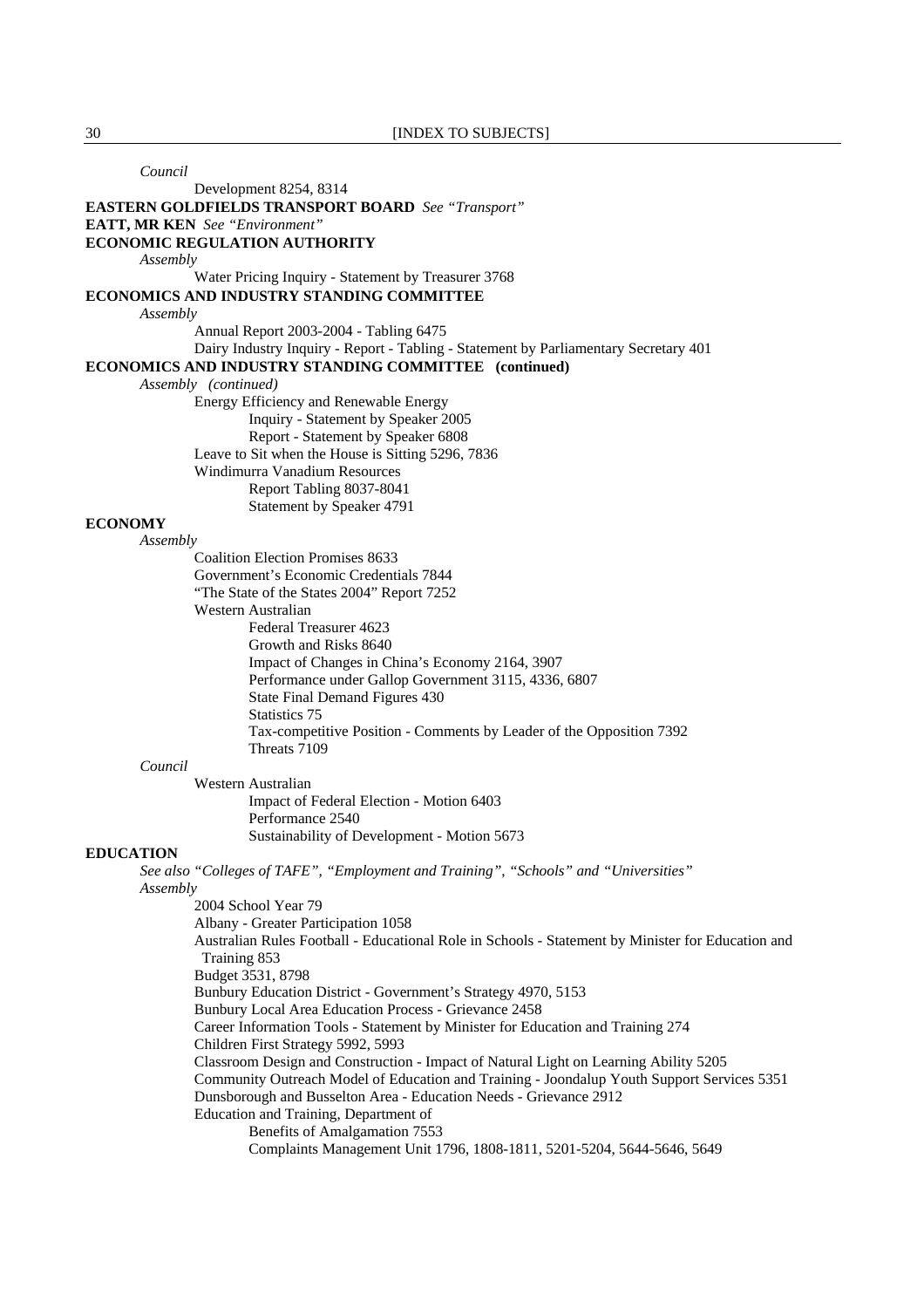*Council*

Development 8254, 8314

**EASTERN GOLDFIELDS TRANSPORT BOARD** *See "Transport"*

**EATT, MR KEN** *See "Environment"*

**ECONOMIC REGULATION AUTHORITY**

*Assembly*

Water Pricing Inquiry - Statement by Treasurer 3768

**ECONOMICS AND INDUSTRY STANDING COMMITTEE**

*Assembly*

Annual Report 2003-2004 - Tabling 6475

Dairy Industry Inquiry - Report - Tabling - Statement by Parliamentary Secretary 401

**ECONOMICS AND INDUSTRY STANDING COMMITTEE (continued)**

*Assembly (continued)*

Energy Efficiency and Renewable Energy

- Inquiry - Statement by Speaker 2005
- Report - Statement by Speaker 6808

Leave to Sit when the House is Sitting 5296, 7836

Windimurra Vanadium Resources

- Report Tabling 8037-8041
- Statement by Speaker 4791

**ECONOMY**

*Assembly*

Coalition Election Promises 8633

Government's Economic Credentials 7844

"The State of the States 2004" Report 7252

Western Australian

- Federal Treasurer 4623
- Growth and Risks 8640
- Impact of Changes in China's Economy 2164, 3907
- Performance under Gallop Government 3115, 4336, 6807
- State Final Demand Figures 430
- Statistics 75
- Tax-competitive Position - Comments by Leader of the Opposition 7392
- Threats 7109

*Council*

Western Australian

- Impact of Federal Election - Motion 6403
- Performance 2540
- Sustainability of Development - Motion 5673

**EDUCATION**

*See also "Colleges of TAFE", "Employment and Training", "Schools" and "Universities"*

*Assembly*

2004 School Year 79

Albany - Greater Participation 1058

Australian Rules Football - Educational Role in Schools - Statement by Minister for Education and Training 853

Budget 3531, 8798

Bunbury Education District - Government's Strategy 4970, 5153

Bunbury Local Area Education Process - Grievance 2458

Career Information Tools - Statement by Minister for Education and Training 274

Children First Strategy 5992, 5993

Classroom Design and Construction - Impact of Natural Light on Learning Ability 5205

Community Outreach Model of Education and Training - Joondalup Youth Support Services 5351

Dunsborough and Busselton Area - Education Needs - Grievance 2912

Education and Training, Department of

- Benefits of Amalgamation 7553
- Complaints Management Unit 1796, 1808-1811, 5201-5204, 5644-5646, 5649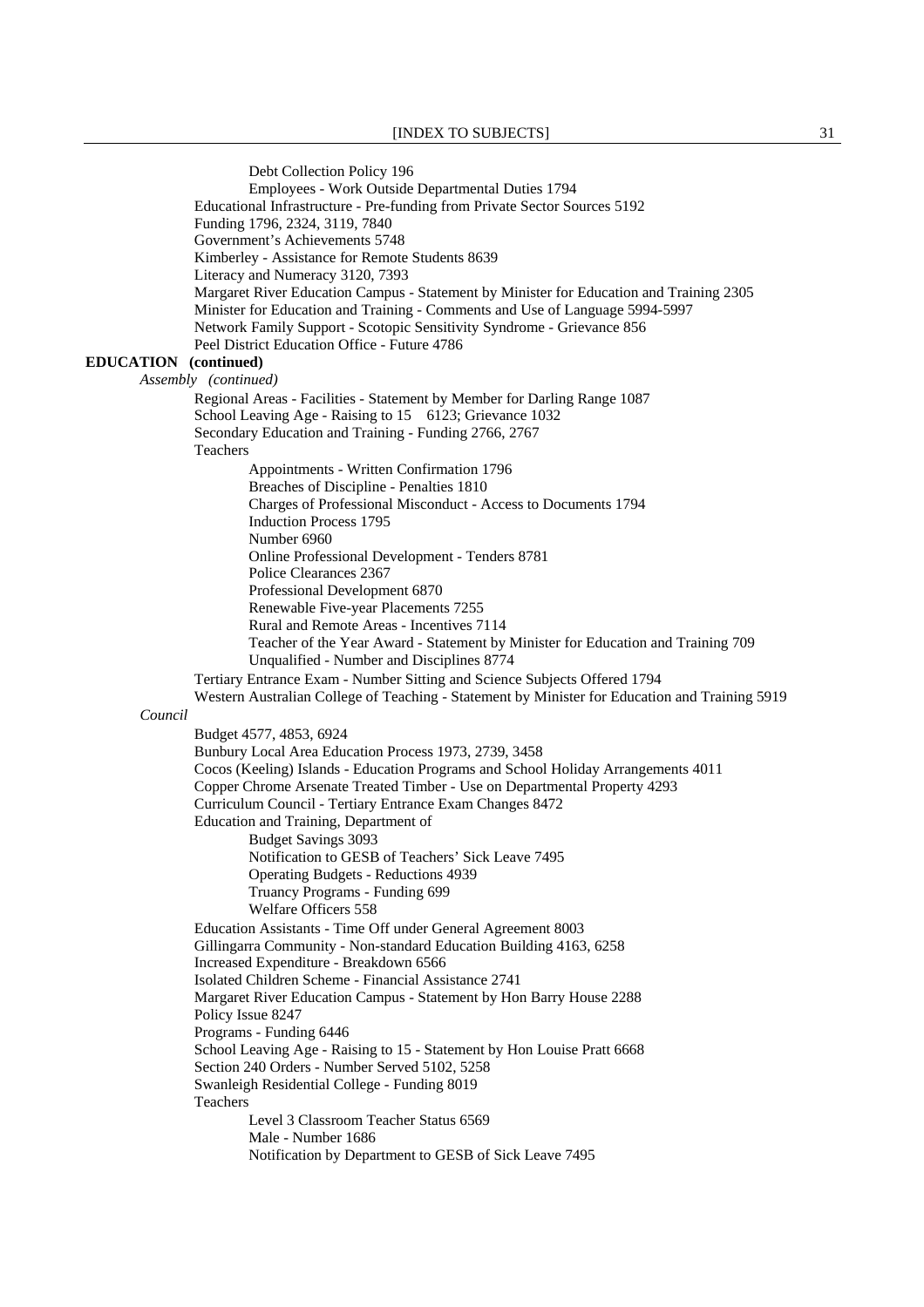Debt Collection Policy 196
Employees - Work Outside Departmental Duties 1794
Educational Infrastructure - Pre-funding from Private Sector Sources 5192
Funding 1796, 2324, 3119, 7840
Government's Achievements 5748
Kimberley - Assistance for Remote Students 8639
Literacy and Numeracy 3120, 7393
Margaret River Education Campus - Statement by Minister for Education and Training 2305
Minister for Education and Training - Comments and Use of Language 5994-5997
Network Family Support - Scotopic Sensitivity Syndrome - Grievance 856
Peel District Education Office - Future 4786

**EDUCATION (continued)**

*Assembly (continued)*

Regional Areas - Facilities - Statement by Member for Darling Range 1087
School Leaving Age - Raising to 15 6123; Grievance 1032
Secondary Education and Training - Funding 2766, 2767
Teachers
- Appointments - Written Confirmation 1796
- Breaches of Discipline - Penalties 1810
- Charges of Professional Misconduct - Access to Documents 1794
- Induction Process 1795
- Number 6960
- Online Professional Development - Tenders 8781
- Police Clearances 2367
- Professional Development 6870
- Renewable Five-year Placements 7255
- Rural and Remote Areas - Incentives 7114
- Teacher of the Year Award - Statement by Minister for Education and Training 709
- Unqualified - Number and Disciplines 8774

Tertiary Entrance Exam - Number Sitting and Science Subjects Offered 1794
Western Australian College of Teaching - Statement by Minister for Education and Training 5919

*Council*

Budget 4577, 4853, 6924
Bunbury Local Area Education Process 1973, 2739, 3458
Cocos (Keeling) Islands - Education Programs and School Holiday Arrangements 4011
Copper Chrome Arsenate Treated Timber - Use on Departmental Property 4293
Curriculum Council - Tertiary Entrance Exam Changes 8472
Education and Training, Department of
- Budget Savings 3093
- Notification to GESB of Teachers' Sick Leave 7495
- Operating Budgets - Reductions 4939
- Truancy Programs - Funding 699
- Welfare Officers 558

Education Assistants - Time Off under General Agreement 8003
Gillingarra Community - Non-standard Education Building 4163, 6258
Increased Expenditure - Breakdown 6566
Isolated Children Scheme - Financial Assistance 2741
Margaret River Education Campus - Statement by Hon Barry House 2288
Policy Issue 8247
Programs - Funding 6446
School Leaving Age - Raising to 15 - Statement by Hon Louise Pratt 6668
Section 240 Orders - Number Served 5102, 5258
Swanleigh Residential College - Funding 8019
Teachers
- Level 3 Classroom Teacher Status 6569
- Male - Number 1686
- Notification by Department to GESB of Sick Leave 7495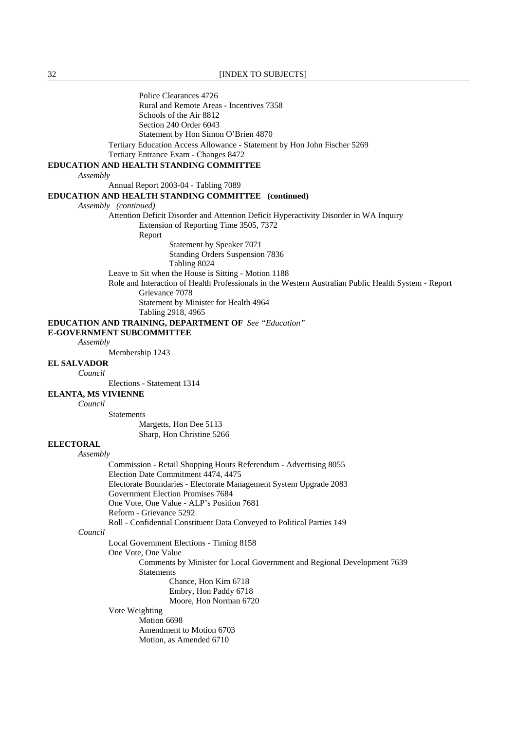Police Clearances 4726
Rural and Remote Areas - Incentives 7358
Schools of the Air 8812
Section 240 Order 6043
Statement by Hon Simon O'Brien 4870
Tertiary Education Access Allowance - Statement by Hon John Fischer 5269
Tertiary Entrance Exam - Changes 8472

**EDUCATION AND HEALTH STANDING COMMITTEE**

*Assembly*

Annual Report 2003-04 - Tabling 7089

**EDUCATION AND HEALTH STANDING COMMITTEE (continued)**

*Assembly (continued)*

Attention Deficit Disorder and Attention Deficit Hyperactivity Disorder in WA Inquiry
- Extension of Reporting Time 3505, 7372
- Report
  - Statement by Speaker 7071
  - Standing Orders Suspension 7836
  - Tabling 8024

Leave to Sit when the House is Sitting - Motion 1188

Role and Interaction of Health Professionals in the Western Australian Public Health System - Report
- Grievance 7078
- Statement by Minister for Health 4964
- Tabling 2918, 4965

**EDUCATION AND TRAINING, DEPARTMENT OF** *See "Education"*

**E-GOVERNMENT SUBCOMMITTEE**

*Assembly*

Membership 1243

**EL SALVADOR**

*Council*

Elections - Statement 1314

**ELANTA, MS VIVIENNE**

*Council*

Statements
- Margetts, Hon Dee 5113
- Sharp, Hon Christine 5266

**ELECTORAL**

*Assembly*

Commission - Retail Shopping Hours Referendum - Advertising 8055
Election Date Commitment 4474, 4475
Electorate Boundaries - Electorate Management System Upgrade 2083
Government Election Promises 7684
One Vote, One Value - ALP's Position 7681
Reform - Grievance 5292
Roll - Confidential Constituent Data Conveyed to Political Parties 149

*Council*

Local Government Elections - Timing 8158

One Vote, One Value
- Comments by Minister for Local Government and Regional Development 7639
- Statements
  - Chance, Hon Kim 6718
  - Embry, Hon Paddy 6718
  - Moore, Hon Norman 6720

Vote Weighting
- Motion 6698
- Amendment to Motion 6703
- Motion, as Amended 6710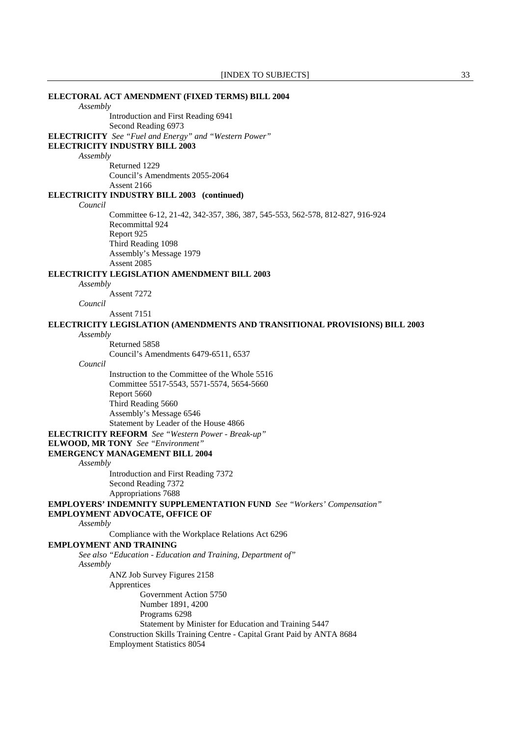**ELECTORAL ACT AMENDMENT (FIXED TERMS) BILL 2004**

*Assembly*

Introduction and First Reading 6941
Second Reading 6973

**ELECTRICITY** *See "Fuel and Energy" and "Western Power"*

**ELECTRICITY INDUSTRY BILL 2003**

*Assembly*

Returned 1229
Council's Amendments 2055-2064
Assent 2166

**ELECTRICITY INDUSTRY BILL 2003 (continued)**

*Council*

Committee 6-12, 21-42, 342-357, 386, 387, 545-553, 562-578, 812-827, 916-924
Recommittal 924
Report 925
Third Reading 1098
Assembly's Message 1979
Assent 2085

**ELECTRICITY LEGISLATION AMENDMENT BILL 2003**

*Assembly*

Assent 7272

*Council*

Assent 7151

**ELECTRICITY LEGISLATION (AMENDMENTS AND TRANSITIONAL PROVISIONS) BILL 2003**

*Assembly*

Returned 5858
Council's Amendments 6479-6511, 6537

*Council*

Instruction to the Committee of the Whole 5516
Committee 5517-5543, 5571-5574, 5654-5660
Report 5660
Third Reading 5660
Assembly's Message 6546
Statement by Leader of the House 4866

**ELECTRICITY REFORM** *See "Western Power - Break-up"*

**ELWOOD, MR TONY** *See "Environment"*

**EMERGENCY MANAGEMENT BILL 2004**

*Assembly*

Introduction and First Reading 7372
Second Reading 7372
Appropriations 7688

**EMPLOYERS' INDEMNITY SUPPLEMENTATION FUND** *See "Workers' Compensation"*

**EMPLOYMENT ADVOCATE, OFFICE OF**

*Assembly*

Compliance with the Workplace Relations Act 6296

**EMPLOYMENT AND TRAINING**

*See also "Education - Education and Training, Department of"*

*Assembly*

ANZ Job Survey Figures 2158
Apprentices
- Government Action 5750
- Number 1891, 4200
- Programs 6298
- Statement by Minister for Education and Training 5447

Construction Skills Training Centre - Capital Grant Paid by ANTA 8684
Employment Statistics 8054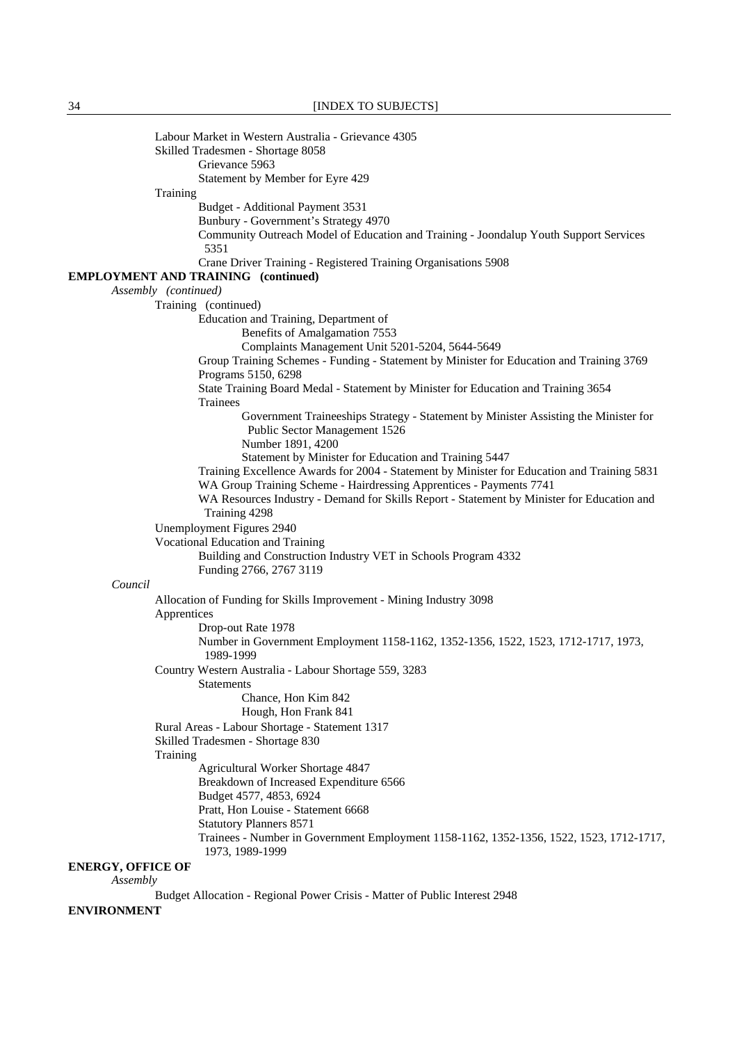Labour Market in Western Australia - Grievance 4305
Skilled Tradesmen - Shortage 8058
  Grievance 5963
  Statement by Member for Eyre 429
Training
  Budget - Additional Payment 3531
  Bunbury - Government's Strategy 4970
  Community Outreach Model of Education and Training - Joondalup Youth Support Services 5351
  Crane Driver Training - Registered Training Organisations 5908

**EMPLOYMENT AND TRAINING (continued)**

*Assembly (continued)*

Training (continued)
  Education and Training, Department of
    Benefits of Amalgamation 7553
    Complaints Management Unit 5201-5204, 5644-5649
  Group Training Schemes - Funding - Statement by Minister for Education and Training 3769
  Programs 5150, 6298
  State Training Board Medal - Statement by Minister for Education and Training 3654
  Trainees
    Government Traineeships Strategy - Statement by Minister Assisting the Minister for Public Sector Management 1526
    Number 1891, 4200
    Statement by Minister for Education and Training 5447
  Training Excellence Awards for 2004 - Statement by Minister for Education and Training 5831
  WA Group Training Scheme - Hairdressing Apprentices - Payments 7741
  WA Resources Industry - Demand for Skills Report - Statement by Minister for Education and Training 4298
Unemployment Figures 2940
Vocational Education and Training
  Building and Construction Industry VET in Schools Program 4332
  Funding 2766, 2767 3119

*Council*

Allocation of Funding for Skills Improvement - Mining Industry 3098
Apprentices
  Drop-out Rate 1978
  Number in Government Employment 1158-1162, 1352-1356, 1522, 1523, 1712-1717, 1973, 1989-1999
Country Western Australia - Labour Shortage 559, 3283
  Statements
    Chance, Hon Kim 842
    Hough, Hon Frank 841
Rural Areas - Labour Shortage - Statement 1317
Skilled Tradesmen - Shortage 830
Training
  Agricultural Worker Shortage 4847
  Breakdown of Increased Expenditure 6566
  Budget 4577, 4853, 6924
  Pratt, Hon Louise - Statement 6668
  Statutory Planners 8571
  Trainees - Number in Government Employment 1158-1162, 1352-1356, 1522, 1523, 1712-1717, 1973, 1989-1999

**ENERGY, OFFICE OF**

*Assembly*

Budget Allocation - Regional Power Crisis - Matter of Public Interest 2948

**ENVIRONMENT**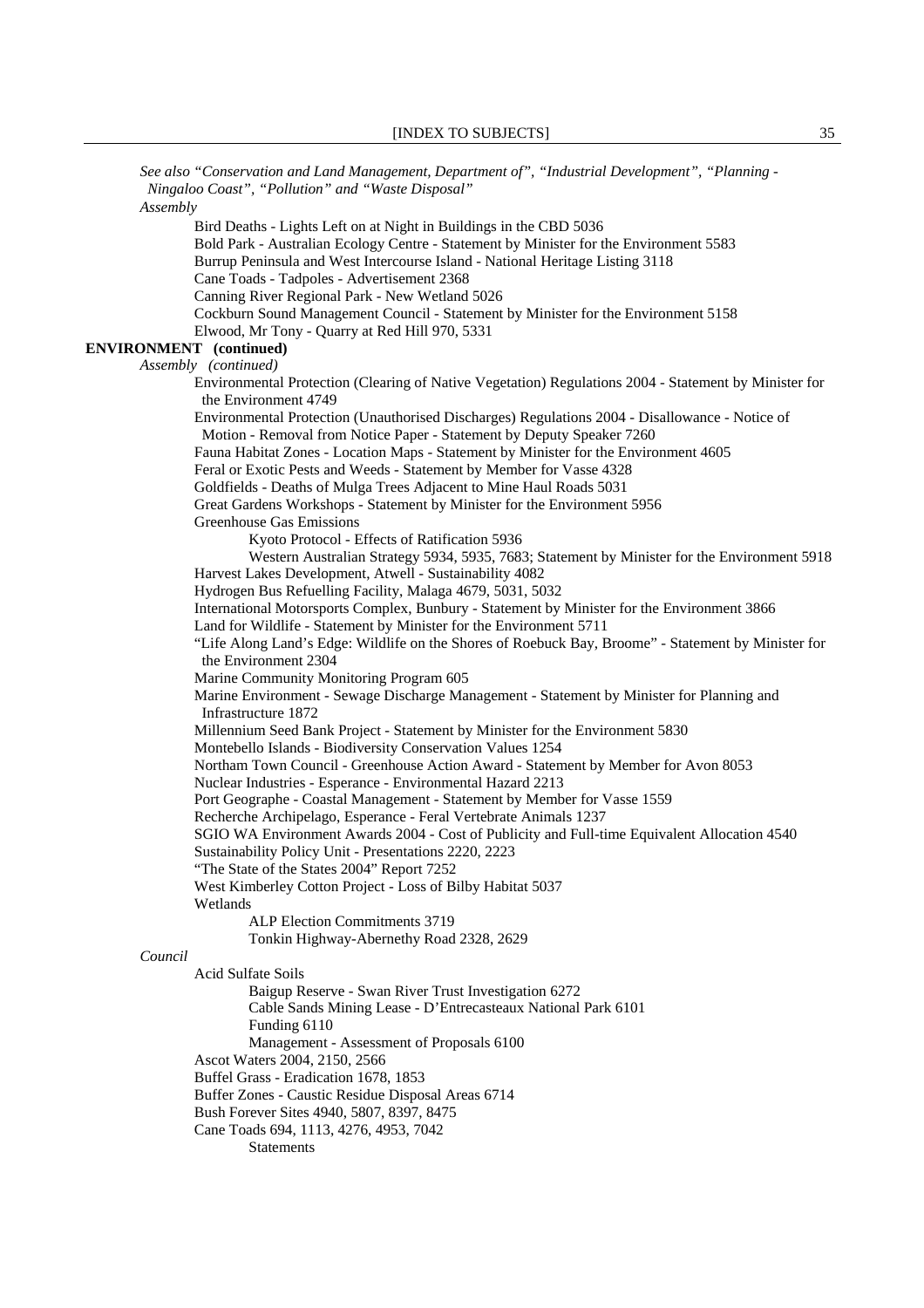*See also "Conservation and Land Management, Department of", "Industrial Development", "Planning - Ningaloo Coast", "Pollution" and "Waste Disposal"*

*Assembly*

Bird Deaths - Lights Left on at Night in Buildings in the CBD 5036
Bold Park - Australian Ecology Centre - Statement by Minister for the Environment 5583
Burrup Peninsula and West Intercourse Island - National Heritage Listing 3118
Cane Toads - Tadpoles - Advertisement 2368
Canning River Regional Park - New Wetland 5026
Cockburn Sound Management Council - Statement by Minister for the Environment 5158
Elwood, Mr Tony - Quarry at Red Hill 970, 5331

**ENVIRONMENT (continued)**

*Assembly (continued)*

Environmental Protection (Clearing of Native Vegetation) Regulations 2004 - Statement by Minister for the Environment 4749
Environmental Protection (Unauthorised Discharges) Regulations 2004 - Disallowance - Notice of Motion - Removal from Notice Paper - Statement by Deputy Speaker 7260
Fauna Habitat Zones - Location Maps - Statement by Minister for the Environment 4605
Feral or Exotic Pests and Weeds - Statement by Member for Vasse 4328
Goldfields - Deaths of Mulga Trees Adjacent to Mine Haul Roads 5031
Great Gardens Workshops - Statement by Minister for the Environment 5956
Greenhouse Gas Emissions
  Kyoto Protocol - Effects of Ratification 5936
  Western Australian Strategy 5934, 5935, 7683; Statement by Minister for the Environment 5918
Harvest Lakes Development, Atwell - Sustainability 4082
Hydrogen Bus Refuelling Facility, Malaga 4679, 5031, 5032
International Motorsports Complex, Bunbury - Statement by Minister for the Environment 3866
Land for Wildlife - Statement by Minister for the Environment 5711
"Life Along Land's Edge: Wildlife on the Shores of Roebuck Bay, Broome" - Statement by Minister for the Environment 2304
Marine Community Monitoring Program 605
Marine Environment - Sewage Discharge Management - Statement by Minister for Planning and Infrastructure 1872
Millennium Seed Bank Project - Statement by Minister for the Environment 5830
Montebello Islands - Biodiversity Conservation Values 1254
Northam Town Council - Greenhouse Action Award - Statement by Member for Avon 8053
Nuclear Industries - Esperance - Environmental Hazard 2213
Port Geographe - Coastal Management - Statement by Member for Vasse 1559
Recherche Archipelago, Esperance - Feral Vertebrate Animals 1237
SGIO WA Environment Awards 2004 - Cost of Publicity and Full-time Equivalent Allocation 4540
Sustainability Policy Unit - Presentations 2220, 2223
"The State of the States 2004" Report 7252
West Kimberley Cotton Project - Loss of Bilby Habitat 5037
Wetlands
  ALP Election Commitments 3719
  Tonkin Highway-Abernethy Road 2328, 2629

*Council*

Acid Sulfate Soils
  Baigup Reserve - Swan River Trust Investigation 6272
  Cable Sands Mining Lease - D'Entrecasteaux National Park 6101
  Funding 6110
  Management - Assessment of Proposals 6100
Ascot Waters 2004, 2150, 2566
Buffel Grass - Eradication 1678, 1853
Buffer Zones - Caustic Residue Disposal Areas 6714
Bush Forever Sites 4940, 5807, 8397, 8475
Cane Toads 694, 1113, 4276, 4953, 7042
  Statements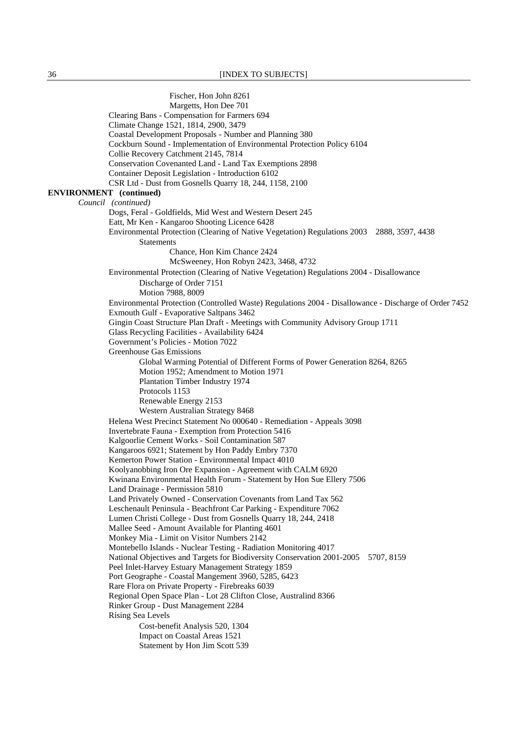Fischer, Hon John 8261
Margetts, Hon Dee 701
Clearing Bans - Compensation for Farmers 694
Climate Change 1521, 1814, 2900, 3479
Coastal Development Proposals - Number and Planning 380
Cockburn Sound - Implementation of Environmental Protection Policy 6104
Collie Recovery Catchment 2145, 7814
Conservation Covenanted Land - Land Tax Exemptions 2898
Container Deposit Legislation - Introduction 6102
CSR Ltd - Dust from Gosnells Quarry 18, 244, 1158, 2100

**ENVIRONMENT (continued)**

*Council (continued)*

Dogs, Feral - Goldfields, Mid West and Western Desert 245
Eatt, Mr Ken - Kangaroo Shooting Licence 6428
Environmental Protection (Clearing of Native Vegetation) Regulations 2003 2888, 3597, 4438
Statements
Chance, Hon Kim Chance 2424
McSweeney, Hon Robyn 2423, 3468, 4732
Environmental Protection (Clearing of Native Vegetation) Regulations 2004 - Disallowance
Discharge of Order 7151
Motion 7988, 8009
Environmental Protection (Controlled Waste) Regulations 2004 - Disallowance - Discharge of Order 7452
Exmouth Gulf - Evaporative Saltpans 3462
Gingin Coast Structure Plan Draft - Meetings with Community Advisory Group 1711
Glass Recycling Facilities - Availability 6424
Government's Policies - Motion 7022
Greenhouse Gas Emissions
Global Warming Potential of Different Forms of Power Generation 8264, 8265
Motion 1952; Amendment to Motion 1971
Plantation Timber Industry 1974
Protocols 1153
Renewable Energy 2153
Western Australian Strategy 8468
Helena West Precinct Statement No 000640 - Remediation - Appeals 3098
Invertebrate Fauna - Exemption from Protection 5416
Kalgoorlie Cement Works - Soil Contamination 587
Kangaroos 6921; Statement by Hon Paddy Embry 7370
Kemerton Power Station - Environmental Impact 4010
Koolyanobbing Iron Ore Expansion - Agreement with CALM 6920
Kwinana Environmental Health Forum - Statement by Hon Sue Ellery 7506
Land Drainage - Permission 5810
Land Privately Owned - Conservation Covenants from Land Tax 562
Leschenault Peninsula - Beachfront Car Parking - Expenditure 7062
Lumen Christi College - Dust from Gosnells Quarry 18, 244, 2418
Mallee Seed - Amount Available for Planting 4601
Monkey Mia - Limit on Visitor Numbers 2142
Montebello Islands - Nuclear Testing - Radiation Monitoring 4017
National Objectives and Targets for Biodiversity Conservation 2001-2005 5707, 8159
Peel Inlet-Harvey Estuary Management Strategy 1859
Port Geographe - Coastal Mangement 3960, 5285, 6423
Rare Flora on Private Property - Firebreaks 6039
Regional Open Space Plan - Lot 28 Clifton Close, Australind 8366
Rinker Group - Dust Management 2284
Rising Sea Levels
Cost-benefit Analysis 520, 1304
Impact on Coastal Areas 1521
Statement by Hon Jim Scott 539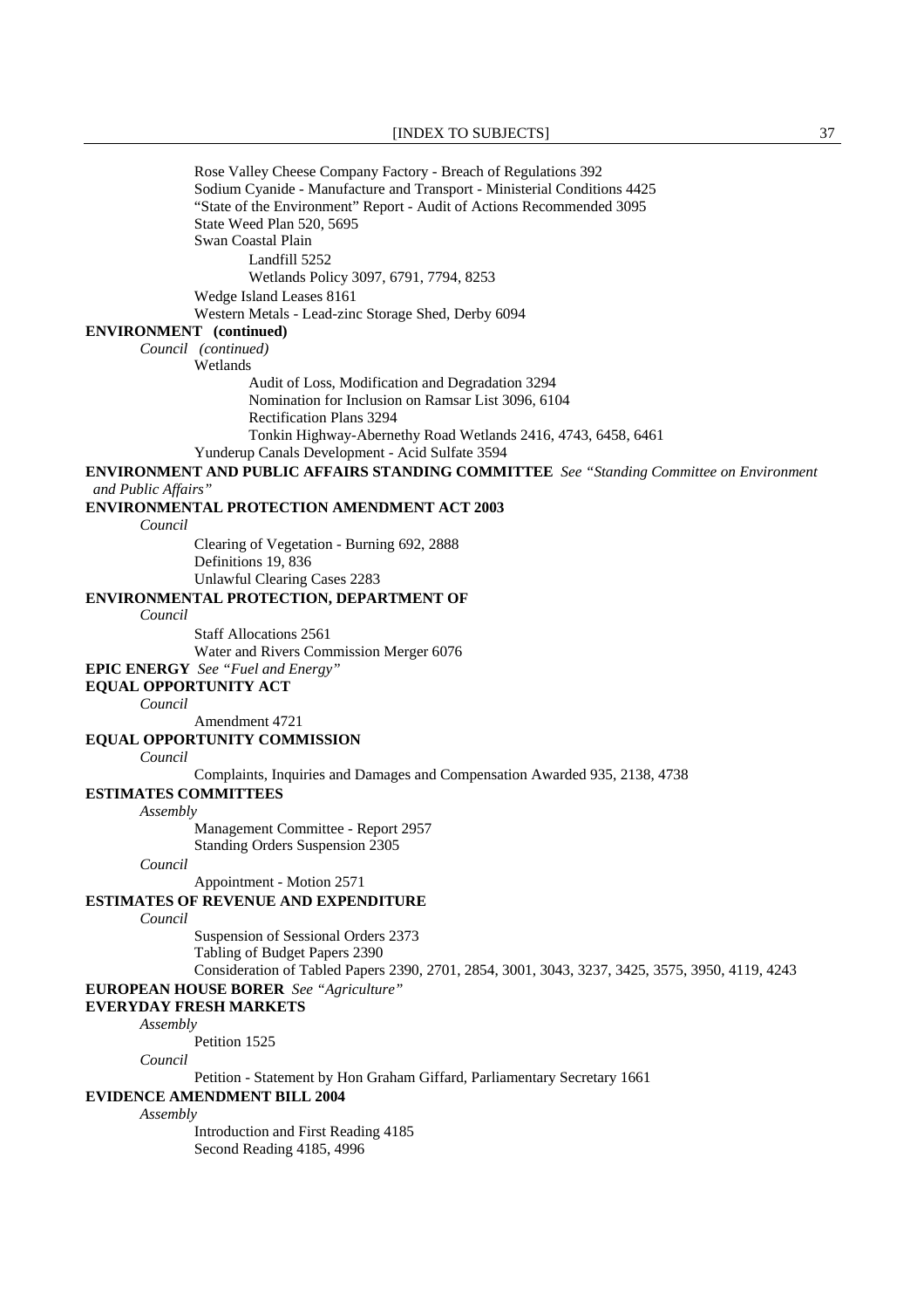Rose Valley Cheese Company Factory - Breach of Regulations 392
Sodium Cyanide - Manufacture and Transport - Ministerial Conditions 4425
"State of the Environment" Report - Audit of Actions Recommended 3095
State Weed Plan 520, 5695
Swan Coastal Plain
Landfill 5252
Wetlands Policy 3097, 6791, 7794, 8253
Wedge Island Leases 8161
Western Metals - Lead-zinc Storage Shed, Derby 6094

**ENVIRONMENT (continued)**

*Council (continued)*

Wetlands
Audit of Loss, Modification and Degradation 3294
Nomination for Inclusion on Ramsar List 3096, 6104
Rectification Plans 3294
Tonkin Highway-Abernethy Road Wetlands 2416, 4743, 6458, 6461
Yunderup Canals Development - Acid Sulfate 3594

**ENVIRONMENT AND PUBLIC AFFAIRS STANDING COMMITTEE** *See "Standing Committee on Environment and Public Affairs"*

**ENVIRONMENTAL PROTECTION AMENDMENT ACT 2003**

*Council*

Clearing of Vegetation - Burning 692, 2888
Definitions 19, 836
Unlawful Clearing Cases 2283

**ENVIRONMENTAL PROTECTION, DEPARTMENT OF**

*Council*

Staff Allocations 2561
Water and Rivers Commission Merger 6076

**EPIC ENERGY** *See "Fuel and Energy"*

**EQUAL OPPORTUNITY ACT**

*Council*

Amendment 4721

**EQUAL OPPORTUNITY COMMISSION**

*Council*

Complaints, Inquiries and Damages and Compensation Awarded 935, 2138, 4738

**ESTIMATES COMMITTEES**

*Assembly*

Management Committee - Report 2957
Standing Orders Suspension 2305

*Council*

Appointment - Motion 2571

**ESTIMATES OF REVENUE AND EXPENDITURE**

*Council*

Suspension of Sessional Orders 2373
Tabling of Budget Papers 2390
Consideration of Tabled Papers 2390, 2701, 2854, 3001, 3043, 3237, 3425, 3575, 3950, 4119, 4243

**EUROPEAN HOUSE BORER** *See "Agriculture"*

**EVERYDAY FRESH MARKETS**

*Assembly*

Petition 1525

*Council*

Petition - Statement by Hon Graham Giffard, Parliamentary Secretary 1661

**EVIDENCE AMENDMENT BILL 2004**

*Assembly*

Introduction and First Reading 4185
Second Reading 4185, 4996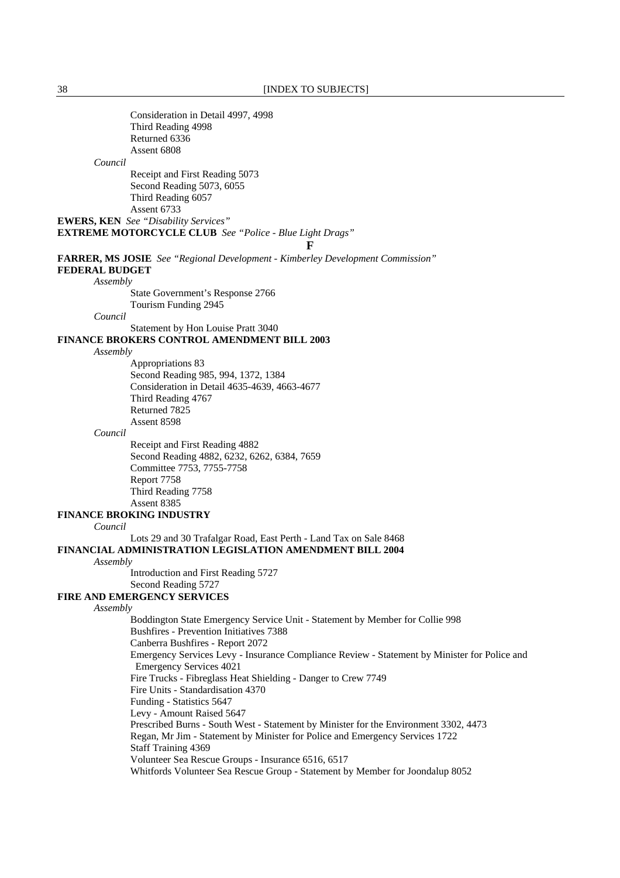Consideration in Detail 4997, 4998
Third Reading 4998
Returned 6336
Assent 6808

*Council*

Receipt and First Reading 5073
Second Reading 5073, 6055
Third Reading 6057
Assent 6733

**EWERS, KEN** *See "Disability Services"*

**EXTREME MOTORCYCLE CLUB** *See "Police - Blue Light Drags"*

## F

**FARRER, MS JOSIE** *See "Regional Development - Kimberley Development Commission"*

**FEDERAL BUDGET**

*Assembly*

State Government's Response 2766
Tourism Funding 2945

*Council*

Statement by Hon Louise Pratt 3040

**FINANCE BROKERS CONTROL AMENDMENT BILL 2003**

*Assembly*

Appropriations 83
Second Reading 985, 994, 1372, 1384
Consideration in Detail 4635-4639, 4663-4677
Third Reading 4767
Returned 7825
Assent 8598

*Council*

Receipt and First Reading 4882
Second Reading 4882, 6232, 6262, 6384, 7659
Committee 7753, 7755-7758
Report 7758
Third Reading 7758
Assent 8385

**FINANCE BROKING INDUSTRY**

*Council*

Lots 29 and 30 Trafalgar Road, East Perth - Land Tax on Sale 8468

**FINANCIAL ADMINISTRATION LEGISLATION AMENDMENT BILL 2004**

*Assembly*

Introduction and First Reading 5727
Second Reading 5727

**FIRE AND EMERGENCY SERVICES**

*Assembly*

Boddington State Emergency Service Unit - Statement by Member for Collie 998
Bushfires - Prevention Initiatives 7388
Canberra Bushfires - Report 2072
Emergency Services Levy - Insurance Compliance Review - Statement by Minister for Police and Emergency Services 4021
Fire Trucks - Fibreglass Heat Shielding - Danger to Crew 7749
Fire Units - Standardisation 4370
Funding - Statistics 5647
Levy - Amount Raised 5647
Prescribed Burns - South West - Statement by Minister for the Environment 3302, 4473
Regan, Mr Jim - Statement by Minister for Police and Emergency Services 1722
Staff Training 4369
Volunteer Sea Rescue Groups - Insurance 6516, 6517
Whitfords Volunteer Sea Rescue Group - Statement by Member for Joondalup 8052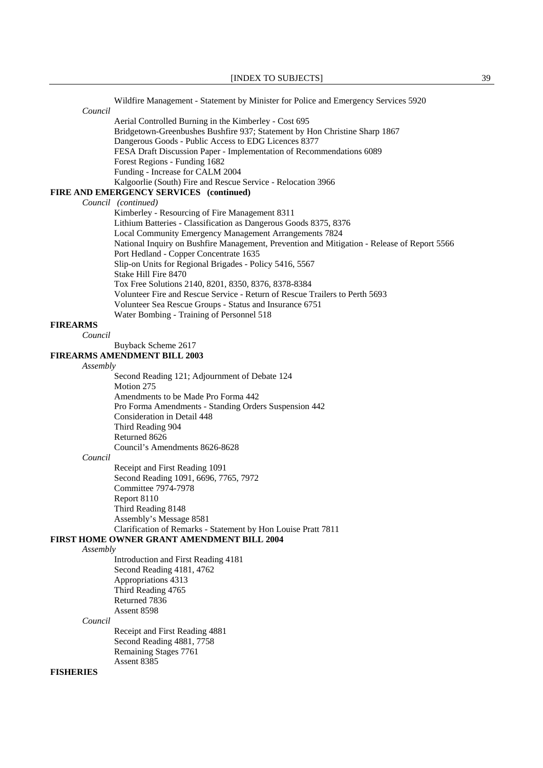Wildfire Management - Statement by Minister for Police and Emergency Services 5920

*Council*

Aerial Controlled Burning in the Kimberley - Cost 695
Bridgetown-Greenbushes Bushfire 937; Statement by Hon Christine Sharp 1867
Dangerous Goods - Public Access to EDG Licences 8377
FESA Draft Discussion Paper - Implementation of Recommendations 6089
Forest Regions - Funding 1682
Funding - Increase for CALM 2004
Kalgoorlie (South) Fire and Rescue Service - Relocation 3966

**FIRE AND EMERGENCY SERVICES (continued)**

*Council (continued)*

Kimberley - Resourcing of Fire Management 8311
Lithium Batteries - Classification as Dangerous Goods 8375, 8376
Local Community Emergency Management Arrangements 7824
National Inquiry on Bushfire Management, Prevention and Mitigation - Release of Report 5566
Port Hedland - Copper Concentrate 1635
Slip-on Units for Regional Brigades - Policy 5416, 5567
Stake Hill Fire 8470
Tox Free Solutions 2140, 8201, 8350, 8376, 8378-8384
Volunteer Fire and Rescue Service - Return of Rescue Trailers to Perth 5693
Volunteer Sea Rescue Groups - Status and Insurance 6751
Water Bombing - Training of Personnel 518

**FIREARMS**

*Council*

Buyback Scheme 2617

**FIREARMS AMENDMENT BILL 2003**

*Assembly*

Second Reading 121; Adjournment of Debate 124
Motion 275
Amendments to be Made Pro Forma 442
Pro Forma Amendments - Standing Orders Suspension 442
Consideration in Detail 448
Third Reading 904
Returned 8626
Council's Amendments 8626-8628

*Council*

Receipt and First Reading 1091
Second Reading 1091, 6696, 7765, 7972
Committee 7974-7978
Report 8110
Third Reading 8148
Assembly's Message 8581
Clarification of Remarks - Statement by Hon Louise Pratt 7811

**FIRST HOME OWNER GRANT AMENDMENT BILL 2004**

*Assembly*

Introduction and First Reading 4181
Second Reading 4181, 4762
Appropriations 4313
Third Reading 4765
Returned 7836
Assent 8598

*Council*

Receipt and First Reading 4881
Second Reading 4881, 7758
Remaining Stages 7761
Assent 8385

**FISHERIES**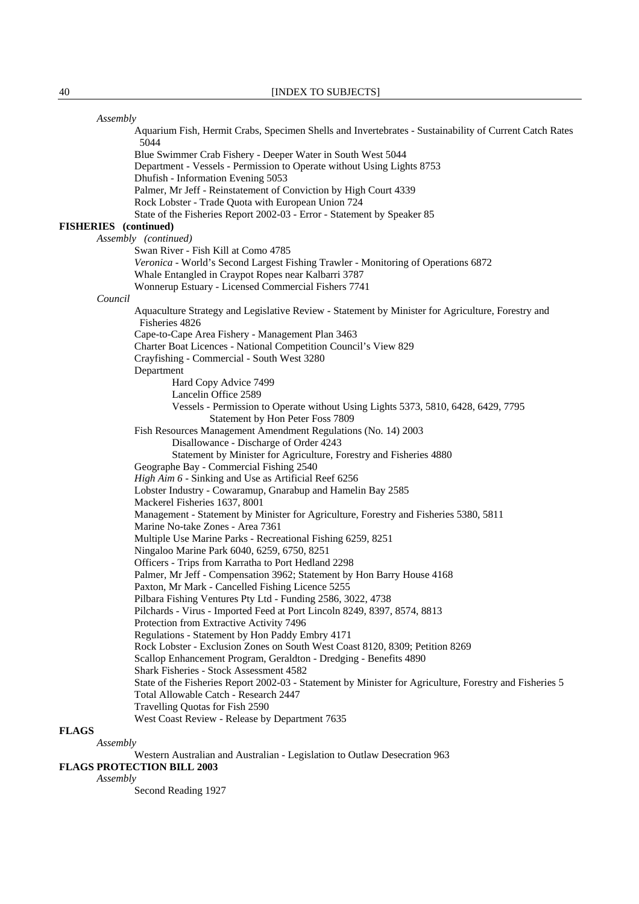*Assembly*

Aquarium Fish, Hermit Crabs, Specimen Shells and Invertebrates - Sustainability of Current Catch Rates 5044

Blue Swimmer Crab Fishery - Deeper Water in South West 5044

Department - Vessels - Permission to Operate without Using Lights 8753

Dhufish - Information Evening 5053

Palmer, Mr Jeff - Reinstatement of Conviction by High Court 4339

Rock Lobster - Trade Quota with European Union 724

State of the Fisheries Report 2002-03 - Error - Statement by Speaker 85

**FISHERIES (continued)**

*Assembly (continued)*

Swan River - Fish Kill at Como 4785

*Veronica* - World's Second Largest Fishing Trawler - Monitoring of Operations 6872

Whale Entangled in Craypot Ropes near Kalbarri 3787

Wonnerup Estuary - Licensed Commercial Fishers 7741

*Council*

Aquaculture Strategy and Legislative Review - Statement by Minister for Agriculture, Forestry and Fisheries 4826

Cape-to-Cape Area Fishery - Management Plan 3463

Charter Boat Licences - National Competition Council's View 829

Crayfishing - Commercial - South West 3280

Department

- Hard Copy Advice 7499
- Lancelin Office 2589
- Vessels - Permission to Operate without Using Lights 5373, 5810, 6428, 6429, 7795
  - Statement by Hon Peter Foss 7809

Fish Resources Management Amendment Regulations (No. 14) 2003

- Disallowance - Discharge of Order 4243
- Statement by Minister for Agriculture, Forestry and Fisheries 4880

Geographe Bay - Commercial Fishing 2540

*High Aim 6* - Sinking and Use as Artificial Reef 6256

Lobster Industry - Cowaramup, Gnarabup and Hamelin Bay 2585

Mackerel Fisheries 1637, 8001

Management - Statement by Minister for Agriculture, Forestry and Fisheries 5380, 5811

Marine No-take Zones - Area 7361

Multiple Use Marine Parks - Recreational Fishing 6259, 8251

Ningaloo Marine Park 6040, 6259, 6750, 8251

Officers - Trips from Karratha to Port Hedland 2298

Palmer, Mr Jeff - Compensation 3962; Statement by Hon Barry House 4168

Paxton, Mr Mark - Cancelled Fishing Licence 5255

Pilbara Fishing Ventures Pty Ltd - Funding 2586, 3022, 4738

Pilchards - Virus - Imported Feed at Port Lincoln 8249, 8397, 8574, 8813

Protection from Extractive Activity 7496

Regulations - Statement by Hon Paddy Embry 4171

Rock Lobster - Exclusion Zones on South West Coast 8120, 8309; Petition 8269

Scallop Enhancement Program, Geraldton - Dredging - Benefits 4890

Shark Fisheries - Stock Assessment 4582

State of the Fisheries Report 2002-03 - Statement by Minister for Agriculture, Forestry and Fisheries 5

Total Allowable Catch - Research 2447

Travelling Quotas for Fish 2590

West Coast Review - Release by Department 7635

**FLAGS**

*Assembly*

Western Australian and Australian - Legislation to Outlaw Desecration 963

**FLAGS PROTECTION BILL 2003**

*Assembly*

Second Reading 1927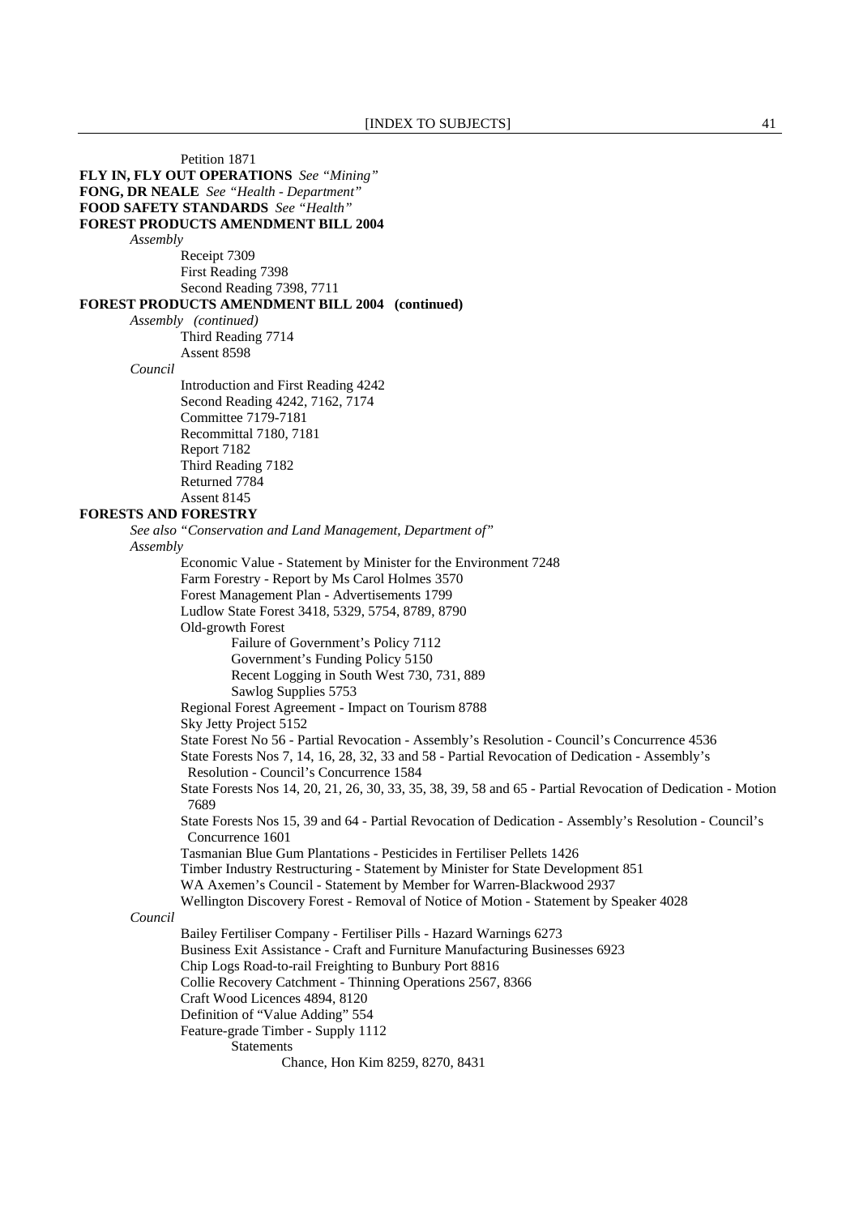Petition 1871

**FLY IN, FLY OUT OPERATIONS** *See "Mining"*

**FONG, DR NEALE** *See "Health - Department"*

**FOOD SAFETY STANDARDS** *See "Health"*

**FOREST PRODUCTS AMENDMENT BILL 2004**

*Assembly*

- Receipt 7309
- First Reading 7398
- Second Reading 7398, 7711

**FOREST PRODUCTS AMENDMENT BILL 2004 (continued)**

*Assembly (continued)*

- Third Reading 7714
- Assent 8598

*Council*

- Introduction and First Reading 4242
- Second Reading 4242, 7162, 7174
- Committee 7179-7181
- Recommittal 7180, 7181
- Report 7182
- Third Reading 7182
- Returned 7784
- Assent 8145

**FORESTS AND FORESTRY**

*See also "Conservation and Land Management, Department of"*

*Assembly*

- Economic Value - Statement by Minister for the Environment 7248
- Farm Forestry - Report by Ms Carol Holmes 3570
- Forest Management Plan - Advertisements 1799
- Ludlow State Forest 3418, 5329, 5754, 8789, 8790
- Old-growth Forest
  - Failure of Government's Policy 7112
  - Government's Funding Policy 5150
  - Recent Logging in South West 730, 731, 889
  - Sawlog Supplies 5753
- Regional Forest Agreement - Impact on Tourism 8788
- Sky Jetty Project 5152
- State Forest No 56 - Partial Revocation - Assembly's Resolution - Council's Concurrence 4536
- State Forests Nos 7, 14, 16, 28, 32, 33 and 58 - Partial Revocation of Dedication - Assembly's Resolution - Council's Concurrence 1584
- State Forests Nos 14, 20, 21, 26, 30, 33, 35, 38, 39, 58 and 65 - Partial Revocation of Dedication - Motion 7689
- State Forests Nos 15, 39 and 64 - Partial Revocation of Dedication - Assembly's Resolution - Council's Concurrence 1601
- Tasmanian Blue Gum Plantations - Pesticides in Fertiliser Pellets 1426
- Timber Industry Restructuring - Statement by Minister for State Development 851
- WA Axemen's Council - Statement by Member for Warren-Blackwood 2937
- Wellington Discovery Forest - Removal of Notice of Motion - Statement by Speaker 4028

*Council*

- Bailey Fertiliser Company - Fertiliser Pills - Hazard Warnings 6273
- Business Exit Assistance - Craft and Furniture Manufacturing Businesses 6923
- Chip Logs Road-to-rail Freighting to Bunbury Port 8816
- Collie Recovery Catchment - Thinning Operations 2567, 8366
- Craft Wood Licences 4894, 8120
- Definition of "Value Adding" 554
- Feature-grade Timber - Supply 1112
  - Statements
    - Chance, Hon Kim 8259, 8270, 8431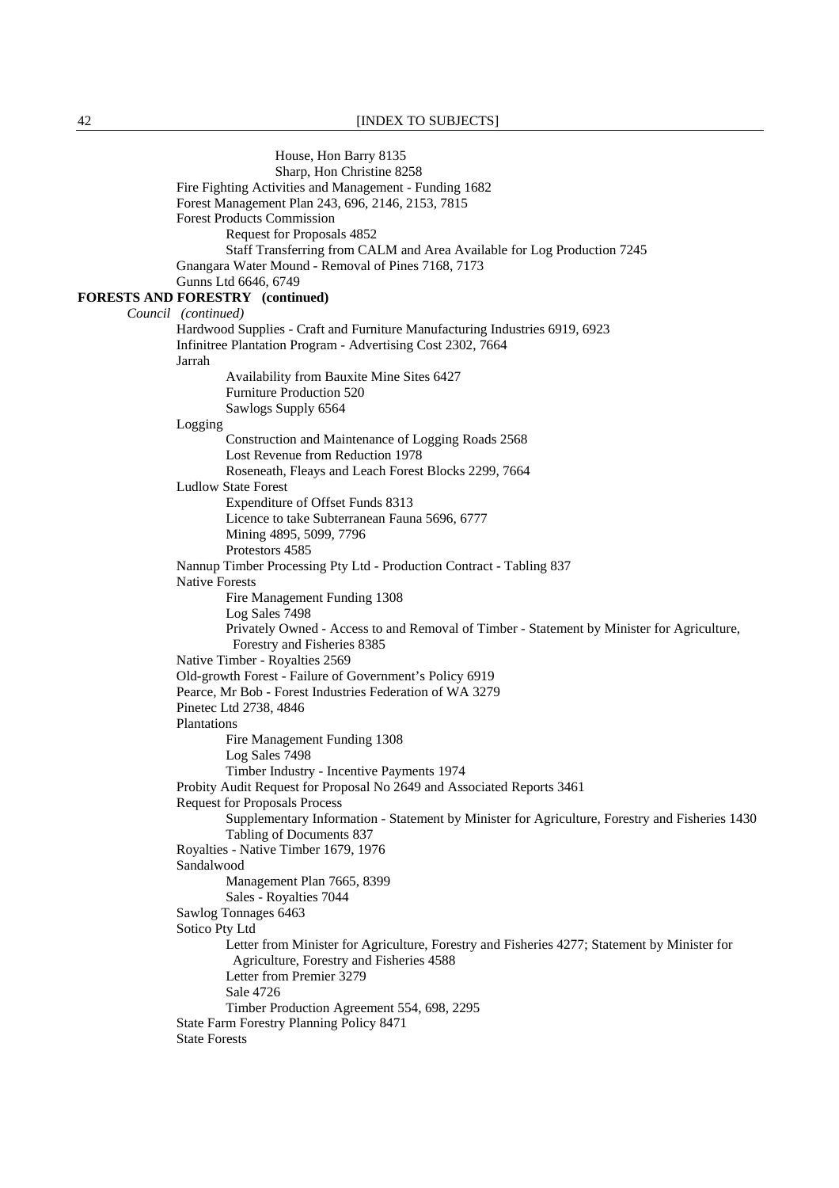House, Hon Barry 8135
Sharp, Hon Christine 8258

Fire Fighting Activities and Management - Funding 1682
Forest Management Plan 243, 696, 2146, 2153, 7815
Forest Products Commission
- Request for Proposals 4852
- Staff Transferring from CALM and Area Available for Log Production 7245

Gnangara Water Mound - Removal of Pines 7168, 7173
Gunns Ltd 6646, 6749

**FORESTS AND FORESTRY (continued)**

*Council (continued)*

Hardwood Supplies - Craft and Furniture Manufacturing Industries 6919, 6923
Infinitree Plantation Program - Advertising Cost 2302, 7664
Jarrah
- Availability from Bauxite Mine Sites 6427
- Furniture Production 520
- Sawlogs Supply 6564

Logging
- Construction and Maintenance of Logging Roads 2568
- Lost Revenue from Reduction 1978
- Roseneath, Fleays and Leach Forest Blocks 2299, 7664

Ludlow State Forest
- Expenditure of Offset Funds 8313
- Licence to take Subterranean Fauna 5696, 6777
- Mining 4895, 5099, 7796
- Protestors 4585

Nannup Timber Processing Pty Ltd - Production Contract - Tabling 837
Native Forests
- Fire Management Funding 1308
- Log Sales 7498
- Privately Owned - Access to and Removal of Timber - Statement by Minister for Agriculture, Forestry and Fisheries 8385

Native Timber - Royalties 2569
Old-growth Forest - Failure of Government's Policy 6919
Pearce, Mr Bob - Forest Industries Federation of WA 3279
Pinetec Ltd 2738, 4846
Plantations
- Fire Management Funding 1308
- Log Sales 7498
- Timber Industry - Incentive Payments 1974

Probity Audit Request for Proposal No 2649 and Associated Reports 3461
Request for Proposals Process
- Supplementary Information - Statement by Minister for Agriculture, Forestry and Fisheries 1430
- Tabling of Documents 837

Royalties - Native Timber 1679, 1976
Sandalwood
- Management Plan 7665, 8399
- Sales - Royalties 7044

Sawlog Tonnages 6463
Sotico Pty Ltd
- Letter from Minister for Agriculture, Forestry and Fisheries 4277; Statement by Minister for Agriculture, Forestry and Fisheries 4588
- Letter from Premier 3279
- Sale 4726
- Timber Production Agreement 554, 698, 2295

State Farm Forestry Planning Policy 8471
State Forests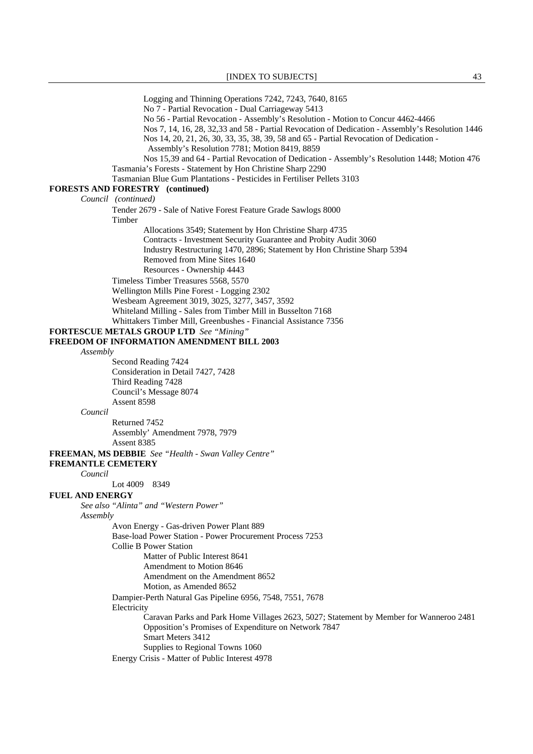Logging and Thinning Operations 7242, 7243, 7640, 8165
No 7 - Partial Revocation - Dual Carriageway 5413
No 56 - Partial Revocation - Assembly's Resolution - Motion to Concur 4462-4466
Nos 7, 14, 16, 28, 32,33 and 58 - Partial Revocation of Dedication - Assembly's Resolution 1446
Nos 14, 20, 21, 26, 30, 33, 35, 38, 39, 58 and 65 - Partial Revocation of Dedication - Assembly's Resolution 7781; Motion 8419, 8859
Nos 15,39 and 64 - Partial Revocation of Dedication - Assembly's Resolution 1448; Motion 476

Tasmania's Forests - Statement by Hon Christine Sharp 2290
Tasmanian Blue Gum Plantations - Pesticides in Fertiliser Pellets 3103

**FORESTS AND FORESTRY (continued)**

*Council (continued)*

Tender 2679 - Sale of Native Forest Feature Grade Sawlogs 8000
Timber

Allocations 3549; Statement by Hon Christine Sharp 4735
Contracts - Investment Security Guarantee and Probity Audit 3060
Industry Restructuring 1470, 2896; Statement by Hon Christine Sharp 5394
Removed from Mine Sites 1640
Resources - Ownership 4443

Timeless Timber Treasures 5568, 5570
Wellington Mills Pine Forest - Logging 2302
Wesbeam Agreement 3019, 3025, 3277, 3457, 3592
Whiteland Milling - Sales from Timber Mill in Busselton 7168
Whittakers Timber Mill, Greenbushes - Financial Assistance 7356

**FORTESCUE METALS GROUP LTD** *See "Mining"*

**FREEDOM OF INFORMATION AMENDMENT BILL 2003**

*Assembly*

Second Reading 7424
Consideration in Detail 7427, 7428
Third Reading 7428
Council's Message 8074
Assent 8598

*Council*

Returned 7452
Assembly' Amendment 7978, 7979
Assent 8385

**FREEMAN, MS DEBBIE** *See "Health - Swan Valley Centre"*

**FREMANTLE CEMETERY**

*Council*

Lot 4009 8349

**FUEL AND ENERGY**

*See also "Alinta" and "Western Power"*

*Assembly*

Avon Energy - Gas-driven Power Plant 889
Base-load Power Station - Power Procurement Process 7253
Collie B Power Station

Matter of Public Interest 8641
Amendment to Motion 8646
Amendment on the Amendment 8652
Motion, as Amended 8652

Dampier-Perth Natural Gas Pipeline 6956, 7548, 7551, 7678
Electricity

Caravan Parks and Park Home Villages 2623, 5027; Statement by Member for Wanneroo 2481
Opposition's Promises of Expenditure on Network 7847
Smart Meters 3412
Supplies to Regional Towns 1060

Energy Crisis - Matter of Public Interest 4978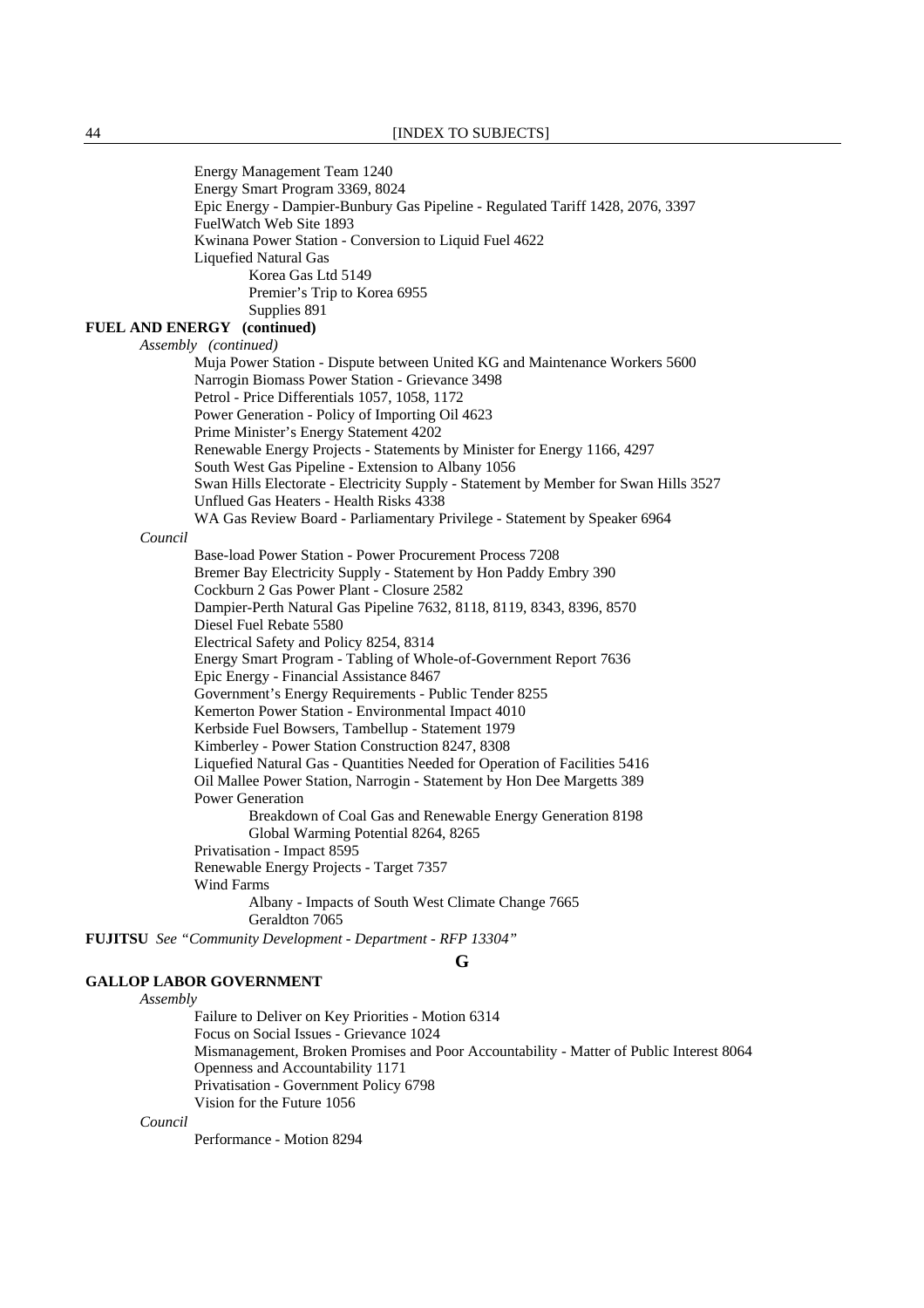Energy Management Team 1240
Energy Smart Program 3369, 8024
Epic Energy - Dampier-Bunbury Gas Pipeline - Regulated Tariff 1428, 2076, 3397
FuelWatch Web Site 1893
Kwinana Power Station - Conversion to Liquid Fuel 4622
Liquefied Natural Gas
  Korea Gas Ltd 5149
  Premier's Trip to Korea 6955
  Supplies 891

**FUEL AND ENERGY (continued)**

*Assembly (continued)*

Muja Power Station - Dispute between United KG and Maintenance Workers 5600
Narrogin Biomass Power Station - Grievance 3498
Petrol - Price Differentials 1057, 1058, 1172
Power Generation - Policy of Importing Oil 4623
Prime Minister's Energy Statement 4202
Renewable Energy Projects - Statements by Minister for Energy 1166, 4297
South West Gas Pipeline - Extension to Albany 1056
Swan Hills Electorate - Electricity Supply - Statement by Member for Swan Hills 3527
Unflued Gas Heaters - Health Risks 4338
WA Gas Review Board - Parliamentary Privilege - Statement by Speaker 6964

*Council*

Base-load Power Station - Power Procurement Process 7208
Bremer Bay Electricity Supply - Statement by Hon Paddy Embry 390
Cockburn 2 Gas Power Plant - Closure 2582
Dampier-Perth Natural Gas Pipeline 7632, 8118, 8119, 8343, 8396, 8570
Diesel Fuel Rebate 5580
Electrical Safety and Policy 8254, 8314
Energy Smart Program - Tabling of Whole-of-Government Report 7636
Epic Energy - Financial Assistance 8467
Government's Energy Requirements - Public Tender 8255
Kemerton Power Station - Environmental Impact 4010
Kerbside Fuel Bowsers, Tambellup - Statement 1979
Kimberley - Power Station Construction 8247, 8308
Liquefied Natural Gas - Quantities Needed for Operation of Facilities 5416
Oil Mallee Power Station, Narrogin - Statement by Hon Dee Margetts 389
Power Generation
  Breakdown of Coal Gas and Renewable Energy Generation 8198
  Global Warming Potential 8264, 8265
Privatisation - Impact 8595
Renewable Energy Projects - Target 7357
Wind Farms
  Albany - Impacts of South West Climate Change 7665
  Geraldton 7065

**FUJITSU** *See "Community Development - Department - RFP 13304"*

## G

**GALLOP LABOR GOVERNMENT**

*Assembly*

Failure to Deliver on Key Priorities - Motion 6314
Focus on Social Issues - Grievance 1024
Mismanagement, Broken Promises and Poor Accountability - Matter of Public Interest 8064
Openness and Accountability 1171
Privatisation - Government Policy 6798
Vision for the Future 1056

*Council*

Performance - Motion 8294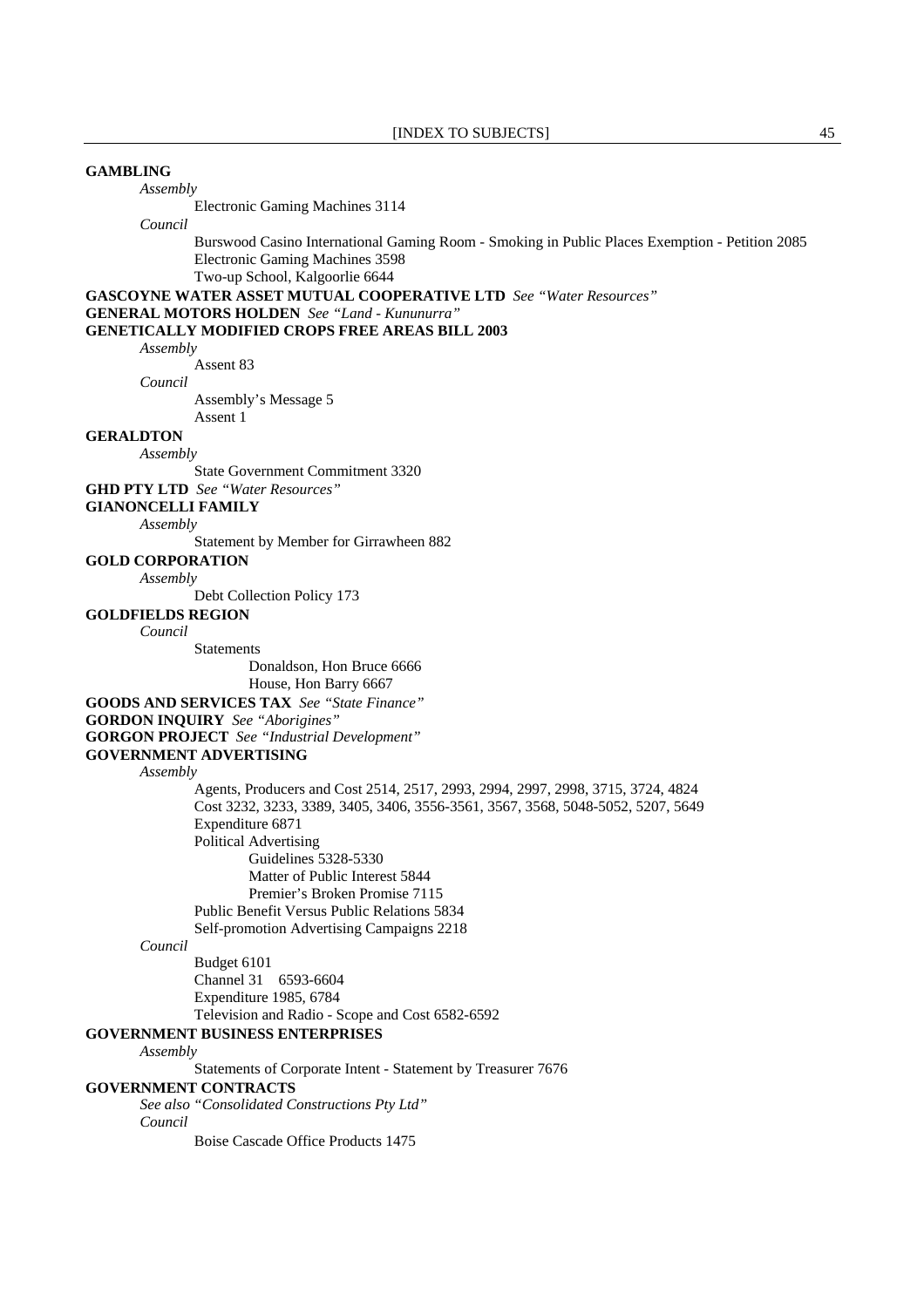**GAMBLING**

*Assembly*

Electronic Gaming Machines 3114

*Council*

Burswood Casino International Gaming Room - Smoking in Public Places Exemption - Petition 2085
Electronic Gaming Machines 3598
Two-up School, Kalgoorlie 6644

**GASCOYNE WATER ASSET MUTUAL COOPERATIVE LTD** *See "Water Resources"*

**GENERAL MOTORS HOLDEN** *See "Land - Kununurra"*

**GENETICALLY MODIFIED CROPS FREE AREAS BILL 2003**

*Assembly*

Assent 83

*Council*

Assembly's Message 5
Assent 1

**GERALDTON**

*Assembly*

State Government Commitment 3320

**GHD PTY LTD** *See "Water Resources"*

**GIANONCELLI FAMILY**

*Assembly*

Statement by Member for Girrawheen 882

**GOLD CORPORATION**

*Assembly*

Debt Collection Policy 173

**GOLDFIELDS REGION**

*Council*

Statements
- Donaldson, Hon Bruce 6666
- House, Hon Barry 6667

**GOODS AND SERVICES TAX** *See "State Finance"*

**GORDON INQUIRY** *See "Aborigines"*

**GORGON PROJECT** *See "Industrial Development"*

**GOVERNMENT ADVERTISING**

*Assembly*

Agents, Producers and Cost 2514, 2517, 2993, 2994, 2997, 2998, 3715, 3724, 4824
Cost 3232, 3233, 3389, 3405, 3406, 3556-3561, 3567, 3568, 5048-5052, 5207, 5649
Expenditure 6871
Political Advertising
- Guidelines 5328-5330
- Matter of Public Interest 5844
- Premier's Broken Promise 7115

Public Benefit Versus Public Relations 5834
Self-promotion Advertising Campaigns 2218

*Council*

Budget 6101
Channel 31 6593-6604
Expenditure 1985, 6784
Television and Radio - Scope and Cost 6582-6592

**GOVERNMENT BUSINESS ENTERPRISES**

*Assembly*

Statements of Corporate Intent - Statement by Treasurer 7676

**GOVERNMENT CONTRACTS**

*See also "Consolidated Constructions Pty Ltd"*

*Council*

Boise Cascade Office Products 1475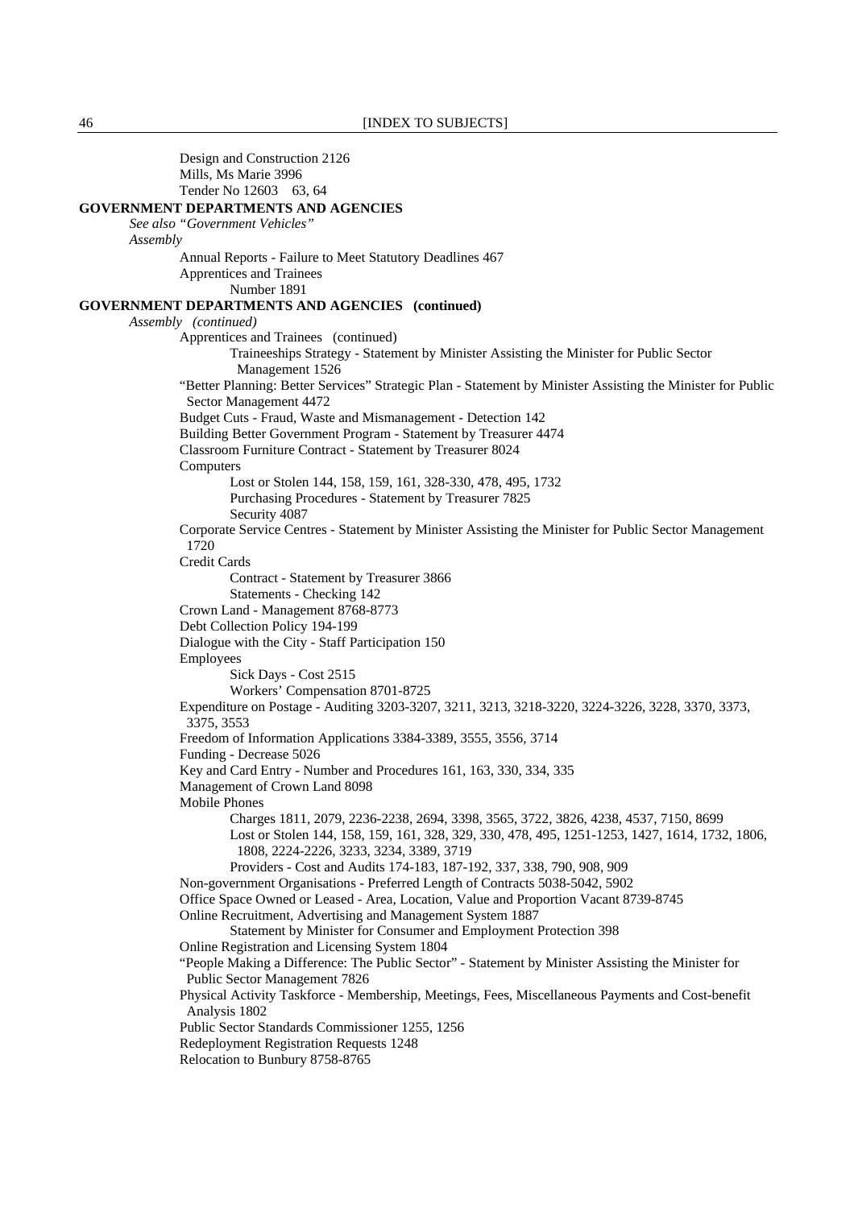Design and Construction 2126
Mills, Ms Marie 3996
Tender No 12603 63, 64

**GOVERNMENT DEPARTMENTS AND AGENCIES**

*See also "Government Vehicles"*

*Assembly*

Annual Reports - Failure to Meet Statutory Deadlines 467
Apprentices and Trainees
Number 1891

**GOVERNMENT DEPARTMENTS AND AGENCIES (continued)**

*Assembly (continued)*

Apprentices and Trainees (continued)
Traineeships Strategy - Statement by Minister Assisting the Minister for Public Sector Management 1526
"Better Planning: Better Services" Strategic Plan - Statement by Minister Assisting the Minister for Public Sector Management 4472
Budget Cuts - Fraud, Waste and Mismanagement - Detection 142
Building Better Government Program - Statement by Treasurer 4474
Classroom Furniture Contract - Statement by Treasurer 8024
Computers
Lost or Stolen 144, 158, 159, 161, 328-330, 478, 495, 1732
Purchasing Procedures - Statement by Treasurer 7825
Security 4087
Corporate Service Centres - Statement by Minister Assisting the Minister for Public Sector Management 1720
Credit Cards
Contract - Statement by Treasurer 3866
Statements - Checking 142
Crown Land - Management 8768-8773
Debt Collection Policy 194-199
Dialogue with the City - Staff Participation 150
Employees
Sick Days - Cost 2515
Workers' Compensation 8701-8725
Expenditure on Postage - Auditing 3203-3207, 3211, 3213, 3218-3220, 3224-3226, 3228, 3370, 3373, 3375, 3553
Freedom of Information Applications 3384-3389, 3555, 3556, 3714
Funding - Decrease 5026
Key and Card Entry - Number and Procedures 161, 163, 330, 334, 335
Management of Crown Land 8098
Mobile Phones
Charges 1811, 2079, 2236-2238, 2694, 3398, 3565, 3722, 3826, 4238, 4537, 7150, 8699
Lost or Stolen 144, 158, 159, 161, 328, 329, 330, 478, 495, 1251-1253, 1427, 1614, 1732, 1806, 1808, 2224-2226, 3233, 3234, 3389, 3719
Providers - Cost and Audits 174-183, 187-192, 337, 338, 790, 908, 909
Non-government Organisations - Preferred Length of Contracts 5038-5042, 5902
Office Space Owned or Leased - Area, Location, Value and Proportion Vacant 8739-8745
Online Recruitment, Advertising and Management System 1887
Statement by Minister for Consumer and Employment Protection 398
Online Registration and Licensing System 1804
"People Making a Difference: The Public Sector" - Statement by Minister Assisting the Minister for Public Sector Management 7826
Physical Activity Taskforce - Membership, Meetings, Fees, Miscellaneous Payments and Cost-benefit Analysis 1802
Public Sector Standards Commissioner 1255, 1256
Redeployment Registration Requests 1248
Relocation to Bunbury 8758-8765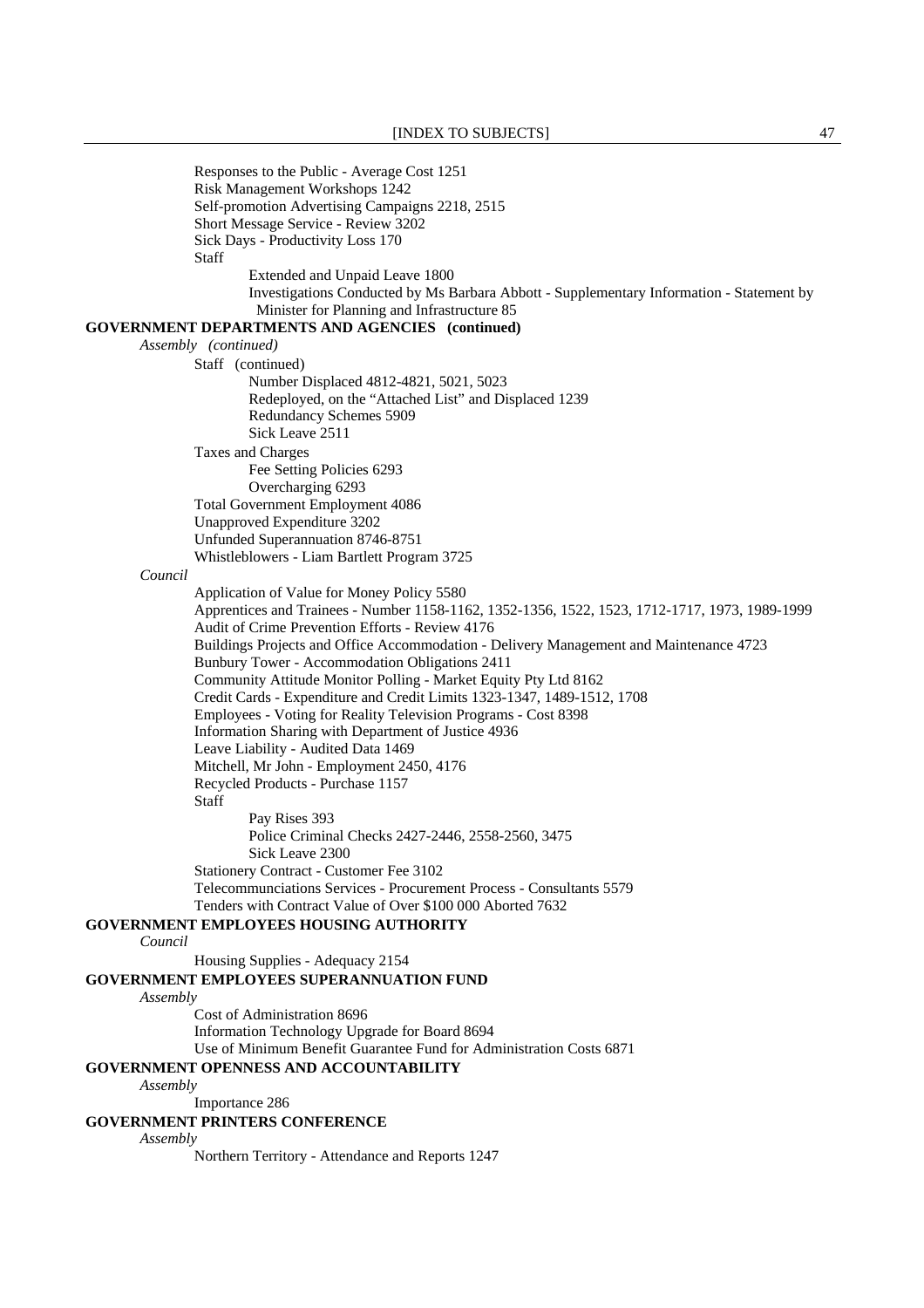Responses to the Public - Average Cost 1251
Risk Management Workshops 1242
Self-promotion Advertising Campaigns 2218, 2515
Short Message Service - Review 3202
Sick Days - Productivity Loss 170
Staff
Extended and Unpaid Leave 1800
Investigations Conducted by Ms Barbara Abbott - Supplementary Information - Statement by Minister for Planning and Infrastructure 85

**GOVERNMENT DEPARTMENTS AND AGENCIES (continued)**

*Assembly (continued)*

Staff (continued)
Number Displaced 4812-4821, 5021, 5023
Redeployed, on the "Attached List" and Displaced 1239
Redundancy Schemes 5909
Sick Leave 2511
Taxes and Charges
Fee Setting Policies 6293
Overcharging 6293
Total Government Employment 4086
Unapproved Expenditure 3202
Unfunded Superannuation 8746-8751
Whistleblowers - Liam Bartlett Program 3725

*Council*

Application of Value for Money Policy 5580
Apprentices and Trainees - Number 1158-1162, 1352-1356, 1522, 1523, 1712-1717, 1973, 1989-1999
Audit of Crime Prevention Efforts - Review 4176
Buildings Projects and Office Accommodation - Delivery Management and Maintenance 4723
Bunbury Tower - Accommodation Obligations 2411
Community Attitude Monitor Polling - Market Equity Pty Ltd 8162
Credit Cards - Expenditure and Credit Limits 1323-1347, 1489-1512, 1708
Employees - Voting for Reality Television Programs - Cost 8398
Information Sharing with Department of Justice 4936
Leave Liability - Audited Data 1469
Mitchell, Mr John - Employment 2450, 4176
Recycled Products - Purchase 1157
Staff
Pay Rises 393
Police Criminal Checks 2427-2446, 2558-2560, 3475
Sick Leave 2300
Stationery Contract - Customer Fee 3102
Telecommunciations Services - Procurement Process - Consultants 5579
Tenders with Contract Value of Over $100 000 Aborted 7632

**GOVERNMENT EMPLOYEES HOUSING AUTHORITY**

*Council*

Housing Supplies - Adequacy 2154

**GOVERNMENT EMPLOYEES SUPERANNUATION FUND**

*Assembly*

Cost of Administration 8696
Information Technology Upgrade for Board 8694
Use of Minimum Benefit Guarantee Fund for Administration Costs 6871

**GOVERNMENT OPENNESS AND ACCOUNTABILITY**

*Assembly*

Importance 286

**GOVERNMENT PRINTERS CONFERENCE**

*Assembly*

Northern Territory - Attendance and Reports 1247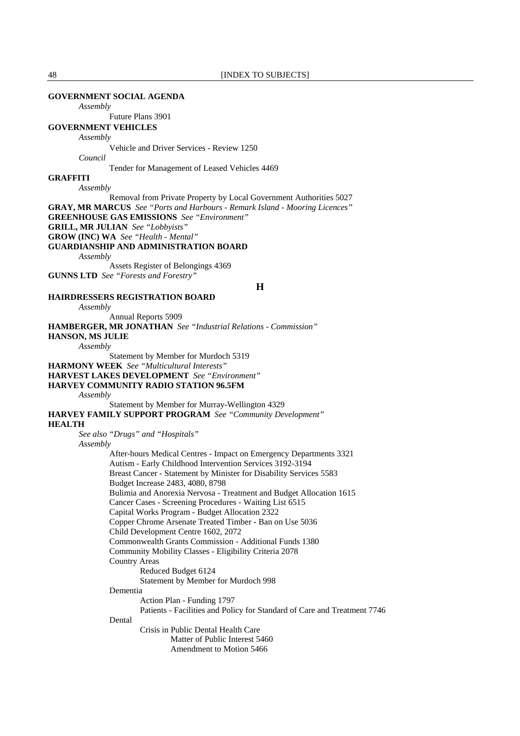**GOVERNMENT SOCIAL AGENDA**

*Assembly*

Future Plans 3901

**GOVERNMENT VEHICLES**

*Assembly*

Vehicle and Driver Services - Review 1250

*Council*

Tender for Management of Leased Vehicles 4469

**GRAFFITI**

*Assembly*

Removal from Private Property by Local Government Authorities 5027

**GRAY, MR MARCUS** *See "Ports and Harbours - Remark Island - Mooring Licences"*

**GREENHOUSE GAS EMISSIONS** *See "Environment"*

**GRILL, MR JULIAN** *See "Lobbyists"*

**GROW (INC) WA** *See "Health - Mental"*

**GUARDIANSHIP AND ADMINISTRATION BOARD**

*Assembly*

Assets Register of Belongings 4369

**GUNNS LTD** *See "Forests and Forestry"*

## H

**HAIRDRESSERS REGISTRATION BOARD**

*Assembly*

Annual Reports 5909

**HAMBERGER, MR JONATHAN** *See "Industrial Relations - Commission"*

**HANSON, MS JULIE**

*Assembly*

Statement by Member for Murdoch 5319

**HARMONY WEEK** *See "Multicultural Interests"*

**HARVEST LAKES DEVELOPMENT** *See "Environment"*

**HARVEY COMMUNITY RADIO STATION 96.5FM**

*Assembly*

Statement by Member for Murray-Wellington 4329

**HARVEY FAMILY SUPPORT PROGRAM** *See "Community Development"*

**HEALTH**

*See also "Drugs" and "Hospitals"*

*Assembly*

After-hours Medical Centres - Impact on Emergency Departments 3321
Autism - Early Childhood Intervention Services 3192-3194
Breast Cancer - Statement by Minister for Disability Services 5583
Budget Increase 2483, 4080, 8798
Bulimia and Anorexia Nervosa - Treatment and Budget Allocation 1615
Cancer Cases - Screening Procedures - Waiting List 6515
Capital Works Program - Budget Allocation 2322
Copper Chrome Arsenate Treated Timber - Ban on Use 5036
Child Development Centre 1602, 2072
Commonwealth Grants Commission - Additional Funds 1380
Community Mobility Classes - Eligibility Criteria 2078
Country Areas
- Reduced Budget 6124
- Statement by Member for Murdoch 998

Dementia
- Action Plan - Funding 1797
- Patients - Facilities and Policy for Standard of Care and Treatment 7746

Dental
- Crisis in Public Dental Health Care
  - Matter of Public Interest 5460
  - Amendment to Motion 5466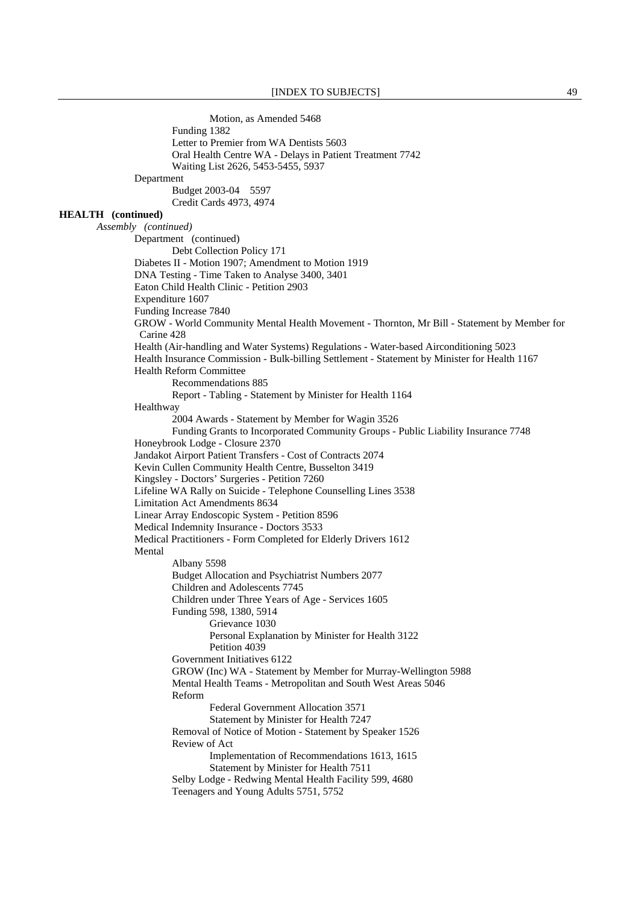Motion, as Amended 5468

Funding 1382

Letter to Premier from WA Dentists 5603

Oral Health Centre WA - Delays in Patient Treatment 7742

Waiting List 2626, 5453-5455, 5937

Department

Budget 2003-04 5597

Credit Cards 4973, 4974

**HEALTH (continued)**

*Assembly (continued)*

Department (continued)

Debt Collection Policy 171

Diabetes II - Motion 1907; Amendment to Motion 1919

DNA Testing - Time Taken to Analyse 3400, 3401

Eaton Child Health Clinic - Petition 2903

Expenditure 1607

Funding Increase 7840

GROW - World Community Mental Health Movement - Thornton, Mr Bill - Statement by Member for Carine 428

Health (Air-handling and Water Systems) Regulations - Water-based Airconditioning 5023

Health Insurance Commission - Bulk-billing Settlement - Statement by Minister for Health 1167

Health Reform Committee

Recommendations 885

Report - Tabling - Statement by Minister for Health 1164

Healthway

2004 Awards - Statement by Member for Wagin 3526

Funding Grants to Incorporated Community Groups - Public Liability Insurance 7748

Honeybrook Lodge - Closure 2370

Jandakot Airport Patient Transfers - Cost of Contracts 2074

Kevin Cullen Community Health Centre, Busselton 3419

Kingsley - Doctors' Surgeries - Petition 7260

Lifeline WA Rally on Suicide - Telephone Counselling Lines 3538

Limitation Act Amendments 8634

Linear Array Endoscopic System - Petition 8596

Medical Indemnity Insurance - Doctors 3533

Medical Practitioners - Form Completed for Elderly Drivers 1612

Mental

Albany 5598

Budget Allocation and Psychiatrist Numbers 2077

Children and Adolescents 7745

Children under Three Years of Age - Services 1605

Funding 598, 1380, 5914

Grievance 1030

Personal Explanation by Minister for Health 3122

Petition 4039

Government Initiatives 6122

GROW (Inc) WA - Statement by Member for Murray-Wellington 5988

Mental Health Teams - Metropolitan and South West Areas 5046

Reform

Federal Government Allocation 3571

Statement by Minister for Health 7247

Removal of Notice of Motion - Statement by Speaker 1526

Review of Act

Implementation of Recommendations 1613, 1615

Statement by Minister for Health 7511

Selby Lodge - Redwing Mental Health Facility 599, 4680

Teenagers and Young Adults 5751, 5752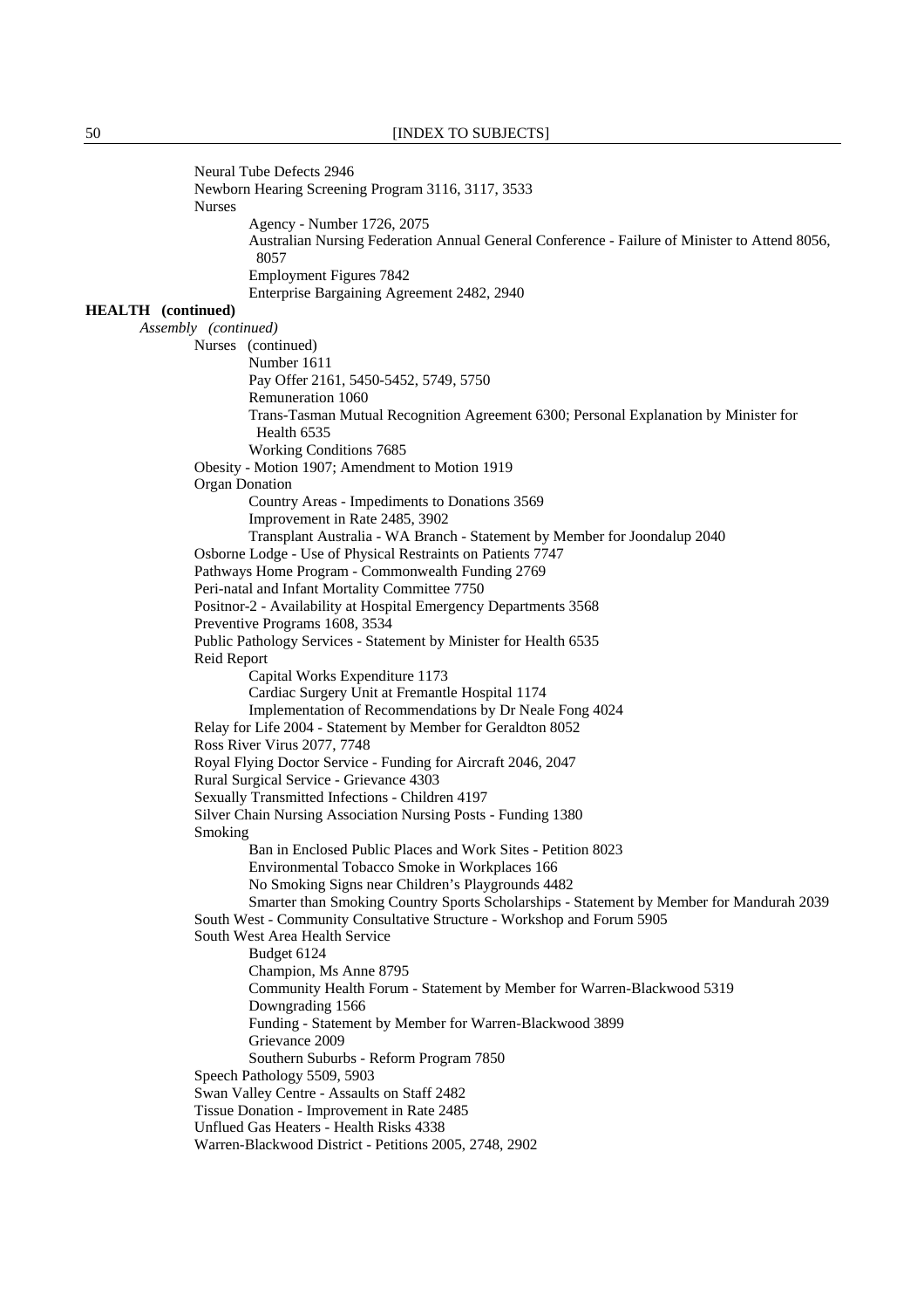Neural Tube Defects 2946

Newborn Hearing Screening Program 3116, 3117, 3533

Nurses

- Agency - Number 1726, 2075
- Australian Nursing Federation Annual General Conference - Failure of Minister to Attend 8056, 8057
- Employment Figures 7842
- Enterprise Bargaining Agreement 2482, 2940

**HEALTH (continued)**

*Assembly (continued)*

Nurses (continued)

- Number 1611
- Pay Offer 2161, 5450-5452, 5749, 5750
- Remuneration 1060
- Trans-Tasman Mutual Recognition Agreement 6300; Personal Explanation by Minister for Health 6535
- Working Conditions 7685

Obesity - Motion 1907; Amendment to Motion 1919

Organ Donation

- Country Areas - Impediments to Donations 3569
- Improvement in Rate 2485, 3902
- Transplant Australia - WA Branch - Statement by Member for Joondalup 2040

Osborne Lodge - Use of Physical Restraints on Patients 7747

Pathways Home Program - Commonwealth Funding 2769

Peri-natal and Infant Mortality Committee 7750

Positnor-2 - Availability at Hospital Emergency Departments 3568

Preventive Programs 1608, 3534

Public Pathology Services - Statement by Minister for Health 6535

Reid Report

- Capital Works Expenditure 1173
- Cardiac Surgery Unit at Fremantle Hospital 1174
- Implementation of Recommendations by Dr Neale Fong 4024

Relay for Life 2004 - Statement by Member for Geraldton 8052

Ross River Virus 2077, 7748

Royal Flying Doctor Service - Funding for Aircraft 2046, 2047

Rural Surgical Service - Grievance 4303

Sexually Transmitted Infections - Children 4197

Silver Chain Nursing Association Nursing Posts - Funding 1380

Smoking

- Ban in Enclosed Public Places and Work Sites - Petition 8023
- Environmental Tobacco Smoke in Workplaces 166
- No Smoking Signs near Children's Playgrounds 4482
- Smarter than Smoking Country Sports Scholarships - Statement by Member for Mandurah 2039

South West - Community Consultative Structure - Workshop and Forum 5905

South West Area Health Service

- Budget 6124
- Champion, Ms Anne 8795
- Community Health Forum - Statement by Member for Warren-Blackwood 5319
- Downgrading 1566
- Funding - Statement by Member for Warren-Blackwood 3899
- Grievance 2009
- Southern Suburbs - Reform Program 7850

Speech Pathology 5509, 5903

Swan Valley Centre - Assaults on Staff 2482

Tissue Donation - Improvement in Rate 2485

Unflued Gas Heaters - Health Risks 4338

Warren-Blackwood District - Petitions 2005, 2748, 2902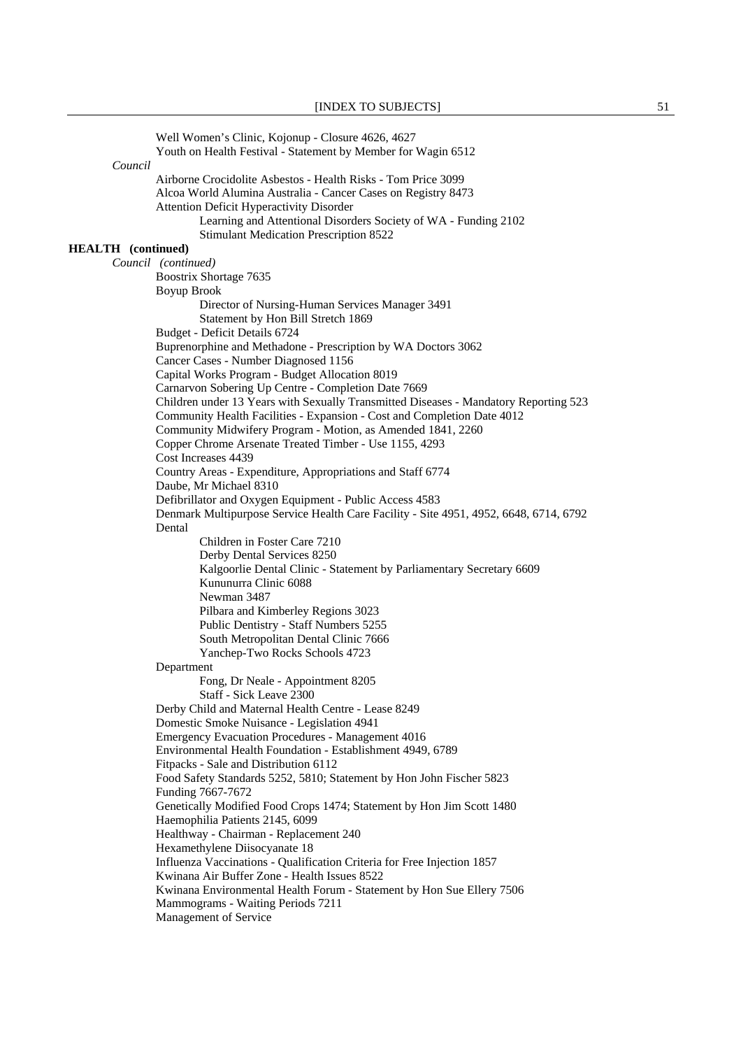Well Women's Clinic, Kojonup - Closure 4626, 4627
Youth on Health Festival - Statement by Member for Wagin 6512

*Council*

Airborne Crocidolite Asbestos - Health Risks - Tom Price 3099
Alcoa World Alumina Australia - Cancer Cases on Registry 8473
Attention Deficit Hyperactivity Disorder
  Learning and Attentional Disorders Society of WA - Funding 2102
  Stimulant Medication Prescription 8522

**HEALTH (continued)**

*Council (continued)*

Boostrix Shortage 7635
Boyup Brook
  Director of Nursing-Human Services Manager 3491
  Statement by Hon Bill Stretch 1869
Budget - Deficit Details 6724
Buprenorphine and Methadone - Prescription by WA Doctors 3062
Cancer Cases - Number Diagnosed 1156
Capital Works Program - Budget Allocation 8019
Carnarvon Sobering Up Centre - Completion Date 7669
Children under 13 Years with Sexually Transmitted Diseases - Mandatory Reporting 523
Community Health Facilities - Expansion - Cost and Completion Date 4012
Community Midwifery Program - Motion, as Amended 1841, 2260
Copper Chrome Arsenate Treated Timber - Use 1155, 4293
Cost Increases 4439
Country Areas - Expenditure, Appropriations and Staff 6774
Daube, Mr Michael 8310
Defibrillator and Oxygen Equipment - Public Access 4583
Denmark Multipurpose Service Health Care Facility - Site 4951, 4952, 6648, 6714, 6792
Dental
  Children in Foster Care 7210
  Derby Dental Services 8250
  Kalgoorlie Dental Clinic - Statement by Parliamentary Secretary 6609
  Kununurra Clinic 6088
  Newman 3487
  Pilbara and Kimberley Regions 3023
  Public Dentistry - Staff Numbers 5255
  South Metropolitan Dental Clinic 7666
  Yanchep-Two Rocks Schools 4723
Department
  Fong, Dr Neale - Appointment 8205
  Staff - Sick Leave 2300
Derby Child and Maternal Health Centre - Lease 8249
Domestic Smoke Nuisance - Legislation 4941
Emergency Evacuation Procedures - Management 4016
Environmental Health Foundation - Establishment 4949, 6789
Fitpacks - Sale and Distribution 6112
Food Safety Standards 5252, 5810; Statement by Hon John Fischer 5823
Funding 7667-7672
Genetically Modified Food Crops 1474; Statement by Hon Jim Scott 1480
Haemophilia Patients 2145, 6099
Healthway - Chairman - Replacement 240
Hexamethylene Diisocyanate 18
Influenza Vaccinations - Qualification Criteria for Free Injection 1857
Kwinana Air Buffer Zone - Health Issues 8522
Kwinana Environmental Health Forum - Statement by Hon Sue Ellery 7506
Mammograms - Waiting Periods 7211
Management of Service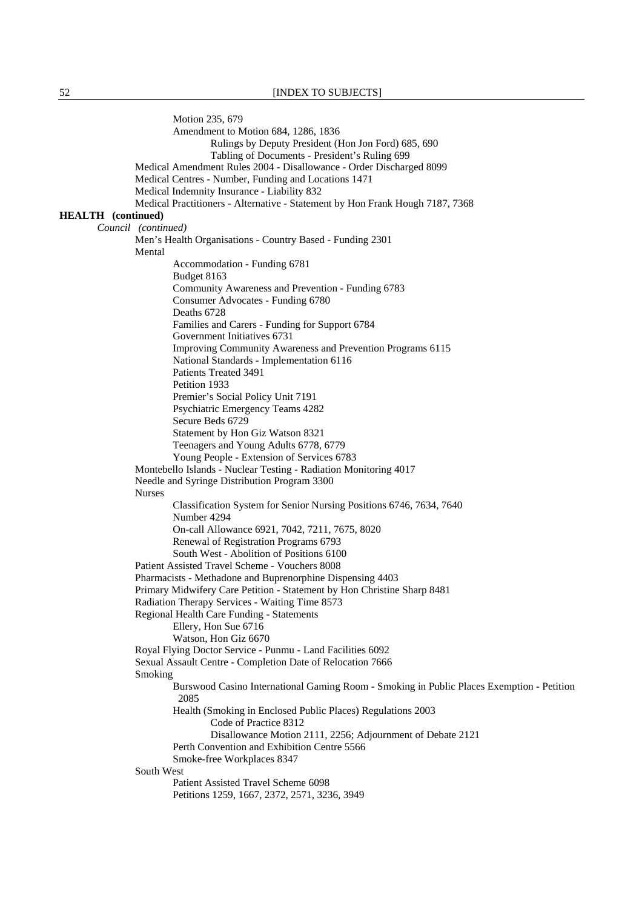Motion 235, 679

Amendment to Motion 684, 1286, 1836

Rulings by Deputy President (Hon Jon Ford) 685, 690

Tabling of Documents - President's Ruling 699

Medical Amendment Rules 2004 - Disallowance - Order Discharged 8099

Medical Centres - Number, Funding and Locations 1471

Medical Indemnity Insurance - Liability 832

Medical Practitioners - Alternative - Statement by Hon Frank Hough 7187, 7368

**HEALTH (continued)**

*Council (continued)*

Men's Health Organisations - Country Based - Funding 2301

Mental

Accommodation - Funding 6781

Budget 8163

Community Awareness and Prevention - Funding 6783

Consumer Advocates - Funding 6780

Deaths 6728

Families and Carers - Funding for Support 6784

Government Initiatives 6731

Improving Community Awareness and Prevention Programs 6115

National Standards - Implementation 6116

Patients Treated 3491

Petition 1933

Premier's Social Policy Unit 7191

Psychiatric Emergency Teams 4282

Secure Beds 6729

Statement by Hon Giz Watson 8321

Teenagers and Young Adults 6778, 6779

Young People - Extension of Services 6783

Montebello Islands - Nuclear Testing - Radiation Monitoring 4017

Needle and Syringe Distribution Program 3300

Nurses

Classification System for Senior Nursing Positions 6746, 7634, 7640

Number 4294

On-call Allowance 6921, 7042, 7211, 7675, 8020

Renewal of Registration Programs 6793

South West - Abolition of Positions 6100

Patient Assisted Travel Scheme - Vouchers 8008

Pharmacists - Methadone and Buprenorphine Dispensing 4403

Primary Midwifery Care Petition - Statement by Hon Christine Sharp 8481

Radiation Therapy Services - Waiting Time 8573

Regional Health Care Funding - Statements

Ellery, Hon Sue 6716

Watson, Hon Giz 6670

Royal Flying Doctor Service - Punmu - Land Facilities 6092

Sexual Assault Centre - Completion Date of Relocation 7666

Smoking

Burswood Casino International Gaming Room - Smoking in Public Places Exemption - Petition 2085

Health (Smoking in Enclosed Public Places) Regulations 2003

Code of Practice 8312

Disallowance Motion 2111, 2256; Adjournment of Debate 2121

Perth Convention and Exhibition Centre 5566

Smoke-free Workplaces 8347

South West

Patient Assisted Travel Scheme 6098

Petitions 1259, 1667, 2372, 2571, 3236, 3949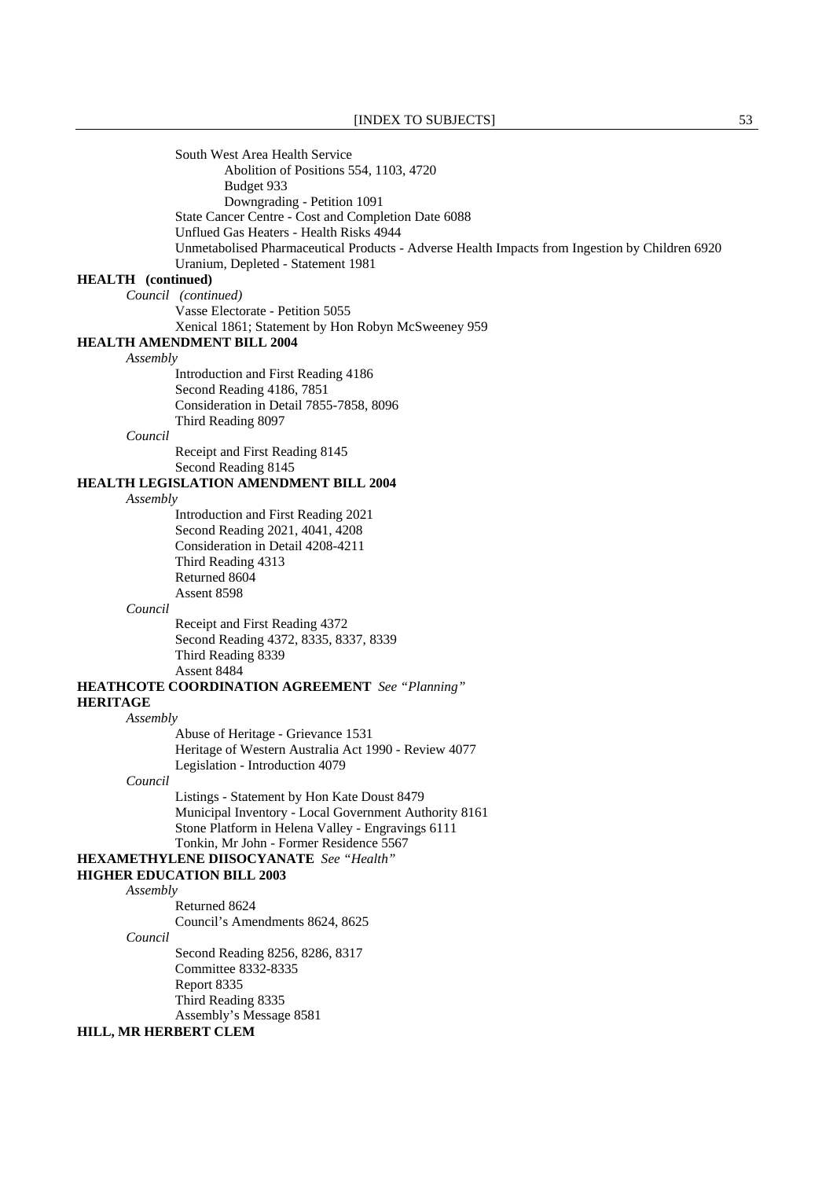South West Area Health Service

Abolition of Positions 554, 1103, 4720

Budget 933

Downgrading - Petition 1091

State Cancer Centre - Cost and Completion Date 6088

Unflued Gas Heaters - Health Risks 4944

Unmetabolised Pharmaceutical Products - Adverse Health Impacts from Ingestion by Children 6920

Uranium, Depleted - Statement 1981

**HEALTH (continued)**

*Council (continued)*

Vasse Electorate - Petition 5055

Xenical 1861; Statement by Hon Robyn McSweeney 959

**HEALTH AMENDMENT BILL 2004**

*Assembly*

Introduction and First Reading 4186

Second Reading 4186, 7851

Consideration in Detail 7855-7858, 8096

Third Reading 8097

*Council*

Receipt and First Reading 8145

Second Reading 8145

**HEALTH LEGISLATION AMENDMENT BILL 2004**

*Assembly*

Introduction and First Reading 2021

Second Reading 2021, 4041, 4208

Consideration in Detail 4208-4211

Third Reading 4313

Returned 8604

Assent 8598

*Council*

Receipt and First Reading 4372

Second Reading 4372, 8335, 8337, 8339

Third Reading 8339

Assent 8484

**HEATHCOTE COORDINATION AGREEMENT** *See "Planning"*

**HERITAGE**

*Assembly*

Abuse of Heritage - Grievance 1531

Heritage of Western Australia Act 1990 - Review 4077

Legislation - Introduction 4079

*Council*

Listings - Statement by Hon Kate Doust 8479

Municipal Inventory - Local Government Authority 8161

Stone Platform in Helena Valley - Engravings 6111

Tonkin, Mr John - Former Residence 5567

**HEXAMETHYLENE DIISOCYANATE** *See "Health"*

**HIGHER EDUCATION BILL 2003**

*Assembly*

Returned 8624

Council's Amendments 8624, 8625

*Council*

Second Reading 8256, 8286, 8317

Committee 8332-8335

Report 8335

Third Reading 8335

Assembly's Message 8581

**HILL, MR HERBERT CLEM**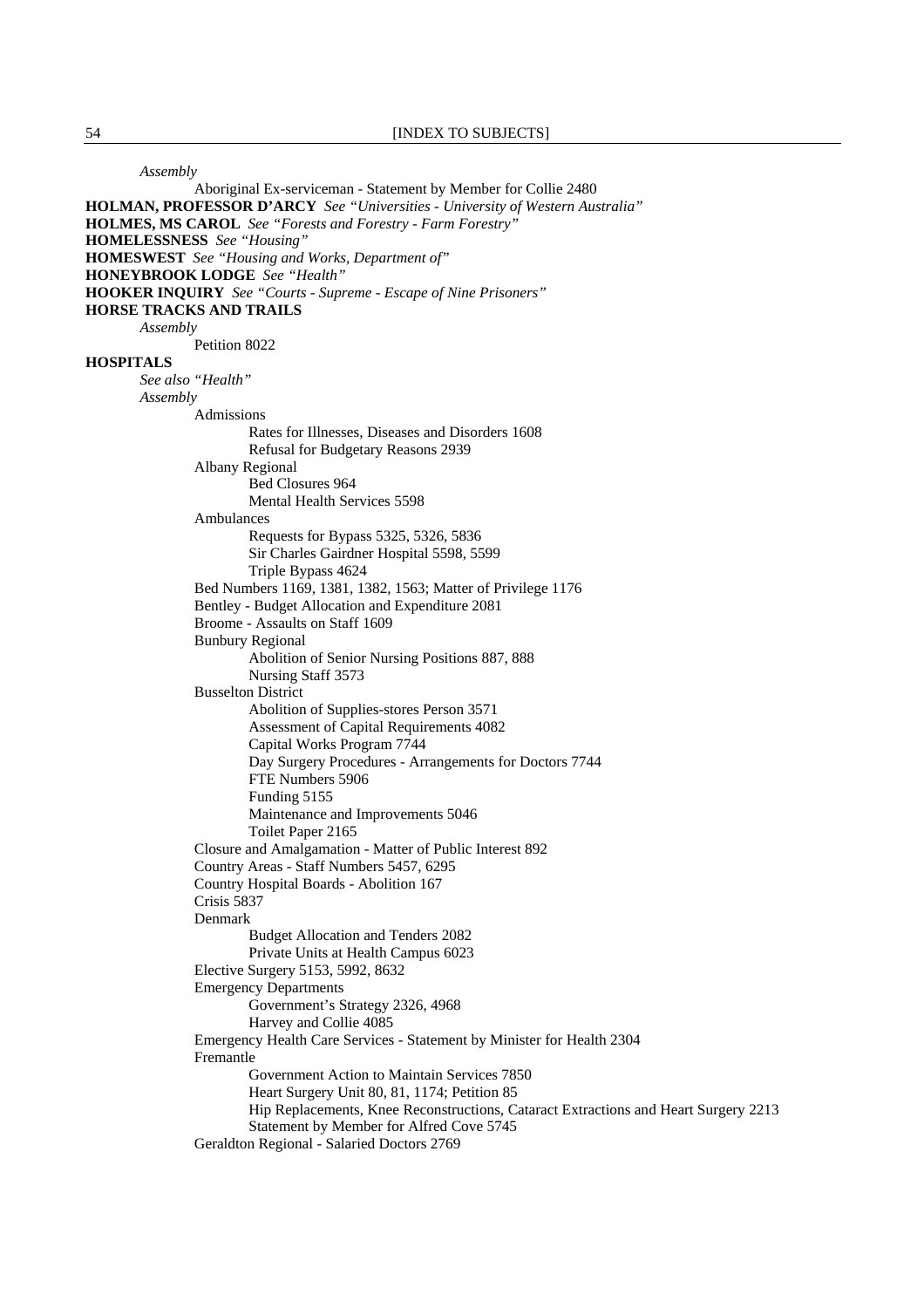*Assembly*

Aboriginal Ex-serviceman - Statement by Member for Collie 2480

**HOLMAN, PROFESSOR D'ARCY** *See "Universities - University of Western Australia"*

**HOLMES, MS CAROL** *See "Forests and Forestry - Farm Forestry"*

**HOMELESSNESS** *See "Housing"*

**HOMESWEST** *See "Housing and Works, Department of"*

**HONEYBROOK LODGE** *See "Health"*

**HOOKER INQUIRY** *See "Courts - Supreme - Escape of Nine Prisoners"*

**HORSE TRACKS AND TRAILS**

*Assembly*

Petition 8022

**HOSPITALS**

*See also "Health"*

*Assembly*

- Admissions
  - Rates for Illnesses, Diseases and Disorders 1608
  - Refusal for Budgetary Reasons 2939
- Albany Regional
  - Bed Closures 964
  - Mental Health Services 5598
- Ambulances
  - Requests for Bypass 5325, 5326, 5836
  - Sir Charles Gairdner Hospital 5598, 5599
  - Triple Bypass 4624
- Bed Numbers 1169, 1381, 1382, 1563; Matter of Privilege 1176
- Bentley - Budget Allocation and Expenditure 2081
- Broome - Assaults on Staff 1609
- Bunbury Regional
  - Abolition of Senior Nursing Positions 887, 888
  - Nursing Staff 3573
- Busselton District
  - Abolition of Supplies-stores Person 3571
  - Assessment of Capital Requirements 4082
  - Capital Works Program 7744
  - Day Surgery Procedures - Arrangements for Doctors 7744
  - FTE Numbers 5906
  - Funding 5155
  - Maintenance and Improvements 5046
  - Toilet Paper 2165
- Closure and Amalgamation - Matter of Public Interest 892
- Country Areas - Staff Numbers 5457, 6295
- Country Hospital Boards - Abolition 167
- Crisis 5837
- Denmark
  - Budget Allocation and Tenders 2082
  - Private Units at Health Campus 6023
- Elective Surgery 5153, 5992, 8632
- Emergency Departments
  - Government's Strategy 2326, 4968
  - Harvey and Collie 4085
- Emergency Health Care Services - Statement by Minister for Health 2304
- Fremantle
  - Government Action to Maintain Services 7850
  - Heart Surgery Unit 80, 81, 1174; Petition 85
  - Hip Replacements, Knee Reconstructions, Cataract Extractions and Heart Surgery 2213
  - Statement by Member for Alfred Cove 5745
- Geraldton Regional - Salaried Doctors 2769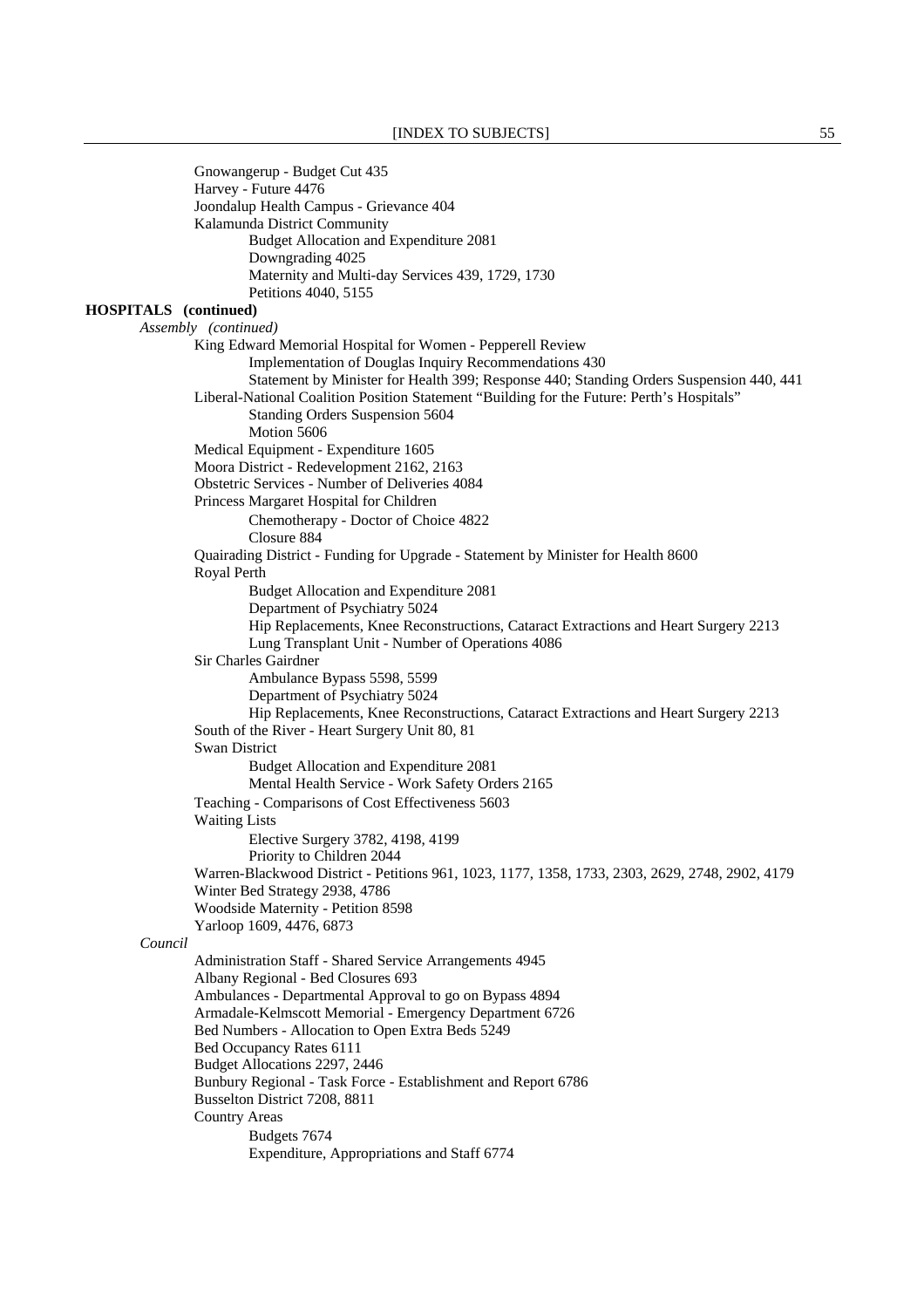Gnowangerup - Budget Cut 435
Harvey - Future 4476
Joondalup Health Campus - Grievance 404
Kalamunda District Community
    Budget Allocation and Expenditure 2081
    Downgrading 4025
    Maternity and Multi-day Services 439, 1729, 1730
    Petitions 4040, 5155

**HOSPITALS (continued)**

*Assembly (continued)*

King Edward Memorial Hospital for Women - Pepperell Review
    Implementation of Douglas Inquiry Recommendations 430
    Statement by Minister for Health 399; Response 440; Standing Orders Suspension 440, 441
Liberal-National Coalition Position Statement "Building for the Future: Perth's Hospitals"
    Standing Orders Suspension 5604
    Motion 5606
Medical Equipment - Expenditure 1605
Moora District - Redevelopment 2162, 2163
Obstetric Services - Number of Deliveries 4084
Princess Margaret Hospital for Children
    Chemotherapy - Doctor of Choice 4822
    Closure 884
Quairading District - Funding for Upgrade - Statement by Minister for Health 8600
Royal Perth
    Budget Allocation and Expenditure 2081
    Department of Psychiatry 5024
    Hip Replacements, Knee Reconstructions, Cataract Extractions and Heart Surgery 2213
    Lung Transplant Unit - Number of Operations 4086
Sir Charles Gairdner
    Ambulance Bypass 5598, 5599
    Department of Psychiatry 5024
    Hip Replacements, Knee Reconstructions, Cataract Extractions and Heart Surgery 2213
South of the River - Heart Surgery Unit 80, 81
Swan District
    Budget Allocation and Expenditure 2081
    Mental Health Service - Work Safety Orders 2165
Teaching - Comparisons of Cost Effectiveness 5603
Waiting Lists
    Elective Surgery 3782, 4198, 4199
    Priority to Children 2044
Warren-Blackwood District - Petitions 961, 1023, 1177, 1358, 1733, 2303, 2629, 2748, 2902, 4179
Winter Bed Strategy 2938, 4786
Woodside Maternity - Petition 8598
Yarloop 1609, 4476, 6873

*Council*

Administration Staff - Shared Service Arrangements 4945
Albany Regional - Bed Closures 693
Ambulances - Departmental Approval to go on Bypass 4894
Armadale-Kelmscott Memorial - Emergency Department 6726
Bed Numbers - Allocation to Open Extra Beds 5249
Bed Occupancy Rates 6111
Budget Allocations 2297, 2446
Bunbury Regional - Task Force - Establishment and Report 6786
Busselton District 7208, 8811
Country Areas
    Budgets 7674
    Expenditure, Appropriations and Staff 6774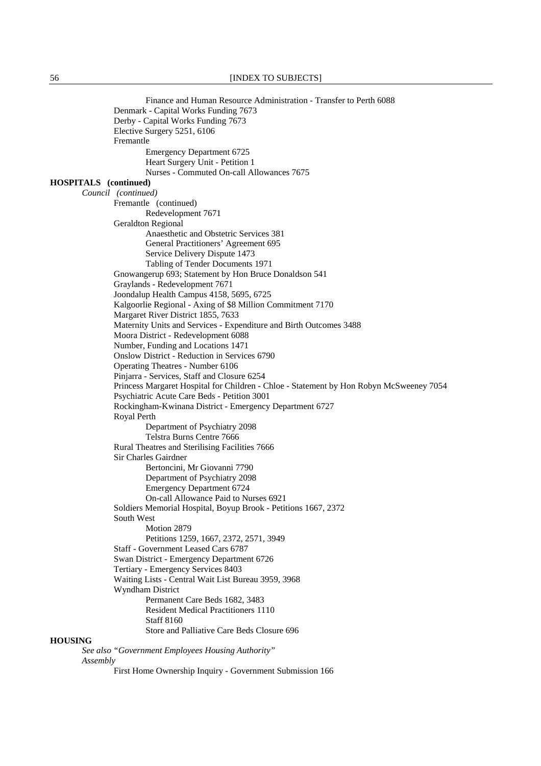Finance and Human Resource Administration - Transfer to Perth 6088

Denmark - Capital Works Funding 7673

Derby - Capital Works Funding 7673

Elective Surgery 5251, 6106

Fremantle

- Emergency Department 6725
- Heart Surgery Unit - Petition 1
- Nurses - Commuted On-call Allowances 7675

**HOSPITALS (continued)**

*Council (continued)*

Fremantle (continued)

- Redevelopment 7671

Geraldton Regional

- Anaesthetic and Obstetric Services 381
- General Practitioners' Agreement 695
- Service Delivery Dispute 1473
- Tabling of Tender Documents 1971

Gnowangerup 693; Statement by Hon Bruce Donaldson 541

Graylands - Redevelopment 7671

Joondalup Health Campus 4158, 5695, 6725

Kalgoorlie Regional - Axing of $8 Million Commitment 7170

Margaret River District 1855, 7633

Maternity Units and Services - Expenditure and Birth Outcomes 3488

Moora District - Redevelopment 6088

Number, Funding and Locations 1471

Onslow District - Reduction in Services 6790

Operating Theatres - Number 6106

Pinjarra - Services, Staff and Closure 6254

Princess Margaret Hospital for Children - Chloe - Statement by Hon Robyn McSweeney 7054

Psychiatric Acute Care Beds - Petition 3001

Rockingham-Kwinana District - Emergency Department 6727

Royal Perth

- Department of Psychiatry 2098
- Telstra Burns Centre 7666

Rural Theatres and Sterilising Facilities 7666

Sir Charles Gairdner

- Bertoncini, Mr Giovanni 7790
- Department of Psychiatry 2098
- Emergency Department 6724
- On-call Allowance Paid to Nurses 6921

Soldiers Memorial Hospital, Boyup Brook - Petitions 1667, 2372

South West

- Motion 2879
- Petitions 1259, 1667, 2372, 2571, 3949

Staff - Government Leased Cars 6787

Swan District - Emergency Department 6726

Tertiary - Emergency Services 8403

Waiting Lists - Central Wait List Bureau 3959, 3968

Wyndham District

- Permanent Care Beds 1682, 3483
- Resident Medical Practitioners 1110
- Staff 8160
- Store and Palliative Care Beds Closure 696

**HOUSING**

*See also "Government Employees Housing Authority"*

*Assembly*

First Home Ownership Inquiry - Government Submission 166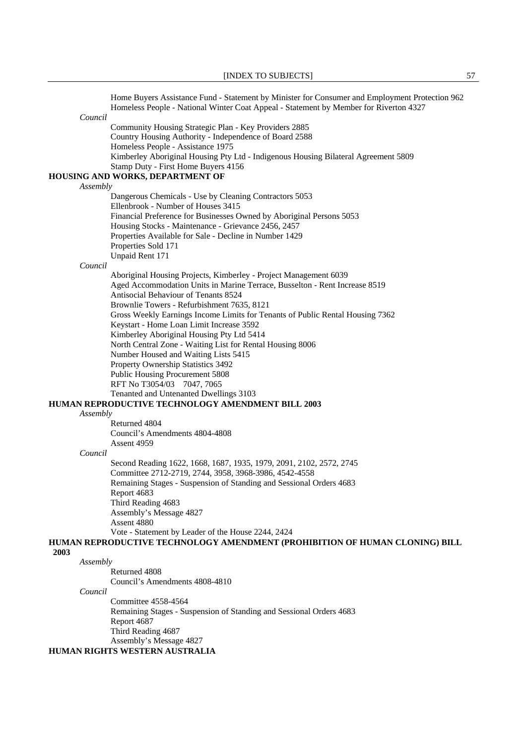Home Buyers Assistance Fund - Statement by Minister for Consumer and Employment Protection 962

Homeless People - National Winter Coat Appeal - Statement by Member for Riverton 4327

*Council*

Community Housing Strategic Plan - Key Providers 2885

Country Housing Authority - Independence of Board 2588

Homeless People - Assistance 1975

Kimberley Aboriginal Housing Pty Ltd - Indigenous Housing Bilateral Agreement 5809

Stamp Duty - First Home Buyers 4156

**HOUSING AND WORKS, DEPARTMENT OF**

*Assembly*

Dangerous Chemicals - Use by Cleaning Contractors 5053

Ellenbrook - Number of Houses 3415

Financial Preference for Businesses Owned by Aboriginal Persons 5053

Housing Stocks - Maintenance - Grievance 2456, 2457

Properties Available for Sale - Decline in Number 1429

Properties Sold 171

Unpaid Rent 171

*Council*

Aboriginal Housing Projects, Kimberley - Project Management 6039

Aged Accommodation Units in Marine Terrace, Busselton - Rent Increase 8519

Antisocial Behaviour of Tenants 8524

Brownlie Towers - Refurbishment 7635, 8121

Gross Weekly Earnings Income Limits for Tenants of Public Rental Housing 7362

Keystart - Home Loan Limit Increase 3592

Kimberley Aboriginal Housing Pty Ltd 5414

North Central Zone - Waiting List for Rental Housing 8006

Number Housed and Waiting Lists 5415

Property Ownership Statistics 3492

Public Housing Procurement 5808

RFT No T3054/03 7047, 7065

Tenanted and Untenanted Dwellings 3103

**HUMAN REPRODUCTIVE TECHNOLOGY AMENDMENT BILL 2003**

*Assembly*

Returned 4804

Council's Amendments 4804-4808

Assent 4959

*Council*

Second Reading 1622, 1668, 1687, 1935, 1979, 2091, 2102, 2572, 2745

Committee 2712-2719, 2744, 3958, 3968-3986, 4542-4558

Remaining Stages - Suspension of Standing and Sessional Orders 4683

Report 4683

Third Reading 4683

Assembly's Message 4827

Assent 4880

Vote - Statement by Leader of the House 2244, 2424

**HUMAN REPRODUCTIVE TECHNOLOGY AMENDMENT (PROHIBITION OF HUMAN CLONING) BILL 2003**

*Assembly*

Returned 4808

Council's Amendments 4808-4810

*Council*

Committee 4558-4564

Remaining Stages - Suspension of Standing and Sessional Orders 4683

Report 4687

Third Reading 4687

Assembly's Message 4827

**HUMAN RIGHTS WESTERN AUSTRALIA**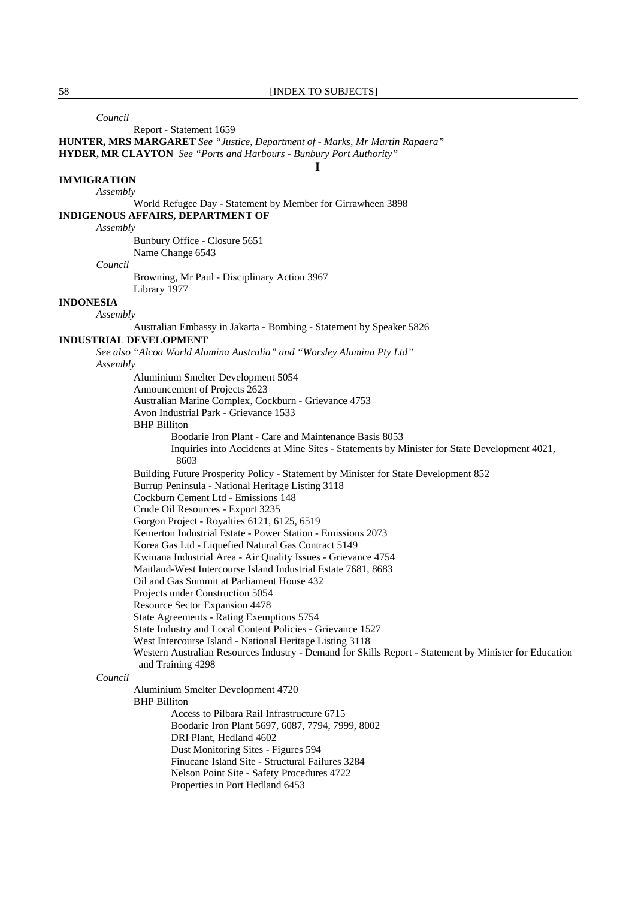*Council*

Report - Statement 1659

**HUNTER, MRS MARGARET** *See "Justice, Department of - Marks, Mr Martin Rapaera"*

**HYDER, MR CLAYTON** *See "Ports and Harbours - Bunbury Port Authority"*

## I

**IMMIGRATION**

*Assembly*

World Refugee Day - Statement by Member for Girrawheen 3898

**INDIGENOUS AFFAIRS, DEPARTMENT OF**

*Assembly*

Bunbury Office - Closure 5651

Name Change 6543

*Council*

Browning, Mr Paul - Disciplinary Action 3967

Library 1977

**INDONESIA**

*Assembly*

Australian Embassy in Jakarta - Bombing - Statement by Speaker 5826

**INDUSTRIAL DEVELOPMENT**

*See also "Alcoa World Alumina Australia" and "Worsley Alumina Pty Ltd"*

*Assembly*

Aluminium Smelter Development 5054

Announcement of Projects 2623

Australian Marine Complex, Cockburn - Grievance 4753

Avon Industrial Park - Grievance 1533

BHP Billiton

- Boodarie Iron Plant - Care and Maintenance Basis 8053
- Inquiries into Accidents at Mine Sites - Statements by Minister for State Development 4021, 8603

Building Future Prosperity Policy - Statement by Minister for State Development 852

Burrup Peninsula - National Heritage Listing 3118

Cockburn Cement Ltd - Emissions 148

Crude Oil Resources - Export 3235

Gorgon Project - Royalties 6121, 6125, 6519

Kemerton Industrial Estate - Power Station - Emissions 2073

Korea Gas Ltd - Liquefied Natural Gas Contract 5149

Kwinana Industrial Area - Air Quality Issues - Grievance 4754

Maitland-West Intercourse Island Industrial Estate 7681, 8683

Oil and Gas Summit at Parliament House 432

Projects under Construction 5054

Resource Sector Expansion 4478

State Agreements - Rating Exemptions 5754

State Industry and Local Content Policies - Grievance 1527

West Intercourse Island - National Heritage Listing 3118

Western Australian Resources Industry - Demand for Skills Report - Statement by Minister for Education and Training 4298

*Council*

Aluminium Smelter Development 4720

BHP Billiton

- Access to Pilbara Rail Infrastructure 6715
- Boodarie Iron Plant 5697, 6087, 7794, 7999, 8002
- DRI Plant, Hedland 4602
- Dust Monitoring Sites - Figures 594
- Finucane Island Site - Structural Failures 3284
- Nelson Point Site - Safety Procedures 4722
- Properties in Port Hedland 6453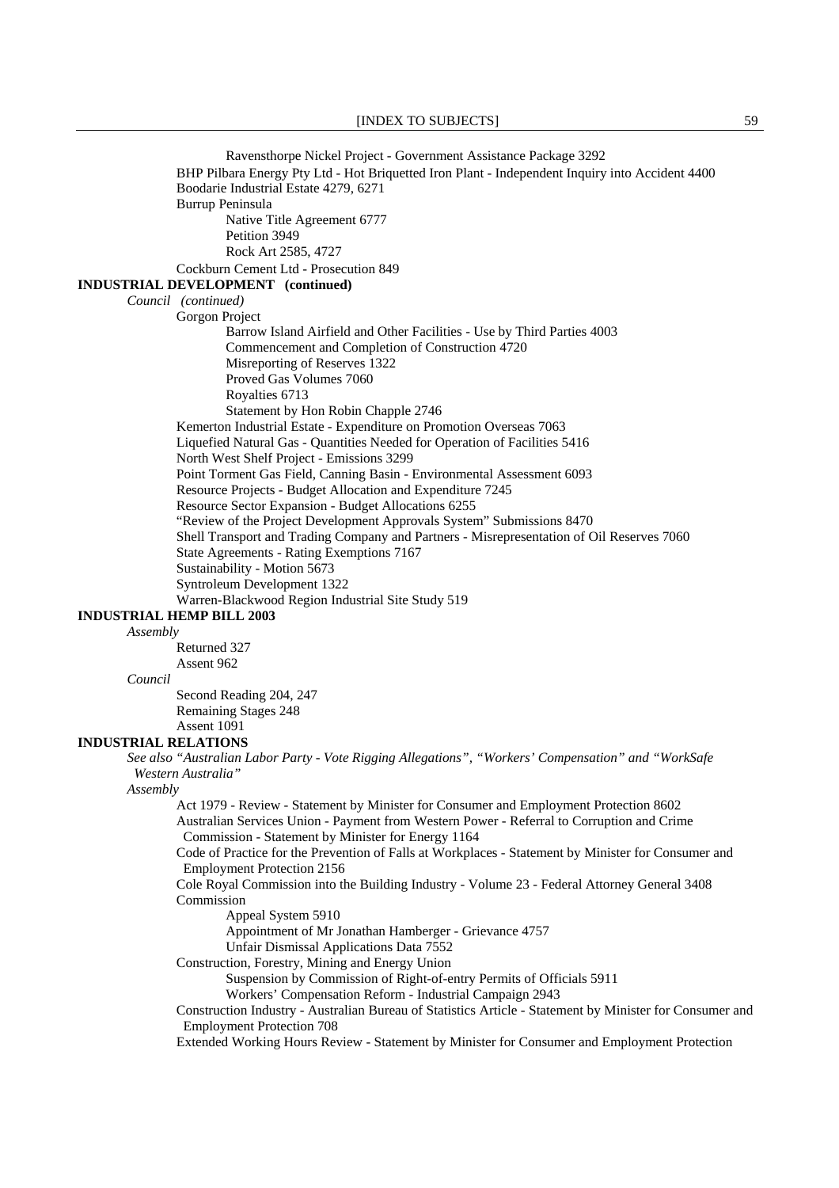Ravensthorpe Nickel Project - Government Assistance Package 3292

BHP Pilbara Energy Pty Ltd - Hot Briquetted Iron Plant - Independent Inquiry into Accident 4400

Boodarie Industrial Estate 4279, 6271

Burrup Peninsula

Native Title Agreement 6777

Petition 3949

Rock Art 2585, 4727

Cockburn Cement Ltd - Prosecution 849

**INDUSTRIAL DEVELOPMENT (continued)**

*Council (continued)*

Gorgon Project

Barrow Island Airfield and Other Facilities - Use by Third Parties 4003

Commencement and Completion of Construction 4720

Misreporting of Reserves 1322

Proved Gas Volumes 7060

Royalties 6713

Statement by Hon Robin Chapple 2746

Kemerton Industrial Estate - Expenditure on Promotion Overseas 7063

Liquefied Natural Gas - Quantities Needed for Operation of Facilities 5416

North West Shelf Project - Emissions 3299

Point Torment Gas Field, Canning Basin - Environmental Assessment 6093

Resource Projects - Budget Allocation and Expenditure 7245

Resource Sector Expansion - Budget Allocations 6255

"Review of the Project Development Approvals System" Submissions 8470

Shell Transport and Trading Company and Partners - Misrepresentation of Oil Reserves 7060

State Agreements - Rating Exemptions 7167

Sustainability - Motion 5673

Syntroleum Development 1322

Warren-Blackwood Region Industrial Site Study 519

**INDUSTRIAL HEMP BILL 2003**

*Assembly*

Returned 327

Assent 962

*Council*

Second Reading 204, 247

Remaining Stages 248

Assent 1091

**INDUSTRIAL RELATIONS**

*See also "Australian Labor Party - Vote Rigging Allegations", "Workers' Compensation" and "WorkSafe Western Australia"*

*Assembly*

Act 1979 - Review - Statement by Minister for Consumer and Employment Protection 8602

Australian Services Union - Payment from Western Power - Referral to Corruption and Crime Commission - Statement by Minister for Energy 1164

Code of Practice for the Prevention of Falls at Workplaces - Statement by Minister for Consumer and Employment Protection 2156

Cole Royal Commission into the Building Industry - Volume 23 - Federal Attorney General 3408

Commission

Appeal System 5910

Appointment of Mr Jonathan Hamberger - Grievance 4757

Unfair Dismissal Applications Data 7552

Construction, Forestry, Mining and Energy Union

Suspension by Commission of Right-of-entry Permits of Officials 5911

Workers' Compensation Reform - Industrial Campaign 2943

Construction Industry - Australian Bureau of Statistics Article - Statement by Minister for Consumer and Employment Protection 708

Extended Working Hours Review - Statement by Minister for Consumer and Employment Protection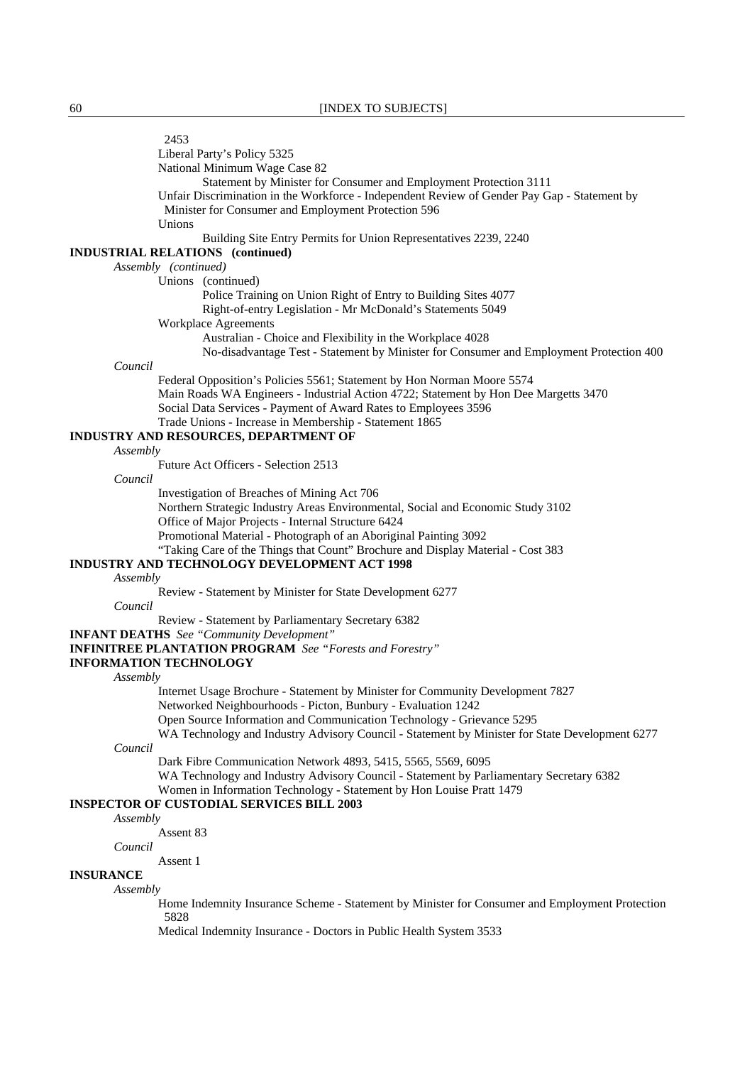2453

Liberal Party's Policy 5325

National Minimum Wage Case 82

Statement by Minister for Consumer and Employment Protection 3111

Unfair Discrimination in the Workforce - Independent Review of Gender Pay Gap - Statement by Minister for Consumer and Employment Protection 596

Unions

Building Site Entry Permits for Union Representatives 2239, 2240

**INDUSTRIAL RELATIONS (continued)**

*Assembly (continued)*

Unions (continued)

Police Training on Union Right of Entry to Building Sites 4077

Right-of-entry Legislation - Mr McDonald's Statements 5049

Workplace Agreements

Australian - Choice and Flexibility in the Workplace 4028

No-disadvantage Test - Statement by Minister for Consumer and Employment Protection 400

*Council*

Federal Opposition's Policies 5561; Statement by Hon Norman Moore 5574

Main Roads WA Engineers - Industrial Action 4722; Statement by Hon Dee Margetts 3470

Social Data Services - Payment of Award Rates to Employees 3596

Trade Unions - Increase in Membership - Statement 1865

**INDUSTRY AND RESOURCES, DEPARTMENT OF**

*Assembly*

Future Act Officers - Selection 2513

*Council*

Investigation of Breaches of Mining Act 706

Northern Strategic Industry Areas Environmental, Social and Economic Study 3102

Office of Major Projects - Internal Structure 6424

Promotional Material - Photograph of an Aboriginal Painting 3092

"Taking Care of the Things that Count" Brochure and Display Material - Cost 383

**INDUSTRY AND TECHNOLOGY DEVELOPMENT ACT 1998**

*Assembly*

Review - Statement by Minister for State Development 6277

*Council*

Review - Statement by Parliamentary Secretary 6382

**INFANT DEATHS** *See "Community Development"*

**INFINITREE PLANTATION PROGRAM** *See "Forests and Forestry"*

**INFORMATION TECHNOLOGY**

*Assembly*

Internet Usage Brochure - Statement by Minister for Community Development 7827

Networked Neighbourhoods - Picton, Bunbury - Evaluation 1242

Open Source Information and Communication Technology - Grievance 5295

WA Technology and Industry Advisory Council - Statement by Minister for State Development 6277

*Council*

Dark Fibre Communication Network 4893, 5415, 5565, 5569, 6095

WA Technology and Industry Advisory Council - Statement by Parliamentary Secretary 6382

Women in Information Technology - Statement by Hon Louise Pratt 1479

**INSPECTOR OF CUSTODIAL SERVICES BILL 2003**

*Assembly*

Assent 83

*Council*

Assent 1

**INSURANCE**

*Assembly*

Home Indemnity Insurance Scheme - Statement by Minister for Consumer and Employment Protection 5828

Medical Indemnity Insurance - Doctors in Public Health System 3533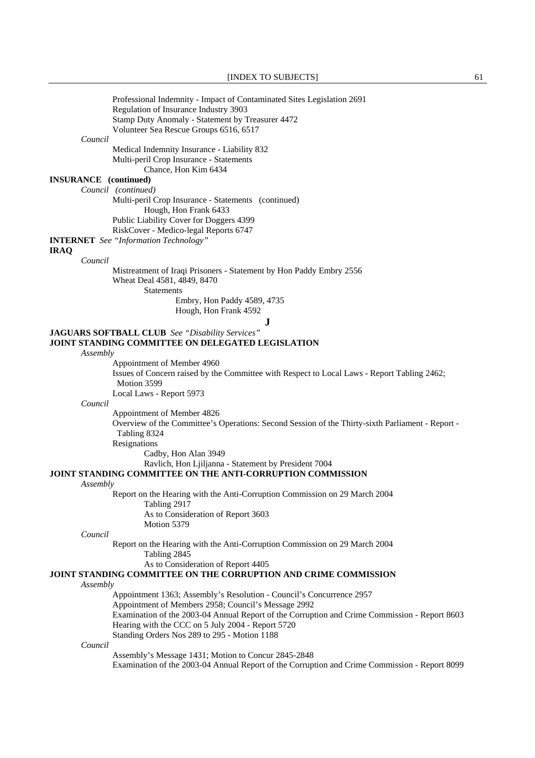Professional Indemnity - Impact of Contaminated Sites Legislation 2691
Regulation of Insurance Industry 3903
Stamp Duty Anomaly - Statement by Treasurer 4472
Volunteer Sea Rescue Groups 6516, 6517

*Council*

Medical Indemnity Insurance - Liability 832
Multi-peril Crop Insurance - Statements
Chance, Hon Kim 6434

**INSURANCE (continued)**

*Council (continued)*

Multi-peril Crop Insurance - Statements (continued)
Hough, Hon Frank 6433
Public Liability Cover for Doggers 4399
RiskCover - Medico-legal Reports 6747

**INTERNET** *See "Information Technology"*

**IRAQ**

*Council*

Mistreatment of Iraqi Prisoners - Statement by Hon Paddy Embry 2556
Wheat Deal 4581, 4849, 8470
Statements
Embry, Hon Paddy 4589, 4735
Hough, Hon Frank 4592

## J

**JAGUARS SOFTBALL CLUB** *See "Disability Services"*

**JOINT STANDING COMMITTEE ON DELEGATED LEGISLATION**

*Assembly*

Appointment of Member 4960
Issues of Concern raised by the Committee with Respect to Local Laws - Report Tabling 2462; Motion 3599
Local Laws - Report 5973

*Council*

Appointment of Member 4826
Overview of the Committee's Operations: Second Session of the Thirty-sixth Parliament - Report - Tabling 8324
Resignations
Cadby, Hon Alan 3949
Ravlich, Hon Ljiljanna - Statement by President 7004

**JOINT STANDING COMMITTEE ON THE ANTI-CORRUPTION COMMISSION**

*Assembly*

Report on the Hearing with the Anti-Corruption Commission on 29 March 2004
Tabling 2917
As to Consideration of Report 3603
Motion 5379

*Council*

Report on the Hearing with the Anti-Corruption Commission on 29 March 2004
Tabling 2845
As to Consideration of Report 4405

**JOINT STANDING COMMITTEE ON THE CORRUPTION AND CRIME COMMISSION**

*Assembly*

Appointment 1363; Assembly's Resolution - Council's Concurrence 2957
Appointment of Members 2958; Council's Message 2992
Examination of the 2003-04 Annual Report of the Corruption and Crime Commission - Report 8603
Hearing with the CCC on 5 July 2004 - Report 5720
Standing Orders Nos 289 to 295 - Motion 1188

*Council*

Assembly's Message 1431; Motion to Concur 2845-2848
Examination of the 2003-04 Annual Report of the Corruption and Crime Commission - Report 8099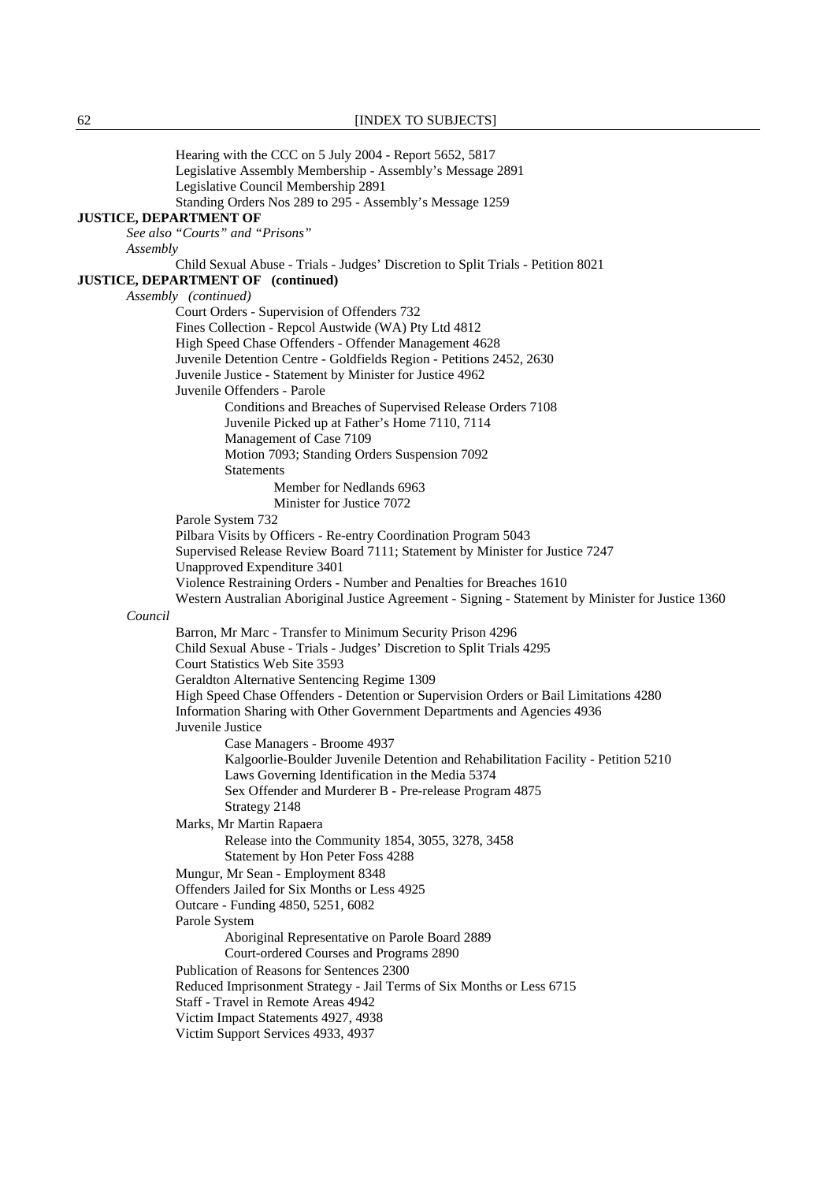Hearing with the CCC on 5 July 2004 - Report 5652, 5817
Legislative Assembly Membership - Assembly's Message 2891
Legislative Council Membership 2891
Standing Orders Nos 289 to 295 - Assembly's Message 1259

**JUSTICE, DEPARTMENT OF**

*See also "Courts" and "Prisons"*

*Assembly*

Child Sexual Abuse - Trials - Judges' Discretion to Split Trials - Petition 8021

**JUSTICE, DEPARTMENT OF (continued)**

*Assembly (continued)*

Court Orders - Supervision of Offenders 732
Fines Collection - Repcol Austwide (WA) Pty Ltd 4812
High Speed Chase Offenders - Offender Management 4628
Juvenile Detention Centre - Goldfields Region - Petitions 2452, 2630
Juvenile Justice - Statement by Minister for Justice 4962
Juvenile Offenders - Parole
  Conditions and Breaches of Supervised Release Orders 7108
  Juvenile Picked up at Father's Home 7110, 7114
  Management of Case 7109
  Motion 7093; Standing Orders Suspension 7092
  Statements
    Member for Nedlands 6963
    Minister for Justice 7072
Parole System 732
Pilbara Visits by Officers - Re-entry Coordination Program 5043
Supervised Release Review Board 7111; Statement by Minister for Justice 7247
Unapproved Expenditure 3401
Violence Restraining Orders - Number and Penalties for Breaches 1610
Western Australian Aboriginal Justice Agreement - Signing - Statement by Minister for Justice 1360

*Council*

Barron, Mr Marc - Transfer to Minimum Security Prison 4296
Child Sexual Abuse - Trials - Judges' Discretion to Split Trials 4295
Court Statistics Web Site 3593
Geraldton Alternative Sentencing Regime 1309
High Speed Chase Offenders - Detention or Supervision Orders or Bail Limitations 4280
Information Sharing with Other Government Departments and Agencies 4936
Juvenile Justice
  Case Managers - Broome 4937
  Kalgoorlie-Boulder Juvenile Detention and Rehabilitation Facility - Petition 5210
  Laws Governing Identification in the Media 5374
  Sex Offender and Murderer B - Pre-release Program 4875
  Strategy 2148
Marks, Mr Martin Rapaera
  Release into the Community 1854, 3055, 3278, 3458
  Statement by Hon Peter Foss 4288
Mungur, Mr Sean - Employment 8348
Offenders Jailed for Six Months or Less 4925
Outcare - Funding 4850, 5251, 6082
Parole System
  Aboriginal Representative on Parole Board 2889
  Court-ordered Courses and Programs 2890
Publication of Reasons for Sentences 2300
Reduced Imprisonment Strategy - Jail Terms of Six Months or Less 6715
Staff - Travel in Remote Areas 4942
Victim Impact Statements 4927, 4938
Victim Support Services 4933, 4937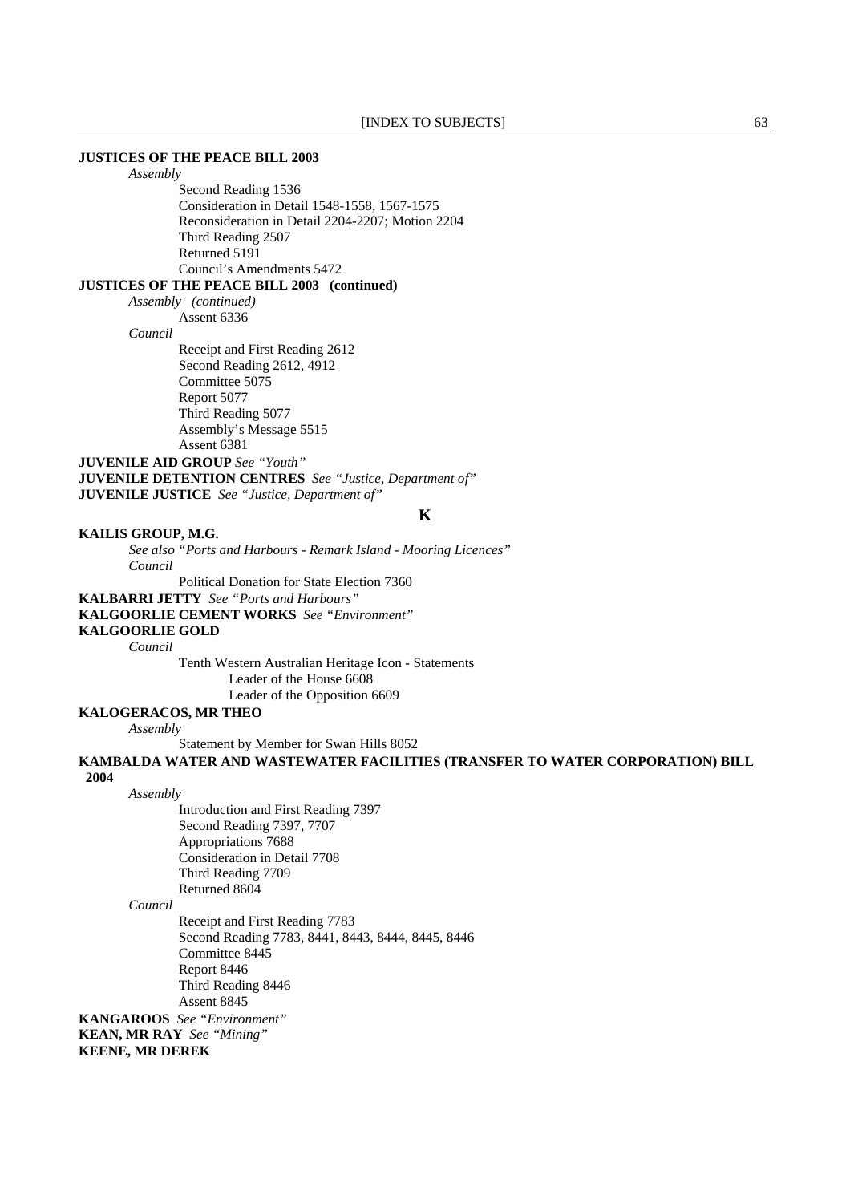**JUSTICES OF THE PEACE BILL 2003**

*Assembly*

Second Reading 1536
Consideration in Detail 1548-1558, 1567-1575
Reconsideration in Detail 2204-2207; Motion 2204
Third Reading 2507
Returned 5191
Council's Amendments 5472

**JUSTICES OF THE PEACE BILL 2003 (continued)**

*Assembly (continued)*

Assent 6336

*Council*

Receipt and First Reading 2612
Second Reading 2612, 4912
Committee 5075
Report 5077
Third Reading 5077
Assembly's Message 5515
Assent 6381

**JUVENILE AID GROUP** *See "Youth"*
**JUVENILE DETENTION CENTRES** *See "Justice, Department of"*
**JUVENILE JUSTICE** *See "Justice, Department of"*

## K

**KAILIS GROUP, M.G.**

*See also "Ports and Harbours - Remark Island - Mooring Licences"*

*Council*

Political Donation for State Election 7360

**KALBARRI JETTY** *See "Ports and Harbours"*
**KALGOORLIE CEMENT WORKS** *See "Environment"*
**KALGOORLIE GOLD**

*Council*

Tenth Western Australian Heritage Icon - Statements
Leader of the House 6608
Leader of the Opposition 6609

**KALOGERACOS, MR THEO**

*Assembly*

Statement by Member for Swan Hills 8052

**KAMBALDA WATER AND WASTEWATER FACILITIES (TRANSFER TO WATER CORPORATION) BILL 2004**

*Assembly*

Introduction and First Reading 7397
Second Reading 7397, 7707
Appropriations 7688
Consideration in Detail 7708
Third Reading 7709
Returned 8604

*Council*

Receipt and First Reading 7783
Second Reading 7783, 8441, 8443, 8444, 8445, 8446
Committee 8445
Report 8446
Third Reading 8446
Assent 8845

**KANGAROOS** *See "Environment"*
**KEAN, MR RAY** *See "Mining"*
**KEENE, MR DEREK**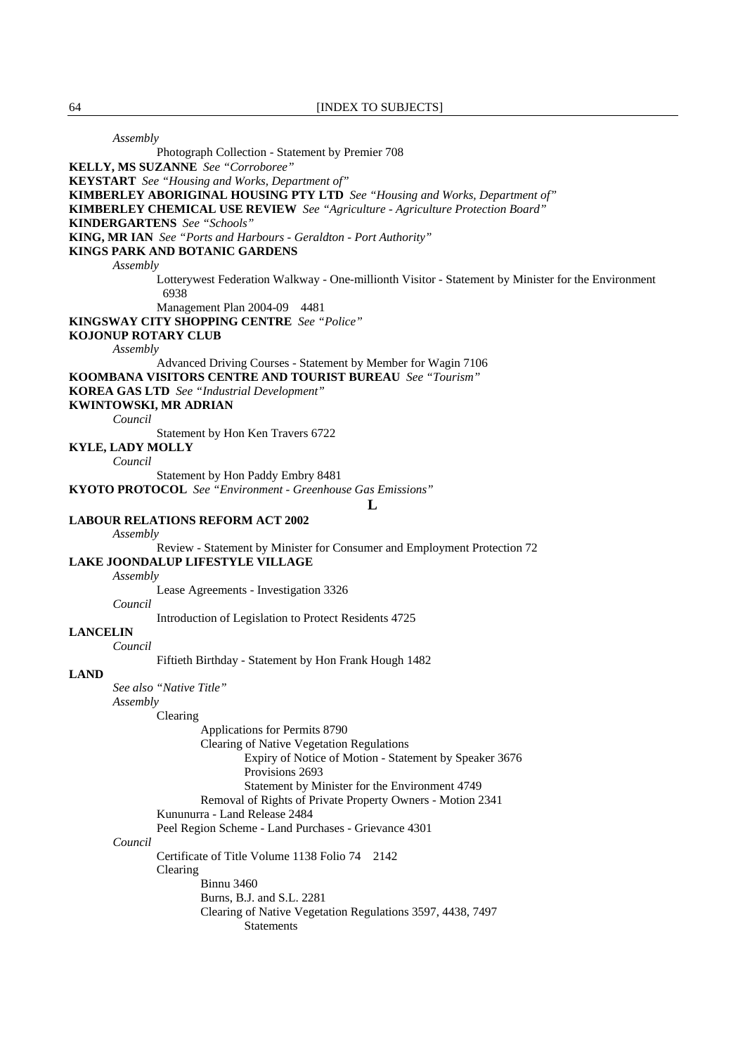*Assembly*

Photograph Collection - Statement by Premier 708

**KELLY, MS SUZANNE** *See "Corroboree"*

**KEYSTART** *See "Housing and Works, Department of"*

**KIMBERLEY ABORIGINAL HOUSING PTY LTD** *See "Housing and Works, Department of"*

**KIMBERLEY CHEMICAL USE REVIEW** *See "Agriculture - Agriculture Protection Board"*

**KINDERGARTENS** *See "Schools"*

**KING, MR IAN** *See "Ports and Harbours - Geraldton - Port Authority"*

**KINGS PARK AND BOTANIC GARDENS**

*Assembly*

Lotterywest Federation Walkway - One-millionth Visitor - Statement by Minister for the Environment 6938

Management Plan 2004-09 4481

**KINGSWAY CITY SHOPPING CENTRE** *See "Police"*

**KOJONUP ROTARY CLUB**

*Assembly*

Advanced Driving Courses - Statement by Member for Wagin 7106

**KOOMBANA VISITORS CENTRE AND TOURIST BUREAU** *See "Tourism"*

**KOREA GAS LTD** *See "Industrial Development"*

**KWINTOWSKI, MR ADRIAN**

*Council*

Statement by Hon Ken Travers 6722

**KYLE, LADY MOLLY**

*Council*

Statement by Hon Paddy Embry 8481

**KYOTO PROTOCOL** *See "Environment - Greenhouse Gas Emissions"*

## L

**LABOUR RELATIONS REFORM ACT 2002**

*Assembly*

Review - Statement by Minister for Consumer and Employment Protection 72

**LAKE JOONDALUP LIFESTYLE VILLAGE**

*Assembly*

Lease Agreements - Investigation 3326

*Council*

Introduction of Legislation to Protect Residents 4725

**LANCELIN**

*Council*

Fiftieth Birthday - Statement by Hon Frank Hough 1482

**LAND**

*See also "Native Title"*

*Assembly*

Clearing

Applications for Permits 8790

Clearing of Native Vegetation Regulations

Expiry of Notice of Motion - Statement by Speaker 3676

Provisions 2693

Statement by Minister for the Environment 4749

Removal of Rights of Private Property Owners - Motion 2341

Kununurra - Land Release 2484

Peel Region Scheme - Land Purchases - Grievance 4301

*Council*

Certificate of Title Volume 1138 Folio 74 2142

Clearing

Binnu 3460

Burns, B.J. and S.L. 2281

Clearing of Native Vegetation Regulations 3597, 4438, 7497

Statements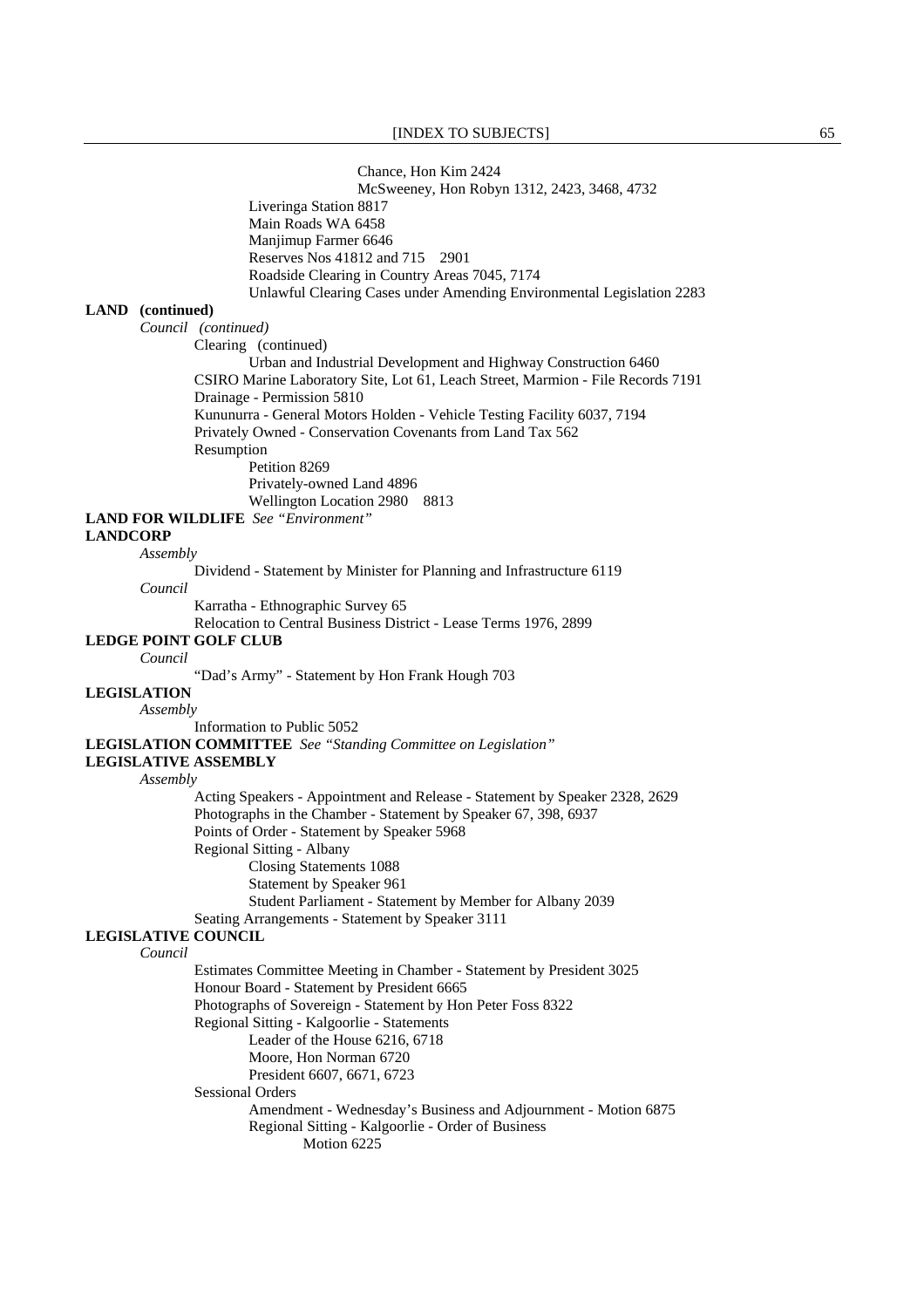Chance, Hon Kim 2424
McSweeney, Hon Robyn 1312, 2423, 3468, 4732
Liveringa Station 8817
Main Roads WA 6458
Manjimup Farmer 6646
Reserves Nos 41812 and 715 2901
Roadside Clearing in Country Areas 7045, 7174
Unlawful Clearing Cases under Amending Environmental Legislation 2283

**LAND (continued)**

*Council (continued)*

Clearing (continued)
Urban and Industrial Development and Highway Construction 6460
CSIRO Marine Laboratory Site, Lot 61, Leach Street, Marmion - File Records 7191
Drainage - Permission 5810
Kununurra - General Motors Holden - Vehicle Testing Facility 6037, 7194
Privately Owned - Conservation Covenants from Land Tax 562
Resumption
Petition 8269
Privately-owned Land 4896
Wellington Location 2980 8813

**LAND FOR WILDLIFE** *See "Environment"*

**LANDCORP**

*Assembly*

Dividend - Statement by Minister for Planning and Infrastructure 6119

*Council*

Karratha - Ethnographic Survey 65
Relocation to Central Business District - Lease Terms 1976, 2899

**LEDGE POINT GOLF CLUB**

*Council*

"Dad's Army" - Statement by Hon Frank Hough 703

**LEGISLATION**

*Assembly*

Information to Public 5052

**LEGISLATION COMMITTEE** *See "Standing Committee on Legislation"*

**LEGISLATIVE ASSEMBLY**

*Assembly*

Acting Speakers - Appointment and Release - Statement by Speaker 2328, 2629
Photographs in the Chamber - Statement by Speaker 67, 398, 6937
Points of Order - Statement by Speaker 5968
Regional Sitting - Albany
Closing Statements 1088
Statement by Speaker 961
Student Parliament - Statement by Member for Albany 2039
Seating Arrangements - Statement by Speaker 3111

**LEGISLATIVE COUNCIL**

*Council*

Estimates Committee Meeting in Chamber - Statement by President 3025
Honour Board - Statement by President 6665
Photographs of Sovereign - Statement by Hon Peter Foss 8322
Regional Sitting - Kalgoorlie - Statements
Leader of the House 6216, 6718
Moore, Hon Norman 6720
President 6607, 6671, 6723
Sessional Orders
Amendment - Wednesday's Business and Adjournment - Motion 6875
Regional Sitting - Kalgoorlie - Order of Business
Motion 6225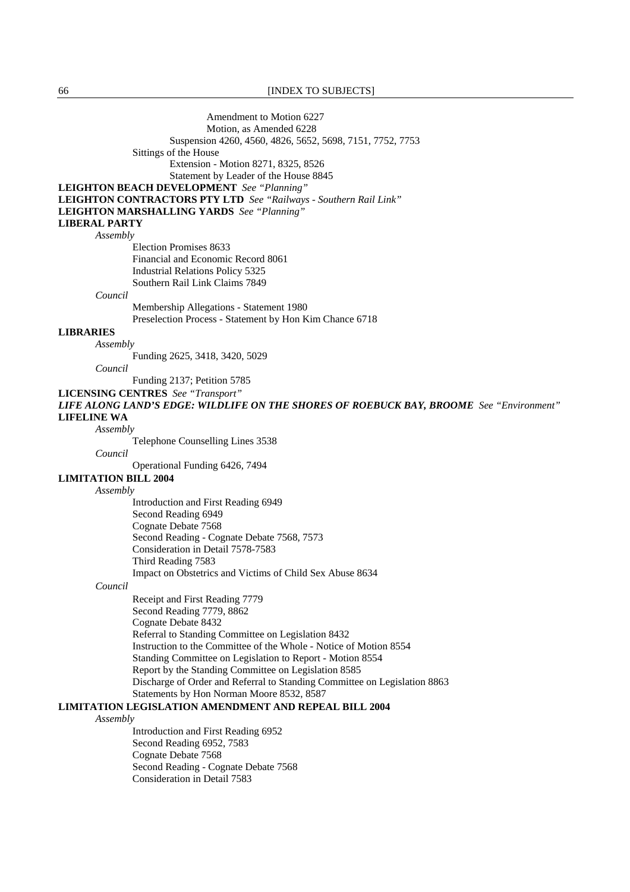Amendment to Motion 6227
Motion, as Amended 6228
Suspension 4260, 4560, 4826, 5652, 5698, 7151, 7752, 7753
Sittings of the House
Extension - Motion 8271, 8325, 8526
Statement by Leader of the House 8845

**LEIGHTON BEACH DEVELOPMENT** *See "Planning"*
**LEIGHTON CONTRACTORS PTY LTD** *See "Railways - Southern Rail Link"*
**LEIGHTON MARSHALLING YARDS** *See "Planning"*
**LIBERAL PARTY**

*Assembly*

Election Promises 8633
Financial and Economic Record 8061
Industrial Relations Policy 5325
Southern Rail Link Claims 7849

*Council*

Membership Allegations - Statement 1980
Preselection Process - Statement by Hon Kim Chance 6718

**LIBRARIES**

*Assembly*

Funding 2625, 3418, 3420, 5029

*Council*

Funding 2137; Petition 5785

**LICENSING CENTRES** *See "Transport"*
***LIFE ALONG LAND'S EDGE: WILDLIFE ON THE SHORES OF ROEBUCK BAY, BROOME*** *See "Environment"*
**LIFELINE WA**

*Assembly*

Telephone Counselling Lines 3538

*Council*

Operational Funding 6426, 7494

**LIMITATION BILL 2004**

*Assembly*

Introduction and First Reading 6949
Second Reading 6949
Cognate Debate 7568
Second Reading - Cognate Debate 7568, 7573
Consideration in Detail 7578-7583
Third Reading 7583
Impact on Obstetrics and Victims of Child Sex Abuse 8634

*Council*

Receipt and First Reading 7779
Second Reading 7779, 8862
Cognate Debate 8432
Referral to Standing Committee on Legislation 8432
Instruction to the Committee of the Whole - Notice of Motion 8554
Standing Committee on Legislation to Report - Motion 8554
Report by the Standing Committee on Legislation 8585
Discharge of Order and Referral to Standing Committee on Legislation 8863
Statements by Hon Norman Moore 8532, 8587

**LIMITATION LEGISLATION AMENDMENT AND REPEAL BILL 2004**

*Assembly*

Introduction and First Reading 6952
Second Reading 6952, 7583
Cognate Debate 7568
Second Reading - Cognate Debate 7568
Consideration in Detail 7583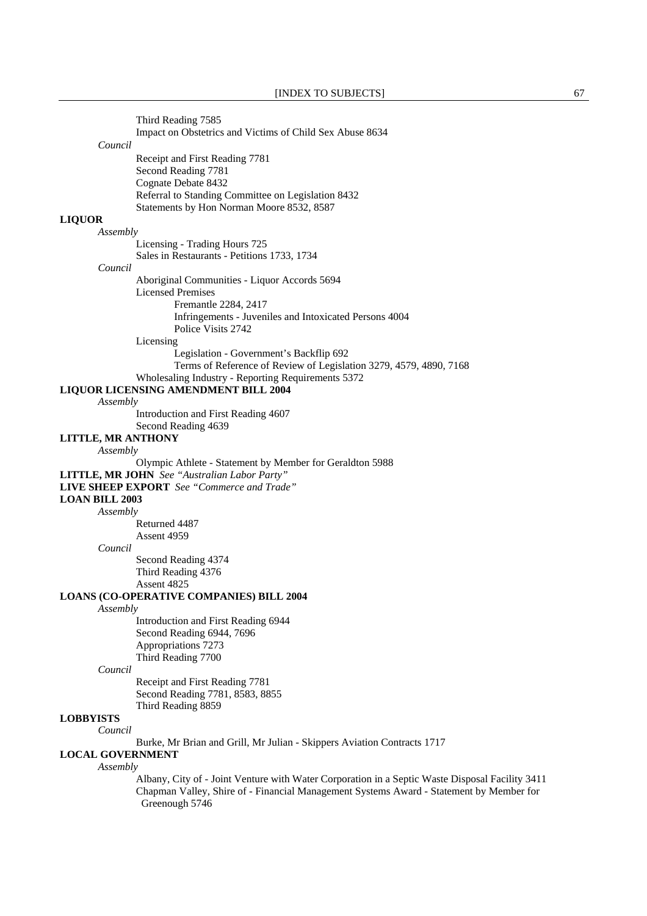Third Reading 7585
Impact on Obstetrics and Victims of Child Sex Abuse 8634

*Council*

Receipt and First Reading 7781
Second Reading 7781
Cognate Debate 8432
Referral to Standing Committee on Legislation 8432
Statements by Hon Norman Moore 8532, 8587

**LIQUOR**

*Assembly*

Licensing - Trading Hours 725
Sales in Restaurants - Petitions 1733, 1734

*Council*

Aboriginal Communities - Liquor Accords 5694
Licensed Premises
Fremantle 2284, 2417
Infringements - Juveniles and Intoxicated Persons 4004
Police Visits 2742
Licensing
Legislation - Government's Backflip 692
Terms of Reference of Review of Legislation 3279, 4579, 4890, 7168
Wholesaling Industry - Reporting Requirements 5372

**LIQUOR LICENSING AMENDMENT BILL 2004**

*Assembly*

Introduction and First Reading 4607
Second Reading 4639

**LITTLE, MR ANTHONY**

*Assembly*

Olympic Athlete - Statement by Member for Geraldton 5988

**LITTLE, MR JOHN** *See "Australian Labor Party"*

**LIVE SHEEP EXPORT** *See "Commerce and Trade"*

**LOAN BILL 2003**

*Assembly*

Returned 4487
Assent 4959

*Council*

Second Reading 4374
Third Reading 4376
Assent 4825

**LOANS (CO-OPERATIVE COMPANIES) BILL 2004**

*Assembly*

Introduction and First Reading 6944
Second Reading 6944, 7696
Appropriations 7273
Third Reading 7700

*Council*

Receipt and First Reading 7781
Second Reading 7781, 8583, 8855
Third Reading 8859

**LOBBYISTS**

*Council*

Burke, Mr Brian and Grill, Mr Julian - Skippers Aviation Contracts 1717

**LOCAL GOVERNMENT**

*Assembly*

Albany, City of - Joint Venture with Water Corporation in a Septic Waste Disposal Facility 3411
Chapman Valley, Shire of - Financial Management Systems Award - Statement by Member for Greenough 5746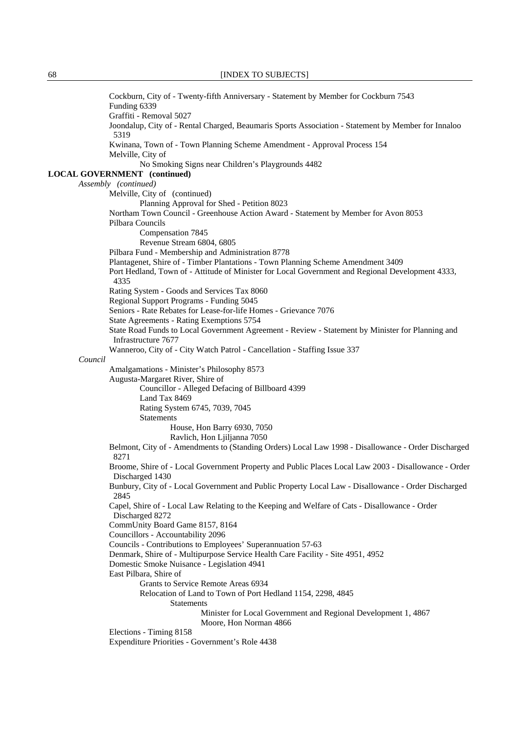Cockburn, City of - Twenty-fifth Anniversary - Statement by Member for Cockburn 7543
Funding 6339
Graffiti - Removal 5027
Joondalup, City of - Rental Charged, Beaumaris Sports Association - Statement by Member for Innaloo 5319
Kwinana, Town of - Town Planning Scheme Amendment - Approval Process 154
Melville, City of
    No Smoking Signs near Children's Playgrounds 4482

**LOCAL GOVERNMENT (continued)**

*Assembly (continued)*

Melville, City of (continued)
    Planning Approval for Shed - Petition 8023
Northam Town Council - Greenhouse Action Award - Statement by Member for Avon 8053
Pilbara Councils
    Compensation 7845
    Revenue Stream 6804, 6805
Pilbara Fund - Membership and Administration 8778
Plantagenet, Shire of - Timber Plantations - Town Planning Scheme Amendment 3409
Port Hedland, Town of - Attitude of Minister for Local Government and Regional Development 4333, 4335
Rating System - Goods and Services Tax 8060
Regional Support Programs - Funding 5045
Seniors - Rate Rebates for Lease-for-life Homes - Grievance 7076
State Agreements - Rating Exemptions 5754
State Road Funds to Local Government Agreement - Review - Statement by Minister for Planning and Infrastructure 7677
Wanneroo, City of - City Watch Patrol - Cancellation - Staffing Issue 337

*Council*

Amalgamations - Minister's Philosophy 8573
Augusta-Margaret River, Shire of
    Councillor - Alleged Defacing of Billboard 4399
    Land Tax 8469
    Rating System 6745, 7039, 7045
    Statements
        House, Hon Barry 6930, 7050
        Ravlich, Hon Ljiljanna 7050
Belmont, City of - Amendments to (Standing Orders) Local Law 1998 - Disallowance - Order Discharged 8271
Broome, Shire of - Local Government Property and Public Places Local Law 2003 - Disallowance - Order Discharged 1430
Bunbury, City of - Local Government and Public Property Local Law - Disallowance - Order Discharged 2845
Capel, Shire of - Local Law Relating to the Keeping and Welfare of Cats - Disallowance - Order Discharged 8272
CommUnity Board Game 8157, 8164
Councillors - Accountability 2096
Councils - Contributions to Employees' Superannuation 57-63
Denmark, Shire of - Multipurpose Service Health Care Facility - Site 4951, 4952
Domestic Smoke Nuisance - Legislation 4941
East Pilbara, Shire of
    Grants to Service Remote Areas 6934
    Relocation of Land to Town of Port Hedland 1154, 2298, 4845
        Statements
            Minister for Local Government and Regional Development 1, 4867
            Moore, Hon Norman 4866
Elections - Timing 8158
Expenditure Priorities - Government's Role 4438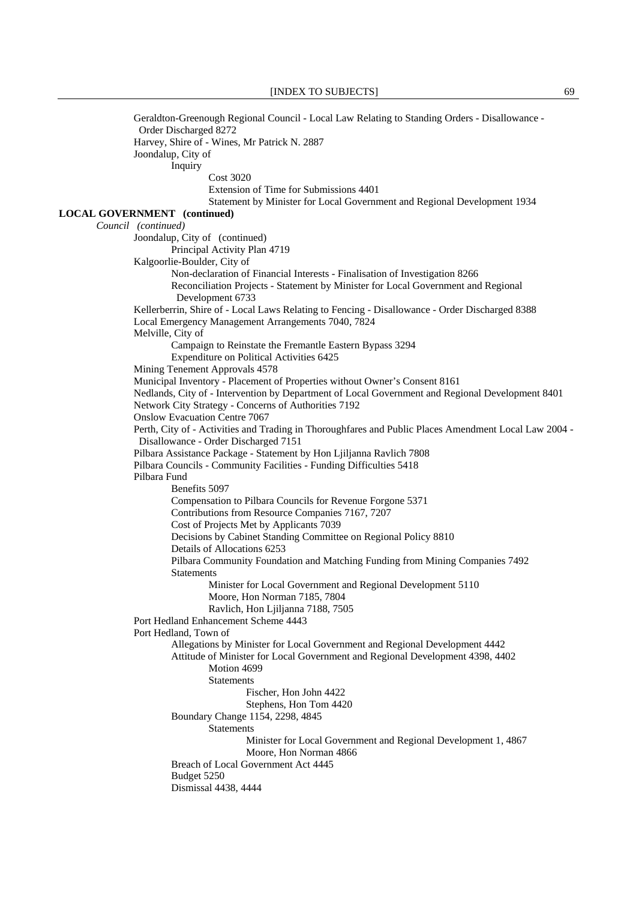Geraldton-Greenough Regional Council - Local Law Relating to Standing Orders - Disallowance - Order Discharged 8272

Harvey, Shire of - Wines, Mr Patrick N. 2887

Joondalup, City of

- Inquiry
  - Cost 3020
  - Extension of Time for Submissions 4401
  - Statement by Minister for Local Government and Regional Development 1934

**LOCAL GOVERNMENT (continued)**

*Council (continued)*

Joondalup, City of (continued)

- Principal Activity Plan 4719

Kalgoorlie-Boulder, City of

- Non-declaration of Financial Interests - Finalisation of Investigation 8266
- Reconciliation Projects - Statement by Minister for Local Government and Regional Development 6733

Kellerberrin, Shire of - Local Laws Relating to Fencing - Disallowance - Order Discharged 8388

Local Emergency Management Arrangements 7040, 7824

Melville, City of

- Campaign to Reinstate the Fremantle Eastern Bypass 3294
- Expenditure on Political Activities 6425

Mining Tenement Approvals 4578

Municipal Inventory - Placement of Properties without Owner's Consent 8161

Nedlands, City of - Intervention by Department of Local Government and Regional Development 8401

Network City Strategy - Concerns of Authorities 7192

Onslow Evacuation Centre 7067

Perth, City of - Activities and Trading in Thoroughfares and Public Places Amendment Local Law 2004 - Disallowance - Order Discharged 7151

Pilbara Assistance Package - Statement by Hon Ljiljanna Ravlich 7808

Pilbara Councils - Community Facilities - Funding Difficulties 5418

Pilbara Fund

- Benefits 5097
- Compensation to Pilbara Councils for Revenue Forgone 5371
- Contributions from Resource Companies 7167, 7207
- Cost of Projects Met by Applicants 7039
- Decisions by Cabinet Standing Committee on Regional Policy 8810
- Details of Allocations 6253
- Pilbara Community Foundation and Matching Funding from Mining Companies 7492
- Statements
  - Minister for Local Government and Regional Development 5110
  - Moore, Hon Norman 7185, 7804
  - Ravlich, Hon Ljiljanna 7188, 7505

Port Hedland Enhancement Scheme 4443

Port Hedland, Town of

- Allegations by Minister for Local Government and Regional Development 4442
- Attitude of Minister for Local Government and Regional Development 4398, 4402
  - Motion 4699
  - Statements
    - Fischer, Hon John 4422
    - Stephens, Hon Tom 4420
- Boundary Change 1154, 2298, 4845
  - Statements
    - Minister for Local Government and Regional Development 1, 4867
    - Moore, Hon Norman 4866
- Breach of Local Government Act 4445
- Budget 5250
- Dismissal 4438, 4444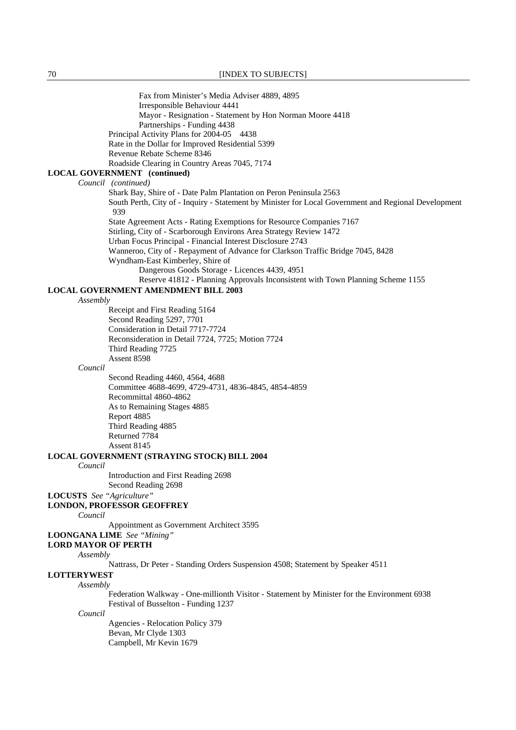Fax from Minister's Media Adviser 4889, 4895
Irresponsible Behaviour 4441
Mayor - Resignation - Statement by Hon Norman Moore 4418
Partnerships - Funding 4438
Principal Activity Plans for 2004-05 4438
Rate in the Dollar for Improved Residential 5399
Revenue Rebate Scheme 8346
Roadside Clearing in Country Areas 7045, 7174

**LOCAL GOVERNMENT (continued)**

*Council (continued)*

Shark Bay, Shire of - Date Palm Plantation on Peron Peninsula 2563
South Perth, City of - Inquiry - Statement by Minister for Local Government and Regional Development 939
State Agreement Acts - Rating Exemptions for Resource Companies 7167
Stirling, City of - Scarborough Environs Area Strategy Review 1472
Urban Focus Principal - Financial Interest Disclosure 2743
Wanneroo, City of - Repayment of Advance for Clarkson Traffic Bridge 7045, 8428
Wyndham-East Kimberley, Shire of
Dangerous Goods Storage - Licences 4439, 4951
Reserve 41812 - Planning Approvals Inconsistent with Town Planning Scheme 1155

**LOCAL GOVERNMENT AMENDMENT BILL 2003**

*Assembly*

Receipt and First Reading 5164
Second Reading 5297, 7701
Consideration in Detail 7717-7724
Reconsideration in Detail 7724, 7725; Motion 7724
Third Reading 7725
Assent 8598

*Council*

Second Reading 4460, 4564, 4688
Committee 4688-4699, 4729-4731, 4836-4845, 4854-4859
Recommittal 4860-4862
As to Remaining Stages 4885
Report 4885
Third Reading 4885
Returned 7784
Assent 8145

**LOCAL GOVERNMENT (STRAYING STOCK) BILL 2004**

*Council*

Introduction and First Reading 2698
Second Reading 2698

**LOCUSTS** *See "Agriculture"*

**LONDON, PROFESSOR GEOFFREY**

*Council*

Appointment as Government Architect 3595

**LOONGANA LIME** *See "Mining"*

**LORD MAYOR OF PERTH**

*Assembly*

Nattrass, Dr Peter - Standing Orders Suspension 4508; Statement by Speaker 4511

**LOTTERYWEST**

*Assembly*

Federation Walkway - One-millionth Visitor - Statement by Minister for the Environment 6938
Festival of Busselton - Funding 1237

*Council*

Agencies - Relocation Policy 379
Bevan, Mr Clyde 1303
Campbell, Mr Kevin 1679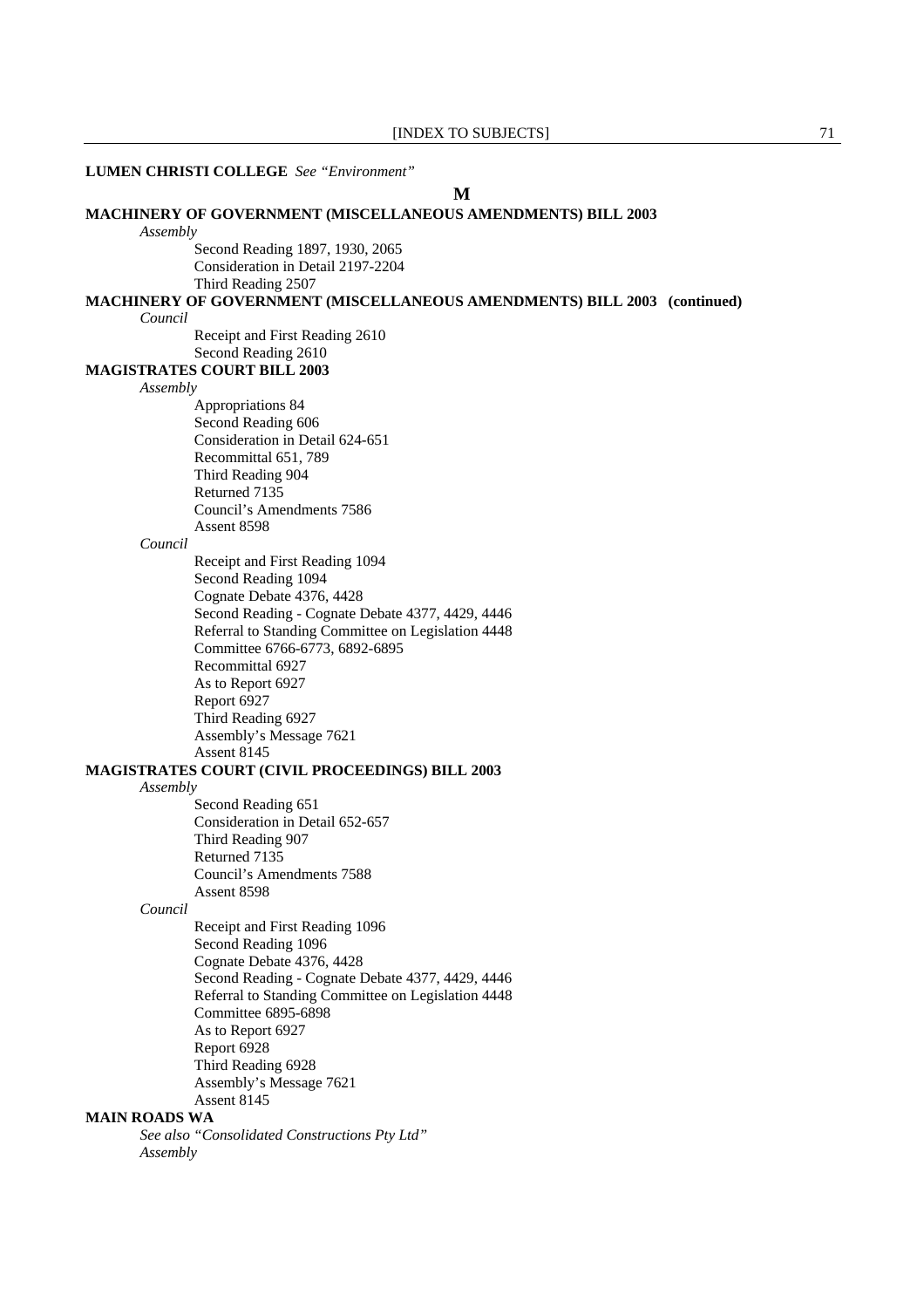**LUMEN CHRISTI COLLEGE** *See "Environment"*

## M

**MACHINERY OF GOVERNMENT (MISCELLANEOUS AMENDMENTS) BILL 2003**

*Assembly*

- Second Reading 1897, 1930, 2065
- Consideration in Detail 2197-2204
- Third Reading 2507

**MACHINERY OF GOVERNMENT (MISCELLANEOUS AMENDMENTS) BILL 2003 (continued)**

*Council*

- Receipt and First Reading 2610
- Second Reading 2610

**MAGISTRATES COURT BILL 2003**

*Assembly*

- Appropriations 84
- Second Reading 606
- Consideration in Detail 624-651
- Recommittal 651, 789
- Third Reading 904
- Returned 7135
- Council's Amendments 7586
- Assent 8598

*Council*

- Receipt and First Reading 1094
- Second Reading 1094
- Cognate Debate 4376, 4428
- Second Reading - Cognate Debate 4377, 4429, 4446
- Referral to Standing Committee on Legislation 4448
- Committee 6766-6773, 6892-6895
- Recommittal 6927
- As to Report 6927
- Report 6927
- Third Reading 6927
- Assembly's Message 7621
- Assent 8145

**MAGISTRATES COURT (CIVIL PROCEEDINGS) BILL 2003**

*Assembly*

- Second Reading 651
- Consideration in Detail 652-657
- Third Reading 907
- Returned 7135
- Council's Amendments 7588
- Assent 8598

*Council*

- Receipt and First Reading 1096
- Second Reading 1096
- Cognate Debate 4376, 4428
- Second Reading - Cognate Debate 4377, 4429, 4446
- Referral to Standing Committee on Legislation 4448
- Committee 6895-6898
- As to Report 6927
- Report 6928
- Third Reading 6928
- Assembly's Message 7621
- Assent 8145

**MAIN ROADS WA**

*See also "Consolidated Constructions Pty Ltd"*

*Assembly*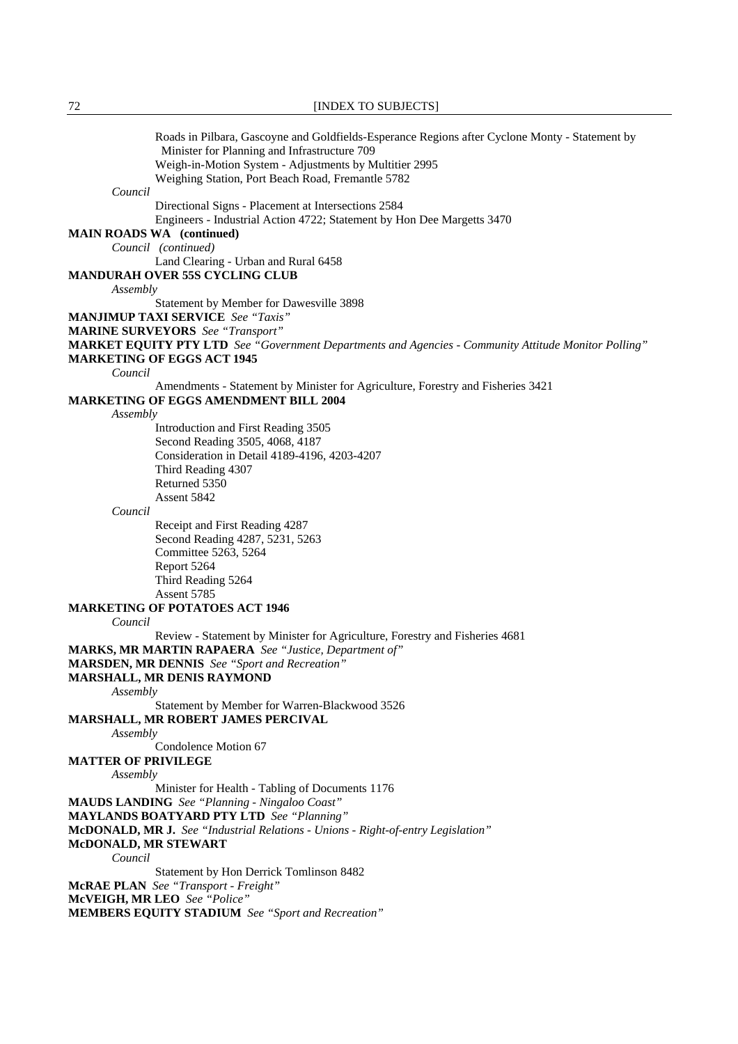Roads in Pilbara, Gascoyne and Goldfields-Esperance Regions after Cyclone Monty - Statement by Minister for Planning and Infrastructure 709
Weigh-in-Motion System - Adjustments by Multitier 2995
Weighing Station, Port Beach Road, Fremantle 5782

*Council*

Directional Signs - Placement at Intersections 2584
Engineers - Industrial Action 4722; Statement by Hon Dee Margetts 3470

**MAIN ROADS WA (continued)**

*Council (continued)*

Land Clearing - Urban and Rural 6458

**MANDURAH OVER 55S CYCLING CLUB**

*Assembly*

Statement by Member for Dawesville 3898

**MANJIMUP TAXI SERVICE** *See "Taxis"*

**MARINE SURVEYORS** *See "Transport"*

**MARKET EQUITY PTY LTD** *See "Government Departments and Agencies - Community Attitude Monitor Polling"*

**MARKETING OF EGGS ACT 1945**

*Council*

Amendments - Statement by Minister for Agriculture, Forestry and Fisheries 3421

**MARKETING OF EGGS AMENDMENT BILL 2004**

*Assembly*

Introduction and First Reading 3505
Second Reading 3505, 4068, 4187
Consideration in Detail 4189-4196, 4203-4207
Third Reading 4307
Returned 5350
Assent 5842

*Council*

Receipt and First Reading 4287
Second Reading 4287, 5231, 5263
Committee 5263, 5264
Report 5264
Third Reading 5264
Assent 5785

**MARKETING OF POTATOES ACT 1946**

*Council*

Review - Statement by Minister for Agriculture, Forestry and Fisheries 4681

**MARKS, MR MARTIN RAPAERA** *See "Justice, Department of"*

**MARSDEN, MR DENNIS** *See "Sport and Recreation"*

**MARSHALL, MR DENIS RAYMOND**

*Assembly*

Statement by Member for Warren-Blackwood 3526

**MARSHALL, MR ROBERT JAMES PERCIVAL**

*Assembly*

Condolence Motion 67

**MATTER OF PRIVILEGE**

*Assembly*

Minister for Health - Tabling of Documents 1176

**MAUDS LANDING** *See "Planning - Ningaloo Coast"*

**MAYLANDS BOATYARD PTY LTD** *See "Planning"*

**McDONALD, MR J.** *See "Industrial Relations - Unions - Right-of-entry Legislation"*

**McDONALD, MR STEWART**

*Council*

Statement by Hon Derrick Tomlinson 8482

**McRAE PLAN** *See "Transport - Freight"*

**McVEIGH, MR LEO** *See "Police"*

**MEMBERS EQUITY STADIUM** *See "Sport and Recreation"*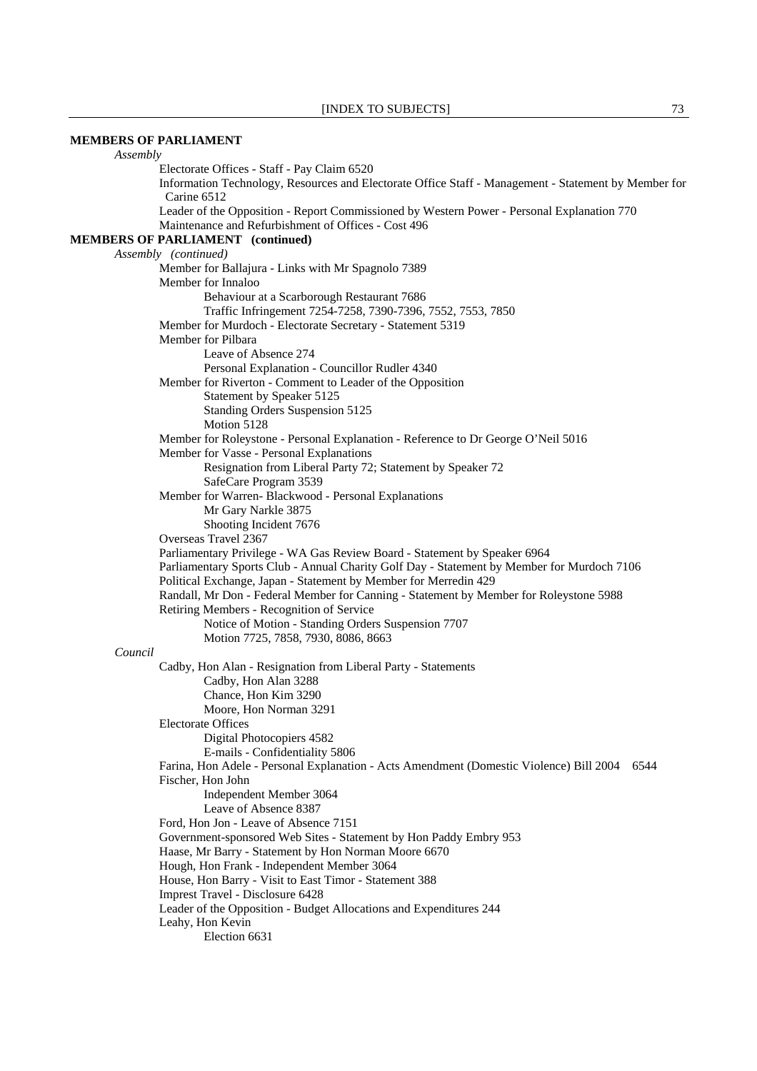**MEMBERS OF PARLIAMENT**

*Assembly*

- Electorate Offices - Staff - Pay Claim 6520
- Information Technology, Resources and Electorate Office Staff - Management - Statement by Member for Carine 6512
- Leader of the Opposition - Report Commissioned by Western Power - Personal Explanation 770
- Maintenance and Refurbishment of Offices - Cost 496

**MEMBERS OF PARLIAMENT (continued)**

*Assembly (continued)*

- Member for Ballajura - Links with Mr Spagnolo 7389
- Member for Innaloo
  - Behaviour at a Scarborough Restaurant 7686
  - Traffic Infringement 7254-7258, 7390-7396, 7552, 7553, 7850
- Member for Murdoch - Electorate Secretary - Statement 5319
- Member for Pilbara
  - Leave of Absence 274
  - Personal Explanation - Councillor Rudler 4340
- Member for Riverton - Comment to Leader of the Opposition
  - Statement by Speaker 5125
  - Standing Orders Suspension 5125
  - Motion 5128
- Member for Roleystone - Personal Explanation - Reference to Dr George O'Neil 5016
- Member for Vasse - Personal Explanations
  - Resignation from Liberal Party 72; Statement by Speaker 72
  - SafeCare Program 3539
- Member for Warren- Blackwood - Personal Explanations
  - Mr Gary Narkle 3875
  - Shooting Incident 7676
- Overseas Travel 2367
- Parliamentary Privilege - WA Gas Review Board - Statement by Speaker 6964
- Parliamentary Sports Club - Annual Charity Golf Day - Statement by Member for Murdoch 7106
- Political Exchange, Japan - Statement by Member for Merredin 429
- Randall, Mr Don - Federal Member for Canning - Statement by Member for Roleystone 5988
- Retiring Members - Recognition of Service
  - Notice of Motion - Standing Orders Suspension 7707
  - Motion 7725, 7858, 7930, 8086, 8663

*Council*

- Cadby, Hon Alan - Resignation from Liberal Party - Statements
  - Cadby, Hon Alan 3288
  - Chance, Hon Kim 3290
  - Moore, Hon Norman 3291
- Electorate Offices
  - Digital Photocopiers 4582
  - E-mails - Confidentiality 5806
- Farina, Hon Adele - Personal Explanation - Acts Amendment (Domestic Violence) Bill 2004 6544
- Fischer, Hon John
  - Independent Member 3064
  - Leave of Absence 8387
- Ford, Hon Jon - Leave of Absence 7151
- Government-sponsored Web Sites - Statement by Hon Paddy Embry 953
- Haase, Mr Barry - Statement by Hon Norman Moore 6670
- Hough, Hon Frank - Independent Member 3064
- House, Hon Barry - Visit to East Timor - Statement 388
- Imprest Travel - Disclosure 6428
- Leader of the Opposition - Budget Allocations and Expenditures 244
- Leahy, Hon Kevin
  - Election 6631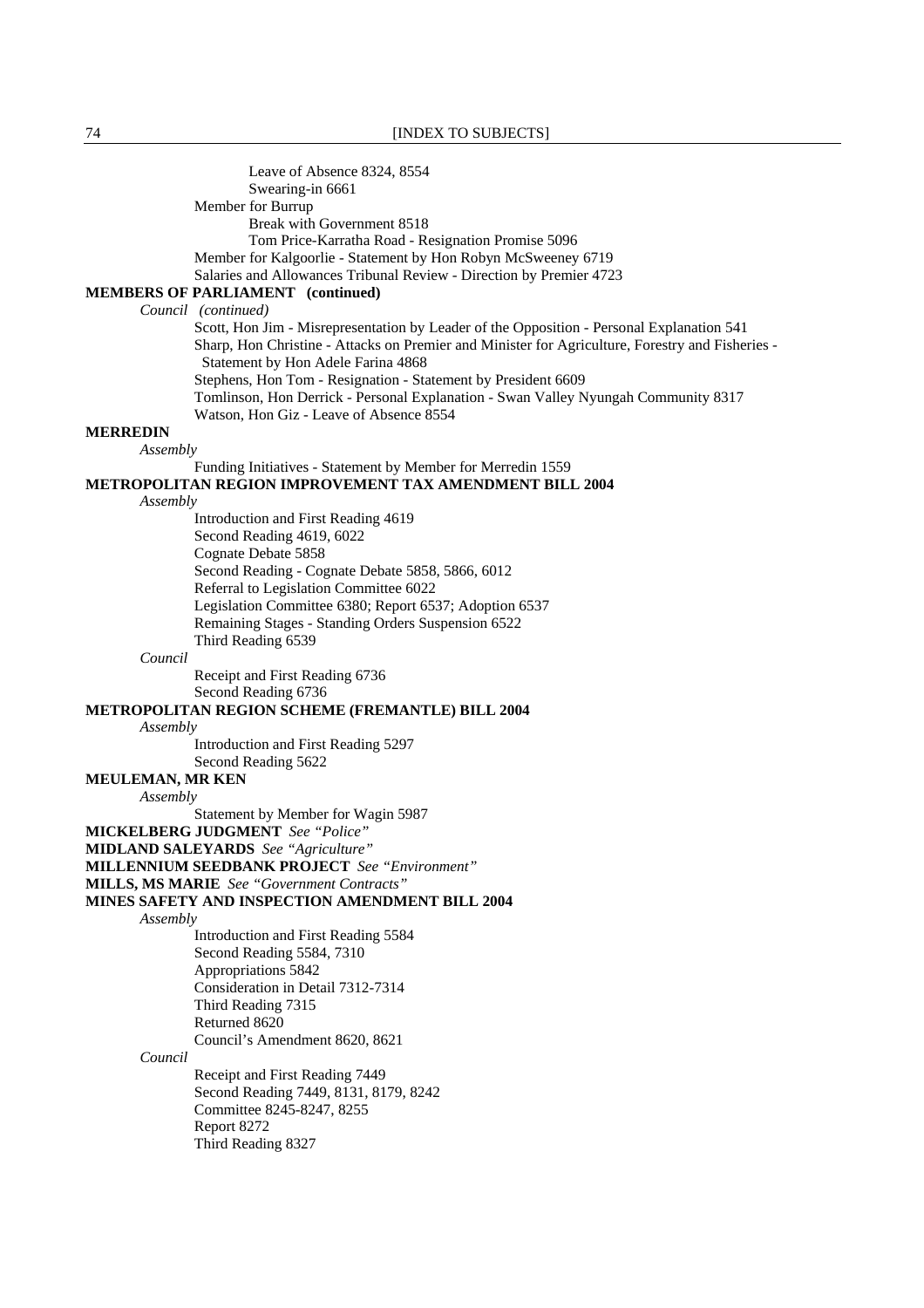Leave of Absence 8324, 8554
Swearing-in 6661
Member for Burrup
Break with Government 8518
Tom Price-Karratha Road - Resignation Promise 5096
Member for Kalgoorlie - Statement by Hon Robyn McSweeney 6719
Salaries and Allowances Tribunal Review - Direction by Premier 4723

**MEMBERS OF PARLIAMENT (continued)**

*Council (continued)*

Scott, Hon Jim - Misrepresentation by Leader of the Opposition - Personal Explanation 541
Sharp, Hon Christine - Attacks on Premier and Minister for Agriculture, Forestry and Fisheries - Statement by Hon Adele Farina 4868
Stephens, Hon Tom - Resignation - Statement by President 6609
Tomlinson, Hon Derrick - Personal Explanation - Swan Valley Nyungah Community 8317
Watson, Hon Giz - Leave of Absence 8554

**MERREDIN**

*Assembly*

Funding Initiatives - Statement by Member for Merredin 1559

**METROPOLITAN REGION IMPROVEMENT TAX AMENDMENT BILL 2004**

*Assembly*

Introduction and First Reading 4619
Second Reading 4619, 6022
Cognate Debate 5858
Second Reading - Cognate Debate 5858, 5866, 6012
Referral to Legislation Committee 6022
Legislation Committee 6380; Report 6537; Adoption 6537
Remaining Stages - Standing Orders Suspension 6522
Third Reading 6539

*Council*

Receipt and First Reading 6736
Second Reading 6736

**METROPOLITAN REGION SCHEME (FREMANTLE) BILL 2004**

*Assembly*

Introduction and First Reading 5297
Second Reading 5622

**MEULEMAN, MR KEN**

*Assembly*

Statement by Member for Wagin 5987

**MICKELBERG JUDGMENT** *See "Police"*

**MIDLAND SALEYARDS** *See "Agriculture"*

**MILLENNIUM SEEDBANK PROJECT** *See "Environment"*

**MILLS, MS MARIE** *See "Government Contracts"*

**MINES SAFETY AND INSPECTION AMENDMENT BILL 2004**

*Assembly*

Introduction and First Reading 5584
Second Reading 5584, 7310
Appropriations 5842
Consideration in Detail 7312-7314
Third Reading 7315
Returned 8620
Council's Amendment 8620, 8621

*Council*

Receipt and First Reading 7449
Second Reading 7449, 8131, 8179, 8242
Committee 8245-8247, 8255
Report 8272
Third Reading 8327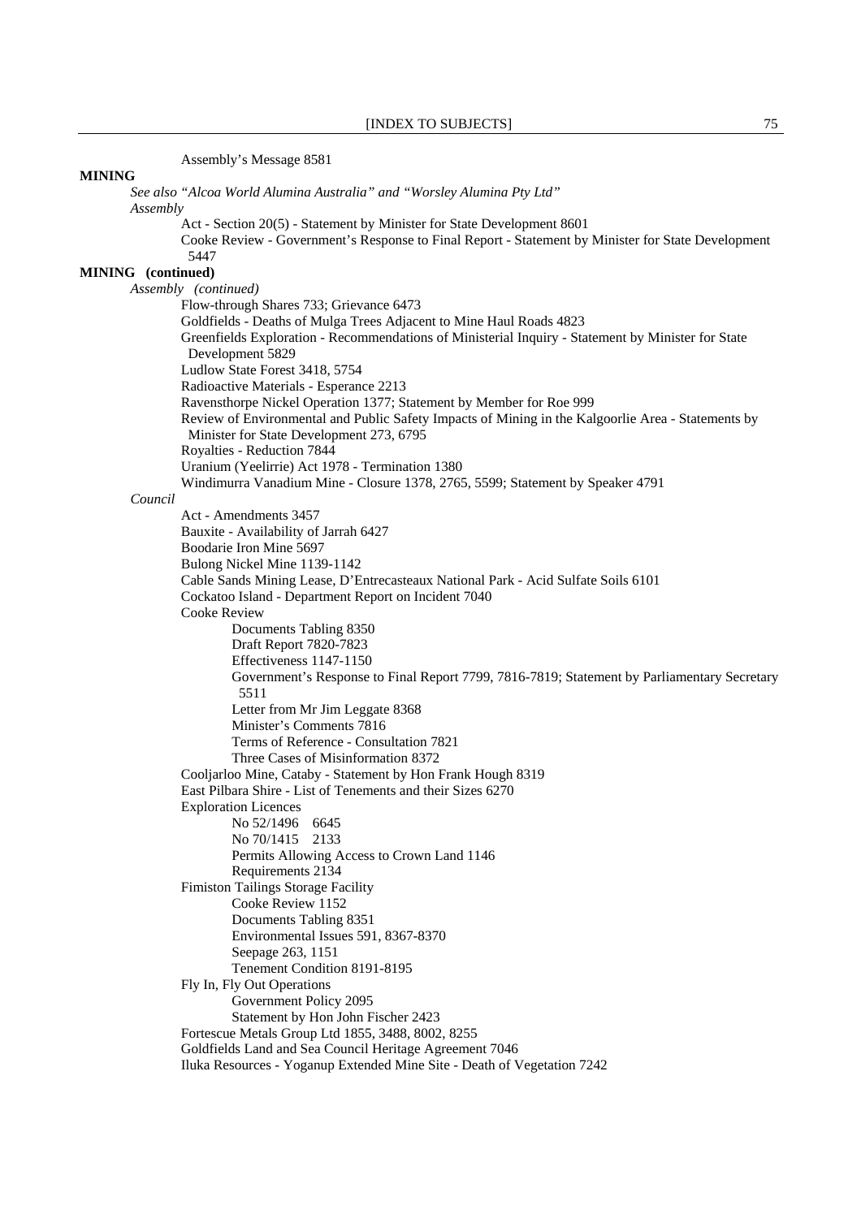Assembly's Message 8581

**MINING**

*See also "Alcoa World Alumina Australia" and "Worsley Alumina Pty Ltd"*

*Assembly*

Act - Section 20(5) - Statement by Minister for State Development 8601

Cooke Review - Government's Response to Final Report - Statement by Minister for State Development 5447

**MINING (continued)**

*Assembly (continued)*

Flow-through Shares 733; Grievance 6473

Goldfields - Deaths of Mulga Trees Adjacent to Mine Haul Roads 4823

Greenfields Exploration - Recommendations of Ministerial Inquiry - Statement by Minister for State Development 5829

Ludlow State Forest 3418, 5754

Radioactive Materials - Esperance 2213

Ravensthorpe Nickel Operation 1377; Statement by Member for Roe 999

Review of Environmental and Public Safety Impacts of Mining in the Kalgoorlie Area - Statements by Minister for State Development 273, 6795

Royalties - Reduction 7844

Uranium (Yeelirrie) Act 1978 - Termination 1380

Windimurra Vanadium Mine - Closure 1378, 2765, 5599; Statement by Speaker 4791

*Council*

Act - Amendments 3457

Bauxite - Availability of Jarrah 6427

Boodarie Iron Mine 5697

Bulong Nickel Mine 1139-1142

Cable Sands Mining Lease, D'Entrecasteaux National Park - Acid Sulfate Soils 6101

Cockatoo Island - Department Report on Incident 7040

Cooke Review

- Documents Tabling 8350
- Draft Report 7820-7823
- Effectiveness 1147-1150
- Government's Response to Final Report 7799, 7816-7819; Statement by Parliamentary Secretary 5511
- Letter from Mr Jim Leggate 8368
- Minister's Comments 7816
- Terms of Reference - Consultation 7821
- Three Cases of Misinformation 8372

Cooljarloo Mine, Cataby - Statement by Hon Frank Hough 8319

East Pilbara Shire - List of Tenements and their Sizes 6270

Exploration Licences

- No 52/1496 6645
- No 70/1415 2133
- Permits Allowing Access to Crown Land 1146
- Requirements 2134

Fimiston Tailings Storage Facility

- Cooke Review 1152
- Documents Tabling 8351
- Environmental Issues 591, 8367-8370
- Seepage 263, 1151
- Tenement Condition 8191-8195

Fly In, Fly Out Operations

- Government Policy 2095
- Statement by Hon John Fischer 2423

Fortescue Metals Group Ltd 1855, 3488, 8002, 8255

Goldfields Land and Sea Council Heritage Agreement 7046

Iluka Resources - Yoganup Extended Mine Site - Death of Vegetation 7242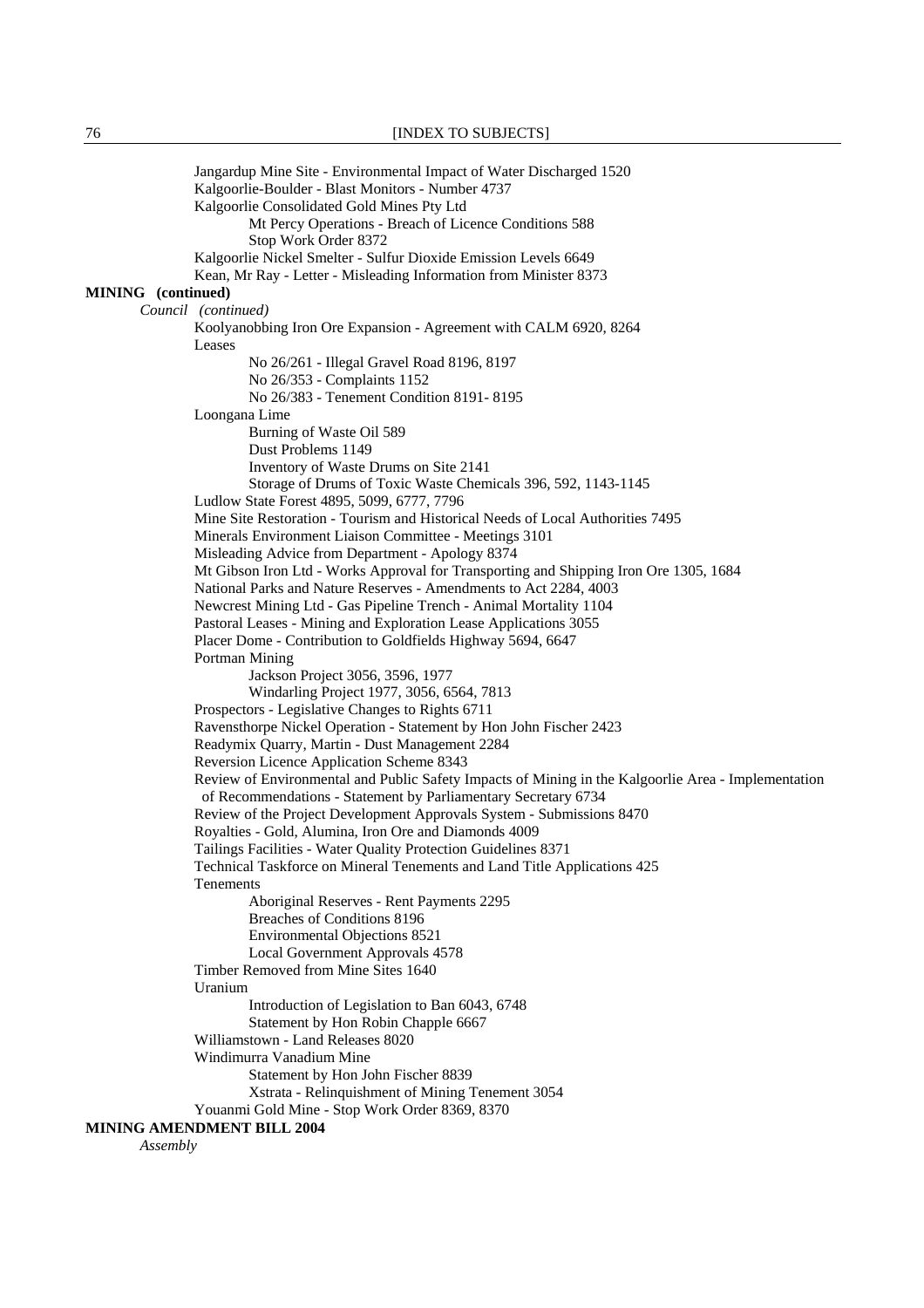Jangardup Mine Site - Environmental Impact of Water Discharged 1520
Kalgoorlie-Boulder - Blast Monitors - Number 4737
Kalgoorlie Consolidated Gold Mines Pty Ltd
- Mt Percy Operations - Breach of Licence Conditions 588
- Stop Work Order 8372

Kalgoorlie Nickel Smelter - Sulfur Dioxide Emission Levels 6649
Kean, Mr Ray - Letter - Misleading Information from Minister 8373

**MINING (continued)**

*Council (continued)*

Koolyanobbing Iron Ore Expansion - Agreement with CALM 6920, 8264
Leases
- No 26/261 - Illegal Gravel Road 8196, 8197
- No 26/353 - Complaints 1152
- No 26/383 - Tenement Condition 8191- 8195

Loongana Lime
- Burning of Waste Oil 589
- Dust Problems 1149
- Inventory of Waste Drums on Site 2141
- Storage of Drums of Toxic Waste Chemicals 396, 592, 1143-1145

Ludlow State Forest 4895, 5099, 6777, 7796
Mine Site Restoration - Tourism and Historical Needs of Local Authorities 7495
Minerals Environment Liaison Committee - Meetings 3101
Misleading Advice from Department - Apology 8374
Mt Gibson Iron Ltd - Works Approval for Transporting and Shipping Iron Ore 1305, 1684
National Parks and Nature Reserves - Amendments to Act 2284, 4003
Newcrest Mining Ltd - Gas Pipeline Trench - Animal Mortality 1104
Pastoral Leases - Mining and Exploration Lease Applications 3055
Placer Dome - Contribution to Goldfields Highway 5694, 6647
Portman Mining
- Jackson Project 3056, 3596, 1977
- Windarling Project 1977, 3056, 6564, 7813

Prospectors - Legislative Changes to Rights 6711
Ravensthorpe Nickel Operation - Statement by Hon John Fischer 2423
Readymix Quarry, Martin - Dust Management 2284
Reversion Licence Application Scheme 8343
Review of Environmental and Public Safety Impacts of Mining in the Kalgoorlie Area - Implementation of Recommendations - Statement by Parliamentary Secretary 6734
Review of the Project Development Approvals System - Submissions 8470
Royalties - Gold, Alumina, Iron Ore and Diamonds 4009
Tailings Facilities - Water Quality Protection Guidelines 8371
Technical Taskforce on Mineral Tenements and Land Title Applications 425
Tenements
- Aboriginal Reserves - Rent Payments 2295
- Breaches of Conditions 8196
- Environmental Objections 8521
- Local Government Approvals 4578

Timber Removed from Mine Sites 1640
Uranium
- Introduction of Legislation to Ban 6043, 6748
- Statement by Hon Robin Chapple 6667

Williamstown - Land Releases 8020
Windimurra Vanadium Mine
- Statement by Hon John Fischer 8839
- Xstrata - Relinquishment of Mining Tenement 3054

Youanmi Gold Mine - Stop Work Order 8369, 8370

**MINING AMENDMENT BILL 2004**

*Assembly*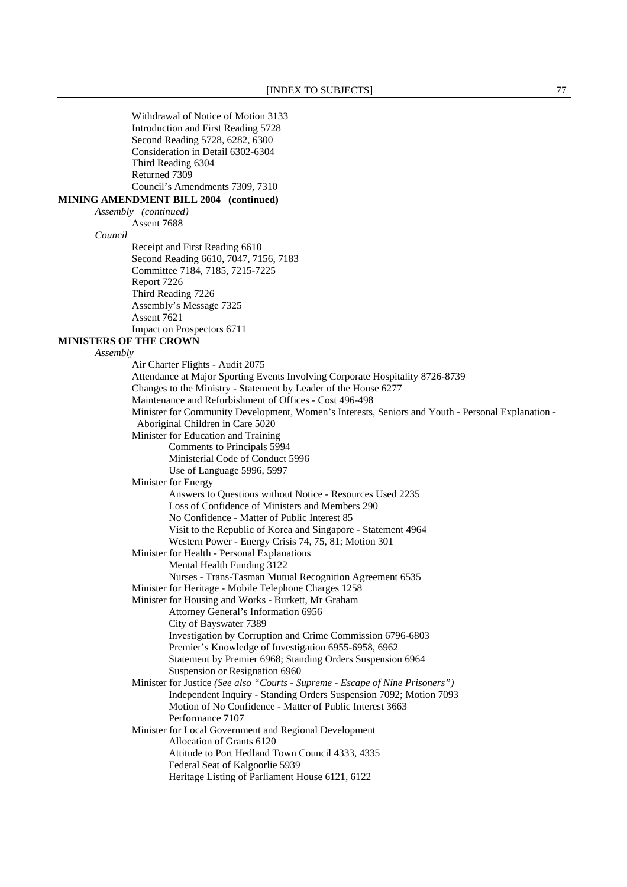Withdrawal of Notice of Motion 3133
Introduction and First Reading 5728
Second Reading 5728, 6282, 6300
Consideration in Detail 6302-6304
Third Reading 6304
Returned 7309
Council's Amendments 7309, 7310

**MINING AMENDMENT BILL 2004 (continued)**

*Assembly (continued)*

Assent 7688

*Council*

Receipt and First Reading 6610
Second Reading 6610, 7047, 7156, 7183
Committee 7184, 7185, 7215-7225
Report 7226
Third Reading 7226
Assembly's Message 7325
Assent 7621
Impact on Prospectors 6711

**MINISTERS OF THE CROWN**

*Assembly*

Air Charter Flights - Audit 2075
Attendance at Major Sporting Events Involving Corporate Hospitality 8726-8739
Changes to the Ministry - Statement by Leader of the House 6277
Maintenance and Refurbishment of Offices - Cost 496-498
Minister for Community Development, Women's Interests, Seniors and Youth - Personal Explanation - Aboriginal Children in Care 5020
Minister for Education and Training
- Comments to Principals 5994
- Ministerial Code of Conduct 5996
- Use of Language 5996, 5997

Minister for Energy
- Answers to Questions without Notice - Resources Used 2235
- Loss of Confidence of Ministers and Members 290
- No Confidence - Matter of Public Interest 85
- Visit to the Republic of Korea and Singapore - Statement 4964
- Western Power - Energy Crisis 74, 75, 81; Motion 301

Minister for Health - Personal Explanations
- Mental Health Funding 3122
- Nurses - Trans-Tasman Mutual Recognition Agreement 6535

Minister for Heritage - Mobile Telephone Charges 1258
Minister for Housing and Works - Burkett, Mr Graham
- Attorney General's Information 6956
- City of Bayswater 7389
- Investigation by Corruption and Crime Commission 6796-6803
- Premier's Knowledge of Investigation 6955-6958, 6962
- Statement by Premier 6968; Standing Orders Suspension 6964
- Suspension or Resignation 6960

Minister for Justice *(See also "Courts - Supreme - Escape of Nine Prisoners")*
- Independent Inquiry - Standing Orders Suspension 7092; Motion 7093
- Motion of No Confidence - Matter of Public Interest 3663
- Performance 7107

Minister for Local Government and Regional Development
- Allocation of Grants 6120
- Attitude to Port Hedland Town Council 4333, 4335
- Federal Seat of Kalgoorlie 5939
- Heritage Listing of Parliament House 6121, 6122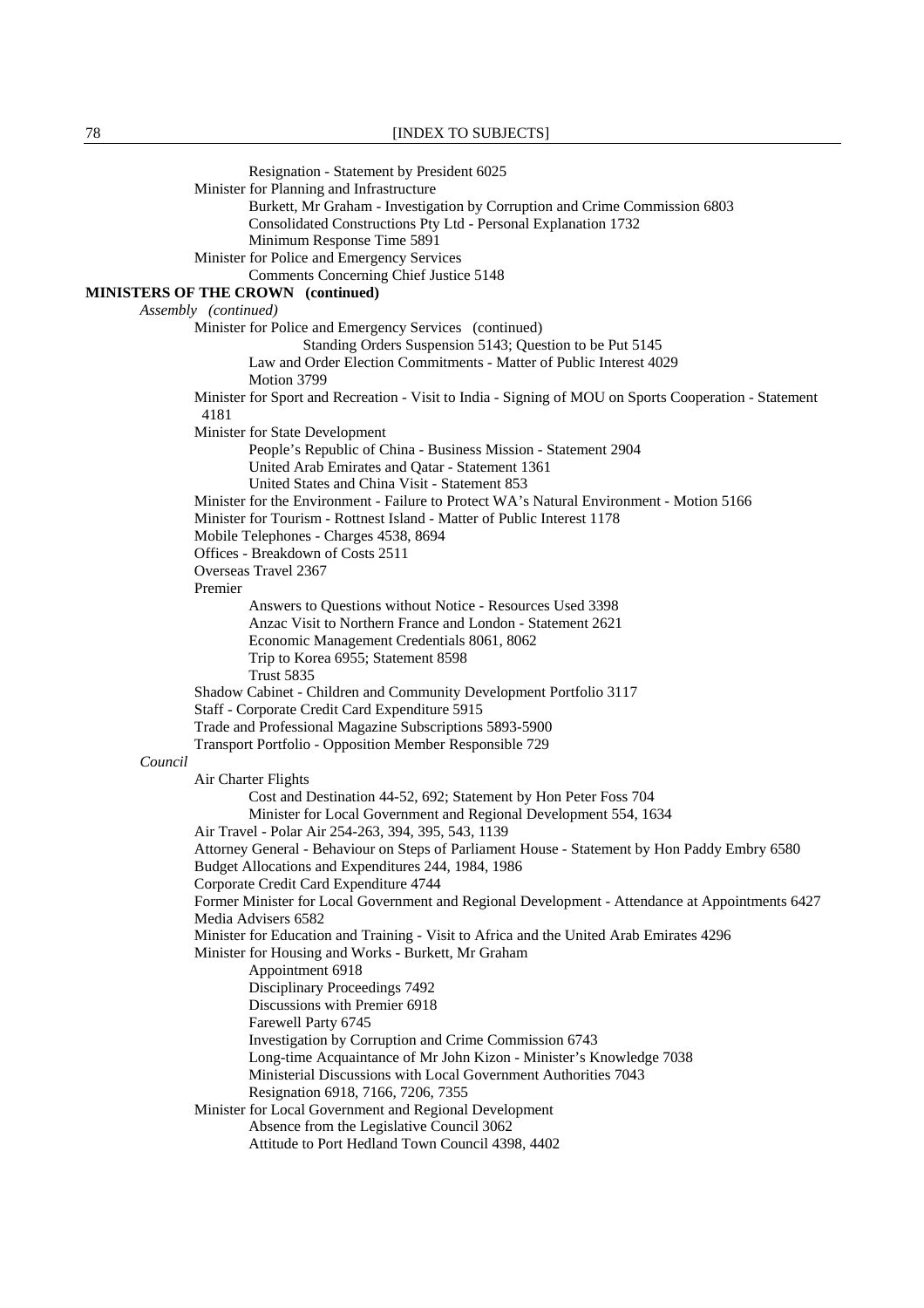Resignation - Statement by President 6025

Minister for Planning and Infrastructure

Burkett, Mr Graham - Investigation by Corruption and Crime Commission 6803

Consolidated Constructions Pty Ltd - Personal Explanation 1732

Minimum Response Time 5891

Minister for Police and Emergency Services

Comments Concerning Chief Justice 5148

**MINISTERS OF THE CROWN (continued)**

*Assembly (continued)*

Minister for Police and Emergency Services (continued)

Standing Orders Suspension 5143; Question to be Put 5145

Law and Order Election Commitments - Matter of Public Interest 4029

Motion 3799

Minister for Sport and Recreation - Visit to India - Signing of MOU on Sports Cooperation - Statement 4181

Minister for State Development

People's Republic of China - Business Mission - Statement 2904

United Arab Emirates and Qatar - Statement 1361

United States and China Visit - Statement 853

Minister for the Environment - Failure to Protect WA's Natural Environment - Motion 5166

Minister for Tourism - Rottnest Island - Matter of Public Interest 1178

Mobile Telephones - Charges 4538, 8694

Offices - Breakdown of Costs 2511

Overseas Travel 2367

Premier

Answers to Questions without Notice - Resources Used 3398

Anzac Visit to Northern France and London - Statement 2621

Economic Management Credentials 8061, 8062

Trip to Korea 6955; Statement 8598

Trust 5835

Shadow Cabinet - Children and Community Development Portfolio 3117

Staff - Corporate Credit Card Expenditure 5915

Trade and Professional Magazine Subscriptions 5893-5900

Transport Portfolio - Opposition Member Responsible 729

*Council*

Air Charter Flights

Cost and Destination 44-52, 692; Statement by Hon Peter Foss 704

Minister for Local Government and Regional Development 554, 1634

Air Travel - Polar Air 254-263, 394, 395, 543, 1139

Attorney General - Behaviour on Steps of Parliament House - Statement by Hon Paddy Embry 6580

Budget Allocations and Expenditures 244, 1984, 1986

Corporate Credit Card Expenditure 4744

Former Minister for Local Government and Regional Development - Attendance at Appointments 6427

Media Advisers 6582

Minister for Education and Training - Visit to Africa and the United Arab Emirates 4296

Minister for Housing and Works - Burkett, Mr Graham

Appointment 6918

Disciplinary Proceedings 7492

Discussions with Premier 6918

Farewell Party 6745

Investigation by Corruption and Crime Commission 6743

Long-time Acquaintance of Mr John Kizon - Minister's Knowledge 7038

Ministerial Discussions with Local Government Authorities 7043

Resignation 6918, 7166, 7206, 7355

Minister for Local Government and Regional Development

Absence from the Legislative Council 3062

Attitude to Port Hedland Town Council 4398, 4402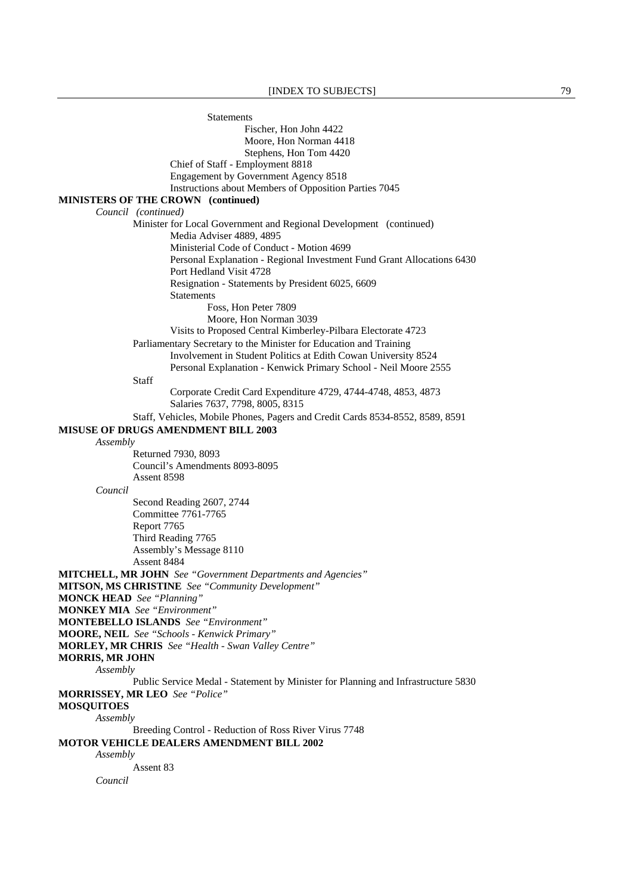Statements

Fischer, Hon John 4422

Moore, Hon Norman 4418

Stephens, Hon Tom 4420

Chief of Staff - Employment 8818

Engagement by Government Agency 8518

Instructions about Members of Opposition Parties 7045

**MINISTERS OF THE CROWN (continued)**

*Council (continued)*

Minister for Local Government and Regional Development (continued)

Media Adviser 4889, 4895

Ministerial Code of Conduct - Motion 4699

Personal Explanation - Regional Investment Fund Grant Allocations 6430

Port Hedland Visit 4728

Resignation - Statements by President 6025, 6609

Statements

Foss, Hon Peter 7809

Moore, Hon Norman 3039

Visits to Proposed Central Kimberley-Pilbara Electorate 4723

Parliamentary Secretary to the Minister for Education and Training

Involvement in Student Politics at Edith Cowan University 8524

Personal Explanation - Kenwick Primary School - Neil Moore 2555

Staff

Corporate Credit Card Expenditure 4729, 4744-4748, 4853, 4873

Salaries 7637, 7798, 8005, 8315

Staff, Vehicles, Mobile Phones, Pagers and Credit Cards 8534-8552, 8589, 8591

**MISUSE OF DRUGS AMENDMENT BILL 2003**

*Assembly*

Returned 7930, 8093

Council's Amendments 8093-8095

Assent 8598

*Council*

Second Reading 2607, 2744

Committee 7761-7765

Report 7765

Third Reading 7765

Assembly's Message 8110

Assent 8484

**MITCHELL, MR JOHN** *See "Government Departments and Agencies"*

**MITSON, MS CHRISTINE** *See "Community Development"*

**MONCK HEAD** *See "Planning"*

**MONKEY MIA** *See "Environment"*

**MONTEBELLO ISLANDS** *See "Environment"*

**MOORE, NEIL** *See "Schools - Kenwick Primary"*

**MORLEY, MR CHRIS** *See "Health - Swan Valley Centre"*

**MORRIS, MR JOHN**

*Assembly*

Public Service Medal - Statement by Minister for Planning and Infrastructure 5830

**MORRISSEY, MR LEO** *See "Police"*

**MOSQUITOES**

*Assembly*

Breeding Control - Reduction of Ross River Virus 7748

**MOTOR VEHICLE DEALERS AMENDMENT BILL 2002**

*Assembly*

Assent 83

*Council*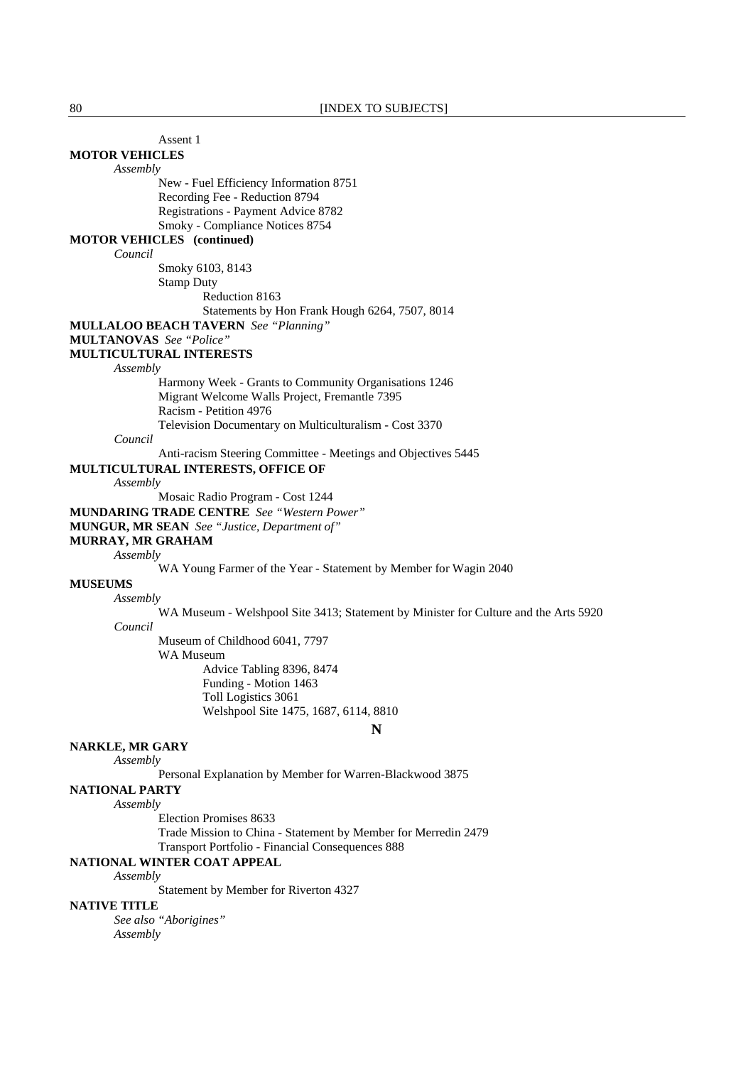Assent 1

**MOTOR VEHICLES**

*Assembly*

New - Fuel Efficiency Information 8751
Recording Fee - Reduction 8794
Registrations - Payment Advice 8782
Smoky - Compliance Notices 8754

**MOTOR VEHICLES (continued)**

*Council*

Smoky 6103, 8143
Stamp Duty
Reduction 8163
Statements by Hon Frank Hough 6264, 7507, 8014

**MULLALOO BEACH TAVERN** *See "Planning"*

**MULTANOVAS** *See "Police"*

**MULTICULTURAL INTERESTS**

*Assembly*

Harmony Week - Grants to Community Organisations 1246
Migrant Welcome Walls Project, Fremantle 7395
Racism - Petition 4976
Television Documentary on Multiculturalism - Cost 3370

*Council*

Anti-racism Steering Committee - Meetings and Objectives 5445

**MULTICULTURAL INTERESTS, OFFICE OF**

*Assembly*

Mosaic Radio Program - Cost 1244

**MUNDARING TRADE CENTRE** *See "Western Power"*

**MUNGUR, MR SEAN** *See "Justice, Department of"*

**MURRAY, MR GRAHAM**

*Assembly*

WA Young Farmer of the Year - Statement by Member for Wagin 2040

**MUSEUMS**

*Assembly*

WA Museum - Welshpool Site 3413; Statement by Minister for Culture and the Arts 5920

*Council*

Museum of Childhood 6041, 7797
WA Museum
Advice Tabling 8396, 8474
Funding - Motion 1463
Toll Logistics 3061
Welshpool Site 1475, 1687, 6114, 8810

## N

**NARKLE, MR GARY**

*Assembly*

Personal Explanation by Member for Warren-Blackwood 3875

**NATIONAL PARTY**

*Assembly*

Election Promises 8633
Trade Mission to China - Statement by Member for Merredin 2479
Transport Portfolio - Financial Consequences 888

**NATIONAL WINTER COAT APPEAL**

*Assembly*

Statement by Member for Riverton 4327

**NATIVE TITLE**

*See also "Aborigines"*

*Assembly*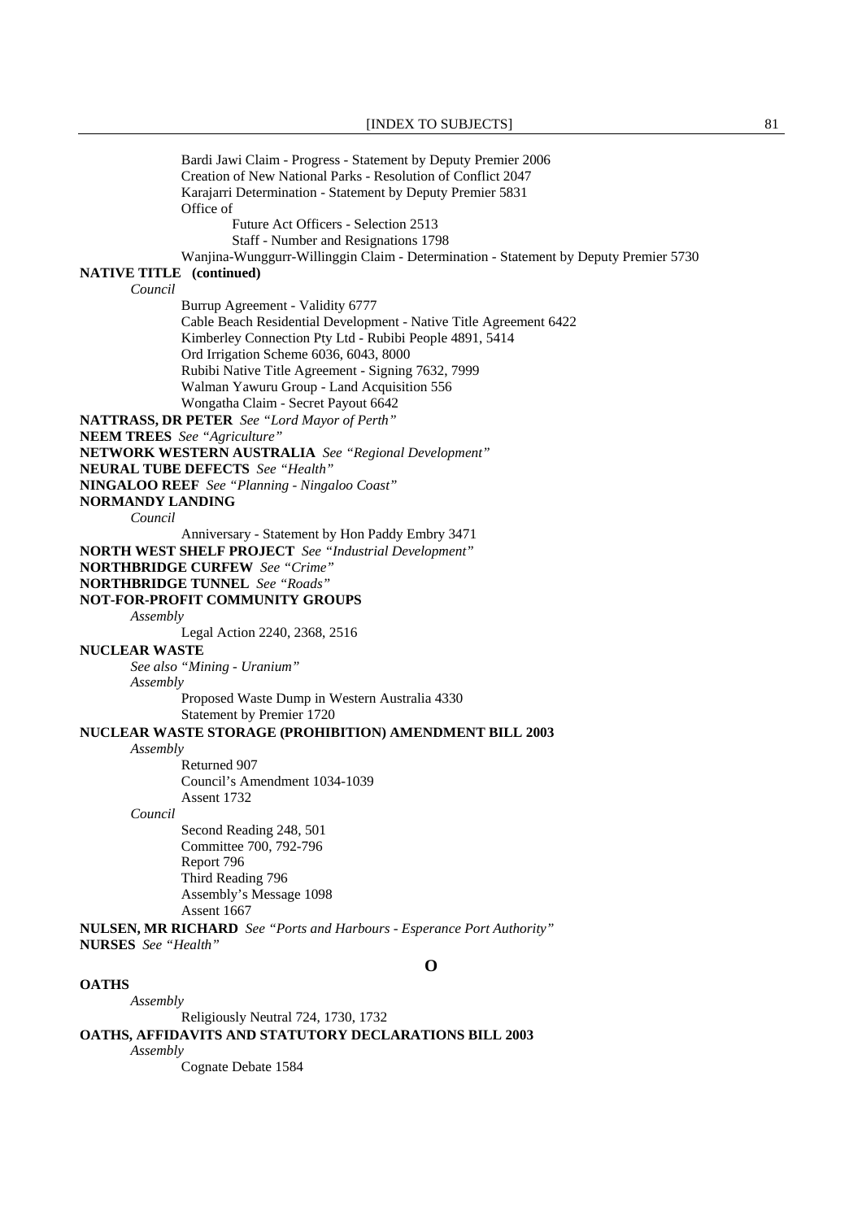Bardi Jawi Claim - Progress - Statement by Deputy Premier 2006
Creation of New National Parks - Resolution of Conflict 2047
Karajarri Determination - Statement by Deputy Premier 5831
Office of
Future Act Officers - Selection 2513
Staff - Number and Resignations 1798
Wanjina-Wunggurr-Willinggin Claim - Determination - Statement by Deputy Premier 5730

**NATIVE TITLE (continued)**

*Council*

Burrup Agreement - Validity 6777
Cable Beach Residential Development - Native Title Agreement 6422
Kimberley Connection Pty Ltd - Rubibi People 4891, 5414
Ord Irrigation Scheme 6036, 6043, 8000
Rubibi Native Title Agreement - Signing 7632, 7999
Walman Yawuru Group - Land Acquisition 556
Wongatha Claim - Secret Payout 6642

**NATTRASS, DR PETER** *See "Lord Mayor of Perth"*

**NEEM TREES** *See "Agriculture"*

**NETWORK WESTERN AUSTRALIA** *See "Regional Development"*

**NEURAL TUBE DEFECTS** *See "Health"*

**NINGALOO REEF** *See "Planning - Ningaloo Coast"*

**NORMANDY LANDING**

*Council*

Anniversary - Statement by Hon Paddy Embry 3471

**NORTH WEST SHELF PROJECT** *See "Industrial Development"*

**NORTHBRIDGE CURFEW** *See "Crime"*

**NORTHBRIDGE TUNNEL** *See "Roads"*

**NOT-FOR-PROFIT COMMUNITY GROUPS**

*Assembly*

Legal Action 2240, 2368, 2516

**NUCLEAR WASTE**

*See also "Mining - Uranium"*

*Assembly*

Proposed Waste Dump in Western Australia 4330
Statement by Premier 1720

**NUCLEAR WASTE STORAGE (PROHIBITION) AMENDMENT BILL 2003**

*Assembly*

Returned 907
Council's Amendment 1034-1039
Assent 1732

*Council*

Second Reading 248, 501
Committee 700, 792-796
Report 796
Third Reading 796
Assembly's Message 1098
Assent 1667

**NULSEN, MR RICHARD** *See "Ports and Harbours - Esperance Port Authority"*

**NURSES** *See "Health"*

## O

**OATHS**

*Assembly*

Religiously Neutral 724, 1730, 1732

**OATHS, AFFIDAVITS AND STATUTORY DECLARATIONS BILL 2003**

*Assembly*

Cognate Debate 1584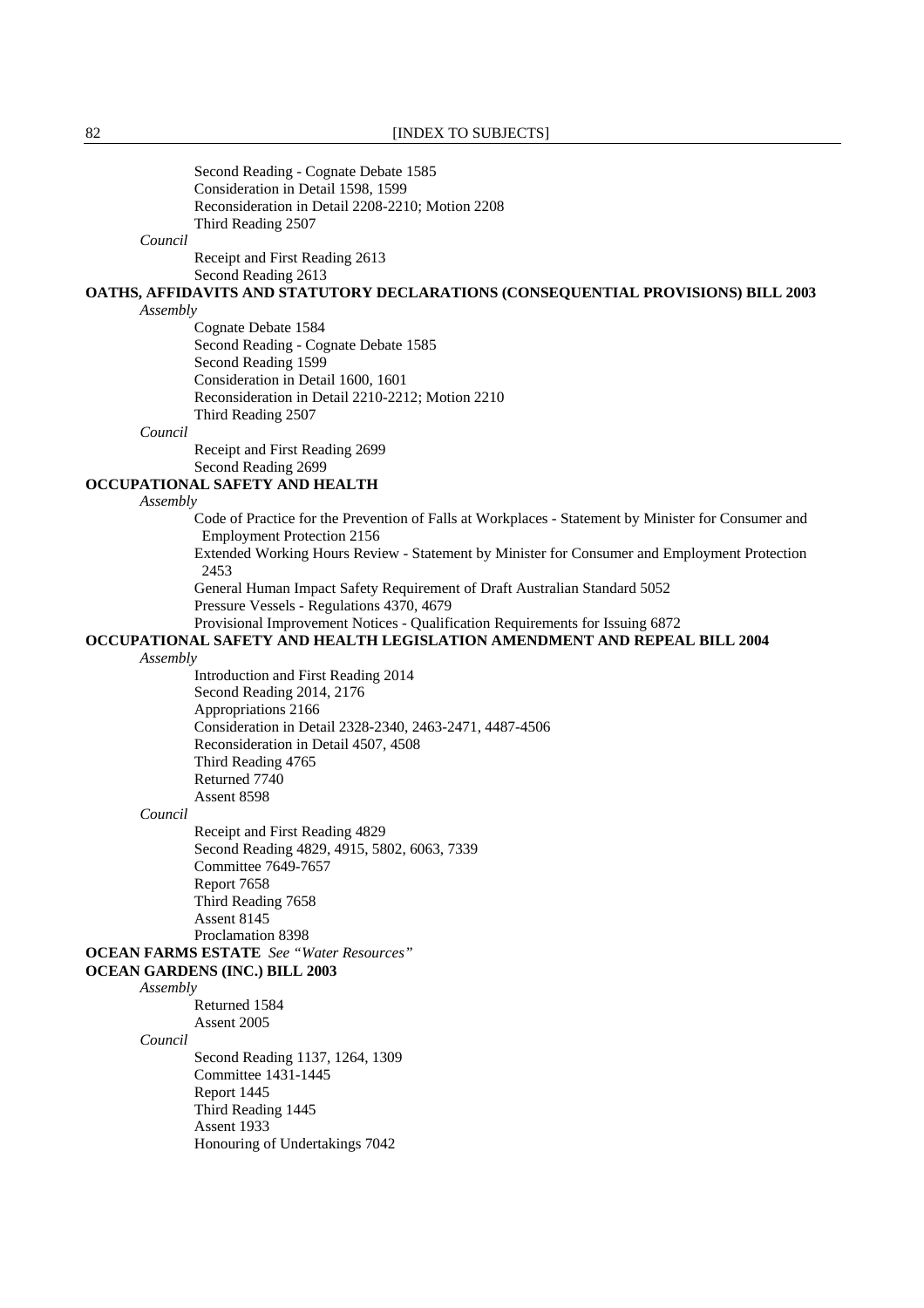Second Reading - Cognate Debate 1585
Consideration in Detail 1598, 1599
Reconsideration in Detail 2208-2210; Motion 2208
Third Reading 2507

*Council*

Receipt and First Reading 2613
Second Reading 2613

**OATHS, AFFIDAVITS AND STATUTORY DECLARATIONS (CONSEQUENTIAL PROVISIONS) BILL 2003**

*Assembly*

Cognate Debate 1584
Second Reading - Cognate Debate 1585
Second Reading 1599
Consideration in Detail 1600, 1601
Reconsideration in Detail 2210-2212; Motion 2210
Third Reading 2507

*Council*

Receipt and First Reading 2699
Second Reading 2699

**OCCUPATIONAL SAFETY AND HEALTH**

*Assembly*

Code of Practice for the Prevention of Falls at Workplaces - Statement by Minister for Consumer and Employment Protection 2156
Extended Working Hours Review - Statement by Minister for Consumer and Employment Protection 2453
General Human Impact Safety Requirement of Draft Australian Standard 5052
Pressure Vessels - Regulations 4370, 4679
Provisional Improvement Notices - Qualification Requirements for Issuing 6872

**OCCUPATIONAL SAFETY AND HEALTH LEGISLATION AMENDMENT AND REPEAL BILL 2004**

*Assembly*

Introduction and First Reading 2014
Second Reading 2014, 2176
Appropriations 2166
Consideration in Detail 2328-2340, 2463-2471, 4487-4506
Reconsideration in Detail 4507, 4508
Third Reading 4765
Returned 7740
Assent 8598

*Council*

Receipt and First Reading 4829
Second Reading 4829, 4915, 5802, 6063, 7339
Committee 7649-7657
Report 7658
Third Reading 7658
Assent 8145
Proclamation 8398

**OCEAN FARMS ESTATE** *See "Water Resources"*

**OCEAN GARDENS (INC.) BILL 2003**

*Assembly*

Returned 1584
Assent 2005

*Council*

Second Reading 1137, 1264, 1309
Committee 1431-1445
Report 1445
Third Reading 1445
Assent 1933
Honouring of Undertakings 7042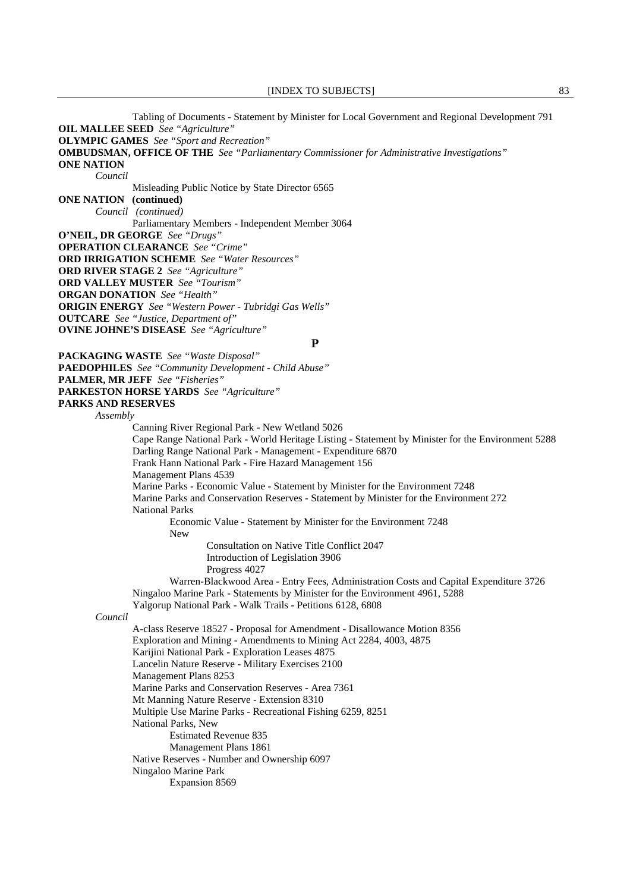Tabling of Documents - Statement by Minister for Local Government and Regional Development 791

**OIL MALLEE SEED** *See "Agriculture"*

**OLYMPIC GAMES** *See "Sport and Recreation"*

**OMBUDSMAN, OFFICE OF THE** *See "Parliamentary Commissioner for Administrative Investigations"*

**ONE NATION**

*Council*

Misleading Public Notice by State Director 6565

**ONE NATION (continued)**

*Council (continued)*

Parliamentary Members - Independent Member 3064

**O'NEIL, DR GEORGE** *See "Drugs"*

**OPERATION CLEARANCE** *See "Crime"*

**ORD IRRIGATION SCHEME** *See "Water Resources"*

**ORD RIVER STAGE 2** *See "Agriculture"*

**ORD VALLEY MUSTER** *See "Tourism"*

**ORGAN DONATION** *See "Health"*

**ORIGIN ENERGY** *See "Western Power - Tubridgi Gas Wells"*

**OUTCARE** *See "Justice, Department of"*

**OVINE JOHNE'S DISEASE** *See "Agriculture"*

## P

**PACKAGING WASTE** *See "Waste Disposal"*

**PAEDOPHILES** *See "Community Development - Child Abuse"*

**PALMER, MR JEFF** *See "Fisheries"*

**PARKESTON HORSE YARDS** *See "Agriculture"*

**PARKS AND RESERVES**

*Assembly*

Canning River Regional Park - New Wetland 5026

Cape Range National Park - World Heritage Listing - Statement by Minister for the Environment 5288

Darling Range National Park - Management - Expenditure 6870

Frank Hann National Park - Fire Hazard Management 156

Management Plans 4539

Marine Parks - Economic Value - Statement by Minister for the Environment 7248

Marine Parks and Conservation Reserves - Statement by Minister for the Environment 272

National Parks

- Economic Value - Statement by Minister for the Environment 7248
- New
  - Consultation on Native Title Conflict 2047
  - Introduction of Legislation 3906
  - Progress 4027
- Warren-Blackwood Area - Entry Fees, Administration Costs and Capital Expenditure 3726

Ningaloo Marine Park - Statements by Minister for the Environment 4961, 5288

Yalgorup National Park - Walk Trails - Petitions 6128, 6808

*Council*

A-class Reserve 18527 - Proposal for Amendment - Disallowance Motion 8356

Exploration and Mining - Amendments to Mining Act 2284, 4003, 4875

Karijini National Park - Exploration Leases 4875

Lancelin Nature Reserve - Military Exercises 2100

Management Plans 8253

Marine Parks and Conservation Reserves - Area 7361

Mt Manning Nature Reserve - Extension 8310

Multiple Use Marine Parks - Recreational Fishing 6259, 8251

National Parks, New

- Estimated Revenue 835
- Management Plans 1861

Native Reserves - Number and Ownership 6097

Ningaloo Marine Park

- Expansion 8569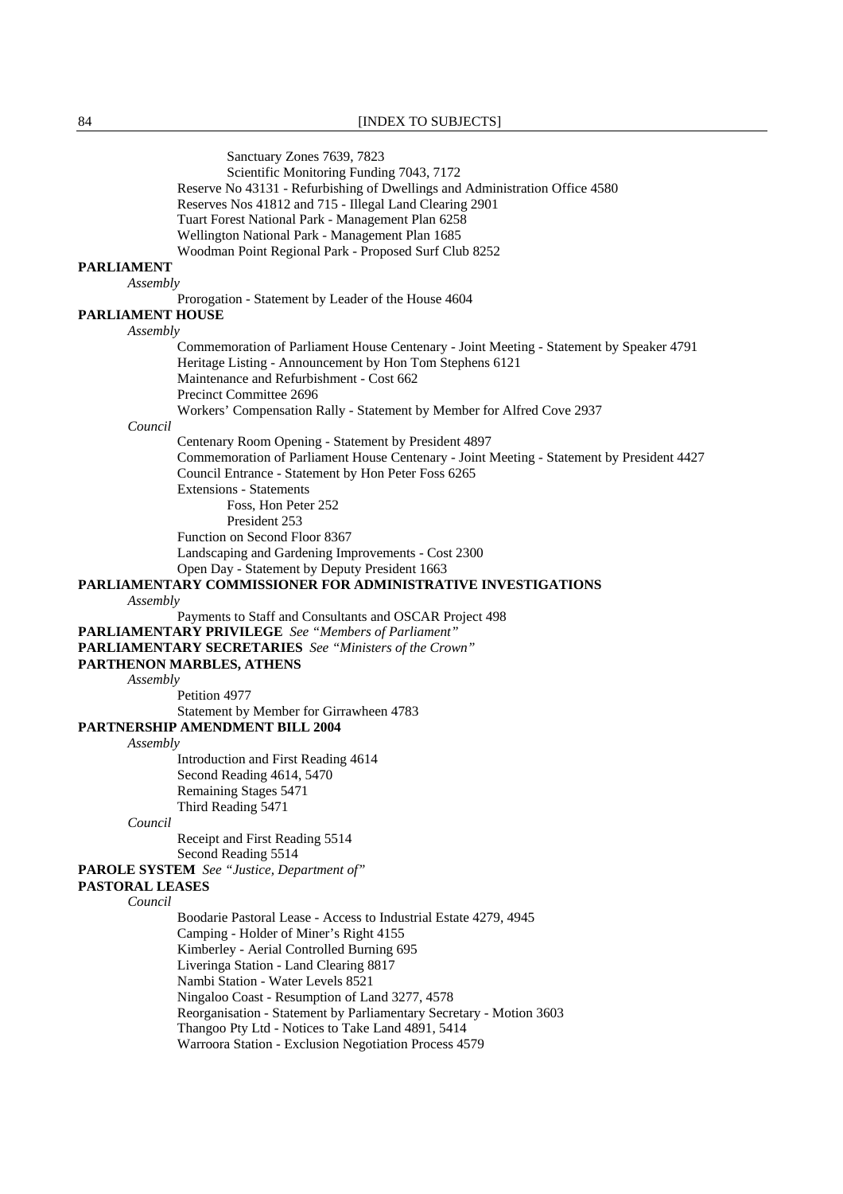Sanctuary Zones 7639, 7823
Scientific Monitoring Funding 7043, 7172
Reserve No 43131 - Refurbishing of Dwellings and Administration Office 4580
Reserves Nos 41812 and 715 - Illegal Land Clearing 2901
Tuart Forest National Park - Management Plan 6258
Wellington National Park - Management Plan 1685
Woodman Point Regional Park - Proposed Surf Club 8252

**PARLIAMENT**

*Assembly*

Prorogation - Statement by Leader of the House 4604

**PARLIAMENT HOUSE**

*Assembly*

Commemoration of Parliament House Centenary - Joint Meeting - Statement by Speaker 4791
Heritage Listing - Announcement by Hon Tom Stephens 6121
Maintenance and Refurbishment - Cost 662
Precinct Committee 2696
Workers' Compensation Rally - Statement by Member for Alfred Cove 2937

*Council*

Centenary Room Opening - Statement by President 4897
Commemoration of Parliament House Centenary - Joint Meeting - Statement by President 4427
Council Entrance - Statement by Hon Peter Foss 6265
Extensions - Statements
Foss, Hon Peter 252
President 253
Function on Second Floor 8367
Landscaping and Gardening Improvements - Cost 2300
Open Day - Statement by Deputy President 1663

**PARLIAMENTARY COMMISSIONER FOR ADMINISTRATIVE INVESTIGATIONS**

*Assembly*

Payments to Staff and Consultants and OSCAR Project 498

**PARLIAMENTARY PRIVILEGE** *See "Members of Parliament"*

**PARLIAMENTARY SECRETARIES** *See "Ministers of the Crown"*

**PARTHENON MARBLES, ATHENS**

*Assembly*

Petition 4977
Statement by Member for Girrawheen 4783

**PARTNERSHIP AMENDMENT BILL 2004**

*Assembly*

Introduction and First Reading 4614
Second Reading 4614, 5470
Remaining Stages 5471
Third Reading 5471

*Council*

Receipt and First Reading 5514
Second Reading 5514

**PAROLE SYSTEM** *See "Justice, Department of"*

**PASTORAL LEASES**

*Council*

Boodarie Pastoral Lease - Access to Industrial Estate 4279, 4945
Camping - Holder of Miner's Right 4155
Kimberley - Aerial Controlled Burning 695
Liveringa Station - Land Clearing 8817
Nambi Station - Water Levels 8521
Ningaloo Coast - Resumption of Land 3277, 4578
Reorganisation - Statement by Parliamentary Secretary - Motion 3603
Thangoo Pty Ltd - Notices to Take Land 4891, 5414
Warroora Station - Exclusion Negotiation Process 4579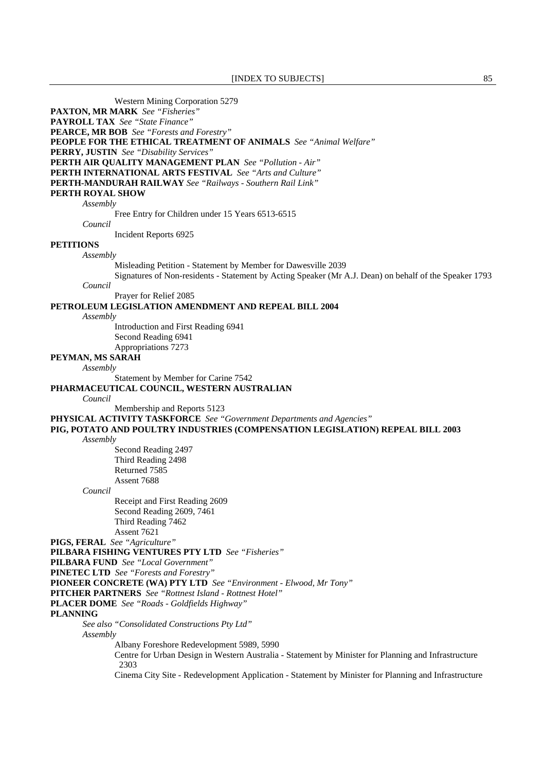Western Mining Corporation 5279

**PAXTON, MR MARK** *See "Fisheries"*

**PAYROLL TAX** *See "State Finance"*

**PEARCE, MR BOB** *See "Forests and Forestry"*

**PEOPLE FOR THE ETHICAL TREATMENT OF ANIMALS** *See "Animal Welfare"*

**PERRY, JUSTIN** *See "Disability Services"*

**PERTH AIR QUALITY MANAGEMENT PLAN** *See "Pollution - Air"*

**PERTH INTERNATIONAL ARTS FESTIVAL** *See "Arts and Culture"*

**PERTH-MANDURAH RAILWAY** *See "Railways - Southern Rail Link"*

**PERTH ROYAL SHOW**

*Assembly*

Free Entry for Children under 15 Years 6513-6515

*Council*

Incident Reports 6925

**PETITIONS**

*Assembly*

Misleading Petition - Statement by Member for Dawesville 2039

Signatures of Non-residents - Statement by Acting Speaker (Mr A.J. Dean) on behalf of the Speaker 1793

*Council*

Prayer for Relief 2085

**PETROLEUM LEGISLATION AMENDMENT AND REPEAL BILL 2004**

*Assembly*

Introduction and First Reading 6941

Second Reading 6941

Appropriations 7273

**PEYMAN, MS SARAH**

*Assembly*

Statement by Member for Carine 7542

**PHARMACEUTICAL COUNCIL, WESTERN AUSTRALIAN**

*Council*

Membership and Reports 5123

**PHYSICAL ACTIVITY TASKFORCE** *See "Government Departments and Agencies"*

**PIG, POTATO AND POULTRY INDUSTRIES (COMPENSATION LEGISLATION) REPEAL BILL 2003**

*Assembly*

Second Reading 2497

Third Reading 2498

Returned 7585

Assent 7688

*Council*

Receipt and First Reading 2609

Second Reading 2609, 7461

Third Reading 7462

Assent 7621

**PIGS, FERAL** *See "Agriculture"*

**PILBARA FISHING VENTURES PTY LTD** *See "Fisheries"*

**PILBARA FUND** *See "Local Government"*

**PINETEC LTD** *See "Forests and Forestry"*

**PIONEER CONCRETE (WA) PTY LTD** *See "Environment - Elwood, Mr Tony"*

**PITCHER PARTNERS** *See "Rottnest Island - Rottnest Hotel"*

**PLACER DOME** *See "Roads - Goldfields Highway"*

**PLANNING**

*See also "Consolidated Constructions Pty Ltd"*

*Assembly*

Albany Foreshore Redevelopment 5989, 5990

Centre for Urban Design in Western Australia - Statement by Minister for Planning and Infrastructure 2303

Cinema City Site - Redevelopment Application - Statement by Minister for Planning and Infrastructure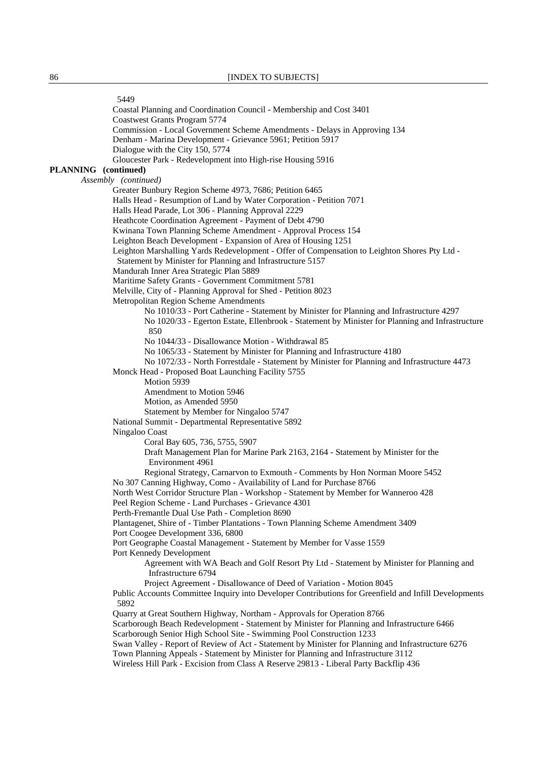5449

Coastal Planning and Coordination Council - Membership and Cost 3401

Coastwest Grants Program 5774

Commission - Local Government Scheme Amendments - Delays in Approving 134

Denham - Marina Development - Grievance 5961; Petition 5917

Dialogue with the City 150, 5774

Gloucester Park - Redevelopment into High-rise Housing 5916

**PLANNING (continued)**

*Assembly (continued)*

Greater Bunbury Region Scheme 4973, 7686; Petition 6465

Halls Head - Resumption of Land by Water Corporation - Petition 7071

Halls Head Parade, Lot 306 - Planning Approval 2229

Heathcote Coordination Agreement - Payment of Debt 4790

Kwinana Town Planning Scheme Amendment - Approval Process 154

Leighton Beach Development - Expansion of Area of Housing 1251

Leighton Marshalling Yards Redevelopment - Offer of Compensation to Leighton Shores Pty Ltd - Statement by Minister for Planning and Infrastructure 5157

Mandurah Inner Area Strategic Plan 5889

Maritime Safety Grants - Government Commitment 5781

Melville, City of - Planning Approval for Shed - Petition 8023

Metropolitan Region Scheme Amendments

- No 1010/33 - Port Catherine - Statement by Minister for Planning and Infrastructure 4297
- No 1020/33 - Egerton Estate, Ellenbrook - Statement by Minister for Planning and Infrastructure 850
- No 1044/33 - Disallowance Motion - Withdrawal 85
- No 1065/33 - Statement by Minister for Planning and Infrastructure 4180
- No 1072/33 - North Forrestdale - Statement by Minister for Planning and Infrastructure 4473

Monck Head - Proposed Boat Launching Facility 5755

- Motion 5939
- Amendment to Motion 5946
- Motion, as Amended 5950
- Statement by Member for Ningaloo 5747

National Summit - Departmental Representative 5892

Ningaloo Coast

- Coral Bay 605, 736, 5755, 5907
- Draft Management Plan for Marine Park 2163, 2164 - Statement by Minister for the Environment 4961
- Regional Strategy, Carnarvon to Exmouth - Comments by Hon Norman Moore 5452

No 307 Canning Highway, Como - Availability of Land for Purchase 8766

North West Corridor Structure Plan - Workshop - Statement by Member for Wanneroo 428

Peel Region Scheme - Land Purchases - Grievance 4301

Perth-Fremantle Dual Use Path - Completion 8690

Plantagenet, Shire of - Timber Plantations - Town Planning Scheme Amendment 3409

Port Coogee Development 336, 6800

Port Geographe Coastal Management - Statement by Member for Vasse 1559

Port Kennedy Development

- Agreement with WA Beach and Golf Resort Pty Ltd - Statement by Minister for Planning and Infrastructure 6794
- Project Agreement - Disallowance of Deed of Variation - Motion 8045

Public Accounts Committee Inquiry into Developer Contributions for Greenfield and Infill Developments 5892

Quarry at Great Southern Highway, Northam - Approvals for Operation 8766

Scarborough Beach Redevelopment - Statement by Minister for Planning and Infrastructure 6466

Scarborough Senior High School Site - Swimming Pool Construction 1233

Swan Valley - Report of Review of Act - Statement by Minister for Planning and Infrastructure 6276

Town Planning Appeals - Statement by Minister for Planning and Infrastructure 3112

Wireless Hill Park - Excision from Class A Reserve 29813 - Liberal Party Backflip 436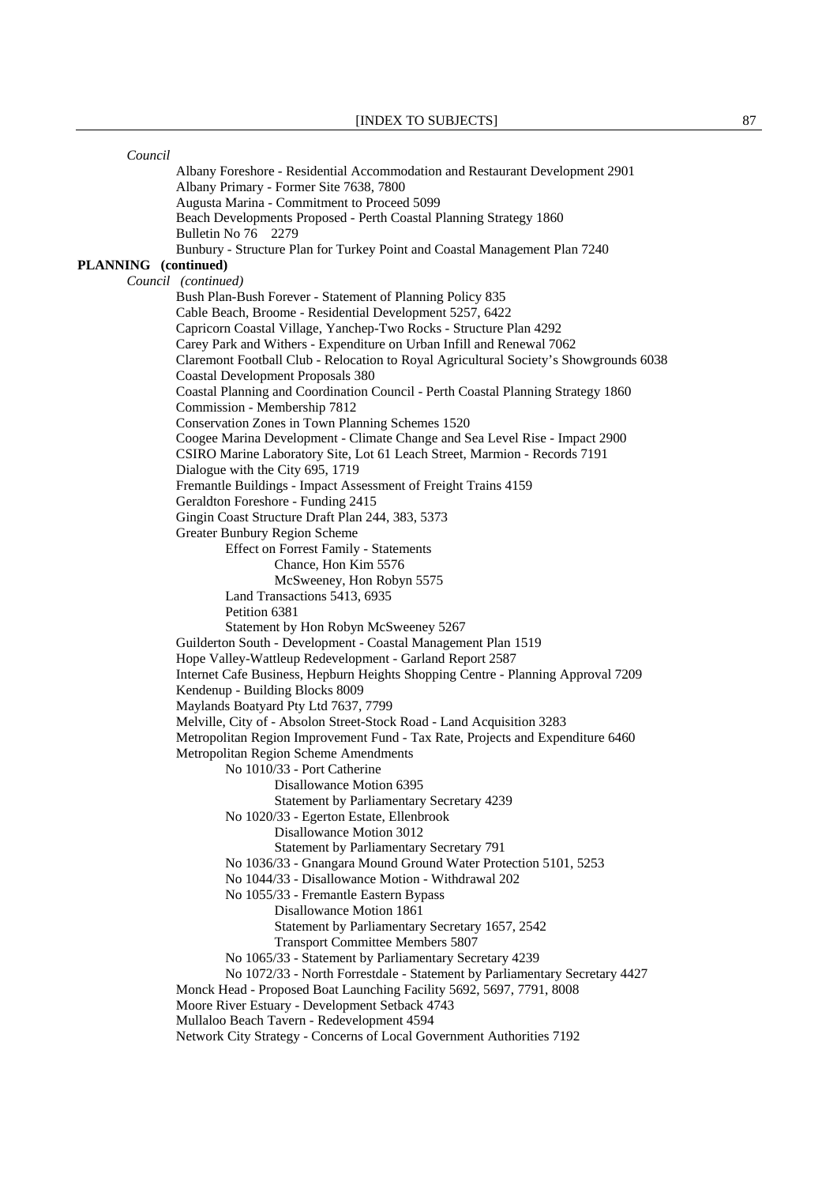*Council*

Albany Foreshore - Residential Accommodation and Restaurant Development 2901
Albany Primary - Former Site 7638, 7800
Augusta Marina - Commitment to Proceed 5099
Beach Developments Proposed - Perth Coastal Planning Strategy 1860
Bulletin No 76 2279
Bunbury - Structure Plan for Turkey Point and Coastal Management Plan 7240

**PLANNING (continued)**

*Council (continued)*

Bush Plan-Bush Forever - Statement of Planning Policy 835
Cable Beach, Broome - Residential Development 5257, 6422
Capricorn Coastal Village, Yanchep-Two Rocks - Structure Plan 4292
Carey Park and Withers - Expenditure on Urban Infill and Renewal 7062
Claremont Football Club - Relocation to Royal Agricultural Society's Showgrounds 6038
Coastal Development Proposals 380
Coastal Planning and Coordination Council - Perth Coastal Planning Strategy 1860
Commission - Membership 7812
Conservation Zones in Town Planning Schemes 1520
Coogee Marina Development - Climate Change and Sea Level Rise - Impact 2900
CSIRO Marine Laboratory Site, Lot 61 Leach Street, Marmion - Records 7191
Dialogue with the City 695, 1719
Fremantle Buildings - Impact Assessment of Freight Trains 4159
Geraldton Foreshore - Funding 2415
Gingin Coast Structure Draft Plan 244, 383, 5373
Greater Bunbury Region Scheme
 Effect on Forrest Family - Statements
  Chance, Hon Kim 5576
  McSweeney, Hon Robyn 5575
 Land Transactions 5413, 6935
 Petition 6381
 Statement by Hon Robyn McSweeney 5267
Guilderton South - Development - Coastal Management Plan 1519
Hope Valley-Wattleup Redevelopment - Garland Report 2587
Internet Cafe Business, Hepburn Heights Shopping Centre - Planning Approval 7209
Kendenup - Building Blocks 8009
Maylands Boatyard Pty Ltd 7637, 7799
Melville, City of - Absolon Street-Stock Road - Land Acquisition 3283
Metropolitan Region Improvement Fund - Tax Rate, Projects and Expenditure 6460
Metropolitan Region Scheme Amendments
 No 1010/33 - Port Catherine
  Disallowance Motion 6395
  Statement by Parliamentary Secretary 4239
 No 1020/33 - Egerton Estate, Ellenbrook
  Disallowance Motion 3012
  Statement by Parliamentary Secretary 791
 No 1036/33 - Gnangara Mound Ground Water Protection 5101, 5253
 No 1044/33 - Disallowance Motion - Withdrawal 202
 No 1055/33 - Fremantle Eastern Bypass
  Disallowance Motion 1861
  Statement by Parliamentary Secretary 1657, 2542
  Transport Committee Members 5807
 No 1065/33 - Statement by Parliamentary Secretary 4239
 No 1072/33 - North Forrestdale - Statement by Parliamentary Secretary 4427
Monck Head - Proposed Boat Launching Facility 5692, 5697, 7791, 8008
Moore River Estuary - Development Setback 4743
Mullaloo Beach Tavern - Redevelopment 4594
Network City Strategy - Concerns of Local Government Authorities 7192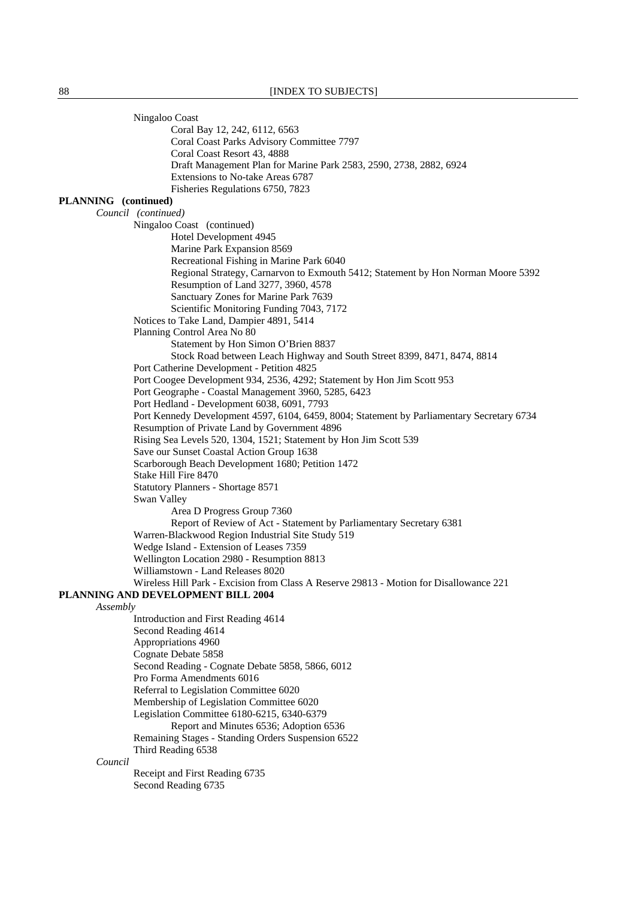Ningaloo Coast

- Coral Bay 12, 242, 6112, 6563
- Coral Coast Parks Advisory Committee 7797
- Coral Coast Resort 43, 4888
- Draft Management Plan for Marine Park 2583, 2590, 2738, 2882, 6924
- Extensions to No-take Areas 6787
- Fisheries Regulations 6750, 7823

**PLANNING (continued)**

*Council (continued)*

Ningaloo Coast (continued)

- Hotel Development 4945
- Marine Park Expansion 8569
- Recreational Fishing in Marine Park 6040
- Regional Strategy, Carnarvon to Exmouth 5412; Statement by Hon Norman Moore 5392
- Resumption of Land 3277, 3960, 4578
- Sanctuary Zones for Marine Park 7639
- Scientific Monitoring Funding 7043, 7172

Notices to Take Land, Dampier 4891, 5414

Planning Control Area No 80

- Statement by Hon Simon O'Brien 8837
- Stock Road between Leach Highway and South Street 8399, 8471, 8474, 8814

Port Catherine Development - Petition 4825

Port Coogee Development 934, 2536, 4292; Statement by Hon Jim Scott 953

Port Geographe - Coastal Management 3960, 5285, 6423

Port Hedland - Development 6038, 6091, 7793

Port Kennedy Development 4597, 6104, 6459, 8004; Statement by Parliamentary Secretary 6734

Resumption of Private Land by Government 4896

Rising Sea Levels 520, 1304, 1521; Statement by Hon Jim Scott 539

Save our Sunset Coastal Action Group 1638

Scarborough Beach Development 1680; Petition 1472

Stake Hill Fire 8470

Statutory Planners - Shortage 8571

Swan Valley

- Area D Progress Group 7360
- Report of Review of Act - Statement by Parliamentary Secretary 6381

Warren-Blackwood Region Industrial Site Study 519

Wedge Island - Extension of Leases 7359

Wellington Location 2980 - Resumption 8813

Williamstown - Land Releases 8020

Wireless Hill Park - Excision from Class A Reserve 29813 - Motion for Disallowance 221

**PLANNING AND DEVELOPMENT BILL 2004**

*Assembly*

Introduction and First Reading 4614

Second Reading 4614

Appropriations 4960

Cognate Debate 5858

Second Reading - Cognate Debate 5858, 5866, 6012

Pro Forma Amendments 6016

Referral to Legislation Committee 6020

Membership of Legislation Committee 6020

Legislation Committee 6180-6215, 6340-6379

- Report and Minutes 6536; Adoption 6536

Remaining Stages - Standing Orders Suspension 6522

Third Reading 6538

*Council*

Receipt and First Reading 6735

Second Reading 6735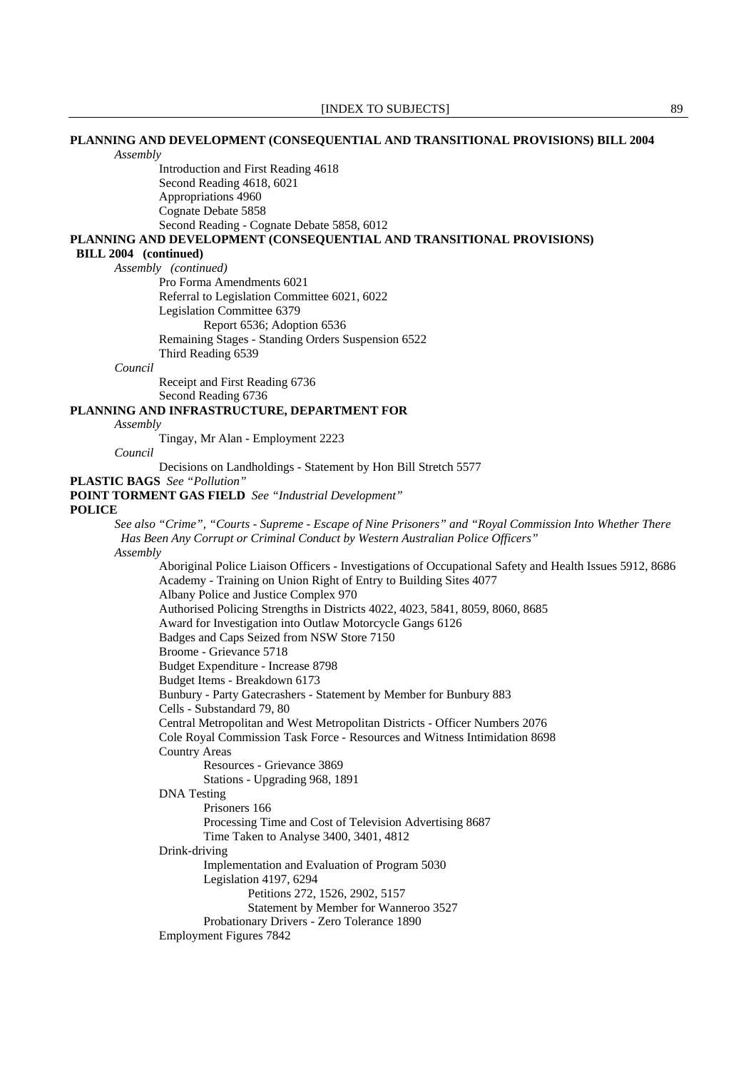**PLANNING AND DEVELOPMENT (CONSEQUENTIAL AND TRANSITIONAL PROVISIONS) BILL 2004**

*Assembly*

- Introduction and First Reading 4618
- Second Reading 4618, 6021
- Appropriations 4960
- Cognate Debate 5858
- Second Reading - Cognate Debate 5858, 6012

**PLANNING AND DEVELOPMENT (CONSEQUENTIAL AND TRANSITIONAL PROVISIONS) BILL 2004 (continued)**

*Assembly (continued)*

- Pro Forma Amendments 6021
- Referral to Legislation Committee 6021, 6022
- Legislation Committee 6379
  - Report 6536; Adoption 6536
- Remaining Stages - Standing Orders Suspension 6522
- Third Reading 6539

*Council*

- Receipt and First Reading 6736
- Second Reading 6736

**PLANNING AND INFRASTRUCTURE, DEPARTMENT FOR**

*Assembly*

- Tingay, Mr Alan - Employment 2223

*Council*

- Decisions on Landholdings - Statement by Hon Bill Stretch 5577

**PLASTIC BAGS** *See "Pollution"*

**POINT TORMENT GAS FIELD** *See "Industrial Development"*

**POLICE**

*See also "Crime", "Courts - Supreme - Escape of Nine Prisoners" and "Royal Commission Into Whether There Has Been Any Corrupt or Criminal Conduct by Western Australian Police Officers"*

*Assembly*

- Aboriginal Police Liaison Officers - Investigations of Occupational Safety and Health Issues 5912, 8686
- Academy - Training on Union Right of Entry to Building Sites 4077
- Albany Police and Justice Complex 970
- Authorised Policing Strengths in Districts 4022, 4023, 5841, 8059, 8060, 8685
- Award for Investigation into Outlaw Motorcycle Gangs 6126
- Badges and Caps Seized from NSW Store 7150
- Broome - Grievance 5718
- Budget Expenditure - Increase 8798
- Budget Items - Breakdown 6173
- Bunbury - Party Gatecrashers - Statement by Member for Bunbury 883
- Cells - Substandard 79, 80
- Central Metropolitan and West Metropolitan Districts - Officer Numbers 2076
- Cole Royal Commission Task Force - Resources and Witness Intimidation 8698
- Country Areas
  - Resources - Grievance 3869
  - Stations - Upgrading 968, 1891
- DNA Testing
  - Prisoners 166
  - Processing Time and Cost of Television Advertising 8687
  - Time Taken to Analyse 3400, 3401, 4812
- Drink-driving
  - Implementation and Evaluation of Program 5030
  - Legislation 4197, 6294
    - Petitions 272, 1526, 2902, 5157
    - Statement by Member for Wanneroo 3527
  - Probationary Drivers - Zero Tolerance 1890
- Employment Figures 7842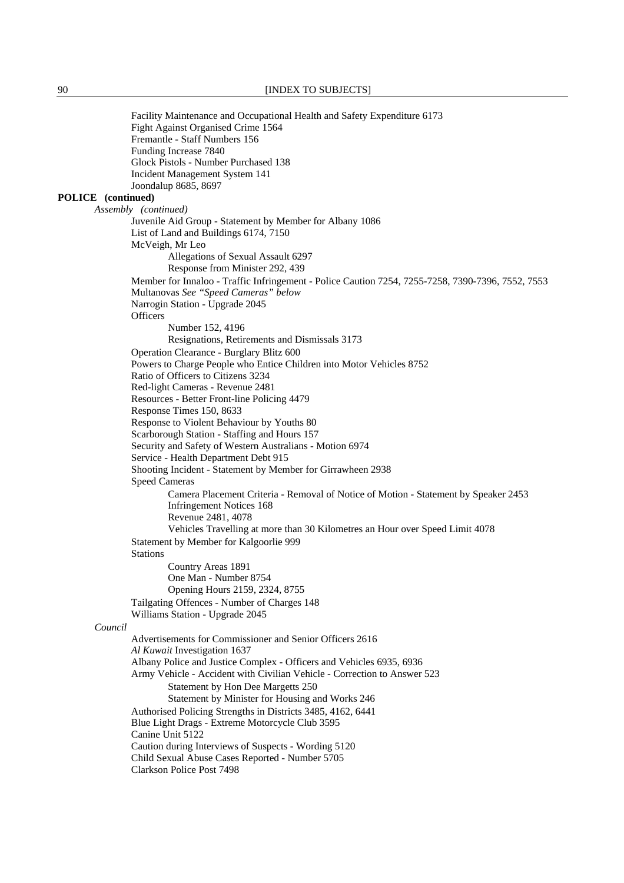Facility Maintenance and Occupational Health and Safety Expenditure 6173
Fight Against Organised Crime 1564
Fremantle - Staff Numbers 156
Funding Increase 7840
Glock Pistols - Number Purchased 138
Incident Management System 141
Joondalup 8685, 8697

**POLICE (continued)**

*Assembly (continued)*

Juvenile Aid Group - Statement by Member for Albany 1086
List of Land and Buildings 6174, 7150
McVeigh, Mr Leo
- Allegations of Sexual Assault 6297
- Response from Minister 292, 439

Member for Innaloo - Traffic Infringement - Police Caution 7254, 7255-7258, 7390-7396, 7552, 7553
Multanovas *See "Speed Cameras" below*
Narrogin Station - Upgrade 2045
Officers
- Number 152, 4196
- Resignations, Retirements and Dismissals 3173

Operation Clearance - Burglary Blitz 600
Powers to Charge People who Entice Children into Motor Vehicles 8752
Ratio of Officers to Citizens 3234
Red-light Cameras - Revenue 2481
Resources - Better Front-line Policing 4479
Response Times 150, 8633
Response to Violent Behaviour by Youths 80
Scarborough Station - Staffing and Hours 157
Security and Safety of Western Australians - Motion 6974
Service - Health Department Debt 915
Shooting Incident - Statement by Member for Girrawheen 2938
Speed Cameras
- Camera Placement Criteria - Removal of Notice of Motion - Statement by Speaker 2453
- Infringement Notices 168
- Revenue 2481, 4078
- Vehicles Travelling at more than 30 Kilometres an Hour over Speed Limit 4078

Statement by Member for Kalgoorlie 999
Stations
- Country Areas 1891
- One Man - Number 8754
- Opening Hours 2159, 2324, 8755

Tailgating Offences - Number of Charges 148
Williams Station - Upgrade 2045

*Council*

Advertisements for Commissioner and Senior Officers 2616
*Al Kuwait* Investigation 1637
Albany Police and Justice Complex - Officers and Vehicles 6935, 6936
Army Vehicle - Accident with Civilian Vehicle - Correction to Answer 523
- Statement by Hon Dee Margetts 250
- Statement by Minister for Housing and Works 246

Authorised Policing Strengths in Districts 3485, 4162, 6441
Blue Light Drags - Extreme Motorcycle Club 3595
Canine Unit 5122
Caution during Interviews of Suspects - Wording 5120
Child Sexual Abuse Cases Reported - Number 5705
Clarkson Police Post 7498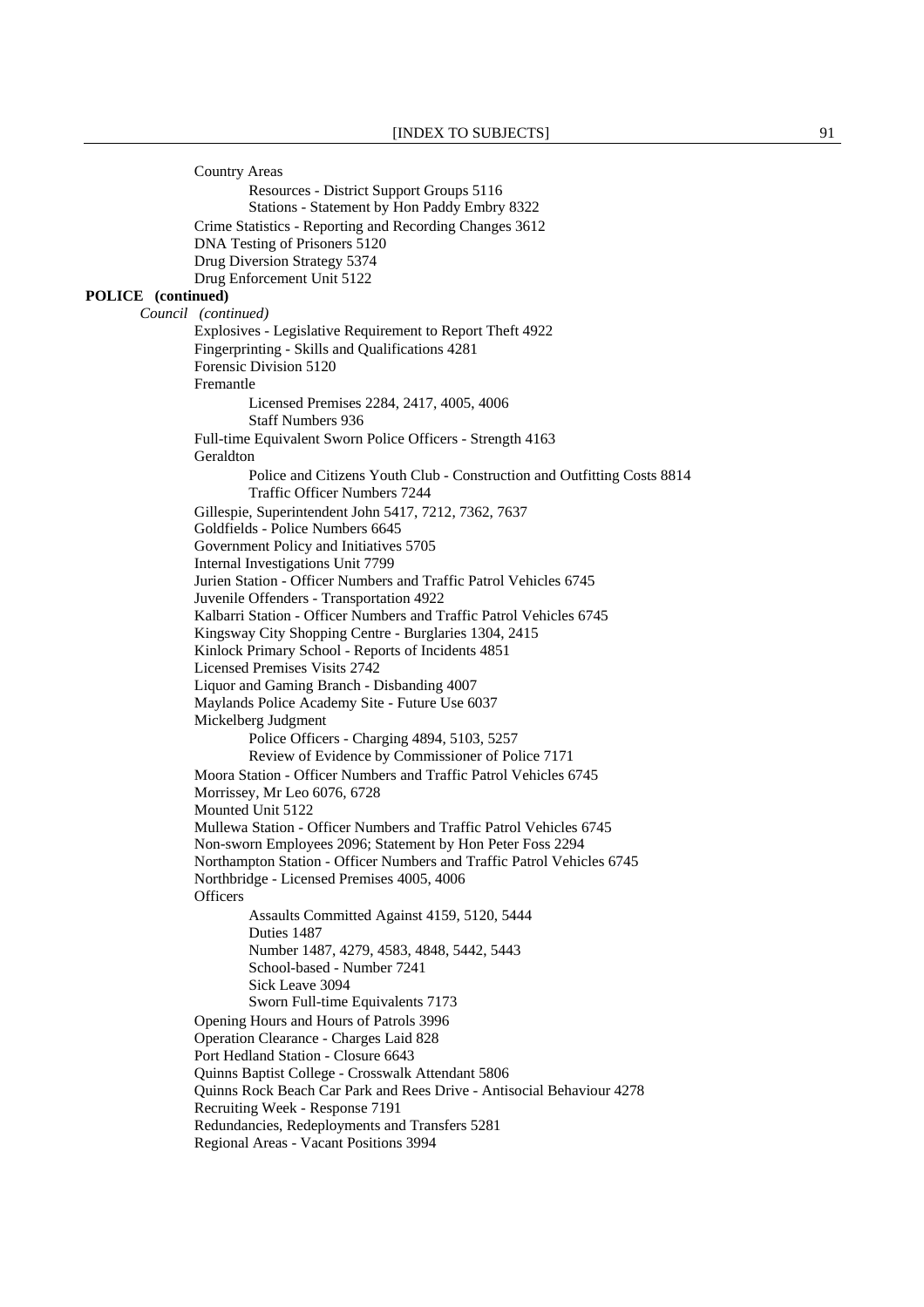Country Areas

Resources - District Support Groups 5116

Stations - Statement by Hon Paddy Embry 8322

Crime Statistics - Reporting and Recording Changes 3612

DNA Testing of Prisoners 5120

Drug Diversion Strategy 5374

Drug Enforcement Unit 5122

**POLICE (continued)**

*Council (continued)*

Explosives - Legislative Requirement to Report Theft 4922

Fingerprinting - Skills and Qualifications 4281

Forensic Division 5120

Fremantle

Licensed Premises 2284, 2417, 4005, 4006

Staff Numbers 936

Full-time Equivalent Sworn Police Officers - Strength 4163

Geraldton

Police and Citizens Youth Club - Construction and Outfitting Costs 8814

Traffic Officer Numbers 7244

Gillespie, Superintendent John 5417, 7212, 7362, 7637

Goldfields - Police Numbers 6645

Government Policy and Initiatives 5705

Internal Investigations Unit 7799

Jurien Station - Officer Numbers and Traffic Patrol Vehicles 6745

Juvenile Offenders - Transportation 4922

Kalbarri Station - Officer Numbers and Traffic Patrol Vehicles 6745

Kingsway City Shopping Centre - Burglaries 1304, 2415

Kinlock Primary School - Reports of Incidents 4851

Licensed Premises Visits 2742

Liquor and Gaming Branch - Disbanding 4007

Maylands Police Academy Site - Future Use 6037

Mickelberg Judgment

Police Officers - Charging 4894, 5103, 5257

Review of Evidence by Commissioner of Police 7171

Moora Station - Officer Numbers and Traffic Patrol Vehicles 6745

Morrissey, Mr Leo 6076, 6728

Mounted Unit 5122

Mullewa Station - Officer Numbers and Traffic Patrol Vehicles 6745

Non-sworn Employees 2096; Statement by Hon Peter Foss 2294

Northampton Station - Officer Numbers and Traffic Patrol Vehicles 6745

Northbridge - Licensed Premises 4005, 4006

Officers

Assaults Committed Against 4159, 5120, 5444

Duties 1487

Number 1487, 4279, 4583, 4848, 5442, 5443

School-based - Number 7241

Sick Leave 3094

Sworn Full-time Equivalents 7173

Opening Hours and Hours of Patrols 3996

Operation Clearance - Charges Laid 828

Port Hedland Station - Closure 6643

Quinns Baptist College - Crosswalk Attendant 5806

Quinns Rock Beach Car Park and Rees Drive - Antisocial Behaviour 4278

Recruiting Week - Response 7191

Redundancies, Redeployments and Transfers 5281

Regional Areas - Vacant Positions 3994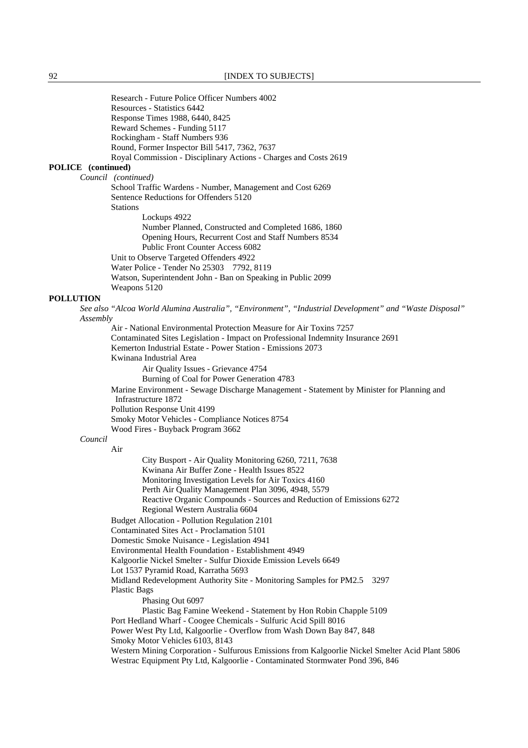Research - Future Police Officer Numbers 4002
Resources - Statistics 6442
Response Times 1988, 6440, 8425
Reward Schemes - Funding 5117
Rockingham - Staff Numbers 936
Round, Former Inspector Bill 5417, 7362, 7637
Royal Commission - Disciplinary Actions - Charges and Costs 2619

**POLICE (continued)**

*Council (continued)*

School Traffic Wardens - Number, Management and Cost 6269
Sentence Reductions for Offenders 5120
Stations
- Lockups 4922
- Number Planned, Constructed and Completed 1686, 1860
- Opening Hours, Recurrent Cost and Staff Numbers 8534
- Public Front Counter Access 6082

Unit to Observe Targeted Offenders 4922
Water Police - Tender No 25303 7792, 8119
Watson, Superintendent John - Ban on Speaking in Public 2099
Weapons 5120

**POLLUTION**

*See also "Alcoa World Alumina Australia", "Environment", "Industrial Development" and "Waste Disposal"*

*Assembly*

Air - National Environmental Protection Measure for Air Toxins 7257
Contaminated Sites Legislation - Impact on Professional Indemnity Insurance 2691
Kemerton Industrial Estate - Power Station - Emissions 2073
Kwinana Industrial Area
- Air Quality Issues - Grievance 4754
- Burning of Coal for Power Generation 4783

Marine Environment - Sewage Discharge Management - Statement by Minister for Planning and Infrastructure 1872
Pollution Response Unit 4199
Smoky Motor Vehicles - Compliance Notices 8754
Wood Fires - Buyback Program 3662

*Council*

Air
- City Busport - Air Quality Monitoring 6260, 7211, 7638
- Kwinana Air Buffer Zone - Health Issues 8522
- Monitoring Investigation Levels for Air Toxics 4160
- Perth Air Quality Management Plan 3096, 4948, 5579
- Reactive Organic Compounds - Sources and Reduction of Emissions 6272
- Regional Western Australia 6604

Budget Allocation - Pollution Regulation 2101
Contaminated Sites Act - Proclamation 5101
Domestic Smoke Nuisance - Legislation 4941
Environmental Health Foundation - Establishment 4949
Kalgoorlie Nickel Smelter - Sulfur Dioxide Emission Levels 6649
Lot 1537 Pyramid Road, Karratha 5693
Midland Redevelopment Authority Site - Monitoring Samples for PM2.5 3297
Plastic Bags
- Phasing Out 6097
- Plastic Bag Famine Weekend - Statement by Hon Robin Chapple 5109

Port Hedland Wharf - Coogee Chemicals - Sulfuric Acid Spill 8016
Power West Pty Ltd, Kalgoorlie - Overflow from Wash Down Bay 847, 848
Smoky Motor Vehicles 6103, 8143
Western Mining Corporation - Sulfurous Emissions from Kalgoorlie Nickel Smelter Acid Plant 5806
Westrac Equipment Pty Ltd, Kalgoorlie - Contaminated Stormwater Pond 396, 846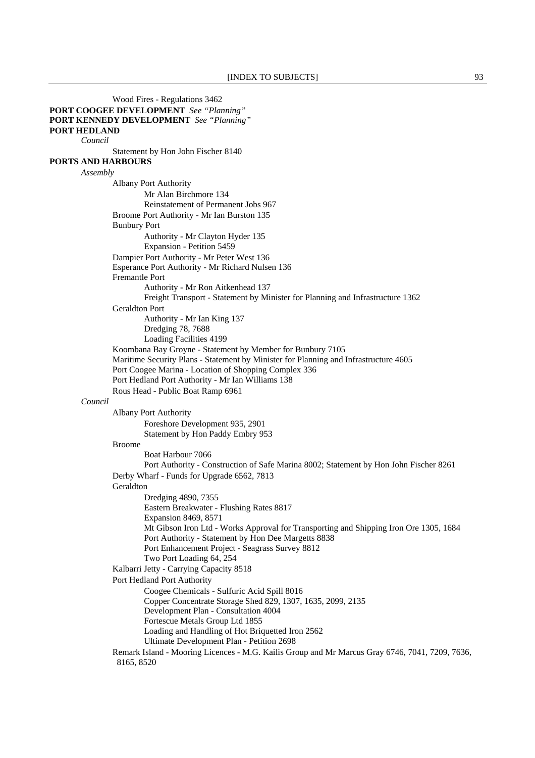Wood Fires - Regulations 3462

**PORT COOGEE DEVELOPMENT** *See "Planning"*

**PORT KENNEDY DEVELOPMENT** *See "Planning"*

**PORT HEDLAND**

*Council*

Statement by Hon John Fischer 8140

**PORTS AND HARBOURS**

*Assembly*

- Albany Port Authority
  - Mr Alan Birchmore 134
  - Reinstatement of Permanent Jobs 967
- Broome Port Authority - Mr Ian Burston 135
- Bunbury Port
  - Authority - Mr Clayton Hyder 135
  - Expansion - Petition 5459
- Dampier Port Authority - Mr Peter West 136
- Esperance Port Authority - Mr Richard Nulsen 136
- Fremantle Port
  - Authority - Mr Ron Aitkenhead 137
  - Freight Transport - Statement by Minister for Planning and Infrastructure 1362
- Geraldton Port
  - Authority - Mr Ian King 137
  - Dredging 78, 7688
  - Loading Facilities 4199
- Koombana Bay Groyne - Statement by Member for Bunbury 7105
- Maritime Security Plans - Statement by Minister for Planning and Infrastructure 4605
- Port Coogee Marina - Location of Shopping Complex 336
- Port Hedland Port Authority - Mr Ian Williams 138
- Rous Head - Public Boat Ramp 6961

*Council*

- Albany Port Authority
  - Foreshore Development 935, 2901
  - Statement by Hon Paddy Embry 953
- Broome
  - Boat Harbour 7066
  - Port Authority - Construction of Safe Marina 8002; Statement by Hon John Fischer 8261
- Derby Wharf - Funds for Upgrade 6562, 7813
- Geraldton
  - Dredging 4890, 7355
  - Eastern Breakwater - Flushing Rates 8817
  - Expansion 8469, 8571
  - Mt Gibson Iron Ltd - Works Approval for Transporting and Shipping Iron Ore 1305, 1684
  - Port Authority - Statement by Hon Dee Margetts 8838
  - Port Enhancement Project - Seagrass Survey 8812
  - Two Port Loading 64, 254
- Kalbarri Jetty - Carrying Capacity 8518
- Port Hedland Port Authority
  - Coogee Chemicals - Sulfuric Acid Spill 8016
  - Copper Concentrate Storage Shed 829, 1307, 1635, 2099, 2135
  - Development Plan - Consultation 4004
  - Fortescue Metals Group Ltd 1855
  - Loading and Handling of Hot Briquetted Iron 2562
  - Ultimate Development Plan - Petition 2698
- Remark Island - Mooring Licences - M.G. Kailis Group and Mr Marcus Gray 6746, 7041, 7209, 7636, 8165, 8520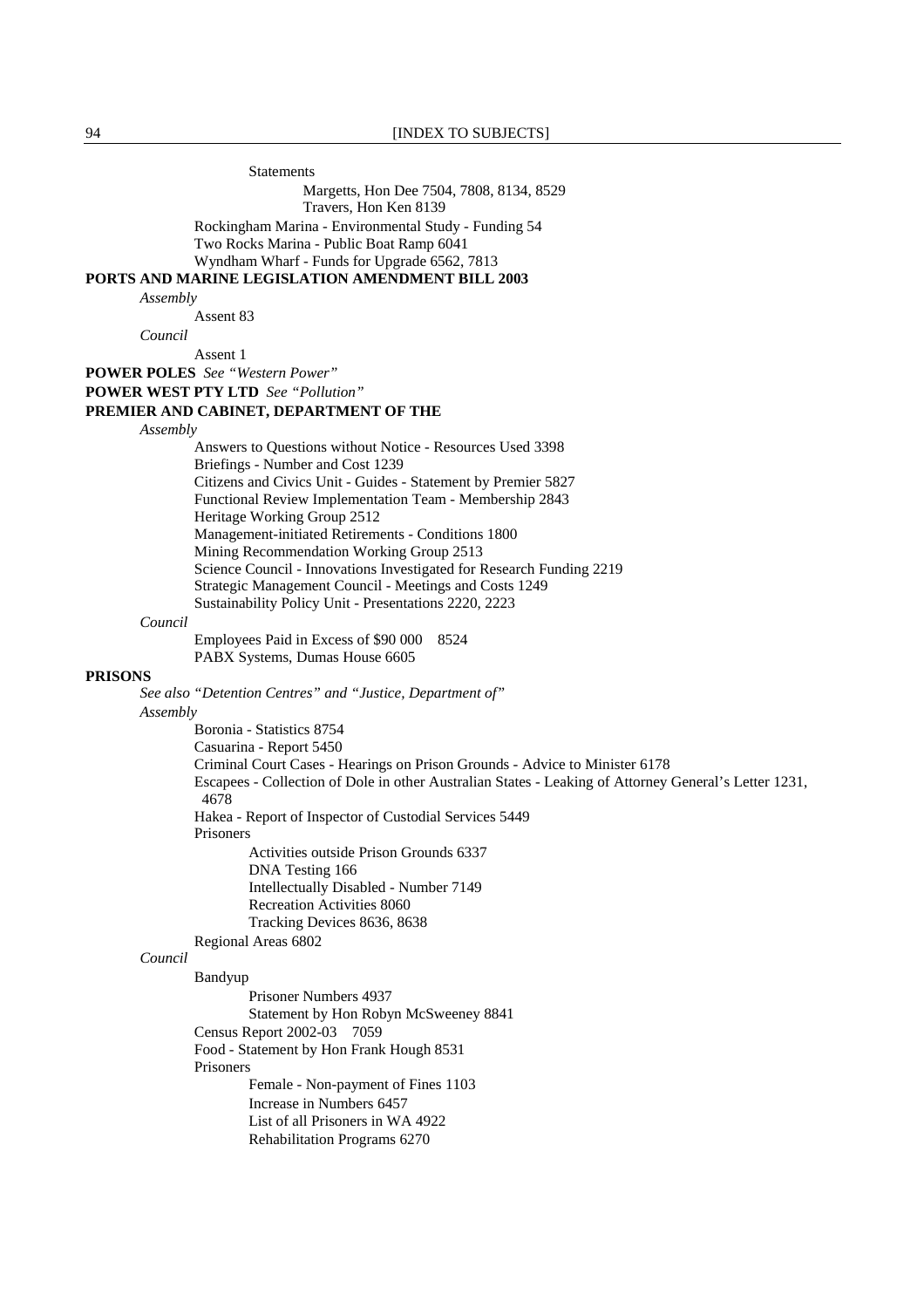Statements

Margetts, Hon Dee 7504, 7808, 8134, 8529

Travers, Hon Ken 8139

Rockingham Marina - Environmental Study - Funding 54

Two Rocks Marina - Public Boat Ramp 6041

Wyndham Wharf - Funds for Upgrade 6562, 7813

**PORTS AND MARINE LEGISLATION AMENDMENT BILL 2003**

*Assembly*

Assent 83

*Council*

Assent 1

**POWER POLES** *See "Western Power"*

**POWER WEST PTY LTD** *See "Pollution"*

**PREMIER AND CABINET, DEPARTMENT OF THE**

*Assembly*

Answers to Questions without Notice - Resources Used 3398

Briefings - Number and Cost 1239

Citizens and Civics Unit - Guides - Statement by Premier 5827

Functional Review Implementation Team - Membership 2843

Heritage Working Group 2512

Management-initiated Retirements - Conditions 1800

Mining Recommendation Working Group 2513

Science Council - Innovations Investigated for Research Funding 2219

Strategic Management Council - Meetings and Costs 1249

Sustainability Policy Unit - Presentations 2220, 2223

*Council*

Employees Paid in Excess of $90 000 8524

PABX Systems, Dumas House 6605

**PRISONS**

*See also "Detention Centres" and "Justice, Department of"*

*Assembly*

Boronia - Statistics 8754

Casuarina - Report 5450

Criminal Court Cases - Hearings on Prison Grounds - Advice to Minister 6178

Escapees - Collection of Dole in other Australian States - Leaking of Attorney General's Letter 1231, 4678

Hakea - Report of Inspector of Custodial Services 5449

Prisoners

Activities outside Prison Grounds 6337

DNA Testing 166

Intellectually Disabled - Number 7149

Recreation Activities 8060

Tracking Devices 8636, 8638

Regional Areas 6802

*Council*

Bandyup

Prisoner Numbers 4937

Statement by Hon Robyn McSweeney 8841

Census Report 2002-03 7059

Food - Statement by Hon Frank Hough 8531

Prisoners

Female - Non-payment of Fines 1103

Increase in Numbers 6457

List of all Prisoners in WA 4922

Rehabilitation Programs 6270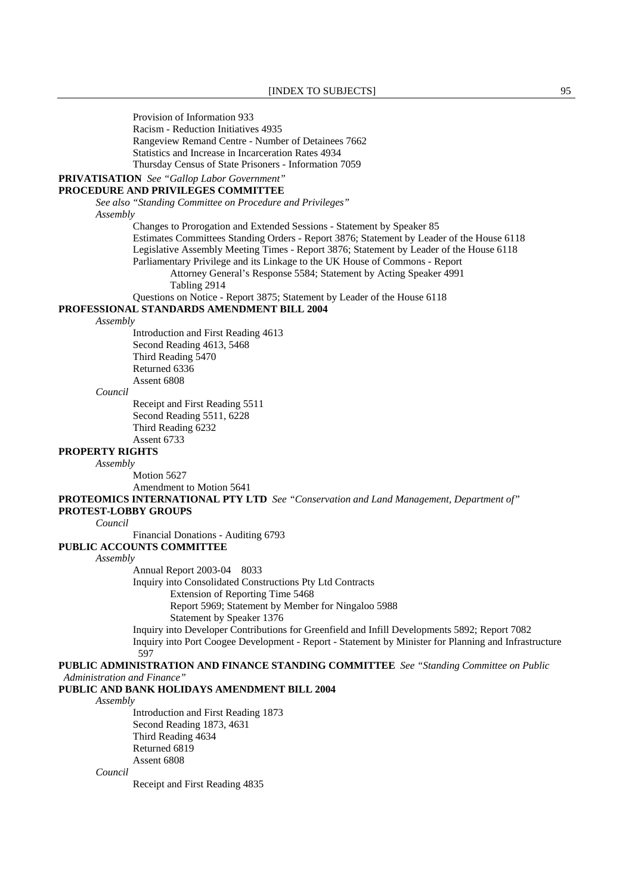Provision of Information 933
Racism - Reduction Initiatives 4935
Rangeview Remand Centre - Number of Detainees 7662
Statistics and Increase in Incarceration Rates 4934
Thursday Census of State Prisoners - Information 7059

**PRIVATISATION** *See "Gallop Labor Government"*

**PROCEDURE AND PRIVILEGES COMMITTEE**

*See also "Standing Committee on Procedure and Privileges"*

*Assembly*

Changes to Prorogation and Extended Sessions - Statement by Speaker 85
Estimates Committees Standing Orders - Report 3876; Statement by Leader of the House 6118
Legislative Assembly Meeting Times - Report 3876; Statement by Leader of the House 6118
Parliamentary Privilege and its Linkage to the UK House of Commons - Report
Attorney General's Response 5584; Statement by Acting Speaker 4991
Tabling 2914
Questions on Notice - Report 3875; Statement by Leader of the House 6118

**PROFESSIONAL STANDARDS AMENDMENT BILL 2004**

*Assembly*

Introduction and First Reading 4613
Second Reading 4613, 5468
Third Reading 5470
Returned 6336
Assent 6808

*Council*

Receipt and First Reading 5511
Second Reading 5511, 6228
Third Reading 6232
Assent 6733

**PROPERTY RIGHTS**

*Assembly*

Motion 5627
Amendment to Motion 5641

**PROTEOMICS INTERNATIONAL PTY LTD** *See "Conservation and Land Management, Department of"*

**PROTEST-LOBBY GROUPS**

*Council*

Financial Donations - Auditing 6793

**PUBLIC ACCOUNTS COMMITTEE**

*Assembly*

Annual Report 2003-04 8033
Inquiry into Consolidated Constructions Pty Ltd Contracts
Extension of Reporting Time 5468
Report 5969; Statement by Member for Ningaloo 5988
Statement by Speaker 1376
Inquiry into Developer Contributions for Greenfield and Infill Developments 5892; Report 7082
Inquiry into Port Coogee Development - Report - Statement by Minister for Planning and Infrastructure 597

**PUBLIC ADMINISTRATION AND FINANCE STANDING COMMITTEE** *See "Standing Committee on Public Administration and Finance"*

**PUBLIC AND BANK HOLIDAYS AMENDMENT BILL 2004**

*Assembly*

Introduction and First Reading 1873
Second Reading 1873, 4631
Third Reading 4634
Returned 6819
Assent 6808

*Council*

Receipt and First Reading 4835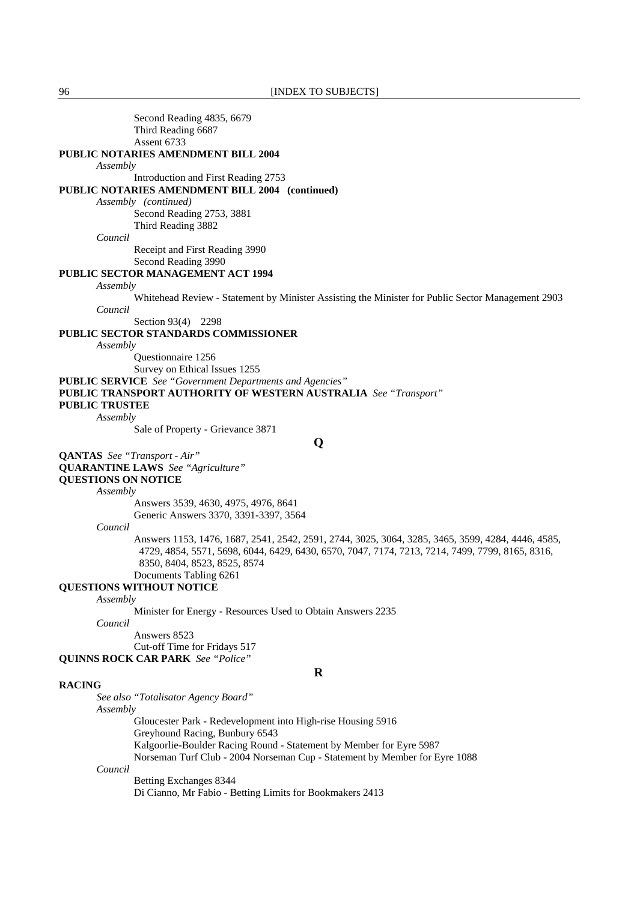Second Reading 4835, 6679
Third Reading 6687
Assent 6733

**PUBLIC NOTARIES AMENDMENT BILL 2004**

*Assembly*

Introduction and First Reading 2753

**PUBLIC NOTARIES AMENDMENT BILL 2004 (continued)**

*Assembly (continued)*

Second Reading 2753, 3881
Third Reading 3882

*Council*

Receipt and First Reading 3990
Second Reading 3990

**PUBLIC SECTOR MANAGEMENT ACT 1994**

*Assembly*

Whitehead Review - Statement by Minister Assisting the Minister for Public Sector Management 2903

*Council*

Section 93(4) 2298

**PUBLIC SECTOR STANDARDS COMMISSIONER**

*Assembly*

Questionnaire 1256
Survey on Ethical Issues 1255

**PUBLIC SERVICE** *See "Government Departments and Agencies"*

**PUBLIC TRANSPORT AUTHORITY OF WESTERN AUSTRALIA** *See "Transport"*

**PUBLIC TRUSTEE**

*Assembly*

Sale of Property - Grievance 3871

## Q

**QANTAS** *See "Transport - Air"*

**QUARANTINE LAWS** *See "Agriculture"*

**QUESTIONS ON NOTICE**

*Assembly*

Answers 3539, 4630, 4975, 4976, 8641
Generic Answers 3370, 3391-3397, 3564

*Council*

Answers 1153, 1476, 1687, 2541, 2542, 2591, 2744, 3025, 3064, 3285, 3465, 3599, 4284, 4446, 4585, 4729, 4854, 5571, 5698, 6044, 6429, 6430, 6570, 7047, 7174, 7213, 7214, 7499, 7799, 8165, 8316, 8350, 8404, 8523, 8525, 8574
Documents Tabling 6261

**QUESTIONS WITHOUT NOTICE**

*Assembly*

Minister for Energy - Resources Used to Obtain Answers 2235

*Council*

Answers 8523
Cut-off Time for Fridays 517

**QUINNS ROCK CAR PARK** *See "Police"*

## R

**RACING**

*See also "Totalisator Agency Board"*

*Assembly*

Gloucester Park - Redevelopment into High-rise Housing 5916
Greyhound Racing, Bunbury 6543
Kalgoorlie-Boulder Racing Round - Statement by Member for Eyre 5987
Norseman Turf Club - 2004 Norseman Cup - Statement by Member for Eyre 1088

*Council*

Betting Exchanges 8344
Di Cianno, Mr Fabio - Betting Limits for Bookmakers 2413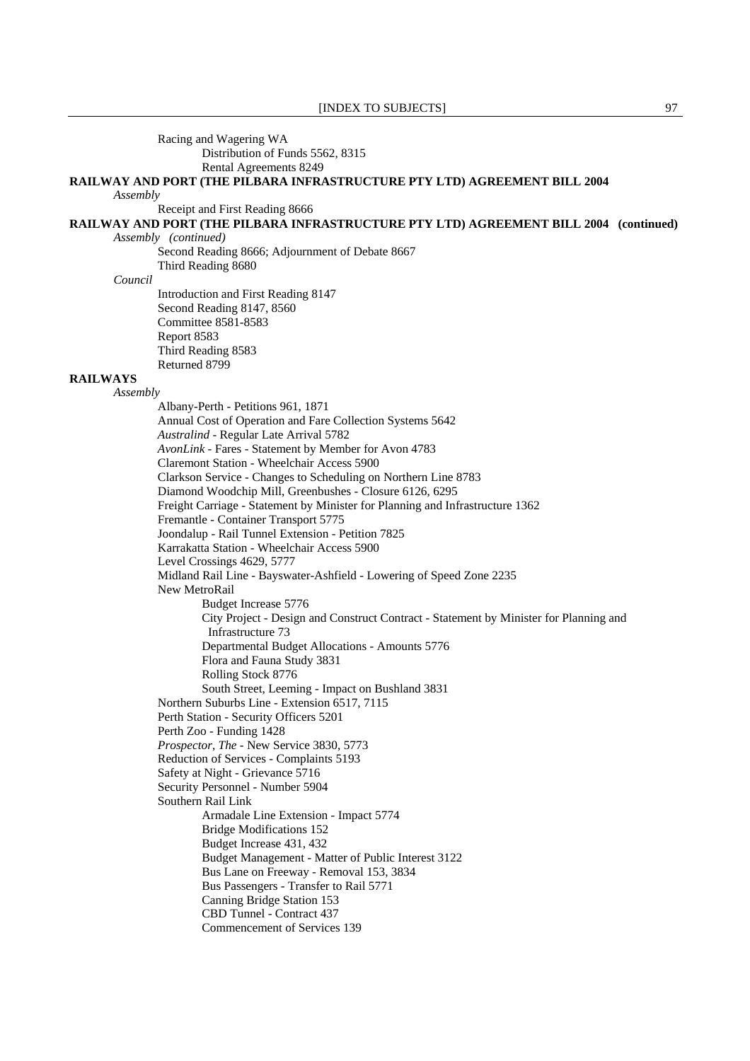Racing and Wagering WA
- Distribution of Funds 5562, 8315
- Rental Agreements 8249

**RAILWAY AND PORT (THE PILBARA INFRASTRUCTURE PTY LTD) AGREEMENT BILL 2004**

*Assembly*

Receipt and First Reading 8666

**RAILWAY AND PORT (THE PILBARA INFRASTRUCTURE PTY LTD) AGREEMENT BILL 2004 (continued)**

*Assembly (continued)*

Second Reading 8666; Adjournment of Debate 8667
Third Reading 8680

*Council*

Introduction and First Reading 8147
Second Reading 8147, 8560
Committee 8581-8583
Report 8583
Third Reading 8583
Returned 8799

**RAILWAYS**

*Assembly*

Albany-Perth - Petitions 961, 1871
Annual Cost of Operation and Fare Collection Systems 5642
*Australind* - Regular Late Arrival 5782
*AvonLink* - Fares - Statement by Member for Avon 4783
Claremont Station - Wheelchair Access 5900
Clarkson Service - Changes to Scheduling on Northern Line 8783
Diamond Woodchip Mill, Greenbushes - Closure 6126, 6295
Freight Carriage - Statement by Minister for Planning and Infrastructure 1362
Fremantle - Container Transport 5775
Joondalup - Rail Tunnel Extension - Petition 7825
Karrakatta Station - Wheelchair Access 5900
Level Crossings 4629, 5777
Midland Rail Line - Bayswater-Ashfield - Lowering of Speed Zone 2235
New MetroRail
- Budget Increase 5776
- City Project - Design and Construct Contract - Statement by Minister for Planning and Infrastructure 73
- Departmental Budget Allocations - Amounts 5776
- Flora and Fauna Study 3831
- Rolling Stock 8776
- South Street, Leeming - Impact on Bushland 3831

Northern Suburbs Line - Extension 6517, 7115
Perth Station - Security Officers 5201
Perth Zoo - Funding 1428
*Prospector, The* - New Service 3830, 5773
Reduction of Services - Complaints 5193
Safety at Night - Grievance 5716
Security Personnel - Number 5904
Southern Rail Link
- Armadale Line Extension - Impact 5774
- Bridge Modifications 152
- Budget Increase 431, 432
- Budget Management - Matter of Public Interest 3122
- Bus Lane on Freeway - Removal 153, 3834
- Bus Passengers - Transfer to Rail 5771
- Canning Bridge Station 153
- CBD Tunnel - Contract 437
- Commencement of Services 139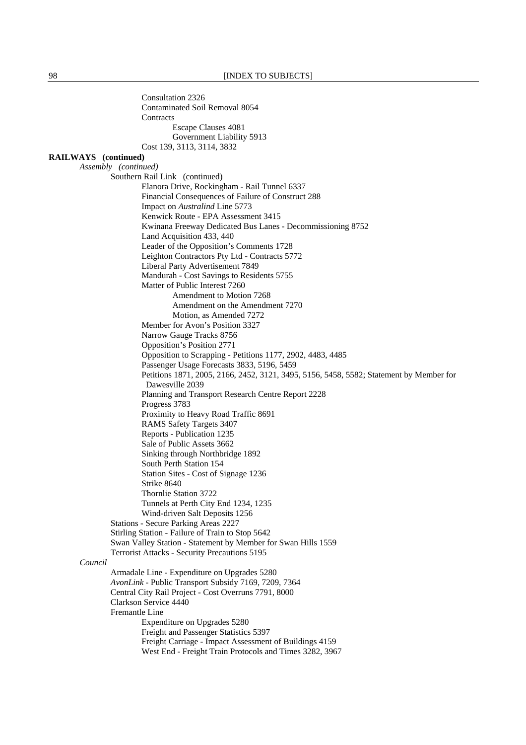Consultation 2326
Contaminated Soil Removal 8054
Contracts
Escape Clauses 4081
Government Liability 5913
Cost 139, 3113, 3114, 3832

**RAILWAYS (continued)**

*Assembly (continued)*

Southern Rail Link (continued)
Elanora Drive, Rockingham - Rail Tunnel 6337
Financial Consequences of Failure of Construct 288
Impact on *Australind* Line 5773
Kenwick Route - EPA Assessment 3415
Kwinana Freeway Dedicated Bus Lanes - Decommissioning 8752
Land Acquisition 433, 440
Leader of the Opposition's Comments 1728
Leighton Contractors Pty Ltd - Contracts 5772
Liberal Party Advertisement 7849
Mandurah - Cost Savings to Residents 5755
Matter of Public Interest 7260
Amendment to Motion 7268
Amendment on the Amendment 7270
Motion, as Amended 7272
Member for Avon's Position 3327
Narrow Gauge Tracks 8756
Opposition's Position 2771
Opposition to Scrapping - Petitions 1177, 2902, 4483, 4485
Passenger Usage Forecasts 3833, 5196, 5459
Petitions 1871, 2005, 2166, 2452, 3121, 3495, 5156, 5458, 5582; Statement by Member for Dawesville 2039
Planning and Transport Research Centre Report 2228
Progress 3783
Proximity to Heavy Road Traffic 8691
RAMS Safety Targets 3407
Reports - Publication 1235
Sale of Public Assets 3662
Sinking through Northbridge 1892
South Perth Station 154
Station Sites - Cost of Signage 1236
Strike 8640
Thornlie Station 3722
Tunnels at Perth City End 1234, 1235
Wind-driven Salt Deposits 1256
Stations - Secure Parking Areas 2227
Stirling Station - Failure of Train to Stop 5642
Swan Valley Station - Statement by Member for Swan Hills 1559
Terrorist Attacks - Security Precautions 5195

*Council*

Armadale Line - Expenditure on Upgrades 5280
*AvonLink* - Public Transport Subsidy 7169, 7209, 7364
Central City Rail Project - Cost Overruns 7791, 8000
Clarkson Service 4440
Fremantle Line
Expenditure on Upgrades 5280
Freight and Passenger Statistics 5397
Freight Carriage - Impact Assessment of Buildings 4159
West End - Freight Train Protocols and Times 3282, 3967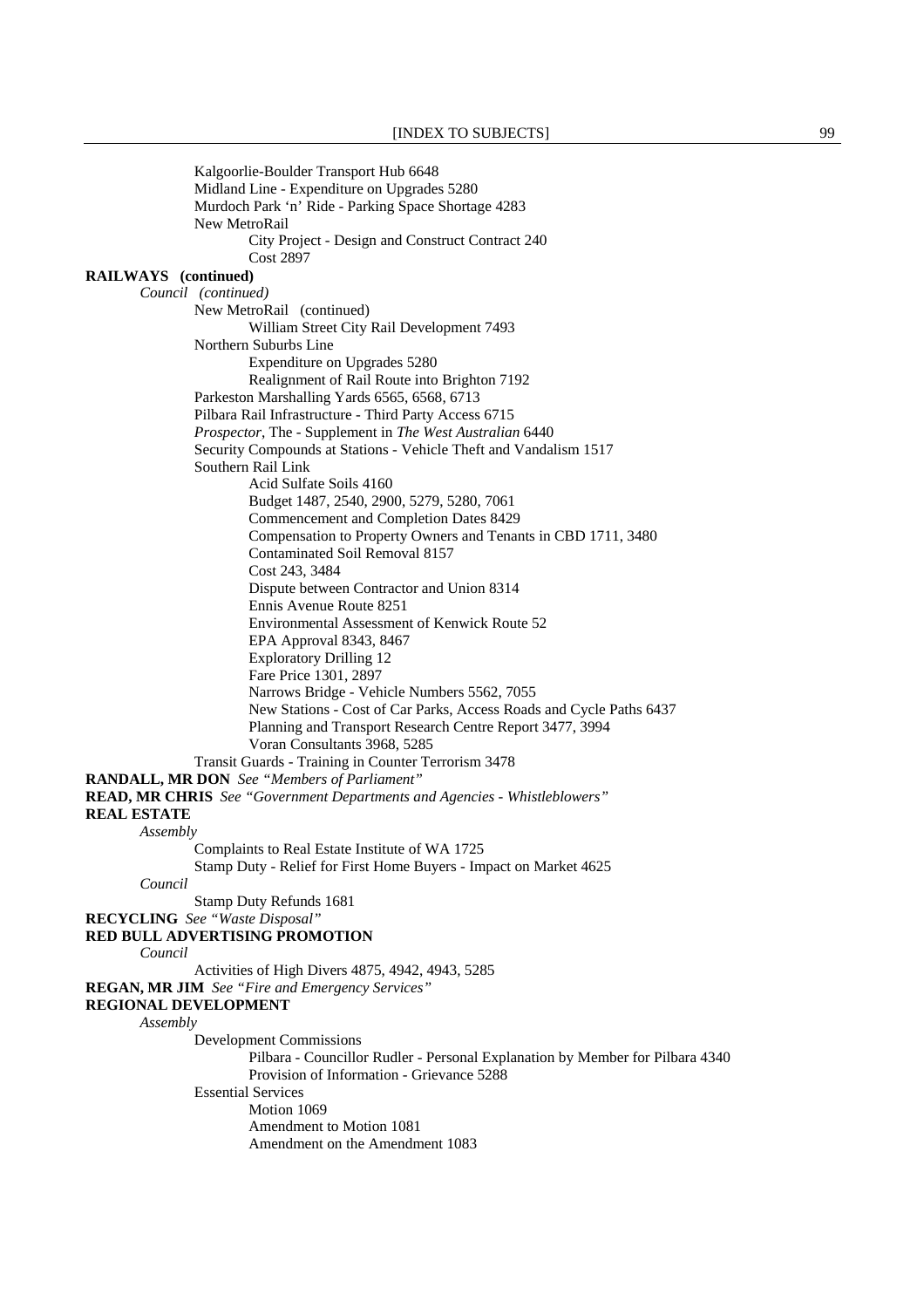Kalgoorlie-Boulder Transport Hub 6648
Midland Line - Expenditure on Upgrades 5280
Murdoch Park 'n' Ride - Parking Space Shortage 4283
New MetroRail
    City Project - Design and Construct Contract 240
    Cost 2897

**RAILWAYS (continued)**

*Council (continued)*

New MetroRail (continued)
    William Street City Rail Development 7493
Northern Suburbs Line
    Expenditure on Upgrades 5280
    Realignment of Rail Route into Brighton 7192
Parkeston Marshalling Yards 6565, 6568, 6713
Pilbara Rail Infrastructure - Third Party Access 6715
*Prospector*, The - Supplement in *The West Australian* 6440
Security Compounds at Stations - Vehicle Theft and Vandalism 1517
Southern Rail Link
    Acid Sulfate Soils 4160
    Budget 1487, 2540, 2900, 5279, 5280, 7061
    Commencement and Completion Dates 8429
    Compensation to Property Owners and Tenants in CBD 1711, 3480
    Contaminated Soil Removal 8157
    Cost 243, 3484
    Dispute between Contractor and Union 8314
    Ennis Avenue Route 8251
    Environmental Assessment of Kenwick Route 52
    EPA Approval 8343, 8467
    Exploratory Drilling 12
    Fare Price 1301, 2897
    Narrows Bridge - Vehicle Numbers 5562, 7055
    New Stations - Cost of Car Parks, Access Roads and Cycle Paths 6437
    Planning and Transport Research Centre Report 3477, 3994
    Voran Consultants 3968, 5285
Transit Guards - Training in Counter Terrorism 3478

**RANDALL, MR DON** *See "Members of Parliament"*

**READ, MR CHRIS** *See "Government Departments and Agencies - Whistleblowers"*

**REAL ESTATE**

*Assembly*

Complaints to Real Estate Institute of WA 1725
Stamp Duty - Relief for First Home Buyers - Impact on Market 4625

*Council*

Stamp Duty Refunds 1681

**RECYCLING** *See "Waste Disposal"*

**RED BULL ADVERTISING PROMOTION**

*Council*

Activities of High Divers 4875, 4942, 4943, 5285

**REGAN, MR JIM** *See "Fire and Emergency Services"*

**REGIONAL DEVELOPMENT**

*Assembly*

Development Commissions
    Pilbara - Councillor Rudler - Personal Explanation by Member for Pilbara 4340
    Provision of Information - Grievance 5288
Essential Services
    Motion 1069
    Amendment to Motion 1081
    Amendment on the Amendment 1083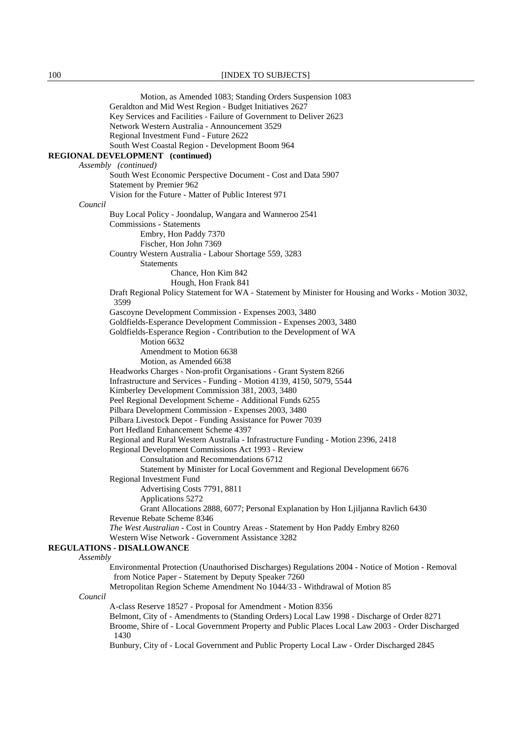Motion, as Amended 1083; Standing Orders Suspension 1083
Geraldton and Mid West Region - Budget Initiatives 2627
Key Services and Facilities - Failure of Government to Deliver 2623
Network Western Australia - Announcement 3529
Regional Investment Fund - Future 2622
South West Coastal Region - Development Boom 964

**REGIONAL DEVELOPMENT (continued)**

*Assembly (continued)*

South West Economic Perspective Document - Cost and Data 5907
Statement by Premier 962
Vision for the Future - Matter of Public Interest 971

*Council*

Buy Local Policy - Joondalup, Wangara and Wanneroo 2541
Commissions - Statements
  Embry, Hon Paddy 7370
  Fischer, Hon John 7369
Country Western Australia - Labour Shortage 559, 3283
  Statements
    Chance, Hon Kim 842
    Hough, Hon Frank 841
Draft Regional Policy Statement for WA - Statement by Minister for Housing and Works - Motion 3032, 3599
Gascoyne Development Commission - Expenses 2003, 3480
Goldfields-Esperance Development Commission - Expenses 2003, 3480
Goldfields-Esperance Region - Contribution to the Development of WA
  Motion 6632
  Amendment to Motion 6638
  Motion, as Amended 6638
Headworks Charges - Non-profit Organisations - Grant System 8266
Infrastructure and Services - Funding - Motion 4139, 4150, 5079, 5544
Kimberley Development Commission 381, 2003, 3480
Peel Regional Development Scheme - Additional Funds 6255
Pilbara Development Commission - Expenses 2003, 3480
Pilbara Livestock Depot - Funding Assistance for Power 7039
Port Hedland Enhancement Scheme 4397
Regional and Rural Western Australia - Infrastructure Funding - Motion 2396, 2418
Regional Development Commissions Act 1993 - Review
  Consultation and Recommendations 6712
  Statement by Minister for Local Government and Regional Development 6676
Regional Investment Fund
  Advertising Costs 7791, 8811
  Applications 5272
  Grant Allocations 2888, 6077; Personal Explanation by Hon Ljiljanna Ravlich 6430
Revenue Rebate Scheme 8346
*The West Australian* - Cost in Country Areas - Statement by Hon Paddy Embry 8260
Western Wise Network - Government Assistance 3282

**REGULATIONS - DISALLOWANCE**

*Assembly*

Environmental Protection (Unauthorised Discharges) Regulations 2004 - Notice of Motion - Removal from Notice Paper - Statement by Deputy Speaker 7260
Metropolitan Region Scheme Amendment No 1044/33 - Withdrawal of Motion 85

*Council*

A-class Reserve 18527 - Proposal for Amendment - Motion 8356
Belmont, City of - Amendments to (Standing Orders) Local Law 1998 - Discharge of Order 8271
Broome, Shire of - Local Government Property and Public Places Local Law 2003 - Order Discharged 1430
Bunbury, City of - Local Government and Public Property Local Law - Order Discharged 2845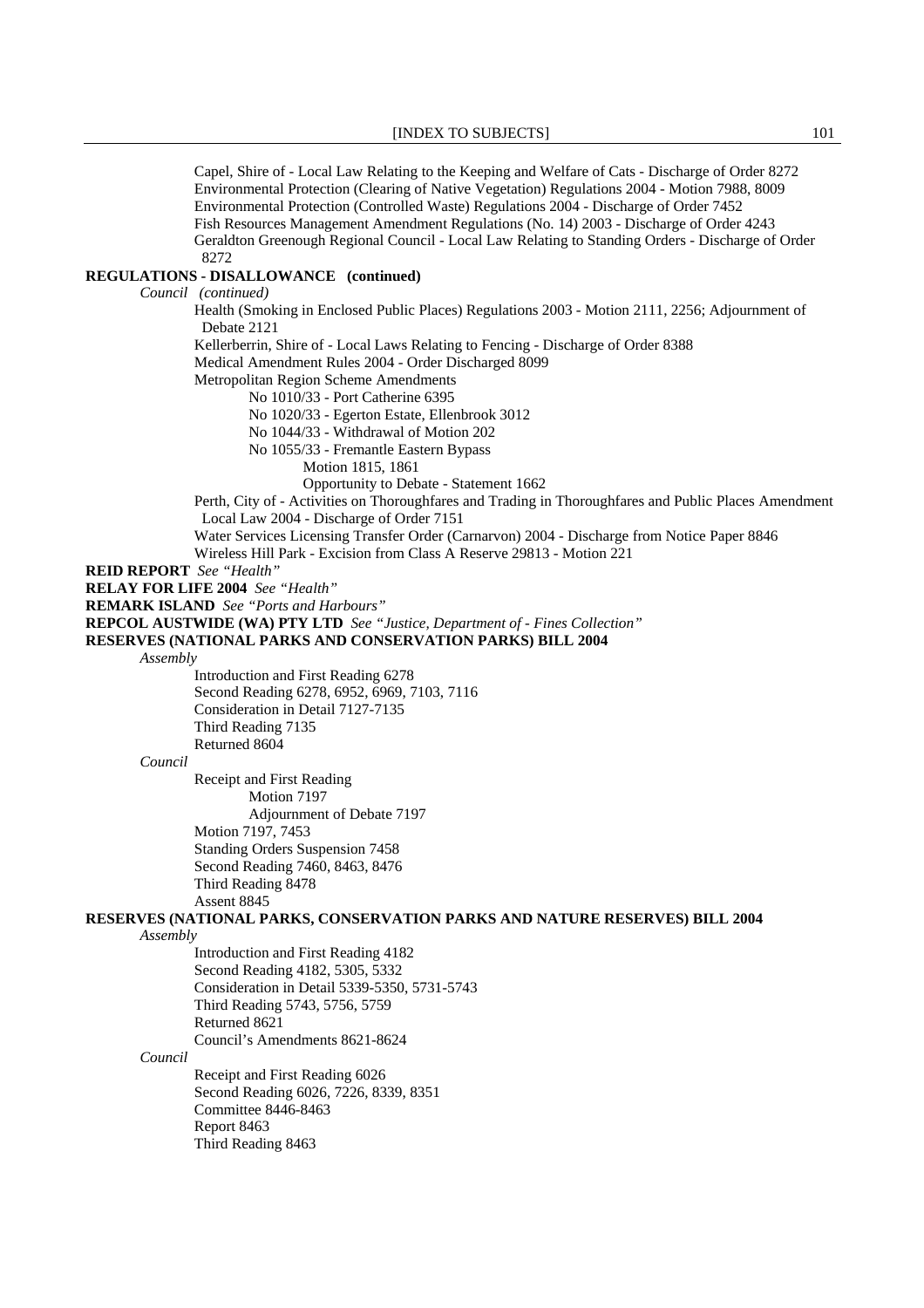Capel, Shire of - Local Law Relating to the Keeping and Welfare of Cats - Discharge of Order 8272
Environmental Protection (Clearing of Native Vegetation) Regulations 2004 - Motion 7988, 8009
Environmental Protection (Controlled Waste) Regulations 2004 - Discharge of Order 7452
Fish Resources Management Amendment Regulations (No. 14) 2003 - Discharge of Order 4243
Geraldton Greenough Regional Council - Local Law Relating to Standing Orders - Discharge of Order 8272

**REGULATIONS - DISALLOWANCE (continued)**

*Council (continued)*

Health (Smoking in Enclosed Public Places) Regulations 2003 - Motion 2111, 2256; Adjournment of Debate 2121
Kellerberrin, Shire of - Local Laws Relating to Fencing - Discharge of Order 8388
Medical Amendment Rules 2004 - Order Discharged 8099
Metropolitan Region Scheme Amendments
- No 1010/33 - Port Catherine 6395
- No 1020/33 - Egerton Estate, Ellenbrook 3012
- No 1044/33 - Withdrawal of Motion 202
- No 1055/33 - Fremantle Eastern Bypass
  - Motion 1815, 1861
  - Opportunity to Debate - Statement 1662

Perth, City of - Activities on Thoroughfares and Trading in Thoroughfares and Public Places Amendment Local Law 2004 - Discharge of Order 7151
Water Services Licensing Transfer Order (Carnarvon) 2004 - Discharge from Notice Paper 8846
Wireless Hill Park - Excision from Class A Reserve 29813 - Motion 221

**REID REPORT** *See "Health"*

**RELAY FOR LIFE 2004** *See "Health"*

**REMARK ISLAND** *See "Ports and Harbours"*

**REPCOL AUSTWIDE (WA) PTY LTD** *See "Justice, Department of - Fines Collection"*

**RESERVES (NATIONAL PARKS AND CONSERVATION PARKS) BILL 2004**

*Assembly*

Introduction and First Reading 6278
Second Reading 6278, 6952, 6969, 7103, 7116
Consideration in Detail 7127-7135
Third Reading 7135
Returned 8604

*Council*

Receipt and First Reading
- Motion 7197
- Adjournment of Debate 7197

Motion 7197, 7453
Standing Orders Suspension 7458
Second Reading 7460, 8463, 8476
Third Reading 8478
Assent 8845

**RESERVES (NATIONAL PARKS, CONSERVATION PARKS AND NATURE RESERVES) BILL 2004**

*Assembly*

Introduction and First Reading 4182
Second Reading 4182, 5305, 5332
Consideration in Detail 5339-5350, 5731-5743
Third Reading 5743, 5756, 5759
Returned 8621
Council's Amendments 8621-8624

*Council*

Receipt and First Reading 6026
Second Reading 6026, 7226, 8339, 8351
Committee 8446-8463
Report 8463
Third Reading 8463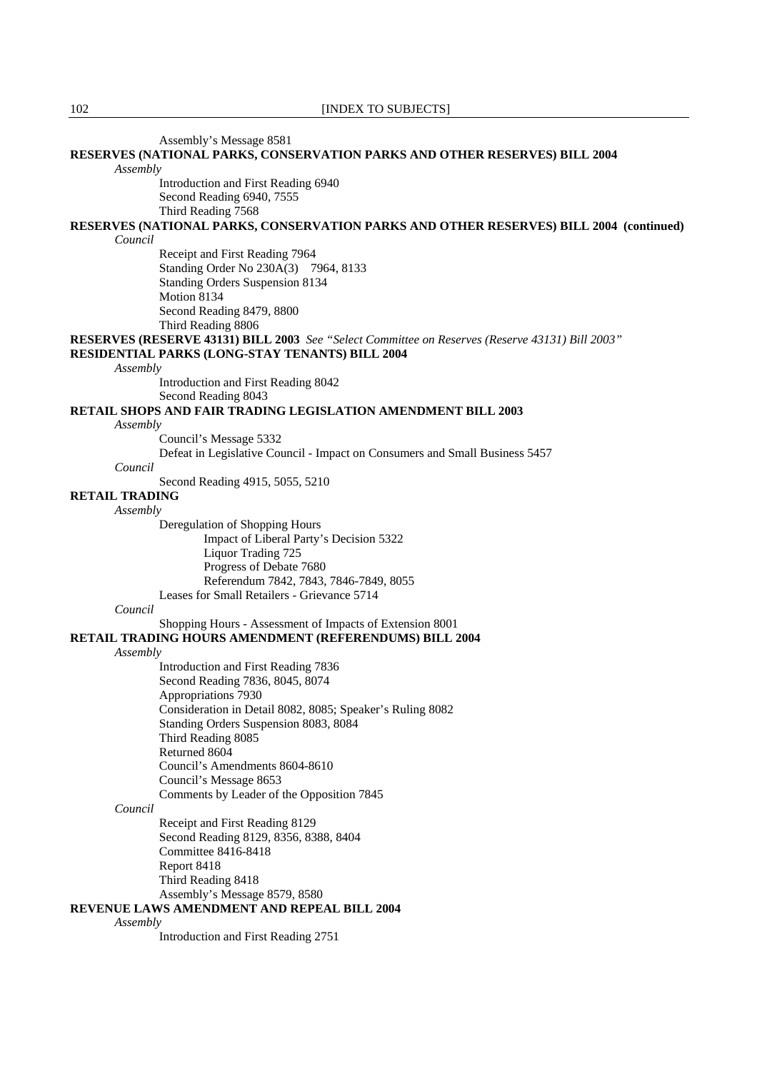Assembly's Message 8581

**RESERVES (NATIONAL PARKS, CONSERVATION PARKS AND OTHER RESERVES) BILL 2004**

*Assembly*

Introduction and First Reading 6940
Second Reading 6940, 7555
Third Reading 7568

**RESERVES (NATIONAL PARKS, CONSERVATION PARKS AND OTHER RESERVES) BILL 2004 (continued)**

*Council*

Receipt and First Reading 7964
Standing Order No 230A(3) 7964, 8133
Standing Orders Suspension 8134
Motion 8134
Second Reading 8479, 8800
Third Reading 8806

**RESERVES (RESERVE 43131) BILL 2003** *See "Select Committee on Reserves (Reserve 43131) Bill 2003"*

**RESIDENTIAL PARKS (LONG-STAY TENANTS) BILL 2004**

*Assembly*

Introduction and First Reading 8042
Second Reading 8043

**RETAIL SHOPS AND FAIR TRADING LEGISLATION AMENDMENT BILL 2003**

*Assembly*

Council's Message 5332
Defeat in Legislative Council - Impact on Consumers and Small Business 5457

*Council*

Second Reading 4915, 5055, 5210

**RETAIL TRADING**

*Assembly*

Deregulation of Shopping Hours
- Impact of Liberal Party's Decision 5322
- Liquor Trading 725
- Progress of Debate 7680
- Referendum 7842, 7843, 7846-7849, 8055

Leases for Small Retailers - Grievance 5714

*Council*

Shopping Hours - Assessment of Impacts of Extension 8001

**RETAIL TRADING HOURS AMENDMENT (REFERENDUMS) BILL 2004**

*Assembly*

Introduction and First Reading 7836
Second Reading 7836, 8045, 8074
Appropriations 7930
Consideration in Detail 8082, 8085; Speaker's Ruling 8082
Standing Orders Suspension 8083, 8084
Third Reading 8085
Returned 8604
Council's Amendments 8604-8610
Council's Message 8653
Comments by Leader of the Opposition 7845

*Council*

Receipt and First Reading 8129
Second Reading 8129, 8356, 8388, 8404
Committee 8416-8418
Report 8418
Third Reading 8418
Assembly's Message 8579, 8580

**REVENUE LAWS AMENDMENT AND REPEAL BILL 2004**

*Assembly*

Introduction and First Reading 2751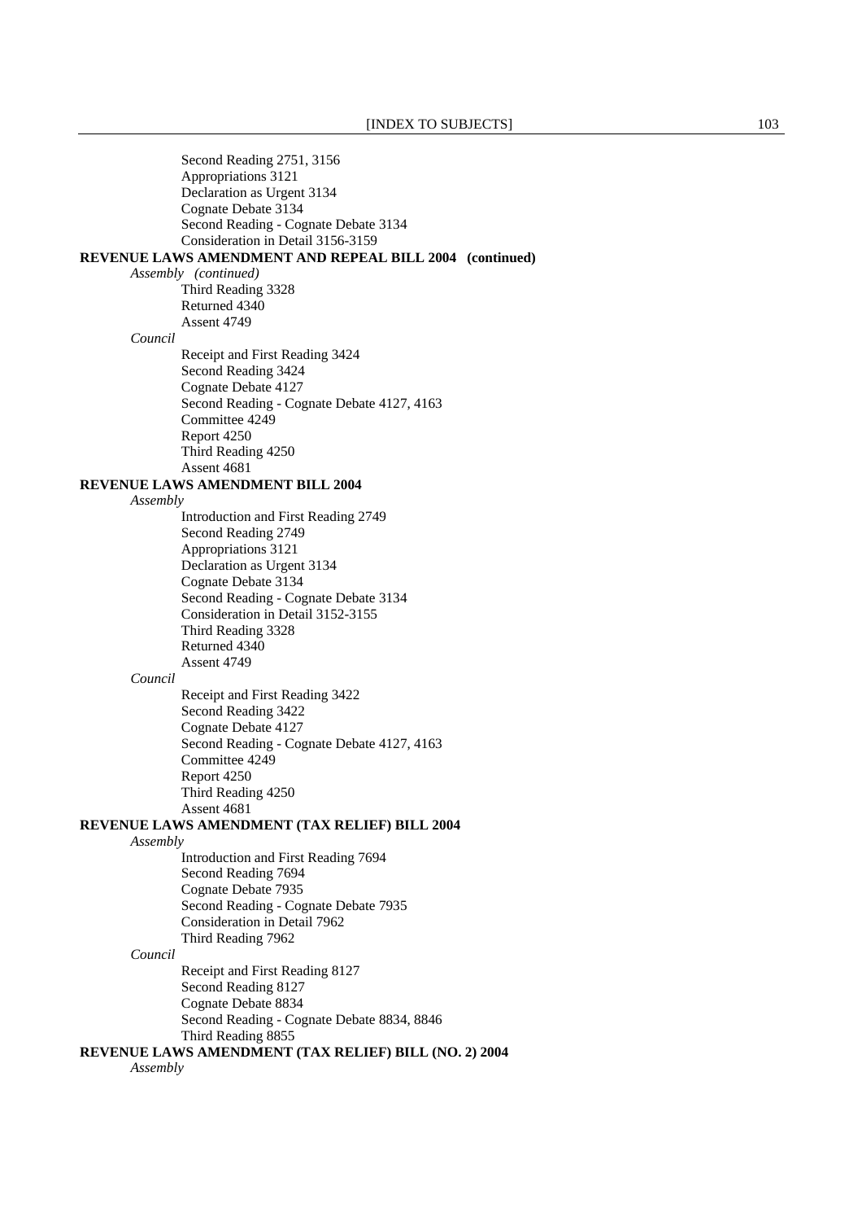Second Reading 2751, 3156
Appropriations 3121
Declaration as Urgent 3134
Cognate Debate 3134
Second Reading - Cognate Debate 3134
Consideration in Detail 3156-3159

**REVENUE LAWS AMENDMENT AND REPEAL BILL 2004 (continued)**

*Assembly (continued)*

Third Reading 3328
Returned 4340
Assent 4749

*Council*

Receipt and First Reading 3424
Second Reading 3424
Cognate Debate 4127
Second Reading - Cognate Debate 4127, 4163
Committee 4249
Report 4250
Third Reading 4250
Assent 4681

**REVENUE LAWS AMENDMENT BILL 2004**

*Assembly*

Introduction and First Reading 2749
Second Reading 2749
Appropriations 3121
Declaration as Urgent 3134
Cognate Debate 3134
Second Reading - Cognate Debate 3134
Consideration in Detail 3152-3155
Third Reading 3328
Returned 4340
Assent 4749

*Council*

Receipt and First Reading 3422
Second Reading 3422
Cognate Debate 4127
Second Reading - Cognate Debate 4127, 4163
Committee 4249
Report 4250
Third Reading 4250
Assent 4681

**REVENUE LAWS AMENDMENT (TAX RELIEF) BILL 2004**

*Assembly*

Introduction and First Reading 7694
Second Reading 7694
Cognate Debate 7935
Second Reading - Cognate Debate 7935
Consideration in Detail 7962
Third Reading 7962

*Council*

Receipt and First Reading 8127
Second Reading 8127
Cognate Debate 8834
Second Reading - Cognate Debate 8834, 8846
Third Reading 8855

**REVENUE LAWS AMENDMENT (TAX RELIEF) BILL (NO. 2) 2004**

*Assembly*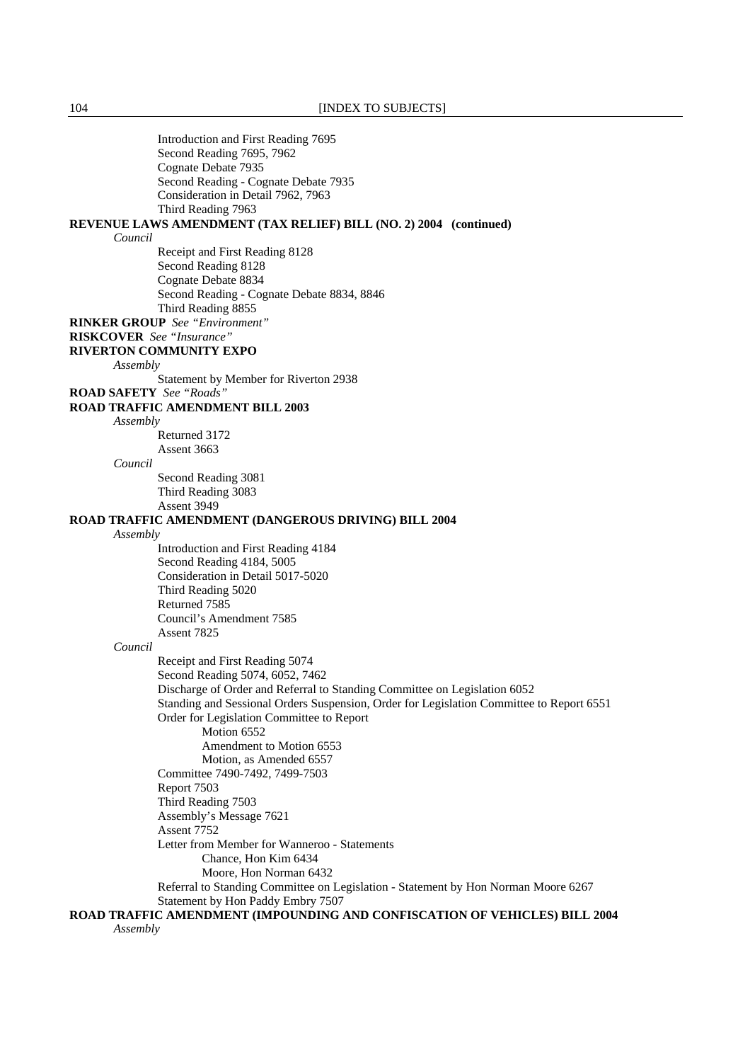Introduction and First Reading 7695
Second Reading 7695, 7962
Cognate Debate 7935
Second Reading - Cognate Debate 7935
Consideration in Detail 7962, 7963
Third Reading 7963

**REVENUE LAWS AMENDMENT (TAX RELIEF) BILL (NO. 2) 2004 (continued)**

*Council*

Receipt and First Reading 8128
Second Reading 8128
Cognate Debate 8834
Second Reading - Cognate Debate 8834, 8846
Third Reading 8855

**RINKER GROUP** *See "Environment"*

**RISKCOVER** *See "Insurance"*

**RIVERTON COMMUNITY EXPO**

*Assembly*

Statement by Member for Riverton 2938

**ROAD SAFETY** *See "Roads"*

**ROAD TRAFFIC AMENDMENT BILL 2003**

*Assembly*

Returned 3172
Assent 3663

*Council*

Second Reading 3081
Third Reading 3083
Assent 3949

**ROAD TRAFFIC AMENDMENT (DANGEROUS DRIVING) BILL 2004**

*Assembly*

Introduction and First Reading 4184
Second Reading 4184, 5005
Consideration in Detail 5017-5020
Third Reading 5020
Returned 7585
Council's Amendment 7585
Assent 7825

*Council*

Receipt and First Reading 5074
Second Reading 5074, 6052, 7462
Discharge of Order and Referral to Standing Committee on Legislation 6052
Standing and Sessional Orders Suspension, Order for Legislation Committee to Report 6551
Order for Legislation Committee to Report
- Motion 6552
- Amendment to Motion 6553
- Motion, as Amended 6557

Committee 7490-7492, 7499-7503
Report 7503
Third Reading 7503
Assembly's Message 7621
Assent 7752
Letter from Member for Wanneroo - Statements
- Chance, Hon Kim 6434
- Moore, Hon Norman 6432

Referral to Standing Committee on Legislation - Statement by Hon Norman Moore 6267
Statement by Hon Paddy Embry 7507

**ROAD TRAFFIC AMENDMENT (IMPOUNDING AND CONFISCATION OF VEHICLES) BILL 2004**

*Assembly*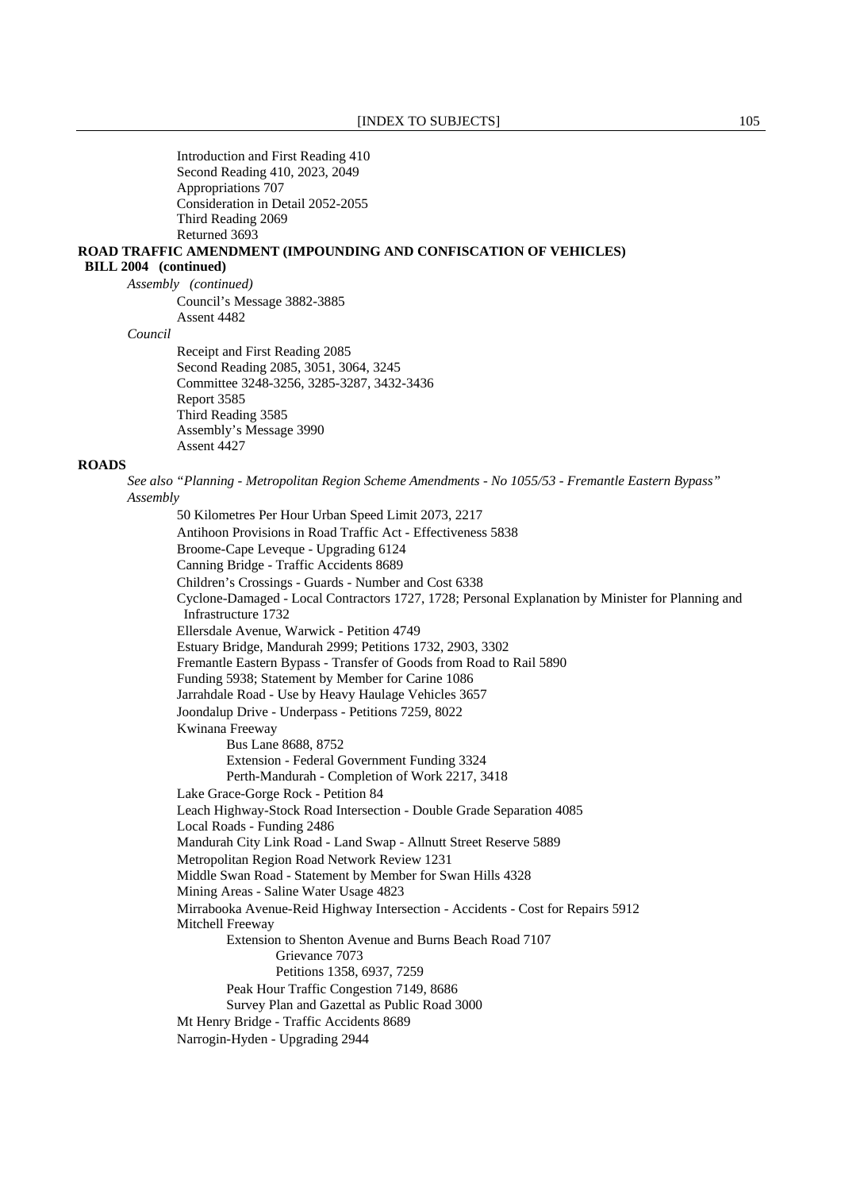Introduction and First Reading 410
Second Reading 410, 2023, 2049
Appropriations 707
Consideration in Detail 2052-2055
Third Reading 2069
Returned 3693

**ROAD TRAFFIC AMENDMENT (IMPOUNDING AND CONFISCATION OF VEHICLES) BILL 2004 (continued)**

*Assembly (continued)*

Council's Message 3882-3885
Assent 4482

*Council*

Receipt and First Reading 2085
Second Reading 2085, 3051, 3064, 3245
Committee 3248-3256, 3285-3287, 3432-3436
Report 3585
Third Reading 3585
Assembly's Message 3990
Assent 4427

**ROADS**

*See also "Planning - Metropolitan Region Scheme Amendments - No 1055/53 - Fremantle Eastern Bypass"*

*Assembly*

50 Kilometres Per Hour Urban Speed Limit 2073, 2217
Antihoon Provisions in Road Traffic Act - Effectiveness 5838
Broome-Cape Leveque - Upgrading 6124
Canning Bridge - Traffic Accidents 8689
Children's Crossings - Guards - Number and Cost 6338
Cyclone-Damaged - Local Contractors 1727, 1728; Personal Explanation by Minister for Planning and Infrastructure 1732
Ellersdale Avenue, Warwick - Petition 4749
Estuary Bridge, Mandurah 2999; Petitions 1732, 2903, 3302
Fremantle Eastern Bypass - Transfer of Goods from Road to Rail 5890
Funding 5938; Statement by Member for Carine 1086
Jarrahdale Road - Use by Heavy Haulage Vehicles 3657
Joondalup Drive - Underpass - Petitions 7259, 8022
Kwinana Freeway
- Bus Lane 8688, 8752
- Extension - Federal Government Funding 3324
- Perth-Mandurah - Completion of Work 2217, 3418

Lake Grace-Gorge Rock - Petition 84
Leach Highway-Stock Road Intersection - Double Grade Separation 4085
Local Roads - Funding 2486
Mandurah City Link Road - Land Swap - Allnutt Street Reserve 5889
Metropolitan Region Road Network Review 1231
Middle Swan Road - Statement by Member for Swan Hills 4328
Mining Areas - Saline Water Usage 4823
Mirrabooka Avenue-Reid Highway Intersection - Accidents - Cost for Repairs 5912
Mitchell Freeway
- Extension to Shenton Avenue and Burns Beach Road 7107
  - Grievance 7073
  - Petitions 1358, 6937, 7259
- Peak Hour Traffic Congestion 7149, 8686
- Survey Plan and Gazettal as Public Road 3000

Mt Henry Bridge - Traffic Accidents 8689
Narrogin-Hyden - Upgrading 2944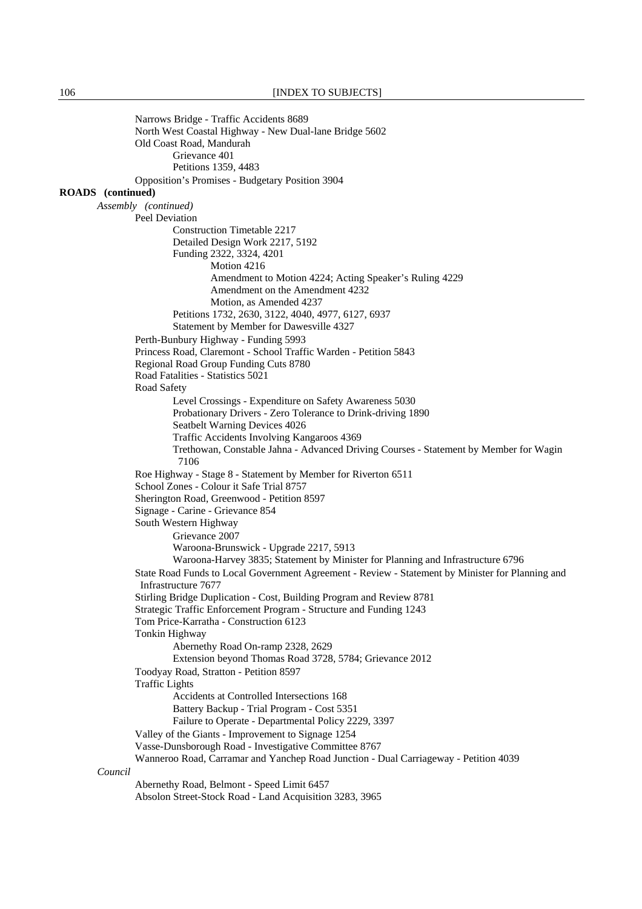Narrows Bridge - Traffic Accidents 8689
North West Coastal Highway - New Dual-lane Bridge 5602
Old Coast Road, Mandurah
- Grievance 401
- Petitions 1359, 4483

Opposition's Promises - Budgetary Position 3904

**ROADS (continued)**

*Assembly (continued)*

Peel Deviation
- Construction Timetable 2217
- Detailed Design Work 2217, 5192
- Funding 2322, 3324, 4201
  - Motion 4216
  - Amendment to Motion 4224; Acting Speaker's Ruling 4229
  - Amendment on the Amendment 4232
  - Motion, as Amended 4237
- Petitions 1732, 2630, 3122, 4040, 4977, 6127, 6937
- Statement by Member for Dawesville 4327

Perth-Bunbury Highway - Funding 5993
Princess Road, Claremont - School Traffic Warden - Petition 5843
Regional Road Group Funding Cuts 8780
Road Fatalities - Statistics 5021
Road Safety
- Level Crossings - Expenditure on Safety Awareness 5030
- Probationary Drivers - Zero Tolerance to Drink-driving 1890
- Seatbelt Warning Devices 4026
- Traffic Accidents Involving Kangaroos 4369
- Trethowan, Constable Jahna - Advanced Driving Courses - Statement by Member for Wagin 7106

Roe Highway - Stage 8 - Statement by Member for Riverton 6511
School Zones - Colour it Safe Trial 8757
Sherington Road, Greenwood - Petition 8597
Signage - Carine - Grievance 854
South Western Highway
- Grievance 2007
- Waroona-Brunswick - Upgrade 2217, 5913
- Waroona-Harvey 3835; Statement by Minister for Planning and Infrastructure 6796

State Road Funds to Local Government Agreement - Review - Statement by Minister for Planning and Infrastructure 7677
Stirling Bridge Duplication - Cost, Building Program and Review 8781
Strategic Traffic Enforcement Program - Structure and Funding 1243
Tom Price-Karratha - Construction 6123
Tonkin Highway
- Abernethy Road On-ramp 2328, 2629
- Extension beyond Thomas Road 3728, 5784; Grievance 2012

Toodyay Road, Stratton - Petition 8597
Traffic Lights
- Accidents at Controlled Intersections 168
- Battery Backup - Trial Program - Cost 5351
- Failure to Operate - Departmental Policy 2229, 3397

Valley of the Giants - Improvement to Signage 1254
Vasse-Dunsborough Road - Investigative Committee 8767
Wanneroo Road, Carramar and Yanchep Road Junction - Dual Carriageway - Petition 4039

*Council*

Abernethy Road, Belmont - Speed Limit 6457
Absolon Street-Stock Road - Land Acquisition 3283, 3965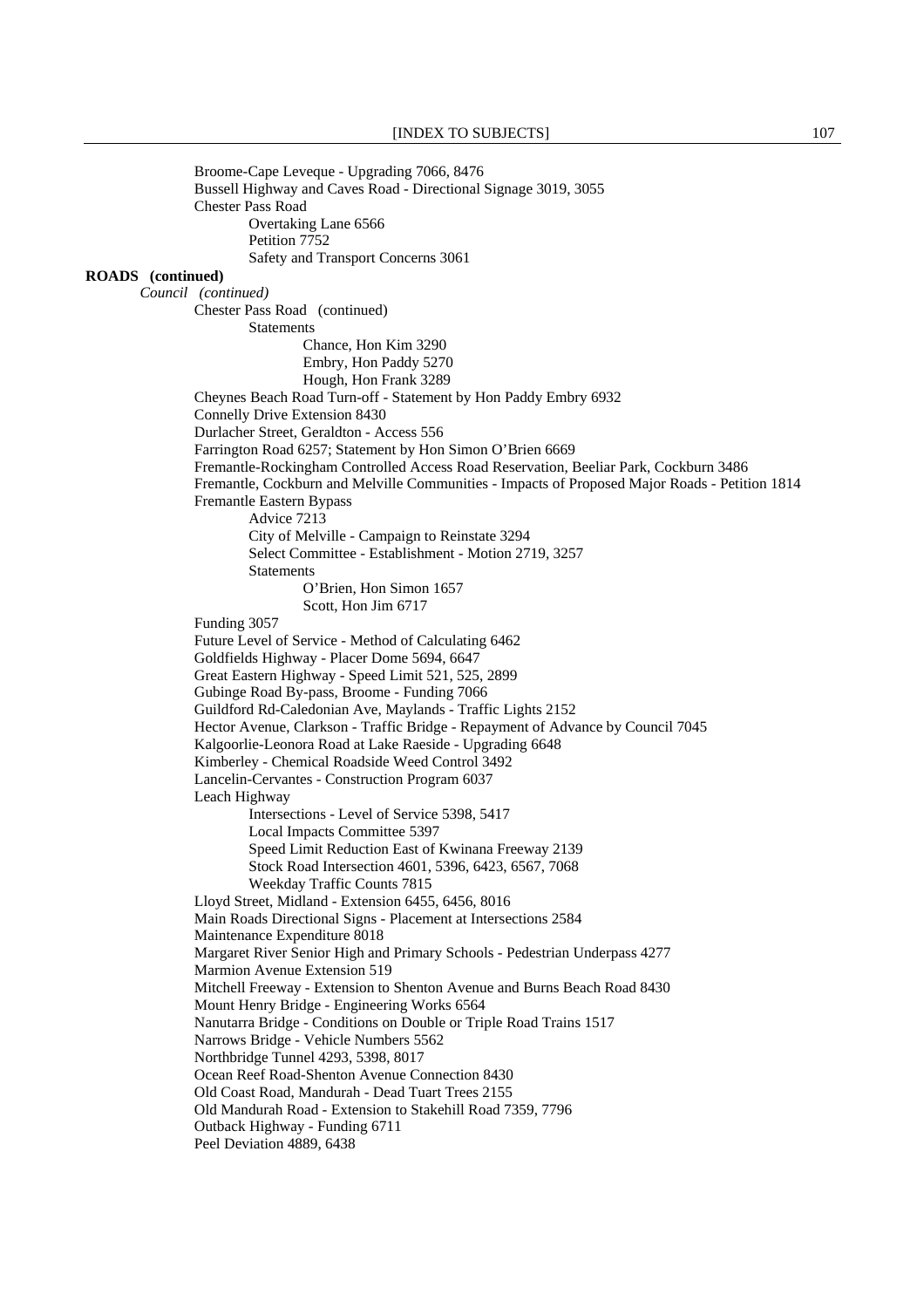Broome-Cape Leveque - Upgrading 7066, 8476

Bussell Highway and Caves Road - Directional Signage 3019, 3055

Chester Pass Road

- Overtaking Lane 6566
- Petition 7752
- Safety and Transport Concerns 3061

**ROADS (continued)**

*Council (continued)*

Chester Pass Road (continued)

- Statements
  - Chance, Hon Kim 3290
  - Embry, Hon Paddy 5270
  - Hough, Hon Frank 3289

Cheynes Beach Road Turn-off - Statement by Hon Paddy Embry 6932

Connelly Drive Extension 8430

Durlacher Street, Geraldton - Access 556

Farrington Road 6257; Statement by Hon Simon O'Brien 6669

Fremantle-Rockingham Controlled Access Road Reservation, Beeliar Park, Cockburn 3486

Fremantle, Cockburn and Melville Communities - Impacts of Proposed Major Roads - Petition 1814

Fremantle Eastern Bypass

- Advice 7213
- City of Melville - Campaign to Reinstate 3294
- Select Committee - Establishment - Motion 2719, 3257
- Statements
  - O'Brien, Hon Simon 1657
  - Scott, Hon Jim 6717

Funding 3057

Future Level of Service - Method of Calculating 6462

Goldfields Highway - Placer Dome 5694, 6647

Great Eastern Highway - Speed Limit 521, 525, 2899

Gubinge Road By-pass, Broome - Funding 7066

Guildford Rd-Caledonian Ave, Maylands - Traffic Lights 2152

Hector Avenue, Clarkson - Traffic Bridge - Repayment of Advance by Council 7045

Kalgoorlie-Leonora Road at Lake Raeside - Upgrading 6648

Kimberley - Chemical Roadside Weed Control 3492

Lancelin-Cervantes - Construction Program 6037

Leach Highway

- Intersections - Level of Service 5398, 5417
- Local Impacts Committee 5397
- Speed Limit Reduction East of Kwinana Freeway 2139
- Stock Road Intersection 4601, 5396, 6423, 6567, 7068
- Weekday Traffic Counts 7815

Lloyd Street, Midland - Extension 6455, 6456, 8016

Main Roads Directional Signs - Placement at Intersections 2584

Maintenance Expenditure 8018

Margaret River Senior High and Primary Schools - Pedestrian Underpass 4277

Marmion Avenue Extension 519

Mitchell Freeway - Extension to Shenton Avenue and Burns Beach Road 8430

Mount Henry Bridge - Engineering Works 6564

Nanutarra Bridge - Conditions on Double or Triple Road Trains 1517

Narrows Bridge - Vehicle Numbers 5562

Northbridge Tunnel 4293, 5398, 8017

Ocean Reef Road-Shenton Avenue Connection 8430

Old Coast Road, Mandurah - Dead Tuart Trees 2155

Old Mandurah Road - Extension to Stakehill Road 7359, 7796

Outback Highway - Funding 6711

Peel Deviation 4889, 6438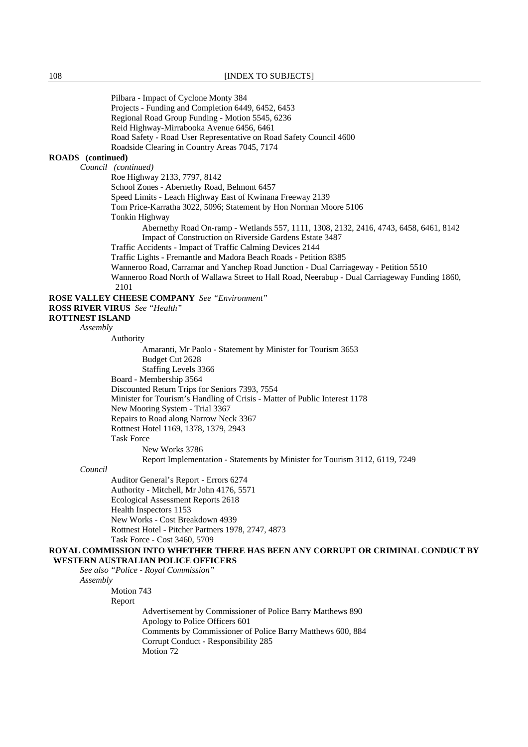Pilbara - Impact of Cyclone Monty 384
Projects - Funding and Completion 6449, 6452, 6453
Regional Road Group Funding - Motion 5545, 6236
Reid Highway-Mirrabooka Avenue 6456, 6461
Road Safety - Road User Representative on Road Safety Council 4600
Roadside Clearing in Country Areas 7045, 7174

**ROADS (continued)**

*Council (continued)*

Roe Highway 2133, 7797, 8142
School Zones - Abernethy Road, Belmont 6457
Speed Limits - Leach Highway East of Kwinana Freeway 2139
Tom Price-Karratha 3022, 5096; Statement by Hon Norman Moore 5106
Tonkin Highway

- Abernethy Road On-ramp - Wetlands 557, 1111, 1308, 2132, 2416, 4743, 6458, 6461, 8142
- Impact of Construction on Riverside Gardens Estate 3487

Traffic Accidents - Impact of Traffic Calming Devices 2144
Traffic Lights - Fremantle and Madora Beach Roads - Petition 8385
Wanneroo Road, Carramar and Yanchep Road Junction - Dual Carriageway - Petition 5510
Wanneroo Road North of Wallawa Street to Hall Road, Neerabup - Dual Carriageway Funding 1860, 2101

**ROSE VALLEY CHEESE COMPANY** *See "Environment"*

**ROSS RIVER VIRUS** *See "Health"*

**ROTTNEST ISLAND**

*Assembly*

Authority

- Amaranti, Mr Paolo - Statement by Minister for Tourism 3653
- Budget Cut 2628
- Staffing Levels 3366

Board - Membership 3564
Discounted Return Trips for Seniors 7393, 7554
Minister for Tourism's Handling of Crisis - Matter of Public Interest 1178
New Mooring System - Trial 3367
Repairs to Road along Narrow Neck 3367
Rottnest Hotel 1169, 1378, 1379, 2943
Task Force

- New Works 3786
- Report Implementation - Statements by Minister for Tourism 3112, 6119, 7249

*Council*

Auditor General's Report - Errors 6274
Authority - Mitchell, Mr John 4176, 5571
Ecological Assessment Reports 2618
Health Inspectors 1153
New Works - Cost Breakdown 4939
Rottnest Hotel - Pitcher Partners 1978, 2747, 4873
Task Force - Cost 3460, 5709

**ROYAL COMMISSION INTO WHETHER THERE HAS BEEN ANY CORRUPT OR CRIMINAL CONDUCT BY WESTERN AUSTRALIAN POLICE OFFICERS**

*See also "Police - Royal Commission"*

*Assembly*

Motion 743
Report

- Advertisement by Commissioner of Police Barry Matthews 890
- Apology to Police Officers 601
- Comments by Commissioner of Police Barry Matthews 600, 884
- Corrupt Conduct - Responsibility 285
- Motion 72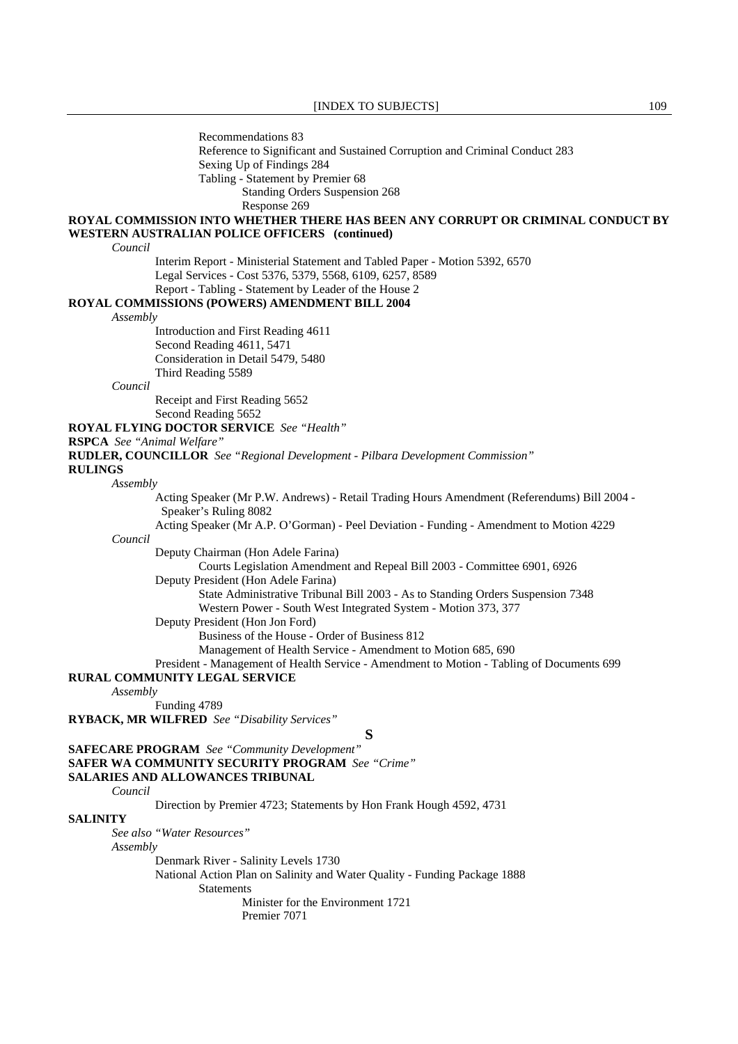Recommendations 83
Reference to Significant and Sustained Corruption and Criminal Conduct 283
Sexing Up of Findings 284
Tabling - Statement by Premier 68
Standing Orders Suspension 268
Response 269

**ROYAL COMMISSION INTO WHETHER THERE HAS BEEN ANY CORRUPT OR CRIMINAL CONDUCT BY WESTERN AUSTRALIAN POLICE OFFICERS (continued)**

*Council*

Interim Report - Ministerial Statement and Tabled Paper - Motion 5392, 6570
Legal Services - Cost 5376, 5379, 5568, 6109, 6257, 8589
Report - Tabling - Statement by Leader of the House 2

**ROYAL COMMISSIONS (POWERS) AMENDMENT BILL 2004**

*Assembly*

Introduction and First Reading 4611
Second Reading 4611, 5471
Consideration in Detail 5479, 5480
Third Reading 5589

*Council*

Receipt and First Reading 5652
Second Reading 5652

**ROYAL FLYING DOCTOR SERVICE** *See "Health"*

**RSPCA** *See "Animal Welfare"*

**RUDLER, COUNCILLOR** *See "Regional Development - Pilbara Development Commission"*

**RULINGS**

*Assembly*

Acting Speaker (Mr P.W. Andrews) - Retail Trading Hours Amendment (Referendums) Bill 2004 - Speaker's Ruling 8082
Acting Speaker (Mr A.P. O'Gorman) - Peel Deviation - Funding - Amendment to Motion 4229

*Council*

Deputy Chairman (Hon Adele Farina)
Courts Legislation Amendment and Repeal Bill 2003 - Committee 6901, 6926
Deputy President (Hon Adele Farina)
State Administrative Tribunal Bill 2003 - As to Standing Orders Suspension 7348
Western Power - South West Integrated System - Motion 373, 377
Deputy President (Hon Jon Ford)
Business of the House - Order of Business 812
Management of Health Service - Amendment to Motion 685, 690
President - Management of Health Service - Amendment to Motion - Tabling of Documents 699

**RURAL COMMUNITY LEGAL SERVICE**

*Assembly*

Funding 4789

**RYBACK, MR WILFRED** *See "Disability Services"*

## S

**SAFECARE PROGRAM** *See "Community Development"*

**SAFER WA COMMUNITY SECURITY PROGRAM** *See "Crime"*

**SALARIES AND ALLOWANCES TRIBUNAL**

*Council*

Direction by Premier 4723; Statements by Hon Frank Hough 4592, 4731

**SALINITY**

*See also "Water Resources"*

*Assembly*

Denmark River - Salinity Levels 1730
National Action Plan on Salinity and Water Quality - Funding Package 1888
Statements
Minister for the Environment 1721
Premier 7071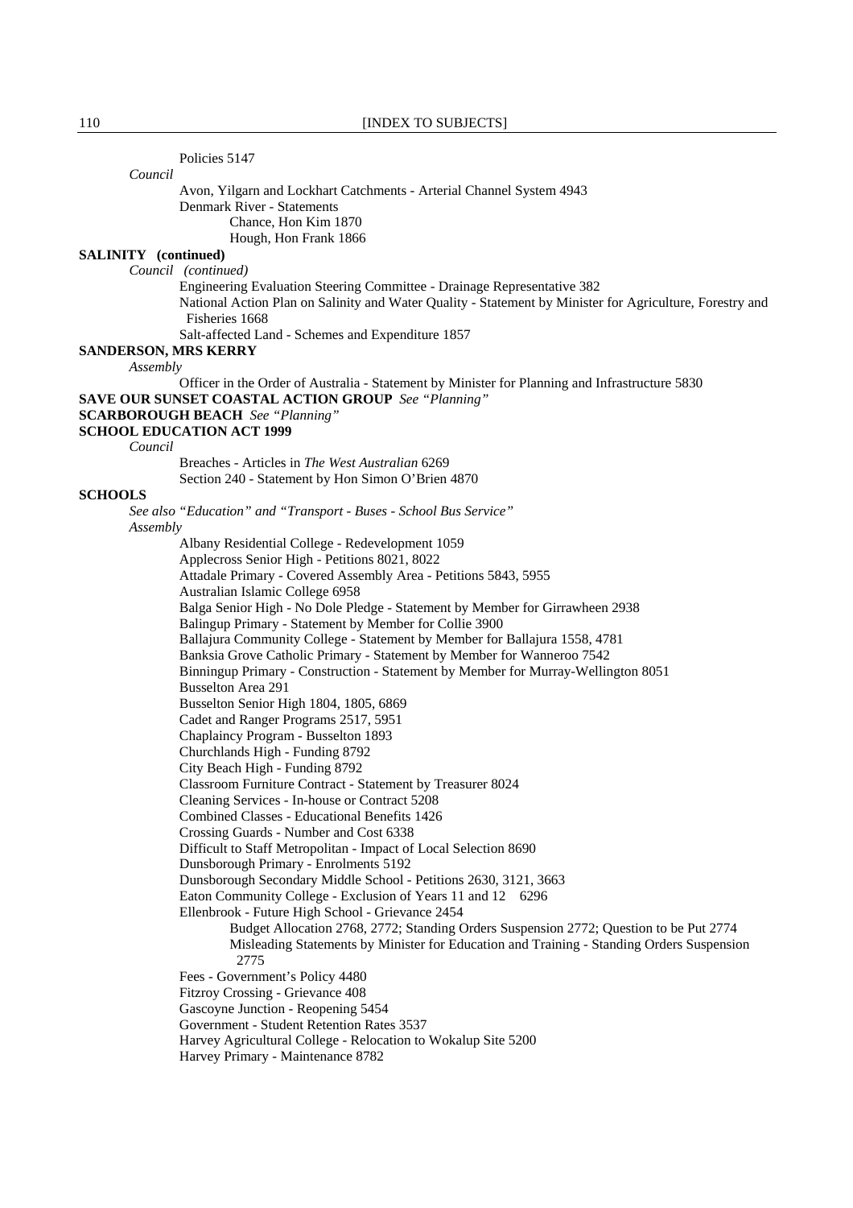Policies 5147

*Council*

Avon, Yilgarn and Lockhart Catchments - Arterial Channel System 4943

Denmark River - Statements

Chance, Hon Kim 1870

Hough, Hon Frank 1866

**SALINITY (continued)**

*Council (continued)*

Engineering Evaluation Steering Committee - Drainage Representative 382

National Action Plan on Salinity and Water Quality - Statement by Minister for Agriculture, Forestry and Fisheries 1668

Salt-affected Land - Schemes and Expenditure 1857

**SANDERSON, MRS KERRY**

*Assembly*

Officer in the Order of Australia - Statement by Minister for Planning and Infrastructure 5830

**SAVE OUR SUNSET COASTAL ACTION GROUP** *See "Planning"*

**SCARBOROUGH BEACH** *See "Planning"*

**SCHOOL EDUCATION ACT 1999**

*Council*

Breaches - Articles in *The West Australian* 6269

Section 240 - Statement by Hon Simon O'Brien 4870

**SCHOOLS**

*See also "Education" and "Transport - Buses - School Bus Service"*

*Assembly*

Albany Residential College - Redevelopment 1059

Applecross Senior High - Petitions 8021, 8022

Attadale Primary - Covered Assembly Area - Petitions 5843, 5955

Australian Islamic College 6958

Balga Senior High - No Dole Pledge - Statement by Member for Girrawheen 2938

Balingup Primary - Statement by Member for Collie 3900

Ballajura Community College - Statement by Member for Ballajura 1558, 4781

Banksia Grove Catholic Primary - Statement by Member for Wanneroo 7542

Binningup Primary - Construction - Statement by Member for Murray-Wellington 8051

Busselton Area 291

Busselton Senior High 1804, 1805, 6869

Cadet and Ranger Programs 2517, 5951

Chaplaincy Program - Busselton 1893

Churchlands High - Funding 8792

City Beach High - Funding 8792

Classroom Furniture Contract - Statement by Treasurer 8024

Cleaning Services - In-house or Contract 5208

Combined Classes - Educational Benefits 1426

Crossing Guards - Number and Cost 6338

Difficult to Staff Metropolitan - Impact of Local Selection 8690

Dunsborough Primary - Enrolments 5192

Dunsborough Secondary Middle School - Petitions 2630, 3121, 3663

Eaton Community College - Exclusion of Years 11 and 12 6296

Ellenbrook - Future High School - Grievance 2454

Budget Allocation 2768, 2772; Standing Orders Suspension 2772; Question to be Put 2774

Misleading Statements by Minister for Education and Training - Standing Orders Suspension 2775

Fees - Government's Policy 4480

Fitzroy Crossing - Grievance 408

Gascoyne Junction - Reopening 5454

Government - Student Retention Rates 3537

Harvey Agricultural College - Relocation to Wokalup Site 5200

Harvey Primary - Maintenance 8782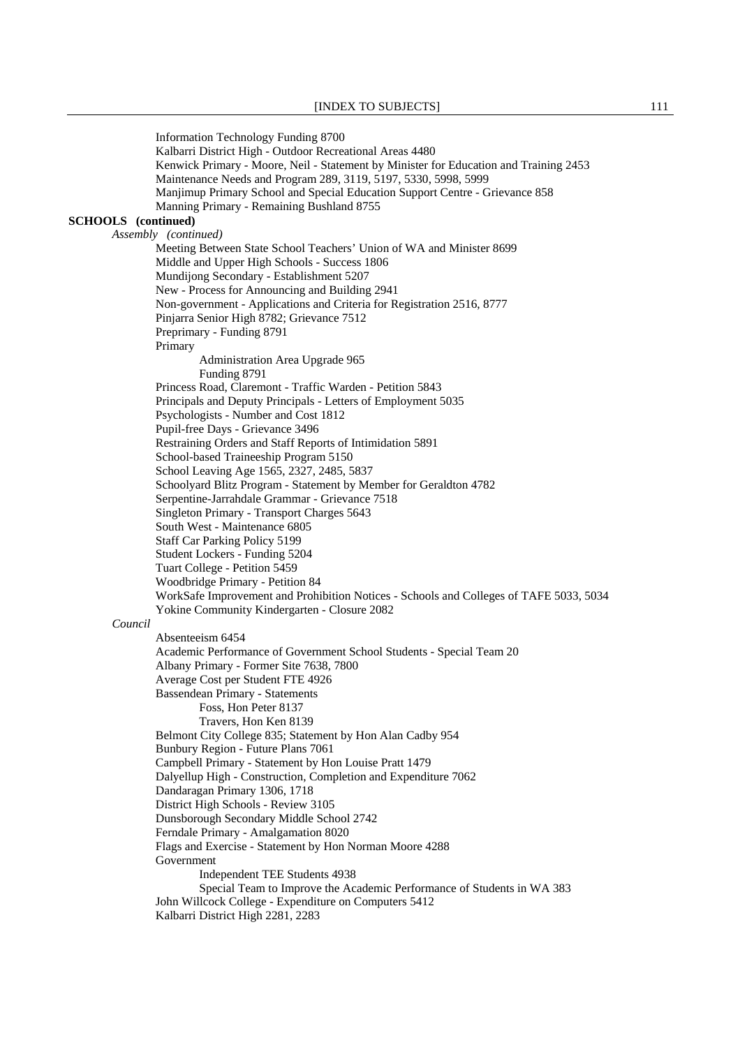Information Technology Funding 8700
Kalbarri District High - Outdoor Recreational Areas 4480
Kenwick Primary - Moore, Neil - Statement by Minister for Education and Training 2453
Maintenance Needs and Program 289, 3119, 5197, 5330, 5998, 5999
Manjimup Primary School and Special Education Support Centre - Grievance 858
Manning Primary - Remaining Bushland 8755

**SCHOOLS (continued)**

*Assembly (continued)*

Meeting Between State School Teachers' Union of WA and Minister 8699
Middle and Upper High Schools - Success 1806
Mundijong Secondary - Establishment 5207
New - Process for Announcing and Building 2941
Non-government - Applications and Criteria for Registration 2516, 8777
Pinjarra Senior High 8782; Grievance 7512
Preprimary - Funding 8791
Primary
- Administration Area Upgrade 965
- Funding 8791

Princess Road, Claremont - Traffic Warden - Petition 5843
Principals and Deputy Principals - Letters of Employment 5035
Psychologists - Number and Cost 1812
Pupil-free Days - Grievance 3496
Restraining Orders and Staff Reports of Intimidation 5891
School-based Traineeship Program 5150
School Leaving Age 1565, 2327, 2485, 5837
Schoolyard Blitz Program - Statement by Member for Geraldton 4782
Serpentine-Jarrahdale Grammar - Grievance 7518
Singleton Primary - Transport Charges 5643
South West - Maintenance 6805
Staff Car Parking Policy 5199
Student Lockers - Funding 5204
Tuart College - Petition 5459
Woodbridge Primary - Petition 84
WorkSafe Improvement and Prohibition Notices - Schools and Colleges of TAFE 5033, 5034
Yokine Community Kindergarten - Closure 2082

*Council*

Absenteeism 6454
Academic Performance of Government School Students - Special Team 20
Albany Primary - Former Site 7638, 7800
Average Cost per Student FTE 4926
Bassendean Primary - Statements
- Foss, Hon Peter 8137
- Travers, Hon Ken 8139

Belmont City College 835; Statement by Hon Alan Cadby 954
Bunbury Region - Future Plans 7061
Campbell Primary - Statement by Hon Louise Pratt 1479
Dalyellup High - Construction, Completion and Expenditure 7062
Dandaragan Primary 1306, 1718
District High Schools - Review 3105
Dunsborough Secondary Middle School 2742
Ferndale Primary - Amalgamation 8020
Flags and Exercise - Statement by Hon Norman Moore 4288
Government
- Independent TEE Students 4938
- Special Team to Improve the Academic Performance of Students in WA 383

John Willcock College - Expenditure on Computers 5412
Kalbarri District High 2281, 2283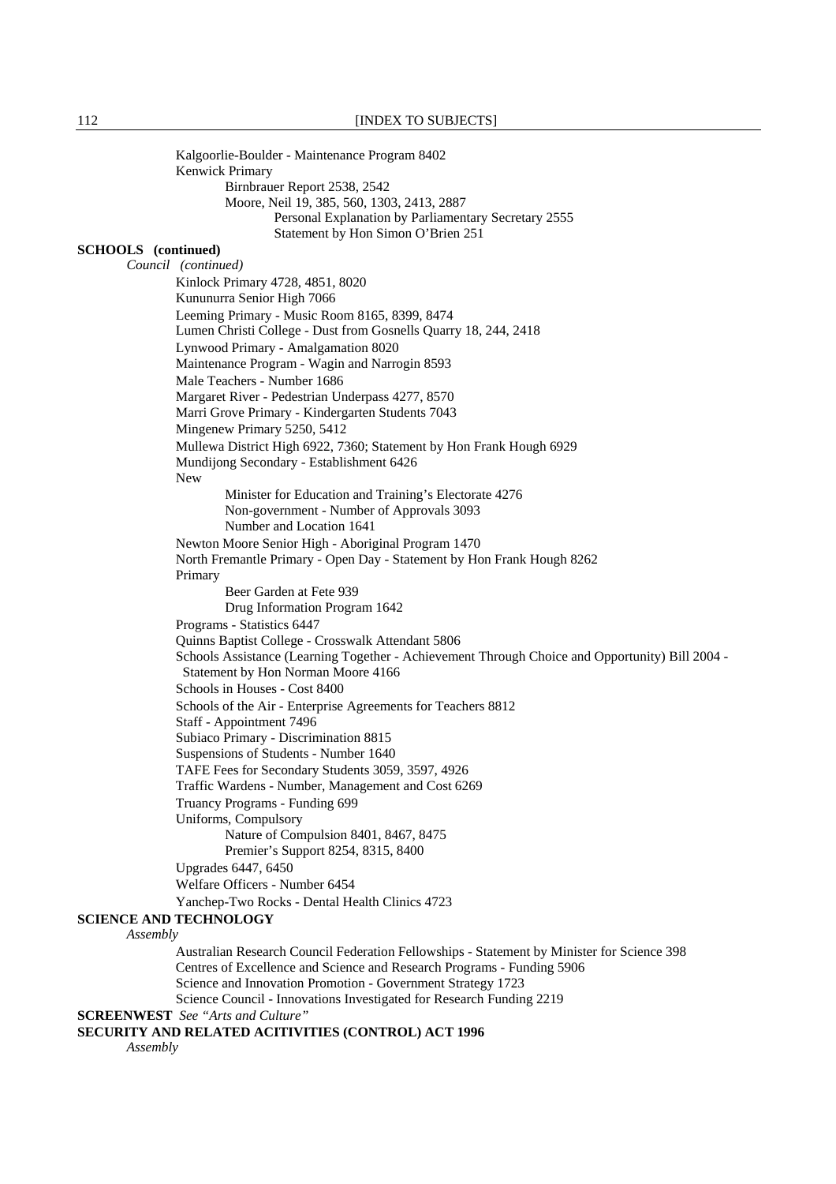Kalgoorlie-Boulder - Maintenance Program 8402

Kenwick Primary

- Birnbrauer Report 2538, 2542
- Moore, Neil 19, 385, 560, 1303, 2413, 2887
  - Personal Explanation by Parliamentary Secretary 2555
  - Statement by Hon Simon O'Brien 251

**SCHOOLS (continued)**

*Council (continued)*

Kinlock Primary 4728, 4851, 8020

Kununurra Senior High 7066

Leeming Primary - Music Room 8165, 8399, 8474

Lumen Christi College - Dust from Gosnells Quarry 18, 244, 2418

Lynwood Primary - Amalgamation 8020

Maintenance Program - Wagin and Narrogin 8593

Male Teachers - Number 1686

Margaret River - Pedestrian Underpass 4277, 8570

Marri Grove Primary - Kindergarten Students 7043

Mingenew Primary 5250, 5412

Mullewa District High 6922, 7360; Statement by Hon Frank Hough 6929

Mundijong Secondary - Establishment 6426

New

- Minister for Education and Training's Electorate 4276
- Non-government - Number of Approvals 3093
- Number and Location 1641

Newton Moore Senior High - Aboriginal Program 1470

North Fremantle Primary - Open Day - Statement by Hon Frank Hough 8262

Primary

- Beer Garden at Fete 939
- Drug Information Program 1642

Programs - Statistics 6447

Quinns Baptist College - Crosswalk Attendant 5806

Schools Assistance (Learning Together - Achievement Through Choice and Opportunity) Bill 2004 - Statement by Hon Norman Moore 4166

Schools in Houses - Cost 8400

Schools of the Air - Enterprise Agreements for Teachers 8812

Staff - Appointment 7496

Subiaco Primary - Discrimination 8815

Suspensions of Students - Number 1640

TAFE Fees for Secondary Students 3059, 3597, 4926

Traffic Wardens - Number, Management and Cost 6269

Truancy Programs - Funding 699

Uniforms, Compulsory

- Nature of Compulsion 8401, 8467, 8475
- Premier's Support 8254, 8315, 8400

Upgrades 6447, 6450

Welfare Officers - Number 6454

Yanchep-Two Rocks - Dental Health Clinics 4723

**SCIENCE AND TECHNOLOGY**

*Assembly*

Australian Research Council Federation Fellowships - Statement by Minister for Science 398

Centres of Excellence and Science and Research Programs - Funding 5906

Science and Innovation Promotion - Government Strategy 1723

Science Council - Innovations Investigated for Research Funding 2219

**SCREENWEST** *See "Arts and Culture"*

**SECURITY AND RELATED ACITIVITIES (CONTROL) ACT 1996**

*Assembly*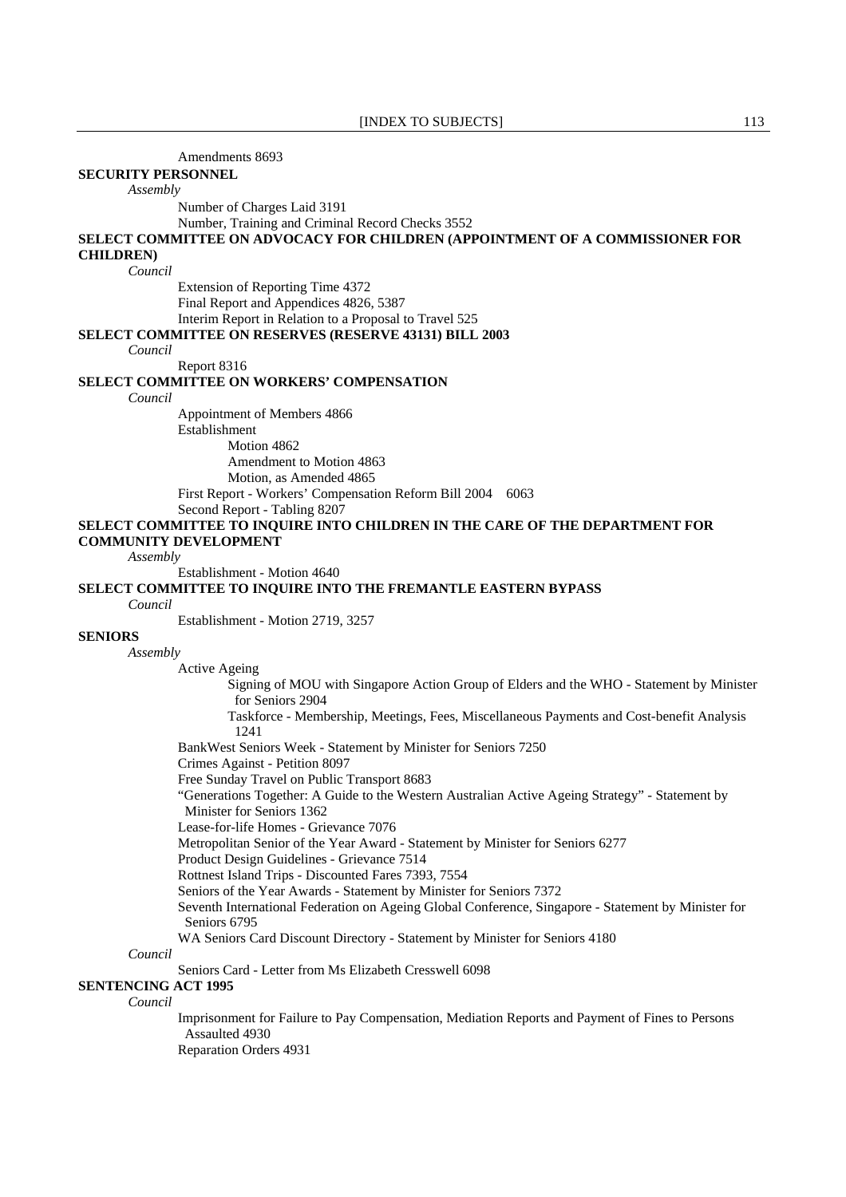Amendments 8693

**SECURITY PERSONNEL**

*Assembly*

Number of Charges Laid 3191

Number, Training and Criminal Record Checks 3552

**SELECT COMMITTEE ON ADVOCACY FOR CHILDREN (APPOINTMENT OF A COMMISSIONER FOR CHILDREN)**

*Council*

Extension of Reporting Time 4372

Final Report and Appendices 4826, 5387

Interim Report in Relation to a Proposal to Travel 525

**SELECT COMMITTEE ON RESERVES (RESERVE 43131) BILL 2003**

*Council*

Report 8316

**SELECT COMMITTEE ON WORKERS' COMPENSATION**

*Council*

Appointment of Members 4866

Establishment

Motion 4862

Amendment to Motion 4863

Motion, as Amended 4865

First Report - Workers' Compensation Reform Bill 2004 6063

Second Report - Tabling 8207

**SELECT COMMITTEE TO INQUIRE INTO CHILDREN IN THE CARE OF THE DEPARTMENT FOR COMMUNITY DEVELOPMENT**

*Assembly*

Establishment - Motion 4640

**SELECT COMMITTEE TO INQUIRE INTO THE FREMANTLE EASTERN BYPASS**

*Council*

Establishment - Motion 2719, 3257

**SENIORS**

*Assembly*

Active Ageing

Signing of MOU with Singapore Action Group of Elders and the WHO - Statement by Minister for Seniors 2904

Taskforce - Membership, Meetings, Fees, Miscellaneous Payments and Cost-benefit Analysis 1241

BankWest Seniors Week - Statement by Minister for Seniors 7250

Crimes Against - Petition 8097

Free Sunday Travel on Public Transport 8683

"Generations Together: A Guide to the Western Australian Active Ageing Strategy" - Statement by Minister for Seniors 1362

Lease-for-life Homes - Grievance 7076

Metropolitan Senior of the Year Award - Statement by Minister for Seniors 6277

Product Design Guidelines - Grievance 7514

Rottnest Island Trips - Discounted Fares 7393, 7554

Seniors of the Year Awards - Statement by Minister for Seniors 7372

Seventh International Federation on Ageing Global Conference, Singapore - Statement by Minister for Seniors 6795

WA Seniors Card Discount Directory - Statement by Minister for Seniors 4180

*Council*

Seniors Card - Letter from Ms Elizabeth Cresswell 6098

**SENTENCING ACT 1995**

*Council*

Imprisonment for Failure to Pay Compensation, Mediation Reports and Payment of Fines to Persons Assaulted 4930

Reparation Orders 4931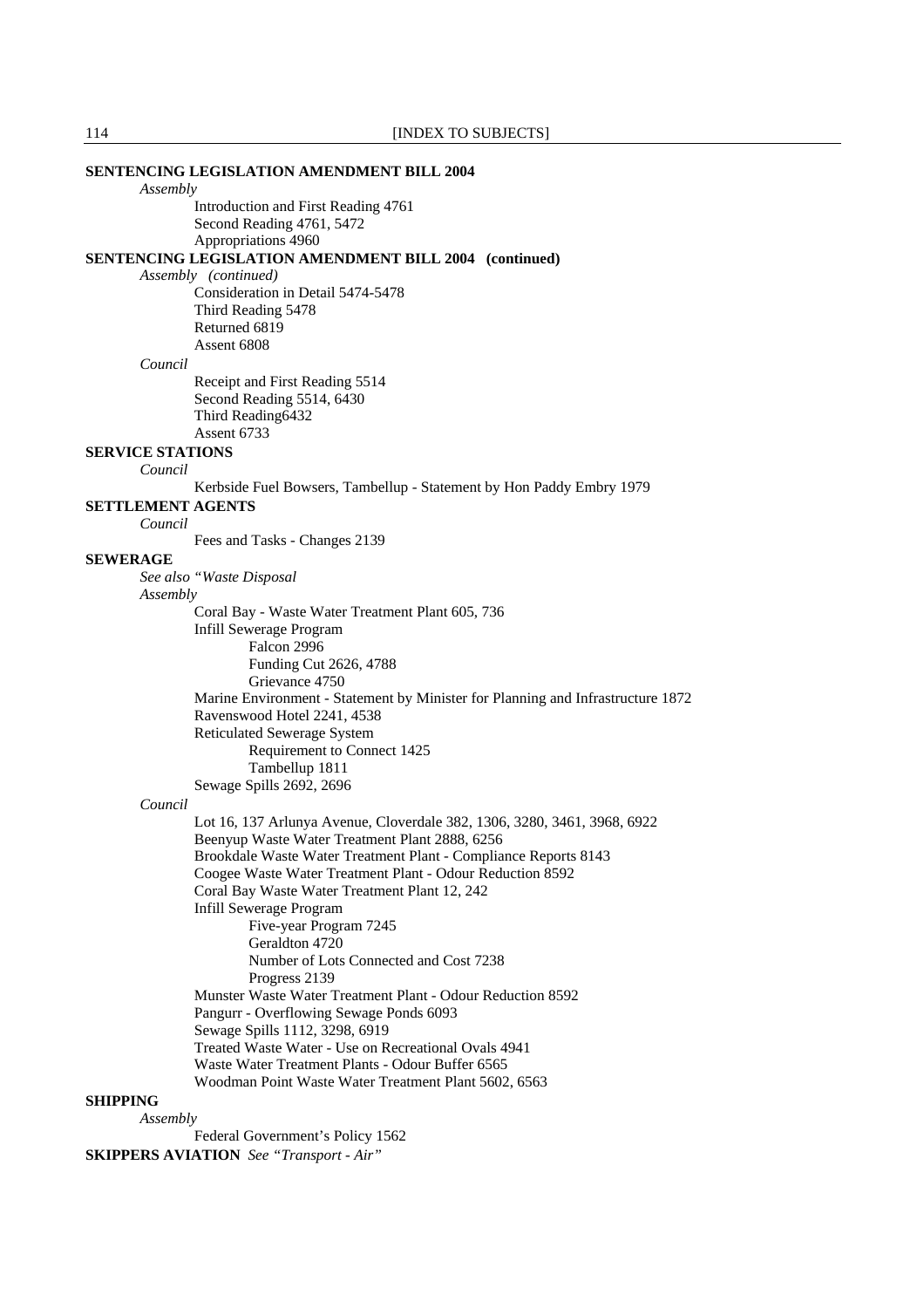**SENTENCING LEGISLATION AMENDMENT BILL 2004**

*Assembly*

Introduction and First Reading 4761
Second Reading 4761, 5472
Appropriations 4960

**SENTENCING LEGISLATION AMENDMENT BILL 2004 (continued)**

*Assembly (continued)*

Consideration in Detail 5474-5478
Third Reading 5478
Returned 6819
Assent 6808

*Council*

Receipt and First Reading 5514
Second Reading 5514, 6430
Third Reading6432
Assent 6733

**SERVICE STATIONS**

*Council*

Kerbside Fuel Bowsers, Tambellup - Statement by Hon Paddy Embry 1979

**SETTLEMENT AGENTS**

*Council*

Fees and Tasks - Changes 2139

**SEWERAGE**

*See also "Waste Disposal*

*Assembly*

Coral Bay - Waste Water Treatment Plant 605, 736
Infill Sewerage Program
- Falcon 2996
- Funding Cut 2626, 4788
- Grievance 4750

Marine Environment - Statement by Minister for Planning and Infrastructure 1872
Ravenswood Hotel 2241, 4538
Reticulated Sewerage System
- Requirement to Connect 1425
- Tambellup 1811

Sewage Spills 2692, 2696

*Council*

Lot 16, 137 Arlunya Avenue, Cloverdale 382, 1306, 3280, 3461, 3968, 6922
Beenyup Waste Water Treatment Plant 2888, 6256
Brookdale Waste Water Treatment Plant - Compliance Reports 8143
Coogee Waste Water Treatment Plant - Odour Reduction 8592
Coral Bay Waste Water Treatment Plant 12, 242
Infill Sewerage Program
- Five-year Program 7245
- Geraldton 4720
- Number of Lots Connected and Cost 7238
- Progress 2139

Munster Waste Water Treatment Plant - Odour Reduction 8592
Pangurr - Overflowing Sewage Ponds 6093
Sewage Spills 1112, 3298, 6919
Treated Waste Water - Use on Recreational Ovals 4941
Waste Water Treatment Plants - Odour Buffer 6565
Woodman Point Waste Water Treatment Plant 5602, 6563

**SHIPPING**

*Assembly*

Federal Government's Policy 1562

**SKIPPERS AVIATION** *See "Transport - Air"*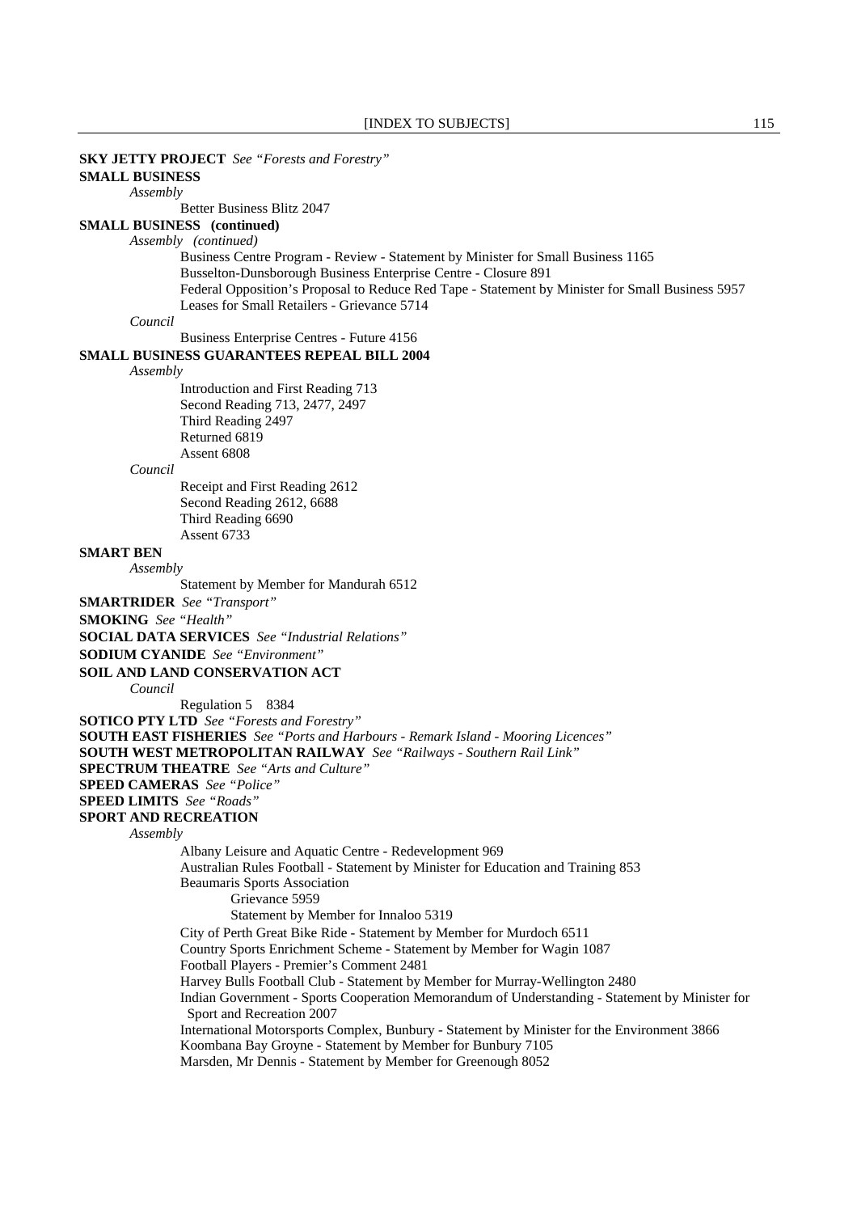**SKY JETTY PROJECT** *See "Forests and Forestry"*

**SMALL BUSINESS**

*Assembly*

Better Business Blitz 2047

**SMALL BUSINESS (continued)**

*Assembly (continued)*

Business Centre Program - Review - Statement by Minister for Small Business 1165
Busselton-Dunsborough Business Enterprise Centre - Closure 891
Federal Opposition's Proposal to Reduce Red Tape - Statement by Minister for Small Business 5957
Leases for Small Retailers - Grievance 5714

*Council*

Business Enterprise Centres - Future 4156

**SMALL BUSINESS GUARANTEES REPEAL BILL 2004**

*Assembly*

Introduction and First Reading 713
Second Reading 713, 2477, 2497
Third Reading 2497
Returned 6819
Assent 6808

*Council*

Receipt and First Reading 2612
Second Reading 2612, 6688
Third Reading 6690
Assent 6733

**SMART BEN**

*Assembly*

Statement by Member for Mandurah 6512

**SMARTRIDER** *See "Transport"*

**SMOKING** *See "Health"*

**SOCIAL DATA SERVICES** *See "Industrial Relations"*

**SODIUM CYANIDE** *See "Environment"*

**SOIL AND LAND CONSERVATION ACT**

*Council*

Regulation 5 8384

**SOTICO PTY LTD** *See "Forests and Forestry"*

**SOUTH EAST FISHERIES** *See "Ports and Harbours - Remark Island - Mooring Licences"*

**SOUTH WEST METROPOLITAN RAILWAY** *See "Railways - Southern Rail Link"*

**SPECTRUM THEATRE** *See "Arts and Culture"*

**SPEED CAMERAS** *See "Police"*

**SPEED LIMITS** *See "Roads"*

**SPORT AND RECREATION**

*Assembly*

Albany Leisure and Aquatic Centre - Redevelopment 969
Australian Rules Football - Statement by Minister for Education and Training 853
Beaumaris Sports Association
- Grievance 5959
- Statement by Member for Innaloo 5319

City of Perth Great Bike Ride - Statement by Member for Murdoch 6511
Country Sports Enrichment Scheme - Statement by Member for Wagin 1087
Football Players - Premier's Comment 2481
Harvey Bulls Football Club - Statement by Member for Murray-Wellington 2480
Indian Government - Sports Cooperation Memorandum of Understanding - Statement by Minister for Sport and Recreation 2007
International Motorsports Complex, Bunbury - Statement by Minister for the Environment 3866
Koombana Bay Groyne - Statement by Member for Bunbury 7105
Marsden, Mr Dennis - Statement by Member for Greenough 8052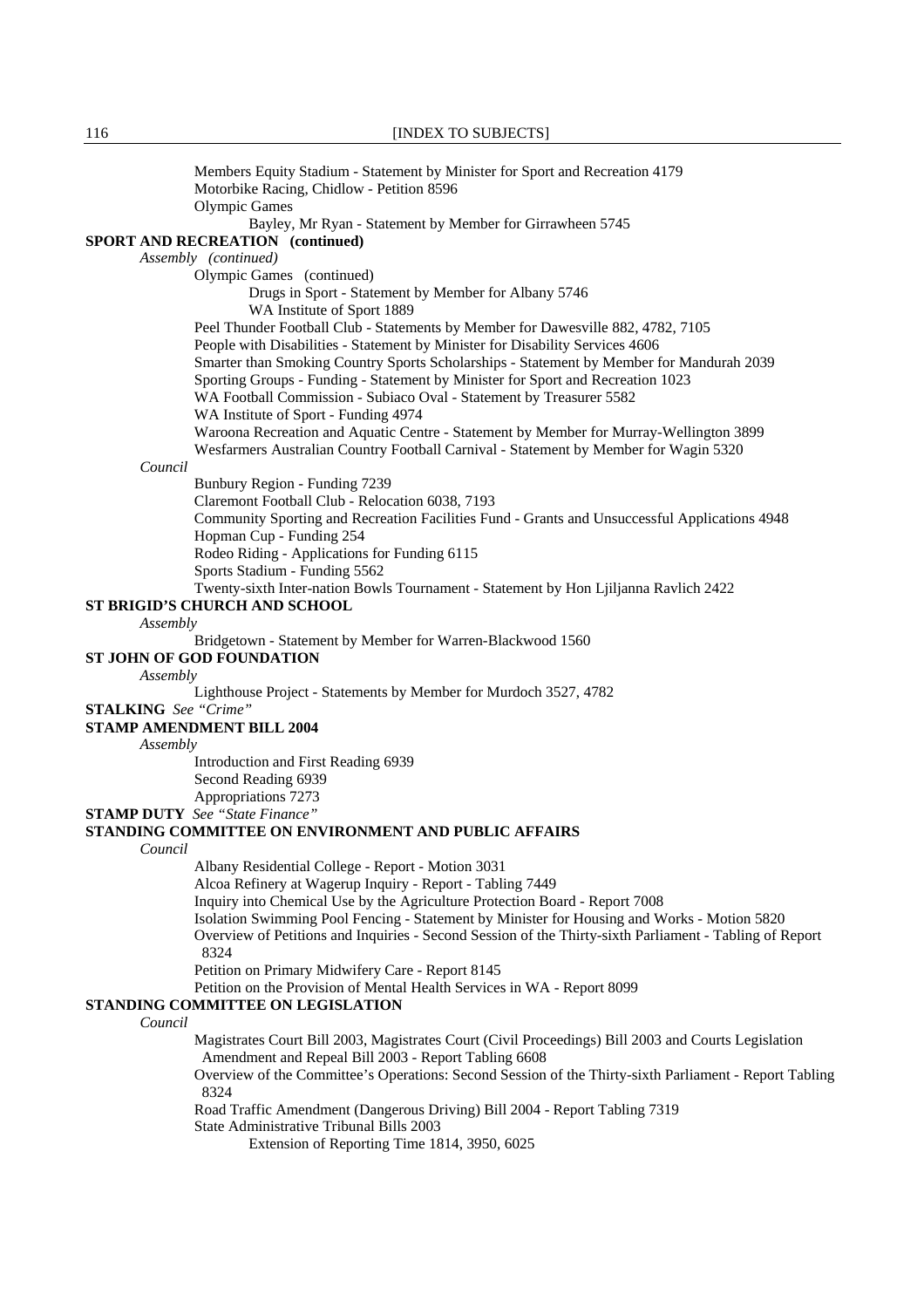Members Equity Stadium - Statement by Minister for Sport and Recreation 4179

Motorbike Racing, Chidlow - Petition 8596

Olympic Games

Bayley, Mr Ryan - Statement by Member for Girrawheen 5745

**SPORT AND RECREATION (continued)**

*Assembly (continued)*

Olympic Games (continued)

Drugs in Sport - Statement by Member for Albany 5746

WA Institute of Sport 1889

Peel Thunder Football Club - Statements by Member for Dawesville 882, 4782, 7105

People with Disabilities - Statement by Minister for Disability Services 4606

Smarter than Smoking Country Sports Scholarships - Statement by Member for Mandurah 2039

Sporting Groups - Funding - Statement by Minister for Sport and Recreation 1023

WA Football Commission - Subiaco Oval - Statement by Treasurer 5582

WA Institute of Sport - Funding 4974

Waroona Recreation and Aquatic Centre - Statement by Member for Murray-Wellington 3899

Wesfarmers Australian Country Football Carnival - Statement by Member for Wagin 5320

*Council*

Bunbury Region - Funding 7239

Claremont Football Club - Relocation 6038, 7193

Community Sporting and Recreation Facilities Fund - Grants and Unsuccessful Applications 4948

Hopman Cup - Funding 254

Rodeo Riding - Applications for Funding 6115

Sports Stadium - Funding 5562

Twenty-sixth Inter-nation Bowls Tournament - Statement by Hon Ljiljanna Ravlich 2422

**ST BRIGID'S CHURCH AND SCHOOL**

*Assembly*

Bridgetown - Statement by Member for Warren-Blackwood 1560

**ST JOHN OF GOD FOUNDATION**

*Assembly*

Lighthouse Project - Statements by Member for Murdoch 3527, 4782

**STALKING** *See "Crime"*

**STAMP AMENDMENT BILL 2004**

*Assembly*

Introduction and First Reading 6939

Second Reading 6939

Appropriations 7273

**STAMP DUTY** *See "State Finance"*

**STANDING COMMITTEE ON ENVIRONMENT AND PUBLIC AFFAIRS**

*Council*

Albany Residential College - Report - Motion 3031

Alcoa Refinery at Wagerup Inquiry - Report - Tabling 7449

Inquiry into Chemical Use by the Agriculture Protection Board - Report 7008

Isolation Swimming Pool Fencing - Statement by Minister for Housing and Works - Motion 5820

Overview of Petitions and Inquiries - Second Session of the Thirty-sixth Parliament - Tabling of Report 8324

Petition on Primary Midwifery Care - Report 8145

Petition on the Provision of Mental Health Services in WA - Report 8099

**STANDING COMMITTEE ON LEGISLATION**

*Council*

Magistrates Court Bill 2003, Magistrates Court (Civil Proceedings) Bill 2003 and Courts Legislation Amendment and Repeal Bill 2003 - Report Tabling 6608

Overview of the Committee's Operations: Second Session of the Thirty-sixth Parliament - Report Tabling 8324

Road Traffic Amendment (Dangerous Driving) Bill 2004 - Report Tabling 7319

State Administrative Tribunal Bills 2003

Extension of Reporting Time 1814, 3950, 6025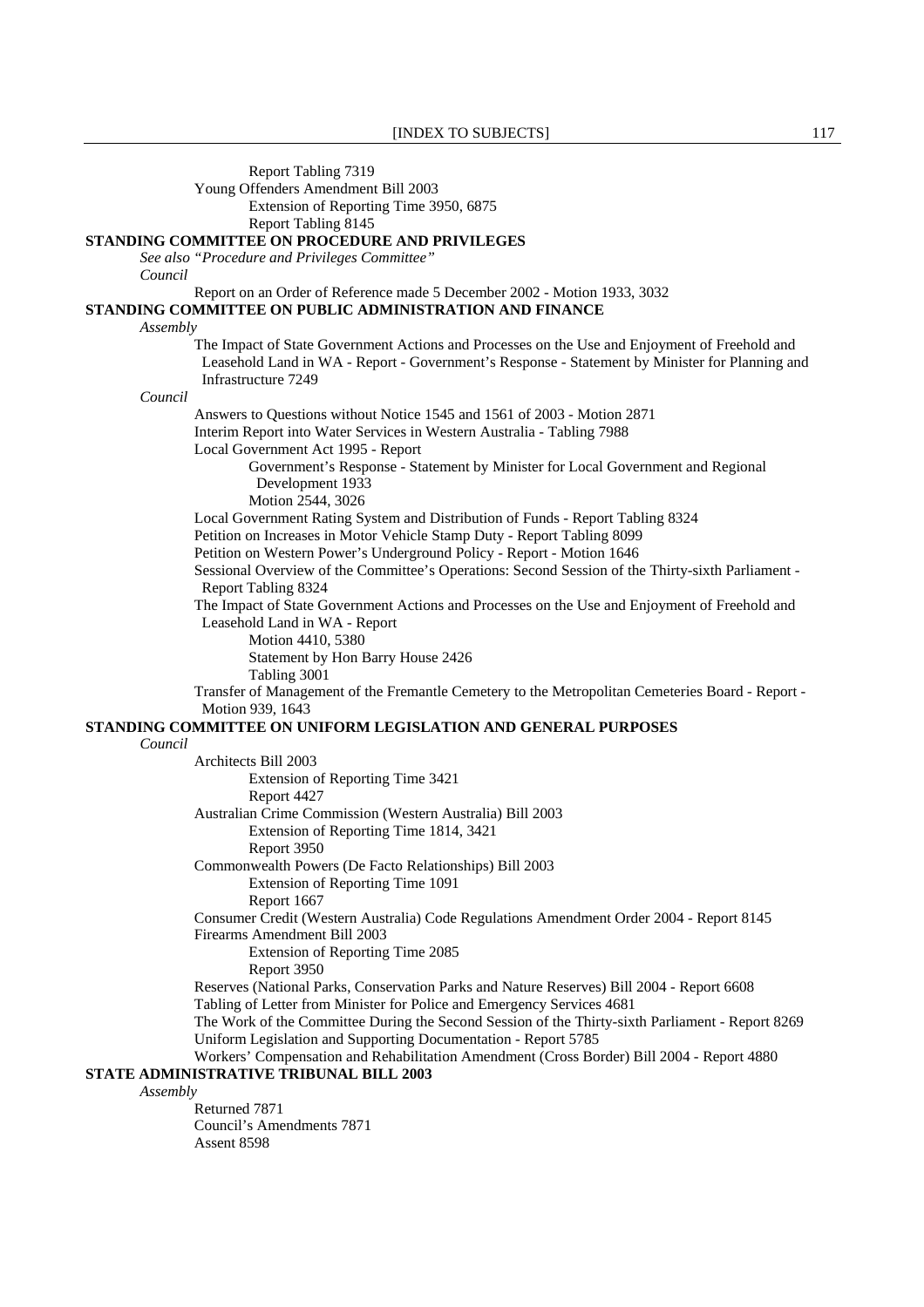Report Tabling 7319

Young Offenders Amendment Bill 2003

Extension of Reporting Time 3950, 6875

Report Tabling 8145

**STANDING COMMITTEE ON PROCEDURE AND PRIVILEGES**

*See also "Procedure and Privileges Committee"*

*Council*

Report on an Order of Reference made 5 December 2002 - Motion 1933, 3032

**STANDING COMMITTEE ON PUBLIC ADMINISTRATION AND FINANCE**

*Assembly*

The Impact of State Government Actions and Processes on the Use and Enjoyment of Freehold and Leasehold Land in WA - Report - Government's Response - Statement by Minister for Planning and Infrastructure 7249

*Council*

Answers to Questions without Notice 1545 and 1561 of 2003 - Motion 2871

Interim Report into Water Services in Western Australia - Tabling 7988

Local Government Act 1995 - Report

Government's Response - Statement by Minister for Local Government and Regional Development 1933

Motion 2544, 3026

Local Government Rating System and Distribution of Funds - Report Tabling 8324

Petition on Increases in Motor Vehicle Stamp Duty - Report Tabling 8099

Petition on Western Power's Underground Policy - Report - Motion 1646

Sessional Overview of the Committee's Operations: Second Session of the Thirty-sixth Parliament - Report Tabling 8324

The Impact of State Government Actions and Processes on the Use and Enjoyment of Freehold and Leasehold Land in WA - Report

Motion 4410, 5380

Statement by Hon Barry House 2426

Tabling 3001

Transfer of Management of the Fremantle Cemetery to the Metropolitan Cemeteries Board - Report - Motion 939, 1643

**STANDING COMMITTEE ON UNIFORM LEGISLATION AND GENERAL PURPOSES**

*Council*

Architects Bill 2003

Extension of Reporting Time 3421

Report 4427

Australian Crime Commission (Western Australia) Bill 2003

Extension of Reporting Time 1814, 3421

Report 3950

Commonwealth Powers (De Facto Relationships) Bill 2003

Extension of Reporting Time 1091

Report 1667

Consumer Credit (Western Australia) Code Regulations Amendment Order 2004 - Report 8145

Firearms Amendment Bill 2003

Extension of Reporting Time 2085

Report 3950

Reserves (National Parks, Conservation Parks and Nature Reserves) Bill 2004 - Report 6608

Tabling of Letter from Minister for Police and Emergency Services 4681

The Work of the Committee During the Second Session of the Thirty-sixth Parliament - Report 8269

Uniform Legislation and Supporting Documentation - Report 5785

Workers' Compensation and Rehabilitation Amendment (Cross Border) Bill 2004 - Report 4880

**STATE ADMINISTRATIVE TRIBUNAL BILL 2003**

*Assembly*

Returned 7871

Council's Amendments 7871

Assent 8598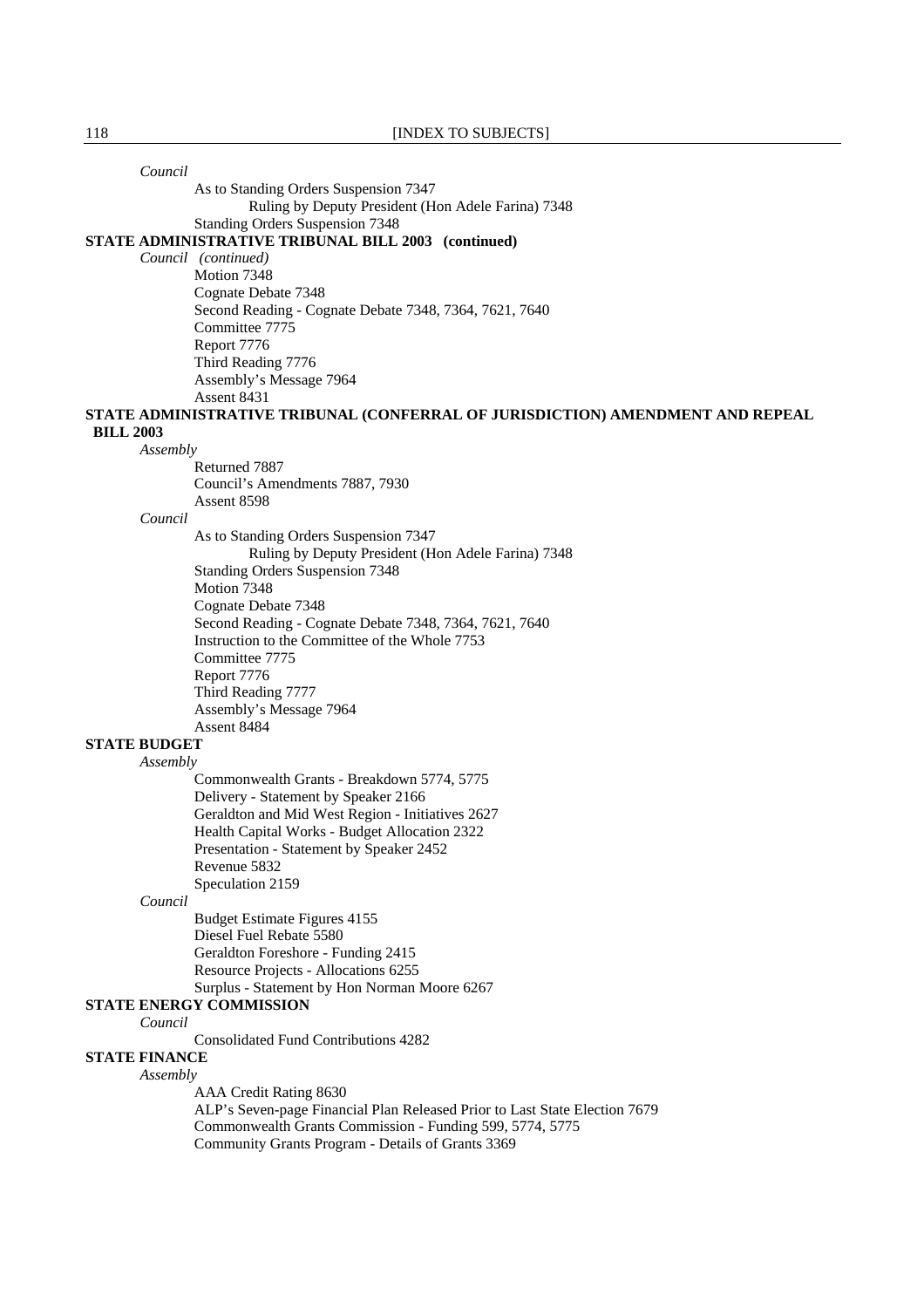*Council*

As to Standing Orders Suspension 7347

Ruling by Deputy President (Hon Adele Farina) 7348

Standing Orders Suspension 7348

**STATE ADMINISTRATIVE TRIBUNAL BILL 2003 (continued)**

*Council (continued)*

Motion 7348

Cognate Debate 7348

Second Reading - Cognate Debate 7348, 7364, 7621, 7640

Committee 7775

Report 7776

Third Reading 7776

Assembly's Message 7964

Assent 8431

**STATE ADMINISTRATIVE TRIBUNAL (CONFERRAL OF JURISDICTION) AMENDMENT AND REPEAL BILL 2003**

*Assembly*

Returned 7887

Council's Amendments 7887, 7930

Assent 8598

*Council*

As to Standing Orders Suspension 7347

Ruling by Deputy President (Hon Adele Farina) 7348

Standing Orders Suspension 7348

Motion 7348

Cognate Debate 7348

Second Reading - Cognate Debate 7348, 7364, 7621, 7640

Instruction to the Committee of the Whole 7753

Committee 7775

Report 7776

Third Reading 7777

Assembly's Message 7964

Assent 8484

**STATE BUDGET**

*Assembly*

Commonwealth Grants - Breakdown 5774, 5775

Delivery - Statement by Speaker 2166

Geraldton and Mid West Region - Initiatives 2627

Health Capital Works - Budget Allocation 2322

Presentation - Statement by Speaker 2452

Revenue 5832

Speculation 2159

*Council*

Budget Estimate Figures 4155

Diesel Fuel Rebate 5580

Geraldton Foreshore - Funding 2415

Resource Projects - Allocations 6255

Surplus - Statement by Hon Norman Moore 6267

**STATE ENERGY COMMISSION**

*Council*

Consolidated Fund Contributions 4282

**STATE FINANCE**

*Assembly*

AAA Credit Rating 8630

ALP's Seven-page Financial Plan Released Prior to Last State Election 7679

Commonwealth Grants Commission - Funding 599, 5774, 5775

Community Grants Program - Details of Grants 3369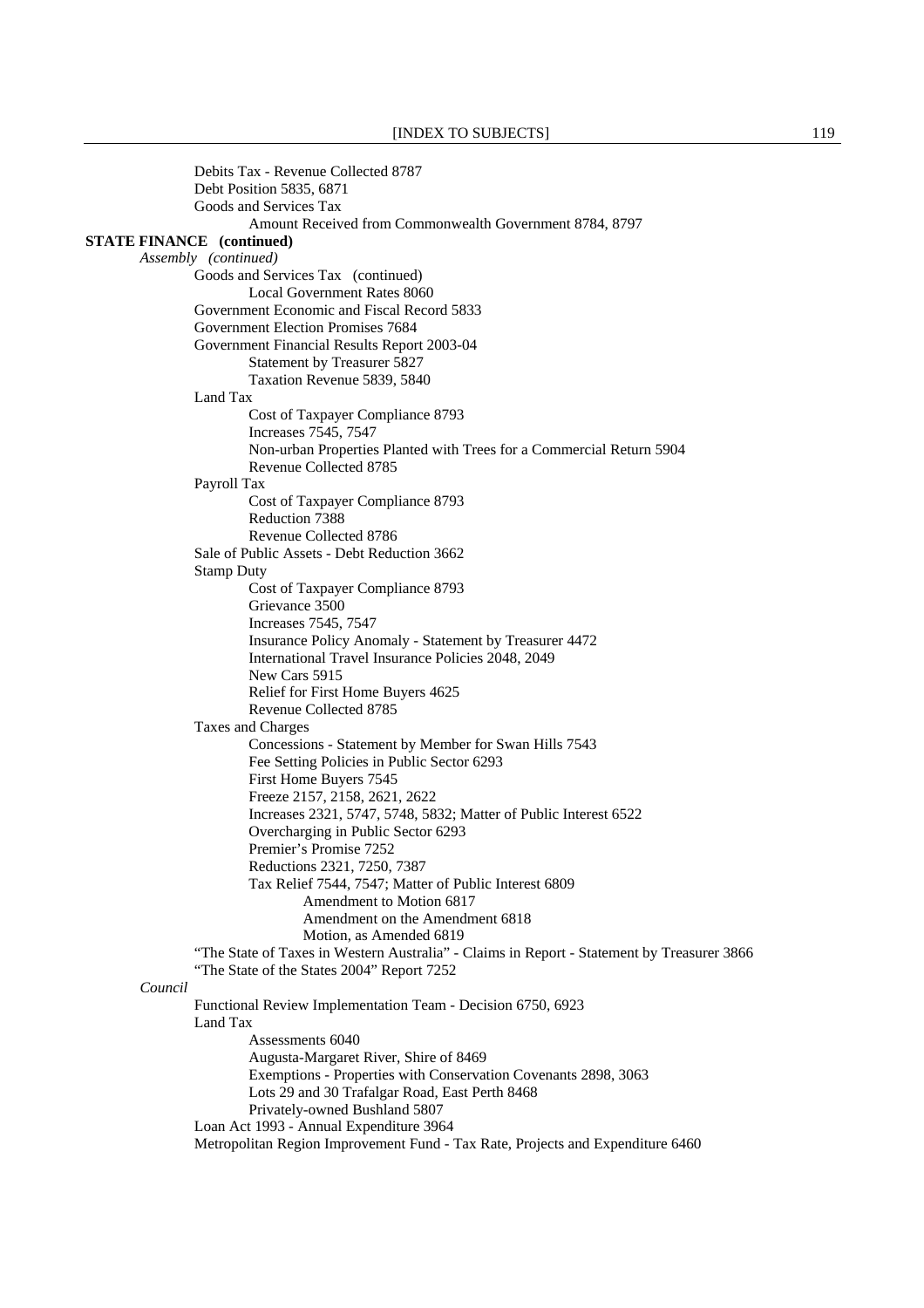Debits Tax - Revenue Collected 8787
Debt Position 5835, 6871
Goods and Services Tax
Amount Received from Commonwealth Government 8784, 8797

**STATE FINANCE (continued)**

*Assembly (continued)*

Goods and Services Tax (continued)
Local Government Rates 8060
Government Economic and Fiscal Record 5833
Government Election Promises 7684
Government Financial Results Report 2003-04
Statement by Treasurer 5827
Taxation Revenue 5839, 5840
Land Tax
Cost of Taxpayer Compliance 8793
Increases 7545, 7547
Non-urban Properties Planted with Trees for a Commercial Return 5904
Revenue Collected 8785
Payroll Tax
Cost of Taxpayer Compliance 8793
Reduction 7388
Revenue Collected 8786
Sale of Public Assets - Debt Reduction 3662
Stamp Duty
Cost of Taxpayer Compliance 8793
Grievance 3500
Increases 7545, 7547
Insurance Policy Anomaly - Statement by Treasurer 4472
International Travel Insurance Policies 2048, 2049
New Cars 5915
Relief for First Home Buyers 4625
Revenue Collected 8785
Taxes and Charges
Concessions - Statement by Member for Swan Hills 7543
Fee Setting Policies in Public Sector 6293
First Home Buyers 7545
Freeze 2157, 2158, 2621, 2622
Increases 2321, 5747, 5748, 5832; Matter of Public Interest 6522
Overcharging in Public Sector 6293
Premier's Promise 7252
Reductions 2321, 7250, 7387
Tax Relief 7544, 7547; Matter of Public Interest 6809
Amendment to Motion 6817
Amendment on the Amendment 6818
Motion, as Amended 6819
"The State of Taxes in Western Australia" - Claims in Report - Statement by Treasurer 3866
"The State of the States 2004" Report 7252

*Council*

Functional Review Implementation Team - Decision 6750, 6923
Land Tax
Assessments 6040
Augusta-Margaret River, Shire of 8469
Exemptions - Properties with Conservation Covenants 2898, 3063
Lots 29 and 30 Trafalgar Road, East Perth 8468
Privately-owned Bushland 5807
Loan Act 1993 - Annual Expenditure 3964
Metropolitan Region Improvement Fund - Tax Rate, Projects and Expenditure 6460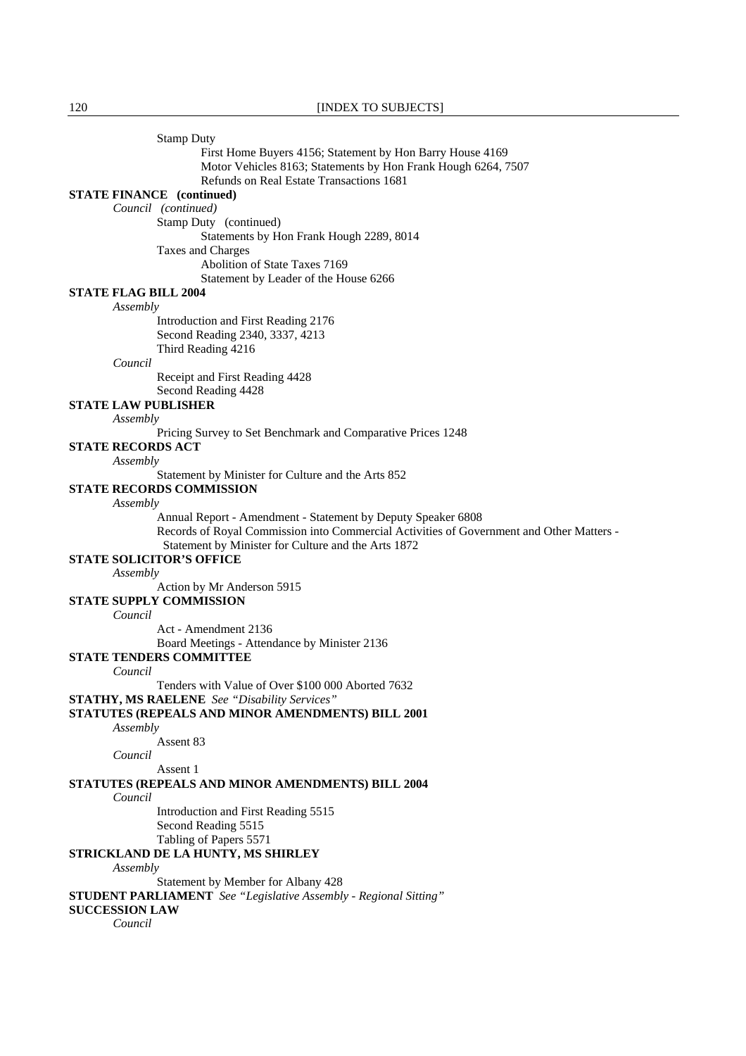Stamp Duty

First Home Buyers 4156; Statement by Hon Barry House 4169

Motor Vehicles 8163; Statements by Hon Frank Hough 6264, 7507

Refunds on Real Estate Transactions 1681

**STATE FINANCE (continued)**

*Council (continued)*

Stamp Duty (continued)

Statements by Hon Frank Hough 2289, 8014

Taxes and Charges

Abolition of State Taxes 7169

Statement by Leader of the House 6266

**STATE FLAG BILL 2004**

*Assembly*

Introduction and First Reading 2176

Second Reading 2340, 3337, 4213

Third Reading 4216

*Council*

Receipt and First Reading 4428

Second Reading 4428

**STATE LAW PUBLISHER**

*Assembly*

Pricing Survey to Set Benchmark and Comparative Prices 1248

**STATE RECORDS ACT**

*Assembly*

Statement by Minister for Culture and the Arts 852

**STATE RECORDS COMMISSION**

*Assembly*

Annual Report - Amendment - Statement by Deputy Speaker 6808

Records of Royal Commission into Commercial Activities of Government and Other Matters - Statement by Minister for Culture and the Arts 1872

**STATE SOLICITOR'S OFFICE**

*Assembly*

Action by Mr Anderson 5915

**STATE SUPPLY COMMISSION**

*Council*

Act - Amendment 2136

Board Meetings - Attendance by Minister 2136

**STATE TENDERS COMMITTEE**

*Council*

Tenders with Value of Over $100 000 Aborted 7632

**STATHY, MS RAELENE** *See "Disability Services"*

**STATUTES (REPEALS AND MINOR AMENDMENTS) BILL 2001**

*Assembly*

Assent 83

*Council*

Assent 1

**STATUTES (REPEALS AND MINOR AMENDMENTS) BILL 2004**

*Council*

Introduction and First Reading 5515

Second Reading 5515

Tabling of Papers 5571

**STRICKLAND DE LA HUNTY, MS SHIRLEY**

*Assembly*

Statement by Member for Albany 428

**STUDENT PARLIAMENT** *See "Legislative Assembly - Regional Sitting"*

**SUCCESSION LAW**

*Council*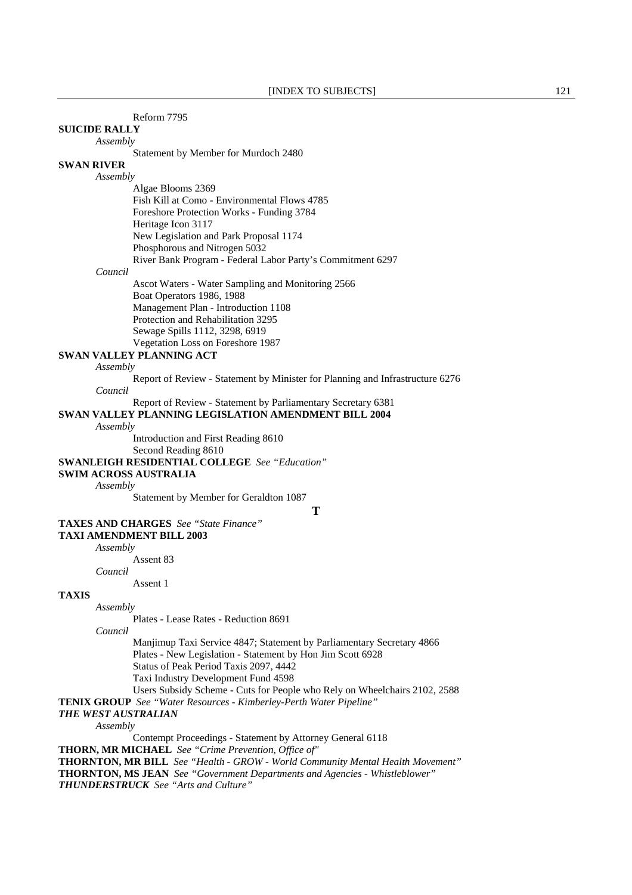Reform 7795

**SUICIDE RALLY**

*Assembly*

Statement by Member for Murdoch 2480

**SWAN RIVER**

*Assembly*

Algae Blooms 2369
Fish Kill at Como - Environmental Flows 4785
Foreshore Protection Works - Funding 3784
Heritage Icon 3117
New Legislation and Park Proposal 1174
Phosphorous and Nitrogen 5032
River Bank Program - Federal Labor Party's Commitment 6297

*Council*

Ascot Waters - Water Sampling and Monitoring 2566
Boat Operators 1986, 1988
Management Plan - Introduction 1108
Protection and Rehabilitation 3295
Sewage Spills 1112, 3298, 6919
Vegetation Loss on Foreshore 1987

**SWAN VALLEY PLANNING ACT**

*Assembly*

Report of Review - Statement by Minister for Planning and Infrastructure 6276

*Council*

Report of Review - Statement by Parliamentary Secretary 6381

**SWAN VALLEY PLANNING LEGISLATION AMENDMENT BILL 2004**

*Assembly*

Introduction and First Reading 8610
Second Reading 8610

**SWANLEIGH RESIDENTIAL COLLEGE** *See "Education"*

**SWIM ACROSS AUSTRALIA**

*Assembly*

Statement by Member for Geraldton 1087

## T

**TAXES AND CHARGES** *See "State Finance"*

**TAXI AMENDMENT BILL 2003**

*Assembly*

Assent 83

*Council*

Assent 1

**TAXIS**

*Assembly*

Plates - Lease Rates - Reduction 8691

*Council*

Manjimup Taxi Service 4847; Statement by Parliamentary Secretary 4866
Plates - New Legislation - Statement by Hon Jim Scott 6928
Status of Peak Period Taxis 2097, 4442
Taxi Industry Development Fund 4598
Users Subsidy Scheme - Cuts for People who Rely on Wheelchairs 2102, 2588

**TENIX GROUP** *See "Water Resources - Kimberley-Perth Water Pipeline"*

***THE WEST AUSTRALIAN***

*Assembly*

Contempt Proceedings - Statement by Attorney General 6118

**THORN, MR MICHAEL** *See "Crime Prevention, Office of"*

**THORNTON, MR BILL** *See "Health - GROW - World Community Mental Health Movement"*

**THORNTON, MS JEAN** *See "Government Departments and Agencies - Whistleblower"*

***THUNDERSTRUCK*** *See "Arts and Culture"*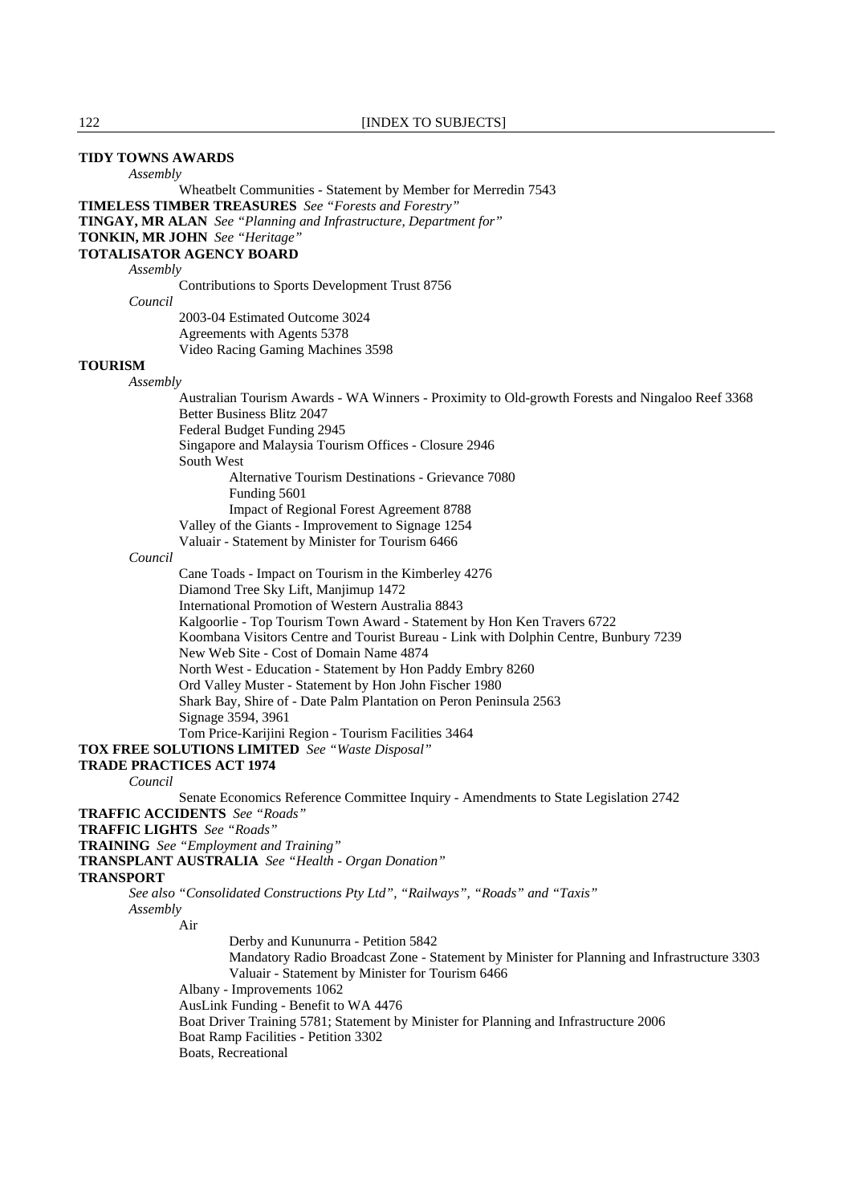**TIDY TOWNS AWARDS**

*Assembly*

Wheatbelt Communities - Statement by Member for Merredin 7543

**TIMELESS TIMBER TREASURES** *See "Forests and Forestry"*

**TINGAY, MR ALAN** *See "Planning and Infrastructure, Department for"*

**TONKIN, MR JOHN** *See "Heritage"*

**TOTALISATOR AGENCY BOARD**

*Assembly*

Contributions to Sports Development Trust 8756

*Council*

2003-04 Estimated Outcome 3024
Agreements with Agents 5378
Video Racing Gaming Machines 3598

**TOURISM**

*Assembly*

Australian Tourism Awards - WA Winners - Proximity to Old-growth Forests and Ningaloo Reef 3368
Better Business Blitz 2047
Federal Budget Funding 2945
Singapore and Malaysia Tourism Offices - Closure 2946
South West
- Alternative Tourism Destinations - Grievance 7080
- Funding 5601
- Impact of Regional Forest Agreement 8788

Valley of the Giants - Improvement to Signage 1254
Valuair - Statement by Minister for Tourism 6466

*Council*

Cane Toads - Impact on Tourism in the Kimberley 4276
Diamond Tree Sky Lift, Manjimup 1472
International Promotion of Western Australia 8843
Kalgoorlie - Top Tourism Town Award - Statement by Hon Ken Travers 6722
Koombana Visitors Centre and Tourist Bureau - Link with Dolphin Centre, Bunbury 7239
New Web Site - Cost of Domain Name 4874
North West - Education - Statement by Hon Paddy Embry 8260
Ord Valley Muster - Statement by Hon John Fischer 1980
Shark Bay, Shire of - Date Palm Plantation on Peron Peninsula 2563
Signage 3594, 3961
Tom Price-Karijini Region - Tourism Facilities 3464

**TOX FREE SOLUTIONS LIMITED** *See "Waste Disposal"*

**TRADE PRACTICES ACT 1974**

*Council*

Senate Economics Reference Committee Inquiry - Amendments to State Legislation 2742

**TRAFFIC ACCIDENTS** *See "Roads"*

**TRAFFIC LIGHTS** *See "Roads"*

**TRAINING** *See "Employment and Training"*

**TRANSPLANT AUSTRALIA** *See "Health - Organ Donation"*

**TRANSPORT**

*See also "Consolidated Constructions Pty Ltd", "Railways", "Roads" and "Taxis"*

*Assembly*

Air
- Derby and Kununurra - Petition 5842
- Mandatory Radio Broadcast Zone - Statement by Minister for Planning and Infrastructure 3303
- Valuair - Statement by Minister for Tourism 6466

Albany - Improvements 1062
AusLink Funding - Benefit to WA 4476
Boat Driver Training 5781; Statement by Minister for Planning and Infrastructure 2006
Boat Ramp Facilities - Petition 3302
Boats, Recreational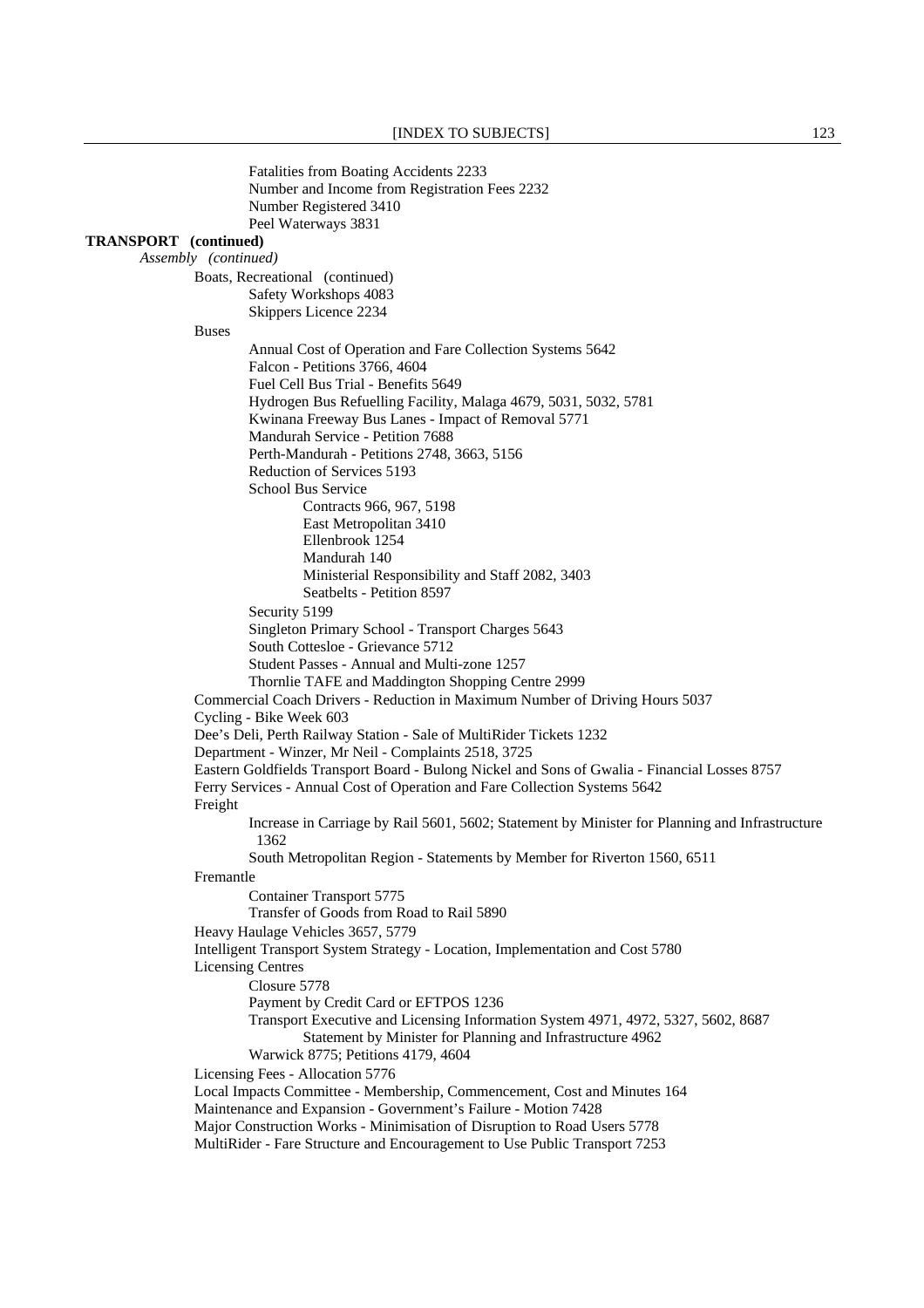Fatalities from Boating Accidents 2233
Number and Income from Registration Fees 2232
Number Registered 3410
Peel Waterways 3831

**TRANSPORT (continued)**

*Assembly (continued)*

Boats, Recreational (continued)
- Safety Workshops 4083
- Skippers Licence 2234

Buses
- Annual Cost of Operation and Fare Collection Systems 5642
- Falcon - Petitions 3766, 4604
- Fuel Cell Bus Trial - Benefits 5649
- Hydrogen Bus Refuelling Facility, Malaga 4679, 5031, 5032, 5781
- Kwinana Freeway Bus Lanes - Impact of Removal 5771
- Mandurah Service - Petition 7688
- Perth-Mandurah - Petitions 2748, 3663, 5156
- Reduction of Services 5193
- School Bus Service
  - Contracts 966, 967, 5198
  - East Metropolitan 3410
  - Ellenbrook 1254
  - Mandurah 140
  - Ministerial Responsibility and Staff 2082, 3403
  - Seatbelts - Petition 8597
- Security 5199
- Singleton Primary School - Transport Charges 5643
- South Cottesloe - Grievance 5712
- Student Passes - Annual and Multi-zone 1257
- Thornlie TAFE and Maddington Shopping Centre 2999

Commercial Coach Drivers - Reduction in Maximum Number of Driving Hours 5037

Cycling - Bike Week 603

Dee's Deli, Perth Railway Station - Sale of MultiRider Tickets 1232

Department - Winzer, Mr Neil - Complaints 2518, 3725

Eastern Goldfields Transport Board - Bulong Nickel and Sons of Gwalia - Financial Losses 8757

Ferry Services - Annual Cost of Operation and Fare Collection Systems 5642

Freight
- Increase in Carriage by Rail 5601, 5602; Statement by Minister for Planning and Infrastructure 1362
- South Metropolitan Region - Statements by Member for Riverton 1560, 6511

Fremantle
- Container Transport 5775
- Transfer of Goods from Road to Rail 5890

Heavy Haulage Vehicles 3657, 5779

Intelligent Transport System Strategy - Location, Implementation and Cost 5780

Licensing Centres
- Closure 5778
- Payment by Credit Card or EFTPOS 1236
- Transport Executive and Licensing Information System 4971, 4972, 5327, 5602, 8687
  - Statement by Minister for Planning and Infrastructure 4962
- Warwick 8775; Petitions 4179, 4604

Licensing Fees - Allocation 5776

Local Impacts Committee - Membership, Commencement, Cost and Minutes 164

Maintenance and Expansion - Government's Failure - Motion 7428

Major Construction Works - Minimisation of Disruption to Road Users 5778

MultiRider - Fare Structure and Encouragement to Use Public Transport 7253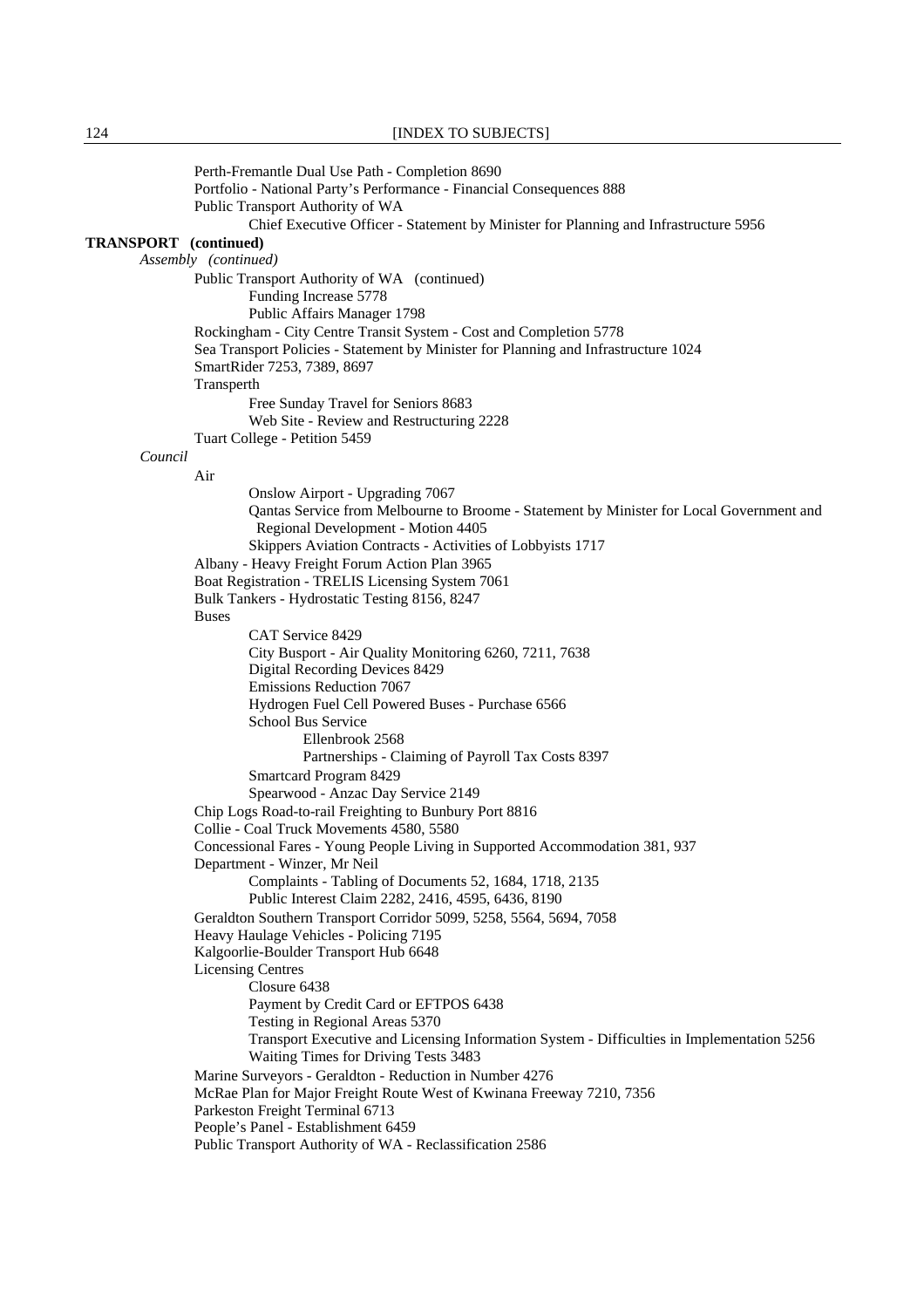Perth-Fremantle Dual Use Path - Completion 8690
Portfolio - National Party's Performance - Financial Consequences 888
Public Transport Authority of WA
    Chief Executive Officer - Statement by Minister for Planning and Infrastructure 5956

**TRANSPORT (continued)**

*Assembly (continued)*

Public Transport Authority of WA (continued)
    Funding Increase 5778
    Public Affairs Manager 1798
Rockingham - City Centre Transit System - Cost and Completion 5778
Sea Transport Policies - Statement by Minister for Planning and Infrastructure 1024
SmartRider 7253, 7389, 8697
Transperth
    Free Sunday Travel for Seniors 8683
    Web Site - Review and Restructuring 2228
Tuart College - Petition 5459

*Council*

Air
    Onslow Airport - Upgrading 7067
    Qantas Service from Melbourne to Broome - Statement by Minister for Local Government and Regional Development - Motion 4405
    Skippers Aviation Contracts - Activities of Lobbyists 1717
Albany - Heavy Freight Forum Action Plan 3965
Boat Registration - TRELIS Licensing System 7061
Bulk Tankers - Hydrostatic Testing 8156, 8247
Buses
    CAT Service 8429
    City Busport - Air Quality Monitoring 6260, 7211, 7638
    Digital Recording Devices 8429
    Emissions Reduction 7067
    Hydrogen Fuel Cell Powered Buses - Purchase 6566
    School Bus Service
        Ellenbrook 2568
        Partnerships - Claiming of Payroll Tax Costs 8397
    Smartcard Program 8429
    Spearwood - Anzac Day Service 2149
Chip Logs Road-to-rail Freighting to Bunbury Port 8816
Collie - Coal Truck Movements 4580, 5580
Concessional Fares - Young People Living in Supported Accommodation 381, 937
Department - Winzer, Mr Neil
    Complaints - Tabling of Documents 52, 1684, 1718, 2135
    Public Interest Claim 2282, 2416, 4595, 6436, 8190
Geraldton Southern Transport Corridor 5099, 5258, 5564, 5694, 7058
Heavy Haulage Vehicles - Policing 7195
Kalgoorlie-Boulder Transport Hub 6648
Licensing Centres
    Closure 6438
    Payment by Credit Card or EFTPOS 6438
    Testing in Regional Areas 5370
    Transport Executive and Licensing Information System - Difficulties in Implementation 5256
    Waiting Times for Driving Tests 3483
Marine Surveyors - Geraldton - Reduction in Number 4276
McRae Plan for Major Freight Route West of Kwinana Freeway 7210, 7356
Parkeston Freight Terminal 6713
People's Panel - Establishment 6459
Public Transport Authority of WA - Reclassification 2586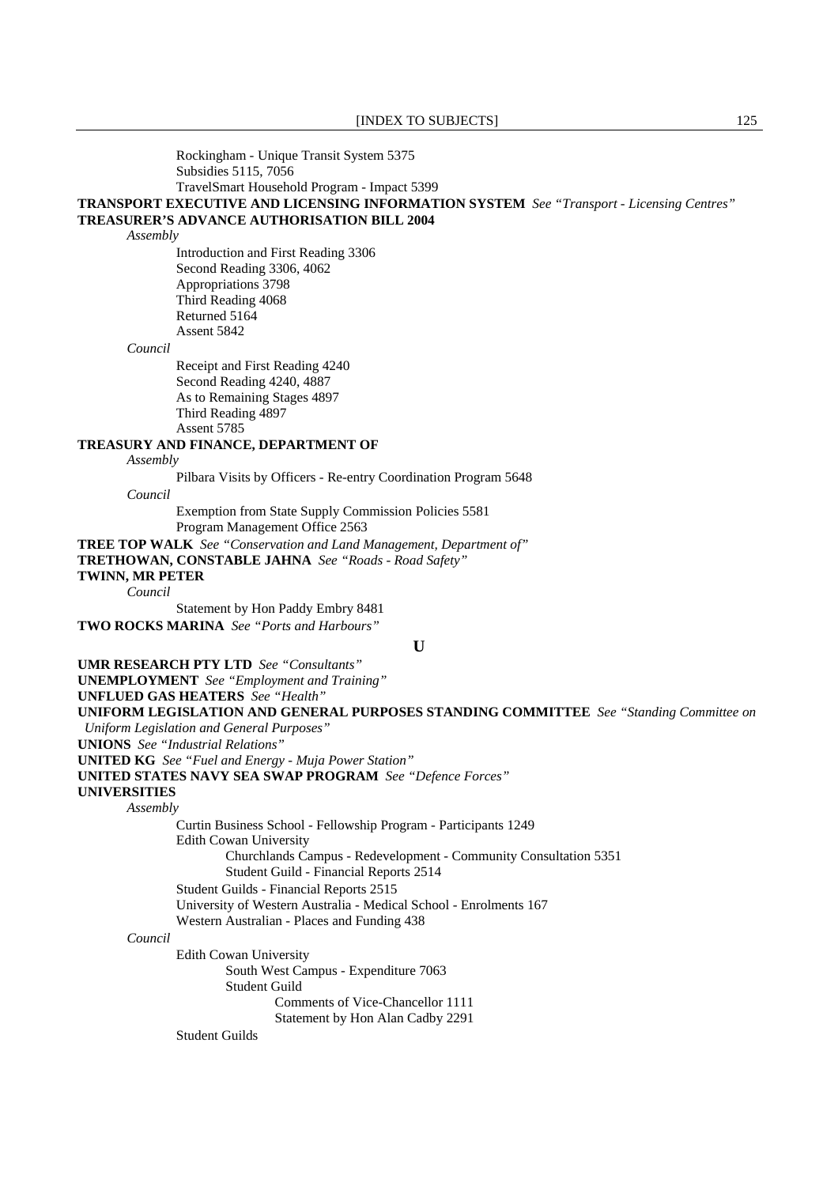Rockingham - Unique Transit System 5375
Subsidies 5115, 7056
TravelSmart Household Program - Impact 5399

**TRANSPORT EXECUTIVE AND LICENSING INFORMATION SYSTEM** *See "Transport - Licensing Centres"*

**TREASURER'S ADVANCE AUTHORISATION BILL 2004**

*Assembly*

Introduction and First Reading 3306
Second Reading 3306, 4062
Appropriations 3798
Third Reading 4068
Returned 5164
Assent 5842

*Council*

Receipt and First Reading 4240
Second Reading 4240, 4887
As to Remaining Stages 4897
Third Reading 4897
Assent 5785

**TREASURY AND FINANCE, DEPARTMENT OF**

*Assembly*

Pilbara Visits by Officers - Re-entry Coordination Program 5648

*Council*

Exemption from State Supply Commission Policies 5581
Program Management Office 2563

**TREE TOP WALK** *See "Conservation and Land Management, Department of"*

**TRETHOWAN, CONSTABLE JAHNA** *See "Roads - Road Safety"*

**TWINN, MR PETER**

*Council*

Statement by Hon Paddy Embry 8481

**TWO ROCKS MARINA** *See "Ports and Harbours"*

## U

**UMR RESEARCH PTY LTD** *See "Consultants"*

**UNEMPLOYMENT** *See "Employment and Training"*

**UNFLUED GAS HEATERS** *See "Health"*

**UNIFORM LEGISLATION AND GENERAL PURPOSES STANDING COMMITTEE** *See "Standing Committee on Uniform Legislation and General Purposes"*

**UNIONS** *See "Industrial Relations"*

**UNITED KG** *See "Fuel and Energy - Muja Power Station"*

**UNITED STATES NAVY SEA SWAP PROGRAM** *See "Defence Forces"*

**UNIVERSITIES**

*Assembly*

Curtin Business School - Fellowship Program - Participants 1249
Edith Cowan University
- Churchlands Campus - Redevelopment - Community Consultation 5351
- Student Guild - Financial Reports 2514

Student Guilds - Financial Reports 2515
University of Western Australia - Medical School - Enrolments 167
Western Australian - Places and Funding 438

*Council*

Edith Cowan University
- South West Campus - Expenditure 7063
- Student Guild
  - Comments of Vice-Chancellor 1111
  - Statement by Hon Alan Cadby 2291

Student Guilds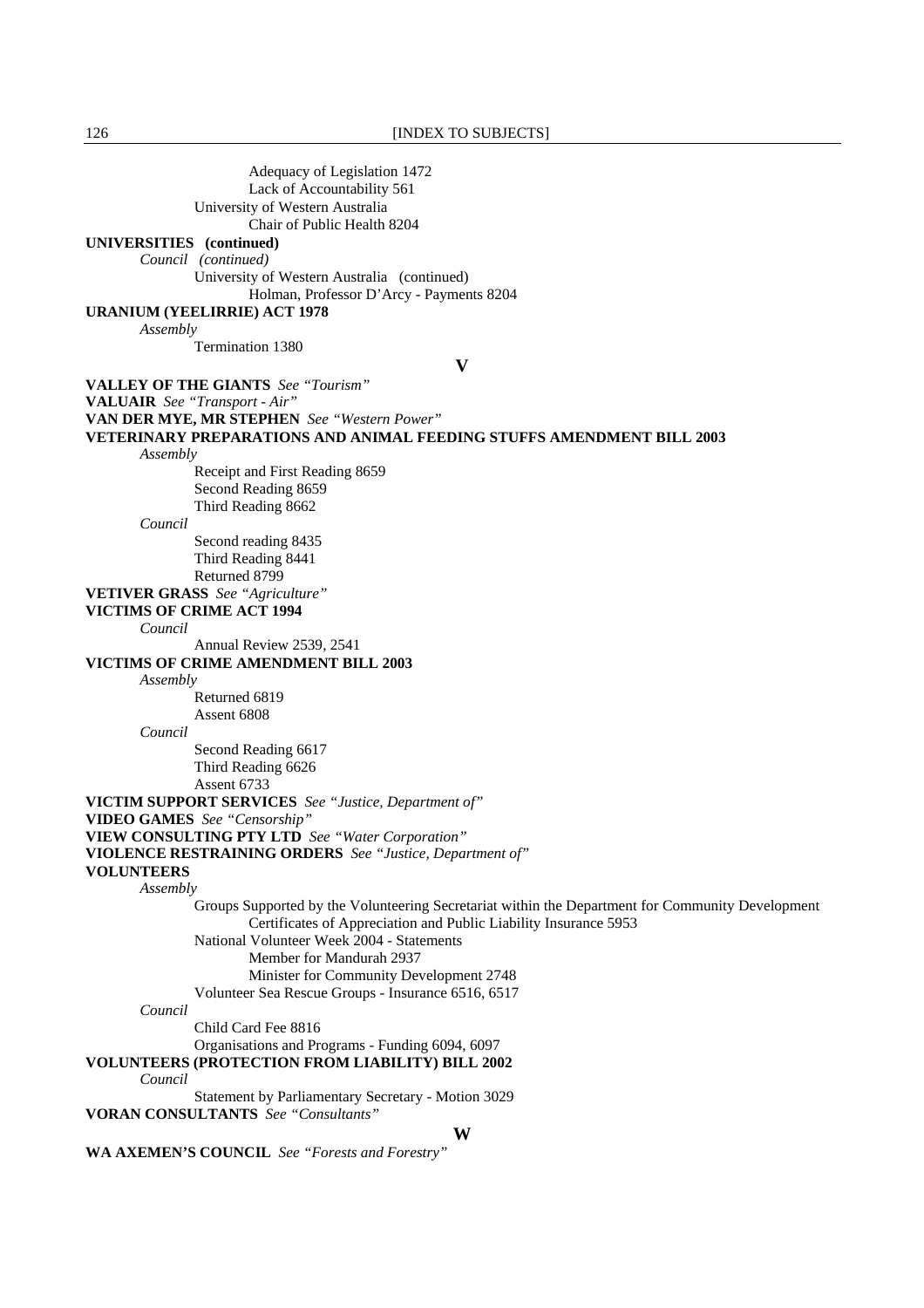Adequacy of Legislation 1472
Lack of Accountability 561
University of Western Australia
Chair of Public Health 8204

**UNIVERSITIES (continued)**

*Council (continued)*

University of Western Australia (continued)
Holman, Professor D'Arcy - Payments 8204

**URANIUM (YEELIRRIE) ACT 1978**

*Assembly*

Termination 1380

## V

**VALLEY OF THE GIANTS** *See "Tourism"*

**VALUAIR** *See "Transport - Air"*

**VAN DER MYE, MR STEPHEN** *See "Western Power"*

**VETERINARY PREPARATIONS AND ANIMAL FEEDING STUFFS AMENDMENT BILL 2003**

*Assembly*

Receipt and First Reading 8659
Second Reading 8659
Third Reading 8662

*Council*

Second reading 8435
Third Reading 8441
Returned 8799

**VETIVER GRASS** *See "Agriculture"*

**VICTIMS OF CRIME ACT 1994**

*Council*

Annual Review 2539, 2541

**VICTIMS OF CRIME AMENDMENT BILL 2003**

*Assembly*

Returned 6819
Assent 6808

*Council*

Second Reading 6617
Third Reading 6626
Assent 6733

**VICTIM SUPPORT SERVICES** *See "Justice, Department of"*

**VIDEO GAMES** *See "Censorship"*

**VIEW CONSULTING PTY LTD** *See "Water Corporation"*

**VIOLENCE RESTRAINING ORDERS** *See "Justice, Department of"*

**VOLUNTEERS**

*Assembly*

Groups Supported by the Volunteering Secretariat within the Department for Community Development
Certificates of Appreciation and Public Liability Insurance 5953
National Volunteer Week 2004 - Statements
Member for Mandurah 2937
Minister for Community Development 2748
Volunteer Sea Rescue Groups - Insurance 6516, 6517

*Council*

Child Card Fee 8816
Organisations and Programs - Funding 6094, 6097

**VOLUNTEERS (PROTECTION FROM LIABILITY) BILL 2002**

*Council*

Statement by Parliamentary Secretary - Motion 3029

**VORAN CONSULTANTS** *See "Consultants"*

## W

**WA AXEMEN'S COUNCIL** *See "Forests and Forestry"*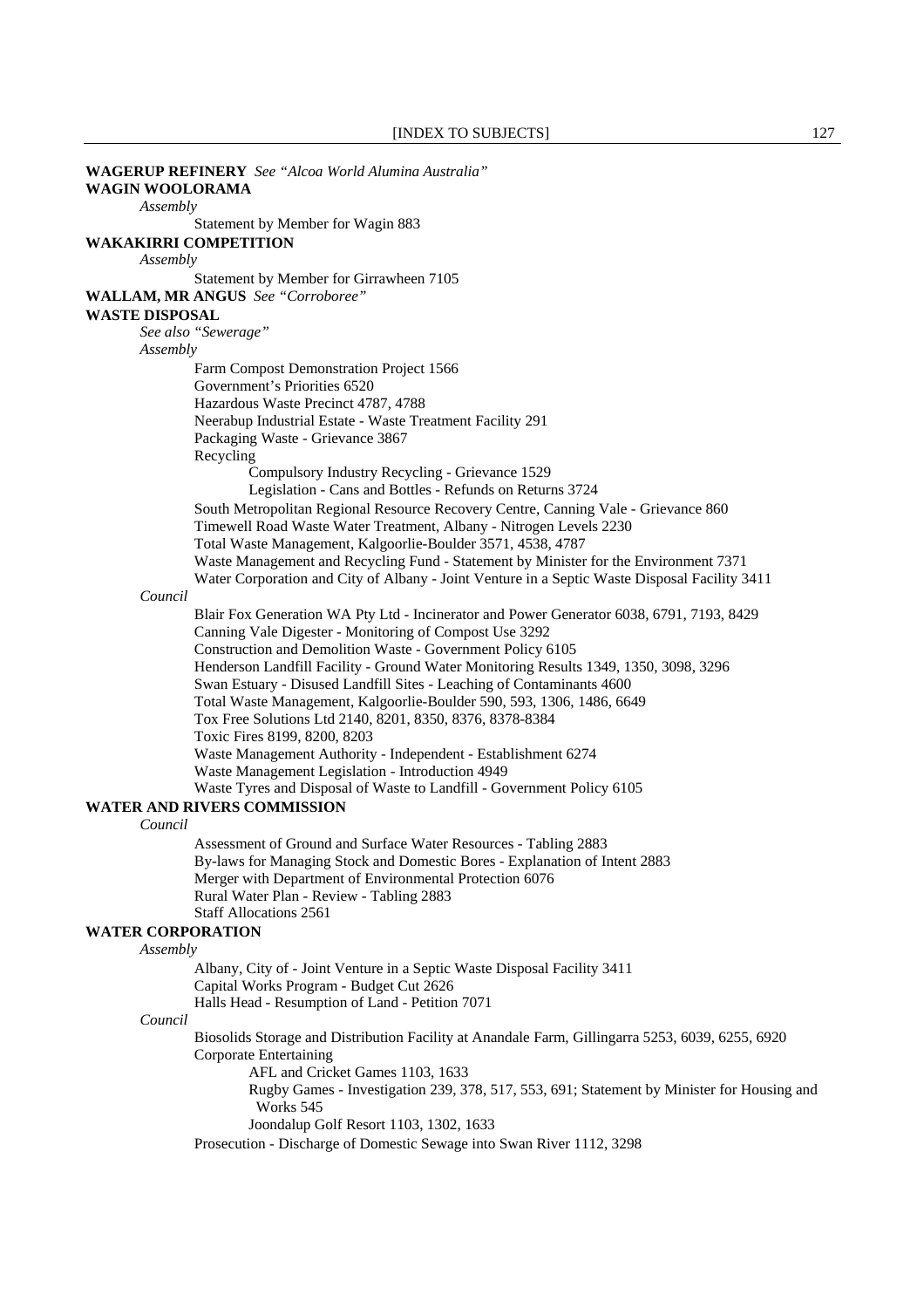**WAGERUP REFINERY** *See "Alcoa World Alumina Australia"*

**WAGIN WOOLORAMA**

*Assembly*

Statement by Member for Wagin 883

**WAKAKIRRI COMPETITION**

*Assembly*

Statement by Member for Girrawheen 7105

**WALLAM, MR ANGUS** *See "Corroboree"*

**WASTE DISPOSAL**

*See also "Sewerage"*

*Assembly*

- Farm Compost Demonstration Project 1566
- Government's Priorities 6520
- Hazardous Waste Precinct 4787, 4788
- Neerabup Industrial Estate - Waste Treatment Facility 291
- Packaging Waste - Grievance 3867
- Recycling
  - Compulsory Industry Recycling - Grievance 1529
  - Legislation - Cans and Bottles - Refunds on Returns 3724
- South Metropolitan Regional Resource Recovery Centre, Canning Vale - Grievance 860
- Timewell Road Waste Water Treatment, Albany - Nitrogen Levels 2230
- Total Waste Management, Kalgoorlie-Boulder 3571, 4538, 4787
- Waste Management and Recycling Fund - Statement by Minister for the Environment 7371
- Water Corporation and City of Albany - Joint Venture in a Septic Waste Disposal Facility 3411

*Council*

- Blair Fox Generation WA Pty Ltd - Incinerator and Power Generator 6038, 6791, 7193, 8429
- Canning Vale Digester - Monitoring of Compost Use 3292
- Construction and Demolition Waste - Government Policy 6105
- Henderson Landfill Facility - Ground Water Monitoring Results 1349, 1350, 3098, 3296
- Swan Estuary - Disused Landfill Sites - Leaching of Contaminants 4600
- Total Waste Management, Kalgoorlie-Boulder 590, 593, 1306, 1486, 6649
- Tox Free Solutions Ltd 2140, 8201, 8350, 8376, 8378-8384
- Toxic Fires 8199, 8200, 8203
- Waste Management Authority - Independent - Establishment 6274
- Waste Management Legislation - Introduction 4949
- Waste Tyres and Disposal of Waste to Landfill - Government Policy 6105

**WATER AND RIVERS COMMISSION**

*Council*

- Assessment of Ground and Surface Water Resources - Tabling 2883
- By-laws for Managing Stock and Domestic Bores - Explanation of Intent 2883
- Merger with Department of Environmental Protection 6076
- Rural Water Plan - Review - Tabling 2883
- Staff Allocations 2561

**WATER CORPORATION**

*Assembly*

- Albany, City of - Joint Venture in a Septic Waste Disposal Facility 3411
- Capital Works Program - Budget Cut 2626
- Halls Head - Resumption of Land - Petition 7071

*Council*

- Biosolids Storage and Distribution Facility at Anandale Farm, Gillingarra 5253, 6039, 6255, 6920
- Corporate Entertaining
  - AFL and Cricket Games 1103, 1633
  - Rugby Games - Investigation 239, 378, 517, 553, 691; Statement by Minister for Housing and Works 545
  - Joondalup Golf Resort 1103, 1302, 1633
- Prosecution - Discharge of Domestic Sewage into Swan River 1112, 3298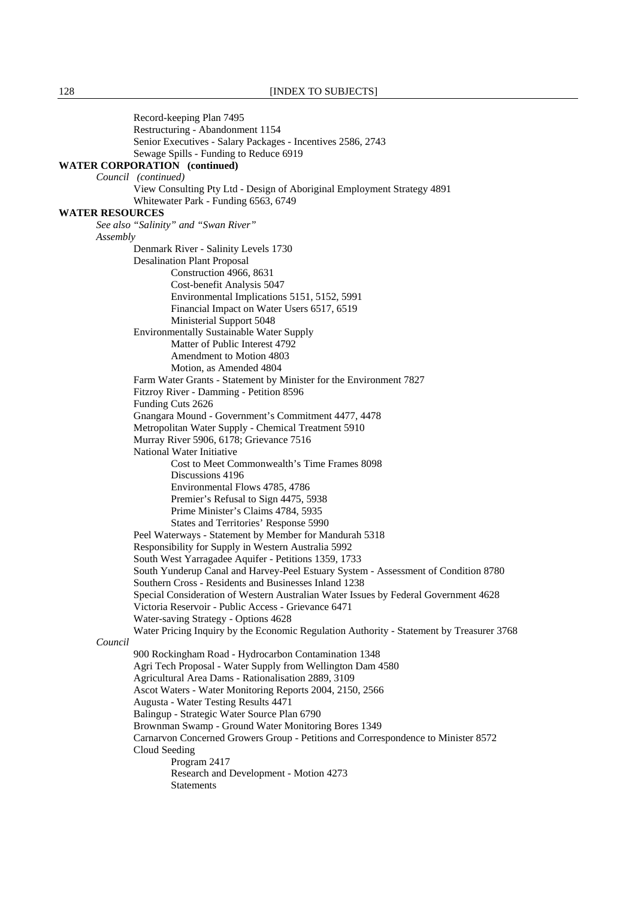Record-keeping Plan 7495
Restructuring - Abandonment 1154
Senior Executives - Salary Packages - Incentives 2586, 2743
Sewage Spills - Funding to Reduce 6919

**WATER CORPORATION (continued)**

*Council (continued)*

View Consulting Pty Ltd - Design of Aboriginal Employment Strategy 4891
Whitewater Park - Funding 6563, 6749

**WATER RESOURCES**

*See also "Salinity" and "Swan River"*

*Assembly*

Denmark River - Salinity Levels 1730
Desalination Plant Proposal
- Construction 4966, 8631
- Cost-benefit Analysis 5047
- Environmental Implications 5151, 5152, 5991
- Financial Impact on Water Users 6517, 6519
- Ministerial Support 5048

Environmentally Sustainable Water Supply
- Matter of Public Interest 4792
- Amendment to Motion 4803
- Motion, as Amended 4804

Farm Water Grants - Statement by Minister for the Environment 7827
Fitzroy River - Damming - Petition 8596
Funding Cuts 2626
Gnangara Mound - Government's Commitment 4477, 4478
Metropolitan Water Supply - Chemical Treatment 5910
Murray River 5906, 6178; Grievance 7516
National Water Initiative
- Cost to Meet Commonwealth's Time Frames 8098
- Discussions 4196
- Environmental Flows 4785, 4786
- Premier's Refusal to Sign 4475, 5938
- Prime Minister's Claims 4784, 5935
- States and Territories' Response 5990

Peel Waterways - Statement by Member for Mandurah 5318
Responsibility for Supply in Western Australia 5992
South West Yarragadee Aquifer - Petitions 1359, 1733
South Yunderup Canal and Harvey-Peel Estuary System - Assessment of Condition 8780
Southern Cross - Residents and Businesses Inland 1238
Special Consideration of Western Australian Water Issues by Federal Government 4628
Victoria Reservoir - Public Access - Grievance 6471
Water-saving Strategy - Options 4628
Water Pricing Inquiry by the Economic Regulation Authority - Statement by Treasurer 3768

*Council*

900 Rockingham Road - Hydrocarbon Contamination 1348
Agri Tech Proposal - Water Supply from Wellington Dam 4580
Agricultural Area Dams - Rationalisation 2889, 3109
Ascot Waters - Water Monitoring Reports 2004, 2150, 2566
Augusta - Water Testing Results 4471
Balingup - Strategic Water Source Plan 6790
Brownman Swamp - Ground Water Monitoring Bores 1349
Carnarvon Concerned Growers Group - Petitions and Correspondence to Minister 8572
Cloud Seeding
- Program 2417
- Research and Development - Motion 4273
- Statements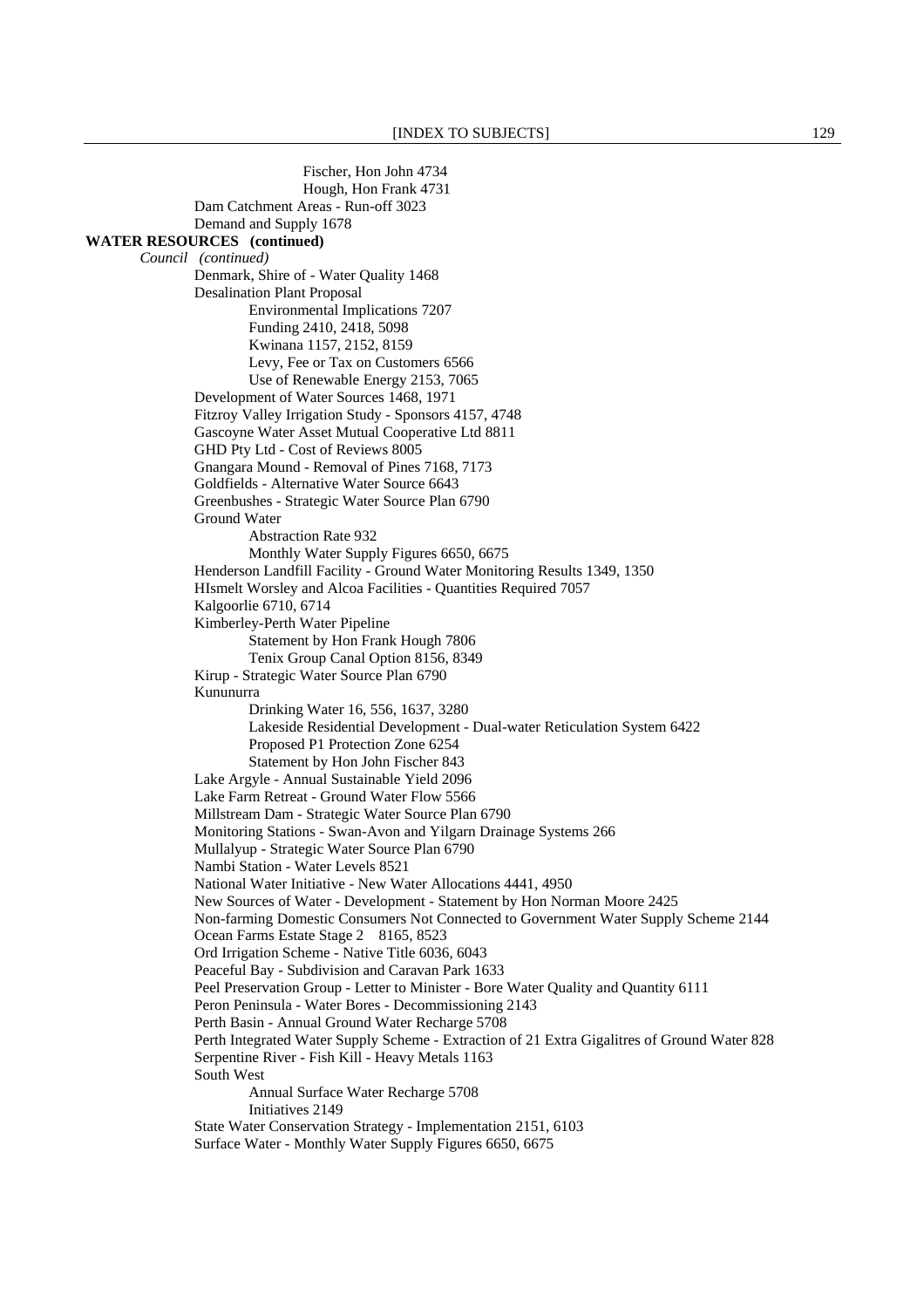Fischer, Hon John 4734
Hough, Hon Frank 4731
Dam Catchment Areas - Run-off 3023
Demand and Supply 1678

**WATER RESOURCES (continued)**

*Council (continued)*

Denmark, Shire of - Water Quality 1468
Desalination Plant Proposal
Environmental Implications 7207
Funding 2410, 2418, 5098
Kwinana 1157, 2152, 8159
Levy, Fee or Tax on Customers 6566
Use of Renewable Energy 2153, 7065
Development of Water Sources 1468, 1971
Fitzroy Valley Irrigation Study - Sponsors 4157, 4748
Gascoyne Water Asset Mutual Cooperative Ltd 8811
GHD Pty Ltd - Cost of Reviews 8005
Gnangara Mound - Removal of Pines 7168, 7173
Goldfields - Alternative Water Source 6643
Greenbushes - Strategic Water Source Plan 6790
Ground Water
Abstraction Rate 932
Monthly Water Supply Figures 6650, 6675
Henderson Landfill Facility - Ground Water Monitoring Results 1349, 1350
HIsmelt Worsley and Alcoa Facilities - Quantities Required 7057
Kalgoorlie 6710, 6714
Kimberley-Perth Water Pipeline
Statement by Hon Frank Hough 7806
Tenix Group Canal Option 8156, 8349
Kirup - Strategic Water Source Plan 6790
Kununurra
Drinking Water 16, 556, 1637, 3280
Lakeside Residential Development - Dual-water Reticulation System 6422
Proposed P1 Protection Zone 6254
Statement by Hon John Fischer 843
Lake Argyle - Annual Sustainable Yield 2096
Lake Farm Retreat - Ground Water Flow 5566
Millstream Dam - Strategic Water Source Plan 6790
Monitoring Stations - Swan-Avon and Yilgarn Drainage Systems 266
Mullalyup - Strategic Water Source Plan 6790
Nambi Station - Water Levels 8521
National Water Initiative - New Water Allocations 4441, 4950
New Sources of Water - Development - Statement by Hon Norman Moore 2425
Non-farming Domestic Consumers Not Connected to Government Water Supply Scheme 2144
Ocean Farms Estate Stage 2 8165, 8523
Ord Irrigation Scheme - Native Title 6036, 6043
Peaceful Bay - Subdivision and Caravan Park 1633
Peel Preservation Group - Letter to Minister - Bore Water Quality and Quantity 6111
Peron Peninsula - Water Bores - Decommissioning 2143
Perth Basin - Annual Ground Water Recharge 5708
Perth Integrated Water Supply Scheme - Extraction of 21 Extra Gigalitres of Ground Water 828
Serpentine River - Fish Kill - Heavy Metals 1163
South West
Annual Surface Water Recharge 5708
Initiatives 2149
State Water Conservation Strategy - Implementation 2151, 6103
Surface Water - Monthly Water Supply Figures 6650, 6675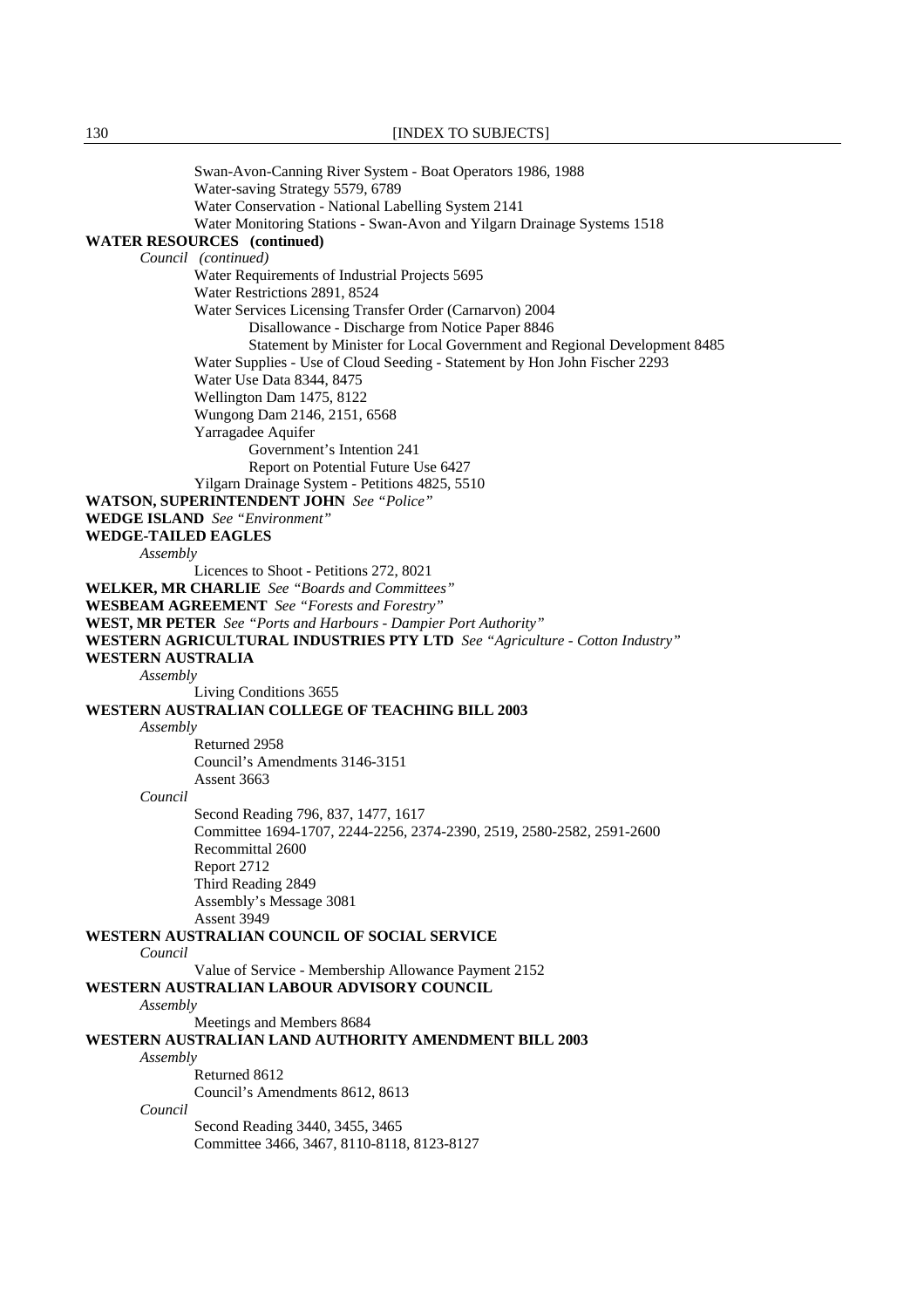Swan-Avon-Canning River System - Boat Operators 1986, 1988
Water-saving Strategy 5579, 6789
Water Conservation - National Labelling System 2141
Water Monitoring Stations - Swan-Avon and Yilgarn Drainage Systems 1518

**WATER RESOURCES (continued)**

*Council (continued)*

Water Requirements of Industrial Projects 5695
Water Restrictions 2891, 8524
Water Services Licensing Transfer Order (Carnarvon) 2004
 Disallowance - Discharge from Notice Paper 8846
 Statement by Minister for Local Government and Regional Development 8485
Water Supplies - Use of Cloud Seeding - Statement by Hon John Fischer 2293
Water Use Data 8344, 8475
Wellington Dam 1475, 8122
Wungong Dam 2146, 2151, 6568
Yarragadee Aquifer
 Government's Intention 241
 Report on Potential Future Use 6427
Yilgarn Drainage System - Petitions 4825, 5510

**WATSON, SUPERINTENDENT JOHN** *See "Police"*

**WEDGE ISLAND** *See "Environment"*

**WEDGE-TAILED EAGLES**

*Assembly*

Licences to Shoot - Petitions 272, 8021

**WELKER, MR CHARLIE** *See "Boards and Committees"*

**WESBEAM AGREEMENT** *See "Forests and Forestry"*

**WEST, MR PETER** *See "Ports and Harbours - Dampier Port Authority"*

**WESTERN AGRICULTURAL INDUSTRIES PTY LTD** *See "Agriculture - Cotton Industry"*

**WESTERN AUSTRALIA**

*Assembly*

Living Conditions 3655

**WESTERN AUSTRALIAN COLLEGE OF TEACHING BILL 2003**

*Assembly*

Returned 2958
Council's Amendments 3146-3151
Assent 3663

*Council*

Second Reading 796, 837, 1477, 1617
Committee 1694-1707, 2244-2256, 2374-2390, 2519, 2580-2582, 2591-2600
Recommittal 2600
Report 2712
Third Reading 2849
Assembly's Message 3081
Assent 3949

**WESTERN AUSTRALIAN COUNCIL OF SOCIAL SERVICE**

*Council*

Value of Service - Membership Allowance Payment 2152

**WESTERN AUSTRALIAN LABOUR ADVISORY COUNCIL**

*Assembly*

Meetings and Members 8684

**WESTERN AUSTRALIAN LAND AUTHORITY AMENDMENT BILL 2003**

*Assembly*

Returned 8612
Council's Amendments 8612, 8613

*Council*

Second Reading 3440, 3455, 3465
Committee 3466, 3467, 8110-8118, 8123-8127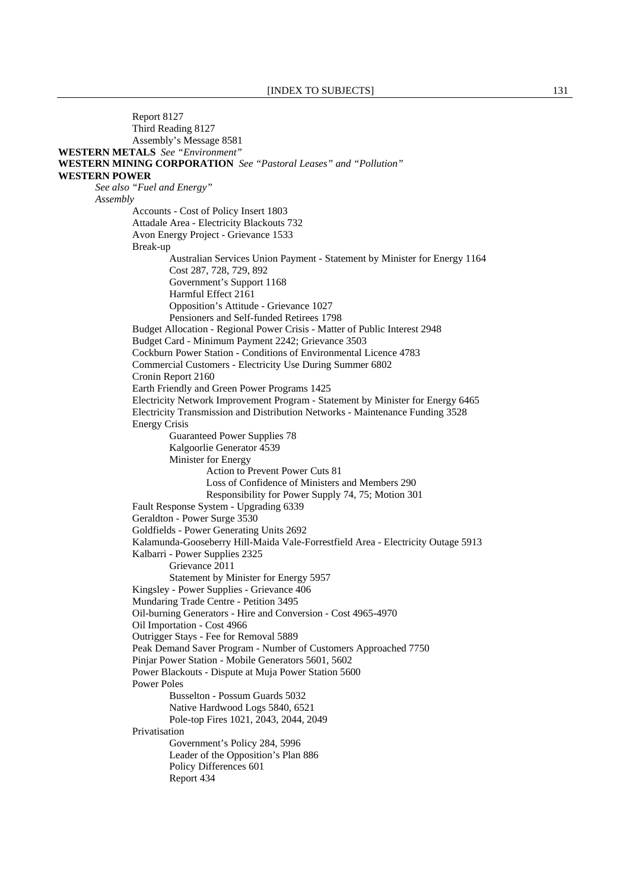Report 8127
Third Reading 8127
Assembly's Message 8581

**WESTERN METALS** *See "Environment"*

**WESTERN MINING CORPORATION** *See "Pastoral Leases" and "Pollution"*

**WESTERN POWER**

*See also "Fuel and Energy"*

*Assembly*

- Accounts - Cost of Policy Insert 1803
- Attadale Area - Electricity Blackouts 732
- Avon Energy Project - Grievance 1533
- Break-up
  - Australian Services Union Payment - Statement by Minister for Energy 1164
  - Cost 287, 728, 729, 892
  - Government's Support 1168
  - Harmful Effect 2161
  - Opposition's Attitude - Grievance 1027
  - Pensioners and Self-funded Retirees 1798
- Budget Allocation - Regional Power Crisis - Matter of Public Interest 2948
- Budget Card - Minimum Payment 2242; Grievance 3503
- Cockburn Power Station - Conditions of Environmental Licence 4783
- Commercial Customers - Electricity Use During Summer 6802
- Cronin Report 2160
- Earth Friendly and Green Power Programs 1425
- Electricity Network Improvement Program - Statement by Minister for Energy 6465
- Electricity Transmission and Distribution Networks - Maintenance Funding 3528
- Energy Crisis
  - Guaranteed Power Supplies 78
  - Kalgoorlie Generator 4539
  - Minister for Energy
    - Action to Prevent Power Cuts 81
    - Loss of Confidence of Ministers and Members 290
    - Responsibility for Power Supply 74, 75; Motion 301
- Fault Response System - Upgrading 6339
- Geraldton - Power Surge 3530
- Goldfields - Power Generating Units 2692
- Kalamunda-Gooseberry Hill-Maida Vale-Forrestfield Area - Electricity Outage 5913
- Kalbarri - Power Supplies 2325
  - Grievance 2011
  - Statement by Minister for Energy 5957
- Kingsley - Power Supplies - Grievance 406
- Mundaring Trade Centre - Petition 3495
- Oil-burning Generators - Hire and Conversion - Cost 4965-4970
- Oil Importation - Cost 4966
- Outrigger Stays - Fee for Removal 5889
- Peak Demand Saver Program - Number of Customers Approached 7750
- Pinjar Power Station - Mobile Generators 5601, 5602
- Power Blackouts - Dispute at Muja Power Station 5600
- Power Poles
  - Busselton - Possum Guards 5032
  - Native Hardwood Logs 5840, 6521
  - Pole-top Fires 1021, 2043, 2044, 2049
- Privatisation
  - Government's Policy 284, 5996
  - Leader of the Opposition's Plan 886
  - Policy Differences 601
  - Report 434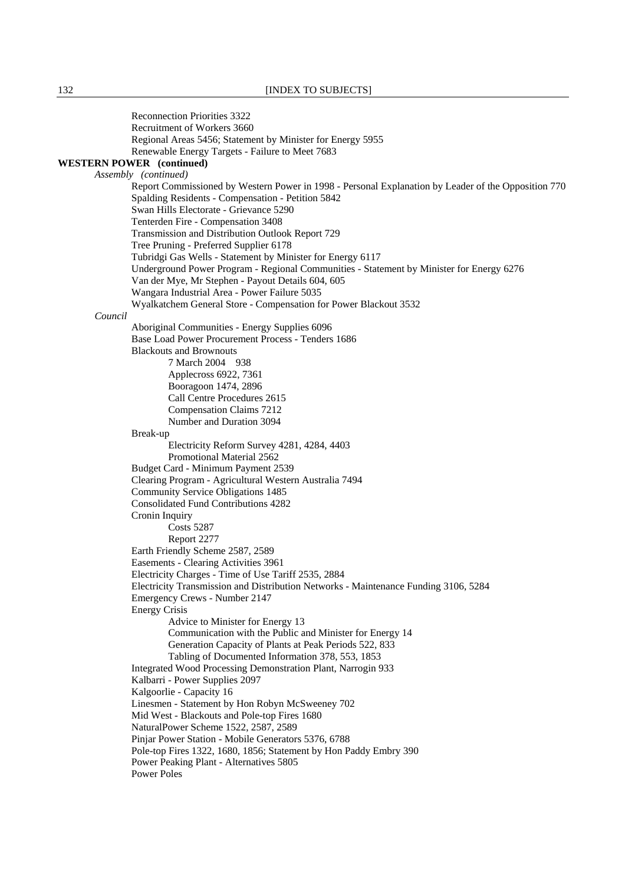Reconnection Priorities 3322
Recruitment of Workers 3660
Regional Areas 5456; Statement by Minister for Energy 5955
Renewable Energy Targets - Failure to Meet 7683

**WESTERN POWER (continued)**

*Assembly (continued)*

Report Commissioned by Western Power in 1998 - Personal Explanation by Leader of the Opposition 770
Spalding Residents - Compensation - Petition 5842
Swan Hills Electorate - Grievance 5290
Tenterden Fire - Compensation 3408
Transmission and Distribution Outlook Report 729
Tree Pruning - Preferred Supplier 6178
Tubridgi Gas Wells - Statement by Minister for Energy 6117
Underground Power Program - Regional Communities - Statement by Minister for Energy 6276
Van der Mye, Mr Stephen - Payout Details 604, 605
Wangara Industrial Area - Power Failure 5035
Wyalkatchem General Store - Compensation for Power Blackout 3532

*Council*

Aboriginal Communities - Energy Supplies 6096
Base Load Power Procurement Process - Tenders 1686
Blackouts and Brownouts
- 7 March 2004 938
- Applecross 6922, 7361
- Booragoon 1474, 2896
- Call Centre Procedures 2615
- Compensation Claims 7212
- Number and Duration 3094

Break-up
- Electricity Reform Survey 4281, 4284, 4403
- Promotional Material 2562

Budget Card - Minimum Payment 2539
Clearing Program - Agricultural Western Australia 7494
Community Service Obligations 1485
Consolidated Fund Contributions 4282
Cronin Inquiry
- Costs 5287
- Report 2277

Earth Friendly Scheme 2587, 2589
Easements - Clearing Activities 3961
Electricity Charges - Time of Use Tariff 2535, 2884
Electricity Transmission and Distribution Networks - Maintenance Funding 3106, 5284
Emergency Crews - Number 2147
Energy Crisis
- Advice to Minister for Energy 13
- Communication with the Public and Minister for Energy 14
- Generation Capacity of Plants at Peak Periods 522, 833
- Tabling of Documented Information 378, 553, 1853

Integrated Wood Processing Demonstration Plant, Narrogin 933
Kalbarri - Power Supplies 2097
Kalgoorlie - Capacity 16
Linesmen - Statement by Hon Robyn McSweeney 702
Mid West - Blackouts and Pole-top Fires 1680
NaturalPower Scheme 1522, 2587, 2589
Pinjar Power Station - Mobile Generators 5376, 6788
Pole-top Fires 1322, 1680, 1856; Statement by Hon Paddy Embry 390
Power Peaking Plant - Alternatives 5805
Power Poles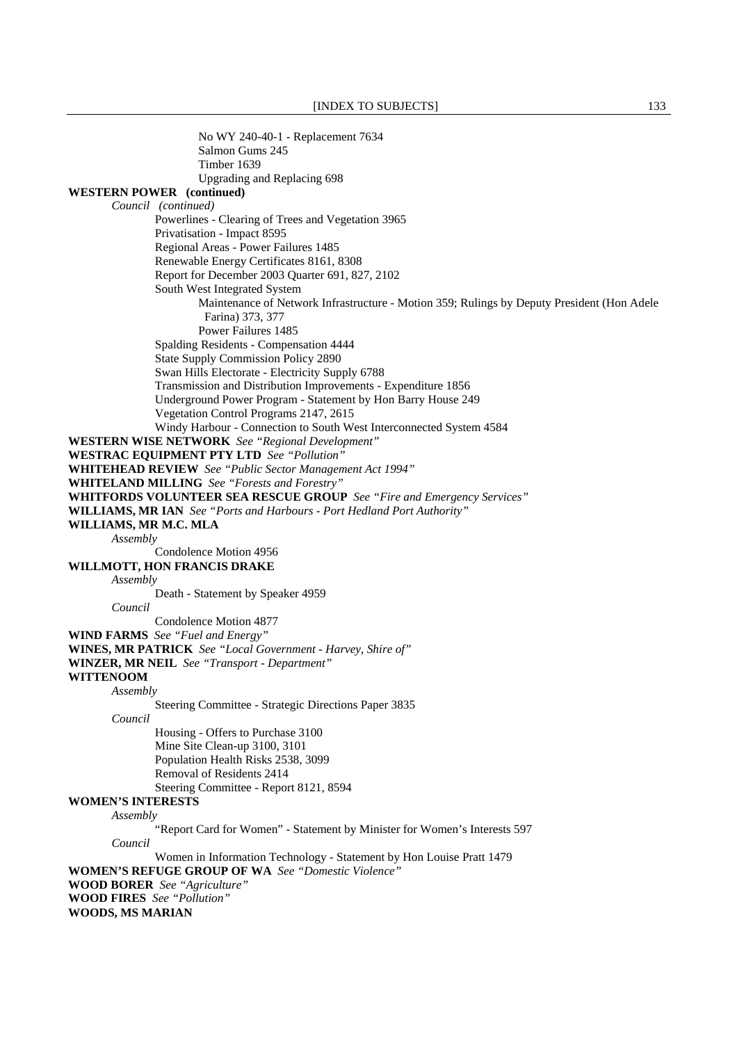No WY 240-40-1 - Replacement 7634
Salmon Gums 245
Timber 1639
Upgrading and Replacing 698

**WESTERN POWER (continued)**

*Council (continued)*

Powerlines - Clearing of Trees and Vegetation 3965
Privatisation - Impact 8595
Regional Areas - Power Failures 1485
Renewable Energy Certificates 8161, 8308
Report for December 2003 Quarter 691, 827, 2102
South West Integrated System
Maintenance of Network Infrastructure - Motion 359; Rulings by Deputy President (Hon Adele Farina) 373, 377
Power Failures 1485
Spalding Residents - Compensation 4444
State Supply Commission Policy 2890
Swan Hills Electorate - Electricity Supply 6788
Transmission and Distribution Improvements - Expenditure 1856
Underground Power Program - Statement by Hon Barry House 249
Vegetation Control Programs 2147, 2615
Windy Harbour - Connection to South West Interconnected System 4584

**WESTERN WISE NETWORK** *See "Regional Development"*

**WESTRAC EQUIPMENT PTY LTD** *See "Pollution"*

**WHITEHEAD REVIEW** *See "Public Sector Management Act 1994"*

**WHITELAND MILLING** *See "Forests and Forestry"*

**WHITFORDS VOLUNTEER SEA RESCUE GROUP** *See "Fire and Emergency Services"*

**WILLIAMS, MR IAN** *See "Ports and Harbours - Port Hedland Port Authority"*

**WILLIAMS, MR M.C. MLA**

*Assembly*

Condolence Motion 4956

**WILLMOTT, HON FRANCIS DRAKE**

*Assembly*

Death - Statement by Speaker 4959

*Council*

Condolence Motion 4877

**WIND FARMS** *See "Fuel and Energy"*

**WINES, MR PATRICK** *See "Local Government - Harvey, Shire of"*

**WINZER, MR NEIL** *See "Transport - Department"*

**WITTENOOM**

*Assembly*

Steering Committee - Strategic Directions Paper 3835

*Council*

Housing - Offers to Purchase 3100
Mine Site Clean-up 3100, 3101
Population Health Risks 2538, 3099
Removal of Residents 2414
Steering Committee - Report 8121, 8594

**WOMEN'S INTERESTS**

*Assembly*

"Report Card for Women" - Statement by Minister for Women's Interests 597

*Council*

Women in Information Technology - Statement by Hon Louise Pratt 1479

**WOMEN'S REFUGE GROUP OF WA** *See "Domestic Violence"*

**WOOD BORER** *See "Agriculture"*

**WOOD FIRES** *See "Pollution"*

**WOODS, MS MARIAN**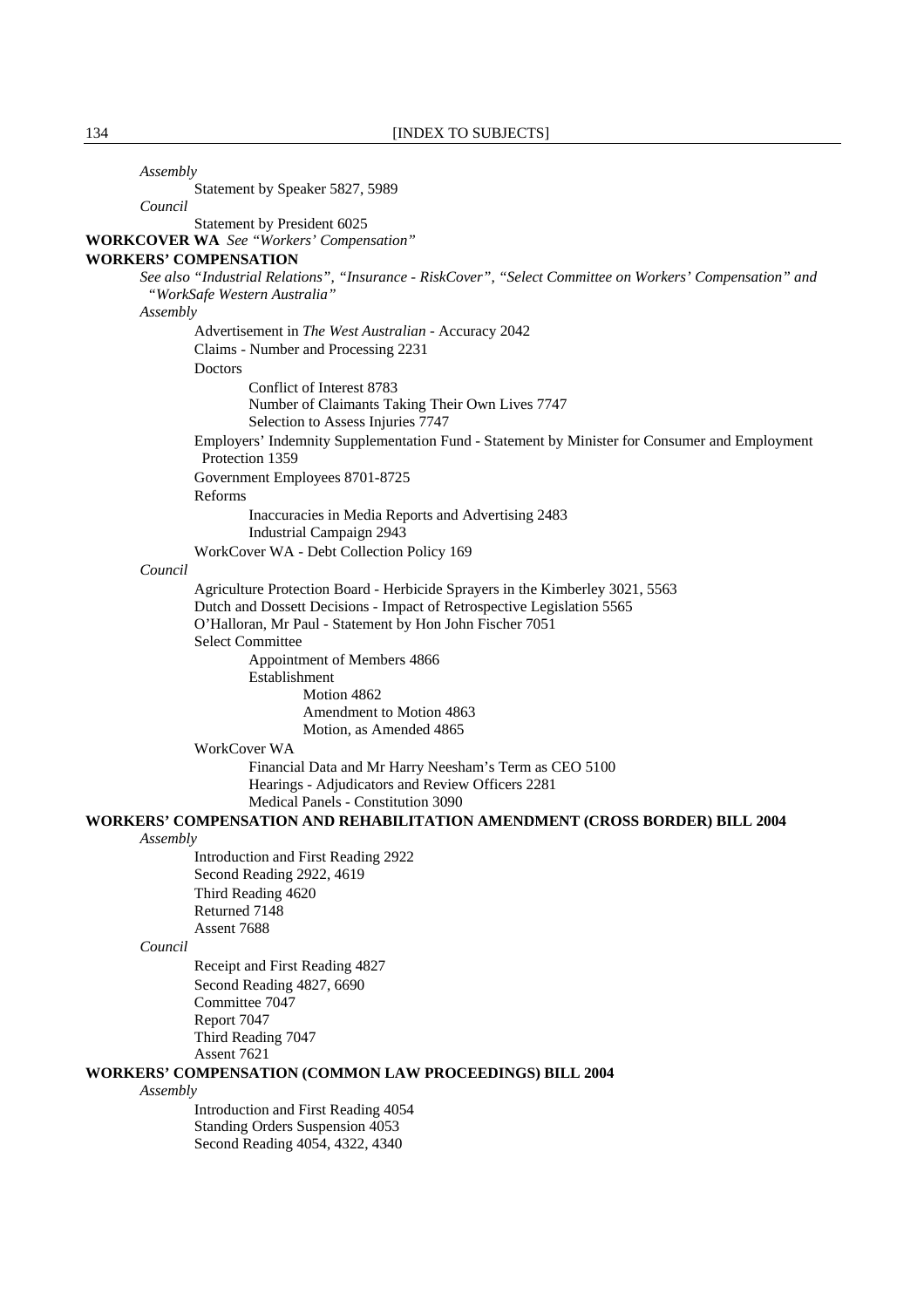*Assembly*

Statement by Speaker 5827, 5989

*Council*

Statement by President 6025

**WORKCOVER WA** *See "Workers' Compensation"*

**WORKERS' COMPENSATION**

*See also "Industrial Relations", "Insurance - RiskCover", "Select Committee on Workers' Compensation" and "WorkSafe Western Australia"*

*Assembly*

- Advertisement in *The West Australian* - Accuracy 2042
- Claims - Number and Processing 2231
- Doctors
  - Conflict of Interest 8783
  - Number of Claimants Taking Their Own Lives 7747
  - Selection to Assess Injuries 7747
- Employers' Indemnity Supplementation Fund - Statement by Minister for Consumer and Employment Protection 1359
- Government Employees 8701-8725
- Reforms
  - Inaccuracies in Media Reports and Advertising 2483
  - Industrial Campaign 2943
- WorkCover WA - Debt Collection Policy 169

*Council*

- Agriculture Protection Board - Herbicide Sprayers in the Kimberley 3021, 5563
- Dutch and Dossett Decisions - Impact of Retrospective Legislation 5565
- O'Halloran, Mr Paul - Statement by Hon John Fischer 7051
- Select Committee
  - Appointment of Members 4866
  - Establishment
    - Motion 4862
    - Amendment to Motion 4863
    - Motion, as Amended 4865
- WorkCover WA
  - Financial Data and Mr Harry Neesham's Term as CEO 5100
  - Hearings - Adjudicators and Review Officers 2281
  - Medical Panels - Constitution 3090

**WORKERS' COMPENSATION AND REHABILITATION AMENDMENT (CROSS BORDER) BILL 2004**

*Assembly*

- Introduction and First Reading 2922
- Second Reading 2922, 4619
- Third Reading 4620
- Returned 7148
- Assent 7688

*Council*

- Receipt and First Reading 4827
- Second Reading 4827, 6690
- Committee 7047
- Report 7047
- Third Reading 7047
- Assent 7621

**WORKERS' COMPENSATION (COMMON LAW PROCEEDINGS) BILL 2004**

*Assembly*

- Introduction and First Reading 4054
- Standing Orders Suspension 4053
- Second Reading 4054, 4322, 4340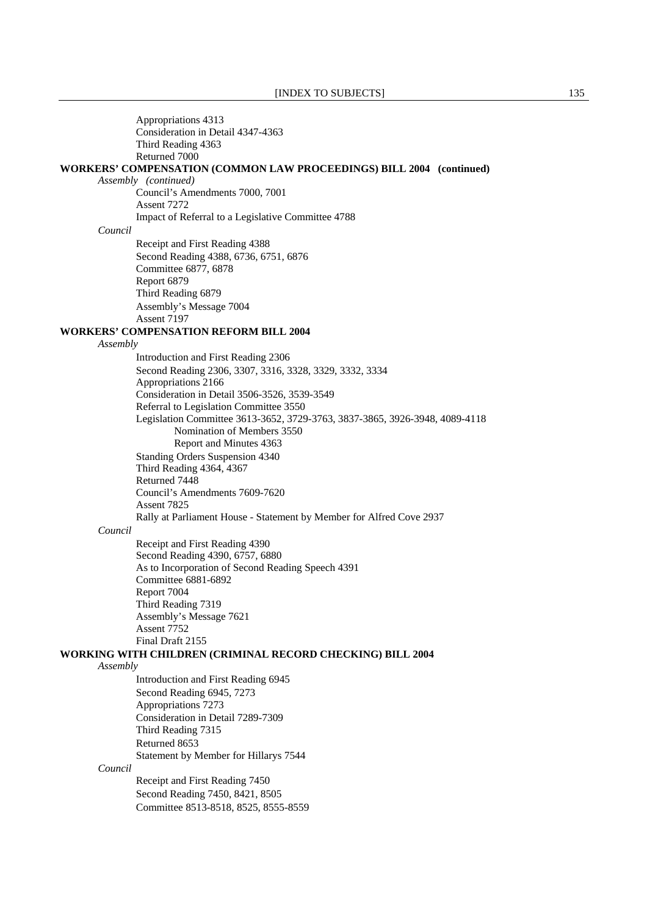Appropriations 4313
Consideration in Detail 4347-4363
Third Reading 4363
Returned 7000

**WORKERS' COMPENSATION (COMMON LAW PROCEEDINGS) BILL 2004 (continued)**

*Assembly (continued)*

Council's Amendments 7000, 7001
Assent 7272
Impact of Referral to a Legislative Committee 4788

*Council*

Receipt and First Reading 4388
Second Reading 4388, 6736, 6751, 6876
Committee 6877, 6878
Report 6879
Third Reading 6879
Assembly's Message 7004
Assent 7197

**WORKERS' COMPENSATION REFORM BILL 2004**

*Assembly*

Introduction and First Reading 2306
Second Reading 2306, 3307, 3316, 3328, 3329, 3332, 3334
Appropriations 2166
Consideration in Detail 3506-3526, 3539-3549
Referral to Legislation Committee 3550
Legislation Committee 3613-3652, 3729-3763, 3837-3865, 3926-3948, 4089-4118
    Nomination of Members 3550
    Report and Minutes 4363
Standing Orders Suspension 4340
Third Reading 4364, 4367
Returned 7448
Council's Amendments 7609-7620
Assent 7825
Rally at Parliament House - Statement by Member for Alfred Cove 2937

*Council*

Receipt and First Reading 4390
Second Reading 4390, 6757, 6880
As to Incorporation of Second Reading Speech 4391
Committee 6881-6892
Report 7004
Third Reading 7319
Assembly's Message 7621
Assent 7752
Final Draft 2155

**WORKING WITH CHILDREN (CRIMINAL RECORD CHECKING) BILL 2004**

*Assembly*

Introduction and First Reading 6945
Second Reading 6945, 7273
Appropriations 7273
Consideration in Detail 7289-7309
Third Reading 7315
Returned 8653
Statement by Member for Hillarys 7544

*Council*

Receipt and First Reading 7450
Second Reading 7450, 8421, 8505
Committee 8513-8518, 8525, 8555-8559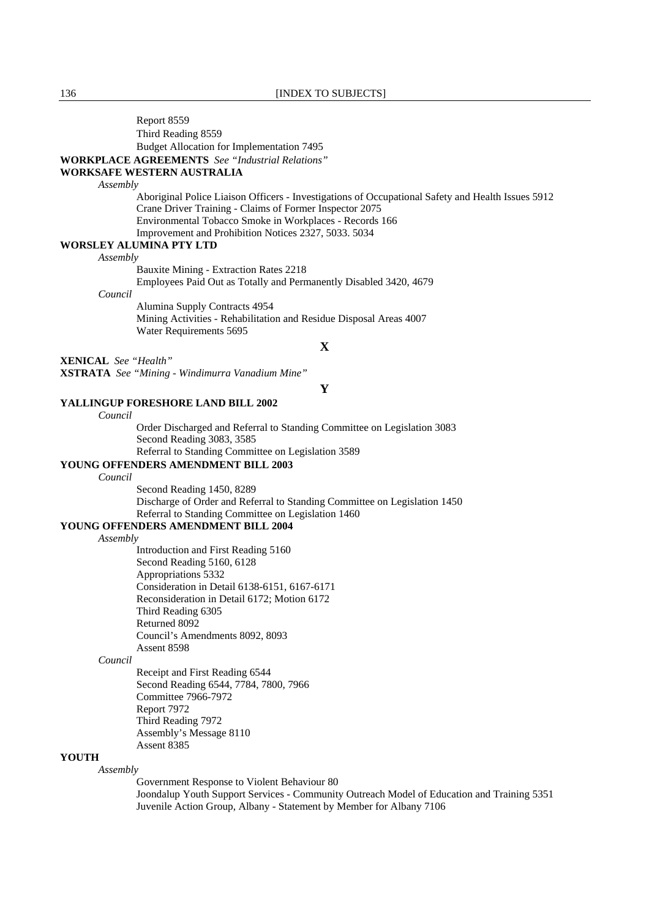Report 8559
Third Reading 8559
Budget Allocation for Implementation 7495

**WORKPLACE AGREEMENTS** *See "Industrial Relations"*

**WORKSAFE WESTERN AUSTRALIA**

*Assembly*

Aboriginal Police Liaison Officers - Investigations of Occupational Safety and Health Issues 5912
Crane Driver Training - Claims of Former Inspector 2075
Environmental Tobacco Smoke in Workplaces - Records 166
Improvement and Prohibition Notices 2327, 5033. 5034

**WORSLEY ALUMINA PTY LTD**

*Assembly*

Bauxite Mining - Extraction Rates 2218
Employees Paid Out as Totally and Permanently Disabled 3420, 4679

*Council*

Alumina Supply Contracts 4954
Mining Activities - Rehabilitation and Residue Disposal Areas 4007
Water Requirements 5695

## X

**XENICAL** *See "Health"*

**XSTRATA** *See "Mining - Windimurra Vanadium Mine"*

## Y

**YALLINGUP FORESHORE LAND BILL 2002**

*Council*

Order Discharged and Referral to Standing Committee on Legislation 3083
Second Reading 3083, 3585
Referral to Standing Committee on Legislation 3589

**YOUNG OFFENDERS AMENDMENT BILL 2003**

*Council*

Second Reading 1450, 8289
Discharge of Order and Referral to Standing Committee on Legislation 1450
Referral to Standing Committee on Legislation 1460

**YOUNG OFFENDERS AMENDMENT BILL 2004**

*Assembly*

Introduction and First Reading 5160
Second Reading 5160, 6128
Appropriations 5332
Consideration in Detail 6138-6151, 6167-6171
Reconsideration in Detail 6172; Motion 6172
Third Reading 6305
Returned 8092
Council's Amendments 8092, 8093
Assent 8598

*Council*

Receipt and First Reading 6544
Second Reading 6544, 7784, 7800, 7966
Committee 7966-7972
Report 7972
Third Reading 7972
Assembly's Message 8110
Assent 8385

**YOUTH**

*Assembly*

Government Response to Violent Behaviour 80
Joondalup Youth Support Services - Community Outreach Model of Education and Training 5351
Juvenile Action Group, Albany - Statement by Member for Albany 7106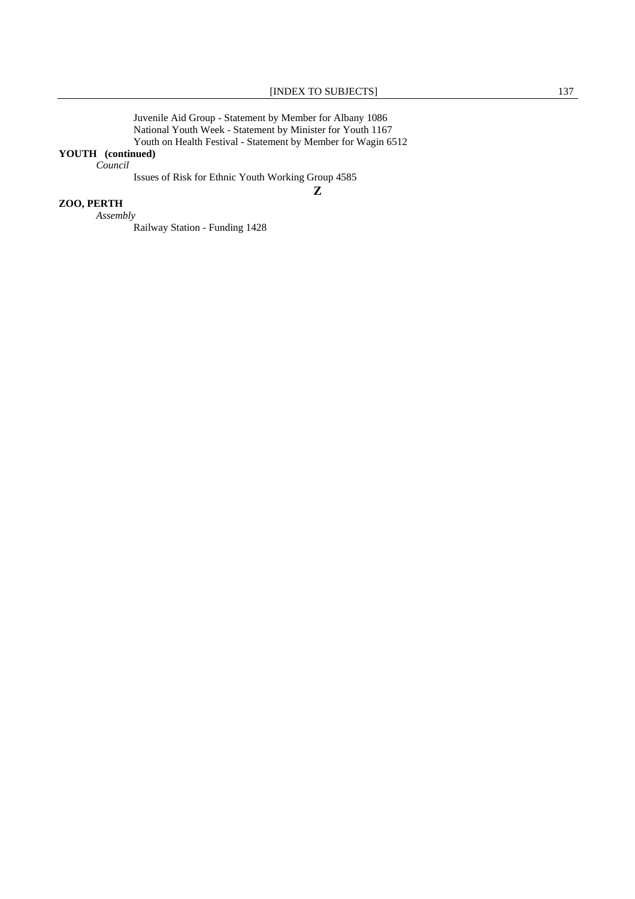Juvenile Aid Group - Statement by Member for Albany 1086
National Youth Week - Statement by Minister for Youth 1167
Youth on Health Festival - Statement by Member for Wagin 6512

**YOUTH (continued)**

*Council*

Issues of Risk for Ethnic Youth Working Group 4585

## Z

**ZOO, PERTH**

*Assembly*

Railway Station - Funding 1428